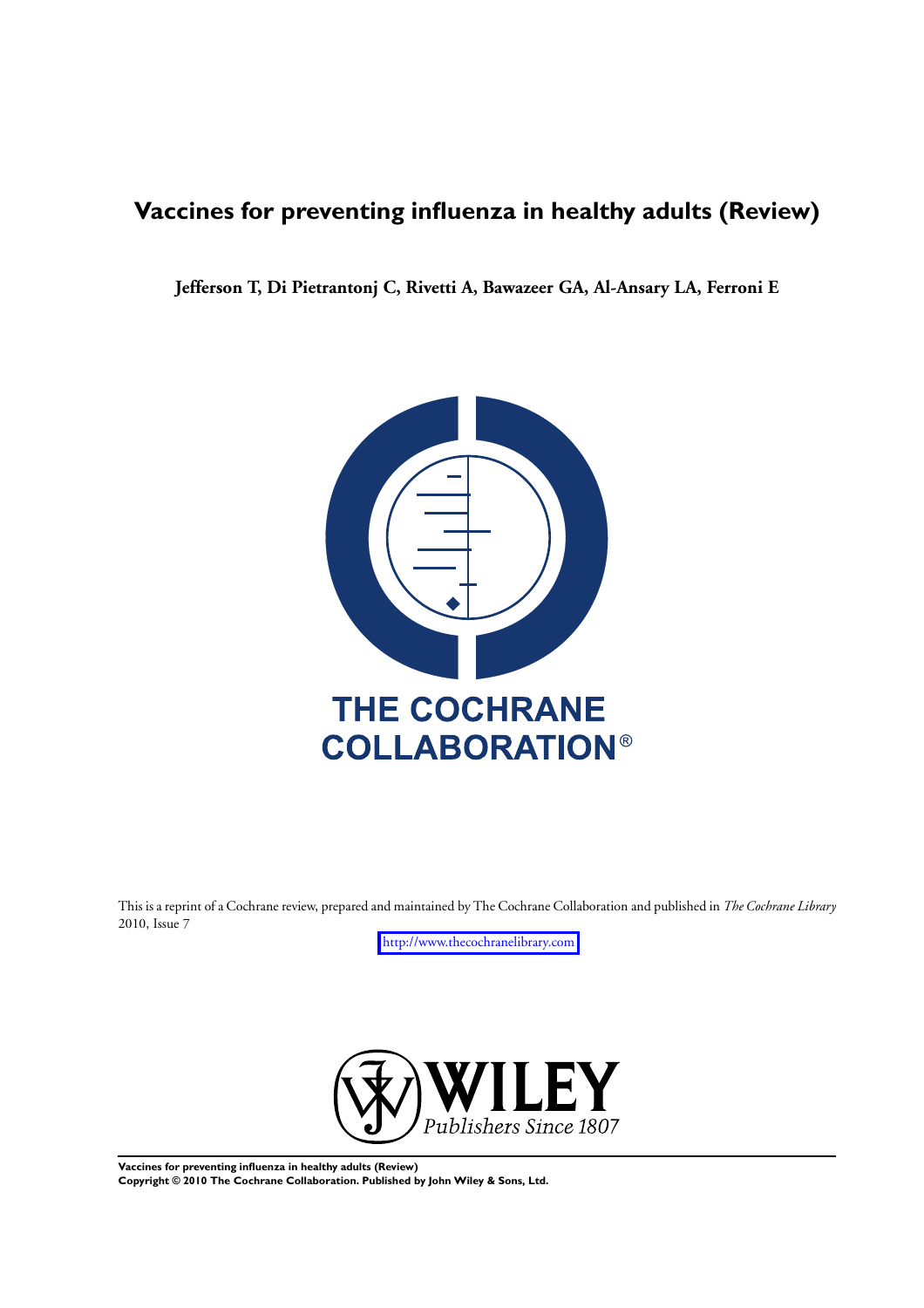# Vaccines for preventing influenza in healthy adults (Review)

**Jefferson T, Di Pietrantonj C, Rivetti A, Bawazeer GA, Al-Ansary LA, Ferroni E**

THE COCHRANE COLLABORATION®

This is a reprint of a Cochrane review, prepared and maintained by The Cochrane Collaboration and published in *The Cochrane Library* 2010, Issue 7

http://www.thecochranelibrary.com

WILEY
*Publishers Since 1807*

**Vaccines for preventing influenza in healthy adults (Review)**
**Copyright © 2010 The Cochrane Collaboration. Published by John Wiley & Sons, Ltd.**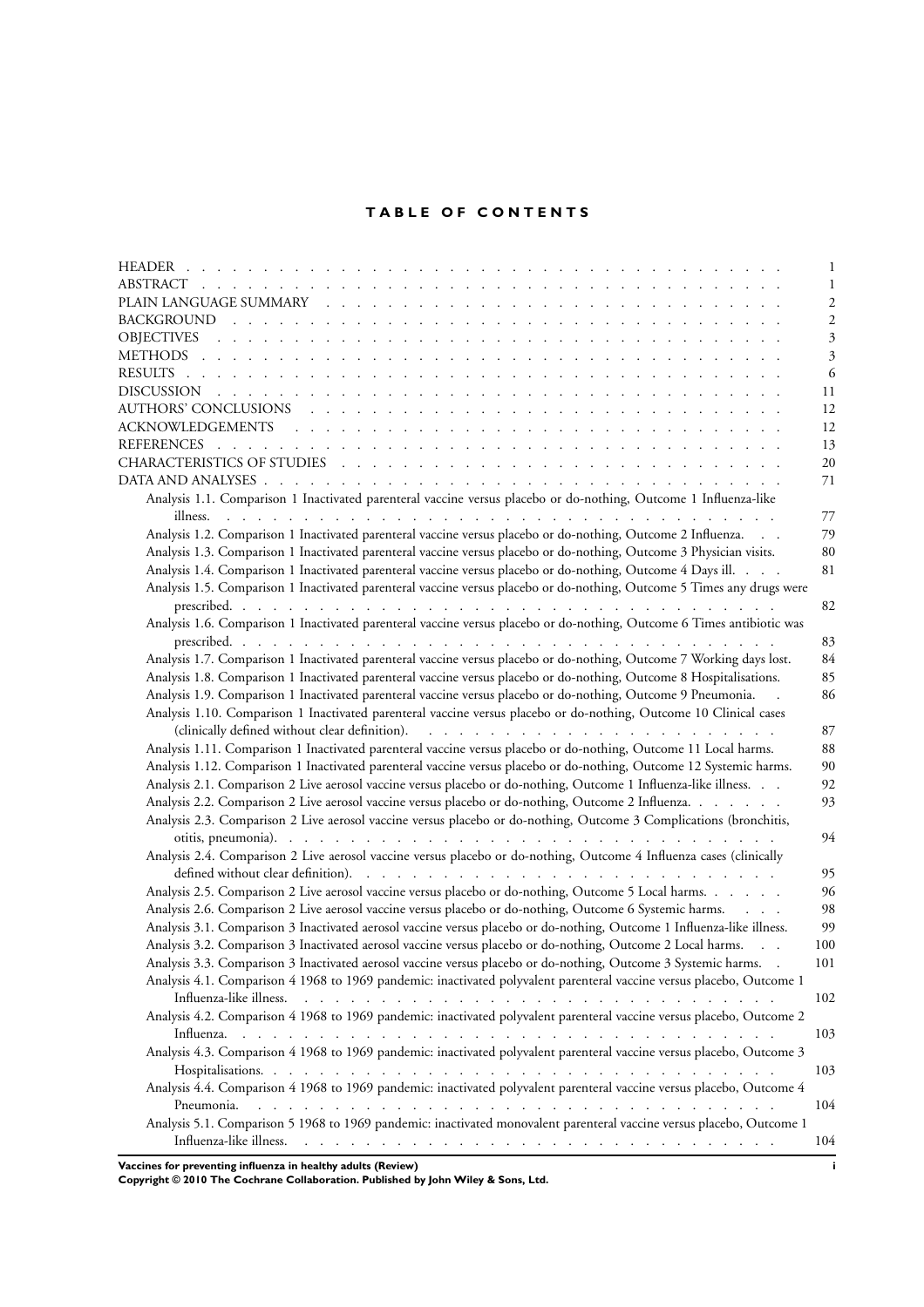# TABLE OF CONTENTS

| | |
|---|---|
| HEADER | 1 |
| ABSTRACT | 1 |
| PLAIN LANGUAGE SUMMARY | 2 |
| BACKGROUND | 2 |
| OBJECTIVES | 3 |
| METHODS | 3 |
| RESULTS | 6 |
| DISCUSSION | 11 |
| AUTHORS' CONCLUSIONS | 12 |
| ACKNOWLEDGEMENTS | 12 |
| REFERENCES | 13 |
| CHARACTERISTICS OF STUDIES | 20 |
| DATA AND ANALYSES | 71 |
| Analysis 1.1. Comparison 1 Inactivated parenteral vaccine versus placebo or do-nothing, Outcome 1 Influenza-like illness. | 77 |
| Analysis 1.2. Comparison 1 Inactivated parenteral vaccine versus placebo or do-nothing, Outcome 2 Influenza. | 79 |
| Analysis 1.3. Comparison 1 Inactivated parenteral vaccine versus placebo or do-nothing, Outcome 3 Physician visits. | 80 |
| Analysis 1.4. Comparison 1 Inactivated parenteral vaccine versus placebo or do-nothing, Outcome 4 Days ill. | 81 |
| Analysis 1.5. Comparison 1 Inactivated parenteral vaccine versus placebo or do-nothing, Outcome 5 Times any drugs were prescribed. | 82 |
| Analysis 1.6. Comparison 1 Inactivated parenteral vaccine versus placebo or do-nothing, Outcome 6 Times antibiotic was prescribed. | 83 |
| Analysis 1.7. Comparison 1 Inactivated parenteral vaccine versus placebo or do-nothing, Outcome 7 Working days lost. | 84 |
| Analysis 1.8. Comparison 1 Inactivated parenteral vaccine versus placebo or do-nothing, Outcome 8 Hospitalisations. | 85 |
| Analysis 1.9. Comparison 1 Inactivated parenteral vaccine versus placebo or do-nothing, Outcome 9 Pneumonia. | 86 |
| Analysis 1.10. Comparison 1 Inactivated parenteral vaccine versus placebo or do-nothing, Outcome 10 Clinical cases (clinically defined without clear definition). | 87 |
| Analysis 1.11. Comparison 1 Inactivated parenteral vaccine versus placebo or do-nothing, Outcome 11 Local harms. | 88 |
| Analysis 1.12. Comparison 1 Inactivated parenteral vaccine versus placebo or do-nothing, Outcome 12 Systemic harms. | 90 |
| Analysis 2.1. Comparison 2 Live aerosol vaccine versus placebo or do-nothing, Outcome 1 Influenza-like illness. | 92 |
| Analysis 2.2. Comparison 2 Live aerosol vaccine versus placebo or do-nothing, Outcome 2 Influenza. | 93 |
| Analysis 2.3. Comparison 2 Live aerosol vaccine versus placebo or do-nothing, Outcome 3 Complications (bronchitis, otitis, pneumonia). | 94 |
| Analysis 2.4. Comparison 2 Live aerosol vaccine versus placebo or do-nothing, Outcome 4 Influenza cases (clinically defined without clear definition). | 95 |
| Analysis 2.5. Comparison 2 Live aerosol vaccine versus placebo or do-nothing, Outcome 5 Local harms. | 96 |
| Analysis 2.6. Comparison 2 Live aerosol vaccine versus placebo or do-nothing, Outcome 6 Systemic harms. | 98 |
| Analysis 3.1. Comparison 3 Inactivated aerosol vaccine versus placebo or do-nothing, Outcome 1 Influenza-like illness. | 99 |
| Analysis 3.2. Comparison 3 Inactivated aerosol vaccine versus placebo or do-nothing, Outcome 2 Local harms. | 100 |
| Analysis 3.3. Comparison 3 Inactivated aerosol vaccine versus placebo or do-nothing, Outcome 3 Systemic harms. | 101 |
| Analysis 4.1. Comparison 4 1968 to 1969 pandemic: inactivated polyvalent parenteral vaccine versus placebo, Outcome 1 Influenza-like illness. | 102 |
| Analysis 4.2. Comparison 4 1968 to 1969 pandemic: inactivated polyvalent parenteral vaccine versus placebo, Outcome 2 Influenza. | 103 |
| Analysis 4.3. Comparison 4 1968 to 1969 pandemic: inactivated polyvalent parenteral vaccine versus placebo, Outcome 3 Hospitalisations. | 103 |
| Analysis 4.4. Comparison 4 1968 to 1969 pandemic: inactivated polyvalent parenteral vaccine versus placebo, Outcome 4 Pneumonia. | 104 |
| Analysis 5.1. Comparison 5 1968 to 1969 pandemic: inactivated monovalent parenteral vaccine versus placebo, Outcome 1 Influenza-like illness. | 104 |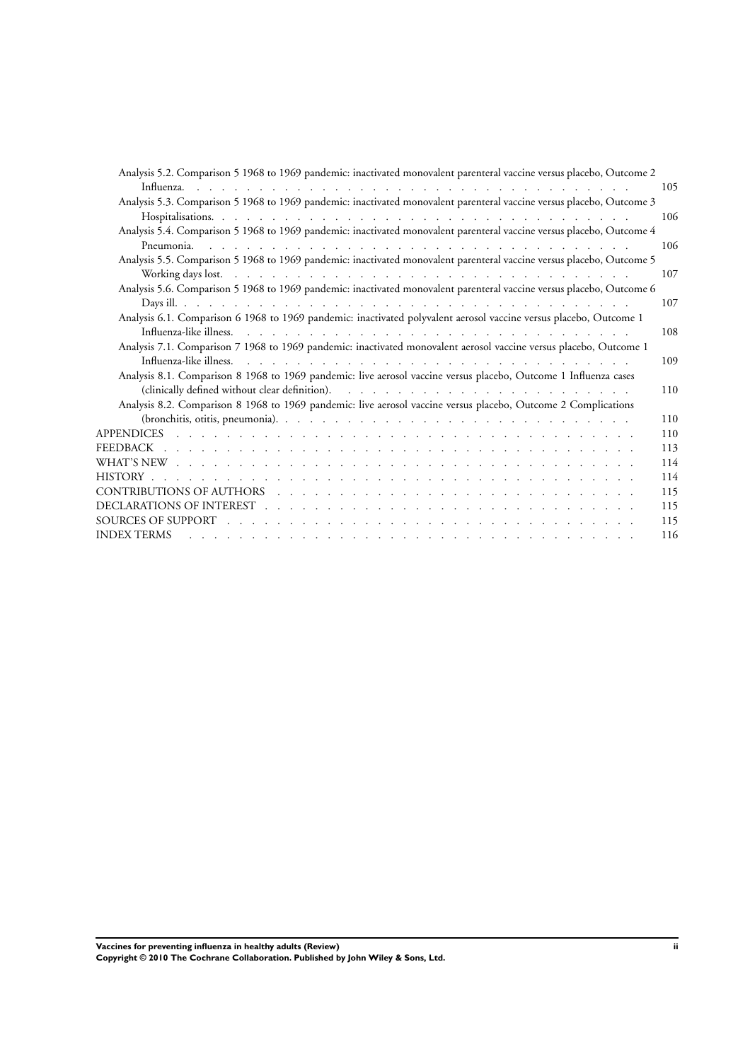Analysis 5.2. Comparison 5 1968 to 1969 pandemic: inactivated monovalent parenteral vaccine versus placebo, Outcome 2 Influenza. . . . . . . . . . . . . . . . . . . . . . . . . . . . . . . . . 105

Analysis 5.3. Comparison 5 1968 to 1969 pandemic: inactivated monovalent parenteral vaccine versus placebo, Outcome 3 Hospitalisations. . . . . . . . . . . . . . . . . . . . . . . . . . . . . . . . 106

Analysis 5.4. Comparison 5 1968 to 1969 pandemic: inactivated monovalent parenteral vaccine versus placebo, Outcome 4 Pneumonia. . . . . . . . . . . . . . . . . . . . . . . . . . . . . . . . 106

Analysis 5.5. Comparison 5 1968 to 1969 pandemic: inactivated monovalent parenteral vaccine versus placebo, Outcome 5 Working days lost. . . . . . . . . . . . . . . . . . . . . . . . . . . . . . . . 107

Analysis 5.6. Comparison 5 1968 to 1969 pandemic: inactivated monovalent parenteral vaccine versus placebo, Outcome 6 Days ill. . . . . . . . . . . . . . . . . . . . . . . . . . . . . . . . 107

Analysis 6.1. Comparison 6 1968 to 1969 pandemic: inactivated polyvalent aerosol vaccine versus placebo, Outcome 1 Influenza-like illness. . . . . . . . . . . . . . . . . . . . . . . . . . . . . . . . 108

Analysis 7.1. Comparison 7 1968 to 1969 pandemic: inactivated monovalent aerosol vaccine versus placebo, Outcome 1 Influenza-like illness. . . . . . . . . . . . . . . . . . . . . . . . . . . . . . . . 109

Analysis 8.1. Comparison 8 1968 to 1969 pandemic: live aerosol vaccine versus placebo, Outcome 1 Influenza cases (clinically defined without clear definition). . . . . . . . . . . . . . . . . . . . . . . . 110

Analysis 8.2. Comparison 8 1968 to 1969 pandemic: live aerosol vaccine versus placebo, Outcome 2 Complications (bronchitis, otitis, pneumonia). . . . . . . . . . . . . . . . . . . . . . . . . . . . 110

APPENDICES . . . . . . . . . . . . . . . . . . . . . . . . . . . . . . . . 110

FEEDBACK . . . . . . . . . . . . . . . . . . . . . . . . . . . . . . . . 113

WHAT'S NEW . . . . . . . . . . . . . . . . . . . . . . . . . . . . . . . . 114

HISTORY . . . . . . . . . . . . . . . . . . . . . . . . . . . . . . . . 114

CONTRIBUTIONS OF AUTHORS . . . . . . . . . . . . . . . . . . . . . . . . 115

DECLARATIONS OF INTEREST . . . . . . . . . . . . . . . . . . . . . . . . 115

SOURCES OF SUPPORT . . . . . . . . . . . . . . . . . . . . . . . . . . . 115

INDEX TERMS . . . . . . . . . . . . . . . . . . . . . . . . . . . . . . . 116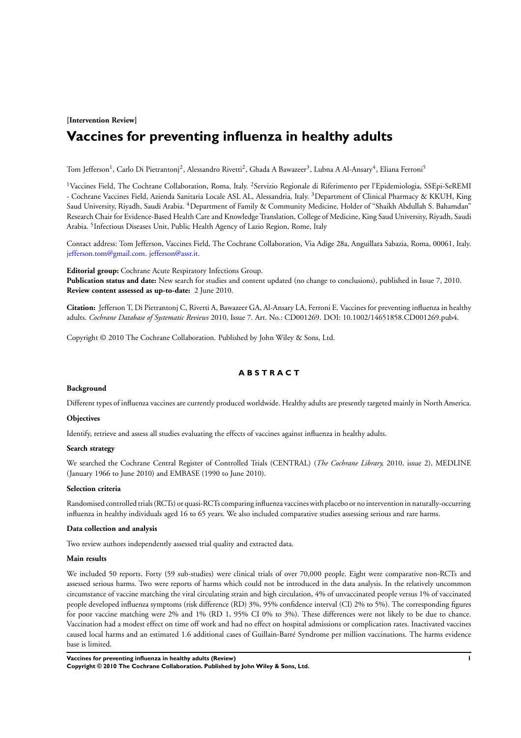**[Intervention Review]**

# Vaccines for preventing influenza in healthy adults

Tom Jefferson[1], Carlo Di Pietrantonj[2], Alessandro Rivetti[2], Ghada A Bawazeer[3], Lubna A Al-Ansary[4], Eliana Ferroni[5]

[1]Vaccines Field, The Cochrane Collaboration, Roma, Italy. [2]Servizio Regionale di Riferimento per l'Epidemiologia, SSEpi-SeREMI - Cochrane Vaccines Field, Azienda Sanitaria Locale ASL AL, Alessandria, Italy. [3]Department of Clinical Pharmacy & KKUH, King Saud University, Riyadh, Saudi Arabia. [4]Department of Family & Community Medicine, Holder of "Shaikh Abdullah S. Bahamdan" Research Chair for Evidence-Based Health Care and Knowledge Translation, College of Medicine, King Saud University, Riyadh, Saudi Arabia. [5]Infectious Diseases Unit, Public Health Agency of Lazio Region, Rome, Italy

Contact address: Tom Jefferson, Vaccines Field, The Cochrane Collaboration, Via Adige 28a, Anguillara Sabazia, Roma, 00061, Italy. jefferson.tom@gmail.com. jefferson@assr.it.

**Editorial group:** Cochrane Acute Respiratory Infections Group.
**Publication status and date:** New search for studies and content updated (no change to conclusions), published in Issue 7, 2010.
**Review content assessed as up-to-date:** 2 June 2010.

**Citation:** Jefferson T, Di Pietrantonj C, Rivetti A, Bawazeer GA, Al-Ansary LA, Ferroni E. Vaccines for preventing influenza in healthy adults. *Cochrane Database of Systematic Reviews* 2010, Issue 7. Art. No.: CD001269. DOI: 10.1002/14651858.CD001269.pub4.

Copyright © 2010 The Cochrane Collaboration. Published by John Wiley & Sons, Ltd.

## ABSTRACT

### Background

Different types of influenza vaccines are currently produced worldwide. Healthy adults are presently targeted mainly in North America.

### Objectives

Identify, retrieve and assess all studies evaluating the effects of vaccines against influenza in healthy adults.

### Search strategy

We searched the Cochrane Central Register of Controlled Trials (CENTRAL) (*The Cochrane Library*, 2010, issue 2), MEDLINE (January 1966 to June 2010) and EMBASE (1990 to June 2010).

### Selection criteria

Randomised controlled trials (RCTs) or quasi-RCTs comparing influenza vaccines with placebo or no intervention in naturally-occurring influenza in healthy individuals aged 16 to 65 years. We also included comparative studies assessing serious and rare harms.

### Data collection and analysis

Two review authors independently assessed trial quality and extracted data.

### Main results

We included 50 reports. Forty (59 sub-studies) were clinical trials of over 70,000 people. Eight were comparative non-RCTs and assessed serious harms. Two were reports of harms which could not be introduced in the data analysis. In the relatively uncommon circumstance of vaccine matching the viral circulating strain and high circulation, 4% of unvaccinated people versus 1% of vaccinated people developed influenza symptoms (risk difference (RD) 3%, 95% confidence interval (CI) 2% to 5%). The corresponding figures for poor vaccine matching were 2% and 1% (RD 1, 95% CI 0% to 3%). These differences were not likely to be due to chance. Vaccination had a modest effect on time off work and had no effect on hospital admissions or complication rates. Inactivated vaccines caused local harms and an estimated 1.6 additional cases of Guillain-Barré Syndrome per million vaccinations. The harms evidence base is limited.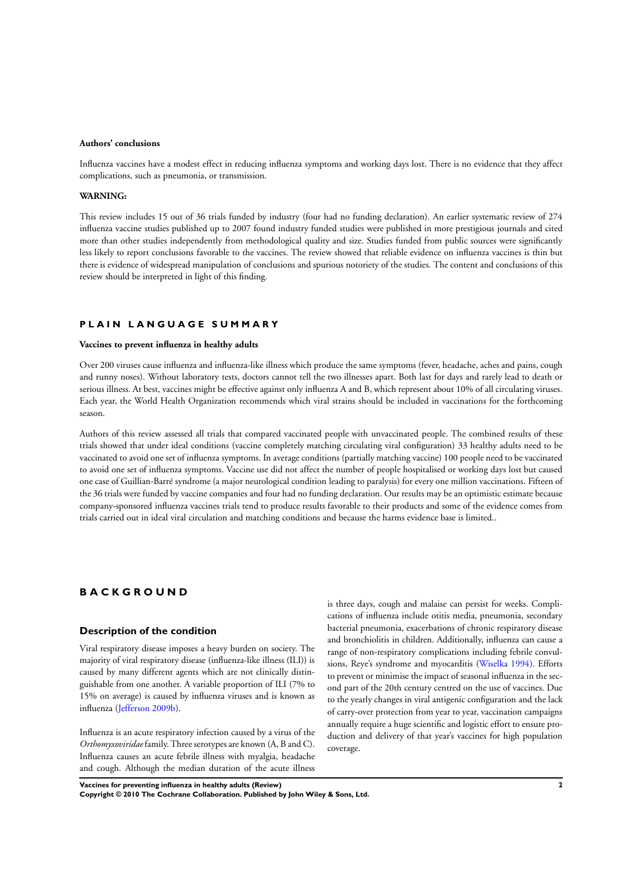**Authors' conclusions**

Influenza vaccines have a modest effect in reducing influenza symptoms and working days lost. There is no evidence that they affect complications, such as pneumonia, or transmission.

**WARNING:**

This review includes 15 out of 36 trials funded by industry (four had no funding declaration). An earlier systematic review of 274 influenza vaccine studies published up to 2007 found industry funded studies were published in more prestigious journals and cited more than other studies independently from methodological quality and size. Studies funded from public sources were significantly less likely to report conclusions favorable to the vaccines. The review showed that reliable evidence on influenza vaccines is thin but there is evidence of widespread manipulation of conclusions and spurious notoriety of the studies. The content and conclusions of this review should be interpreted in light of this finding.

## PLAIN LANGUAGE SUMMARY

**Vaccines to prevent influenza in healthy adults**

Over 200 viruses cause influenza and influenza-like illness which produce the same symptoms (fever, headache, aches and pains, cough and runny noses). Without laboratory tests, doctors cannot tell the two illnesses apart. Both last for days and rarely lead to death or serious illness. At best, vaccines might be effective against only influenza A and B, which represent about 10% of all circulating viruses. Each year, the World Health Organization recommends which viral strains should be included in vaccinations for the forthcoming season.

Authors of this review assessed all trials that compared vaccinated people with unvaccinated people. The combined results of these trials showed that under ideal conditions (vaccine completely matching circulating viral configuration) 33 healthy adults need to be vaccinated to avoid one set of influenza symptoms. In average conditions (partially matching vaccine) 100 people need to be vaccinated to avoid one set of influenza symptoms. Vaccine use did not affect the number of people hospitalised or working days lost but caused one case of Guillian-Barré syndrome (a major neurological condition leading to paralysis) for every one million vaccinations. Fifteen of the 36 trials were funded by vaccine companies and four had no funding declaration. Our results may be an optimistic estimate because company-sponsored influenza vaccines trials tend to produce results favorable to their products and some of the evidence comes from trials carried out in ideal viral circulation and matching conditions and because the harms evidence base is limited..

## BACKGROUND

### Description of the condition

Viral respiratory disease imposes a heavy burden on society. The majority of viral respiratory disease (influenza-like illness (ILI)) is caused by many different agents which are not clinically distinguishable from one another. A variable proportion of ILI (7% to 15% on average) is caused by influenza viruses and is known as influenza (Jefferson 2009b).

Influenza is an acute respiratory infection caused by a virus of the *Orthomyxoviridae* family. Three serotypes are known (A, B and C). Influenza causes an acute febrile illness with myalgia, headache and cough. Although the median duration of the acute illness is three days, cough and malaise can persist for weeks. Complications of influenza include otitis media, pneumonia, secondary bacterial pneumonia, exacerbations of chronic respiratory disease and bronchiolitis in children. Additionally, influenza can cause a range of non-respiratory complications including febrile convulsions, Reye's syndrome and myocarditis (Wiselka 1994). Efforts to prevent or minimise the impact of seasonal influenza in the second part of the 20th century centred on the use of vaccines. Due to the yearly changes in viral antigenic configuration and the lack of carry-over protection from year to year, vaccination campaigns annually require a huge scientific and logistic effort to ensure production and delivery of that year's vaccines for high population coverage.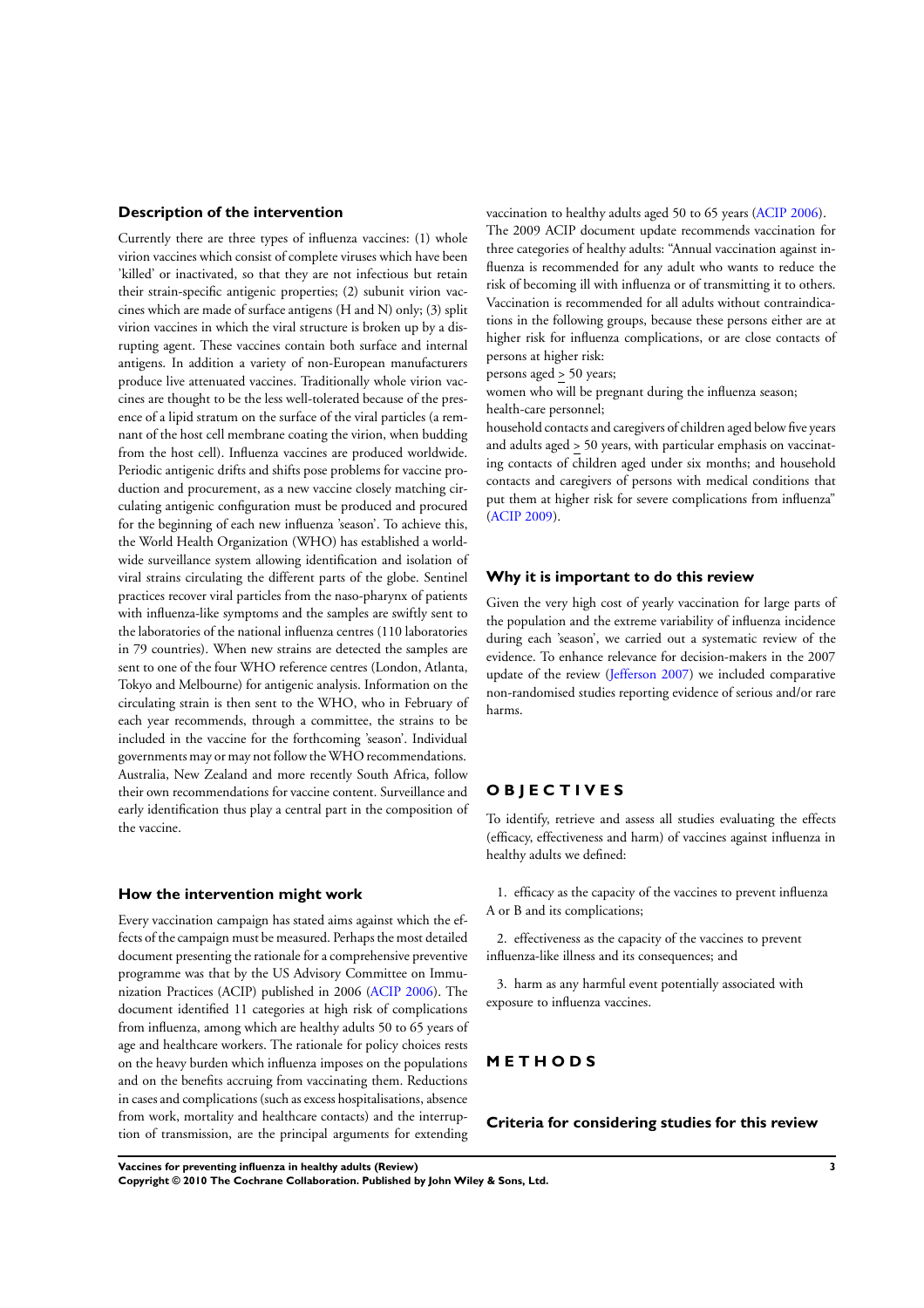### Description of the intervention

Currently there are three types of influenza vaccines: (1) whole virion vaccines which consist of complete viruses which have been 'killed' or inactivated, so that they are not infectious but retain their strain-specific antigenic properties; (2) subunit virion vaccines which are made of surface antigens (H and N) only; (3) split virion vaccines in which the viral structure is broken up by a disrupting agent. These vaccines contain both surface and internal antigens. In addition a variety of non-European manufacturers produce live attenuated vaccines. Traditionally whole virion vaccines are thought to be the less well-tolerated because of the presence of a lipid stratum on the surface of the viral particles (a remnant of the host cell membrane coating the virion, when budding from the host cell). Influenza vaccines are produced worldwide. Periodic antigenic drifts and shifts pose problems for vaccine production and procurement, as a new vaccine closely matching circulating antigenic configuration must be produced and procured for the beginning of each new influenza 'season'. To achieve this, the World Health Organization (WHO) has established a worldwide surveillance system allowing identification and isolation of viral strains circulating the different parts of the globe. Sentinel practices recover viral particles from the naso-pharynx of patients with influenza-like symptoms and the samples are swiftly sent to the laboratories of the national influenza centres (110 laboratories in 79 countries). When new strains are detected the samples are sent to one of the four WHO reference centres (London, Atlanta, Tokyo and Melbourne) for antigenic analysis. Information on the circulating strain is then sent to the WHO, who in February of each year recommends, through a committee, the strains to be included in the vaccine for the forthcoming 'season'. Individual governments may or may not follow the WHO recommendations. Australia, New Zealand and more recently South Africa, follow their own recommendations for vaccine content. Surveillance and early identification thus play a central part in the composition of the vaccine.

### How the intervention might work

Every vaccination campaign has stated aims against which the effects of the campaign must be measured. Perhaps the most detailed document presenting the rationale for a comprehensive preventive programme was that by the US Advisory Committee on Immunization Practices (ACIP) published in 2006 (ACIP 2006). The document identified 11 categories at high risk of complications from influenza, among which are healthy adults 50 to 65 years of age and healthcare workers. The rationale for policy choices rests on the heavy burden which influenza imposes on the populations and on the benefits accruing from vaccinating them. Reductions in cases and complications (such as excess hospitalisations, absence from work, mortality and healthcare contacts) and the interruption of transmission, are the principal arguments for extending vaccination to healthy adults aged 50 to 65 years (ACIP 2006).

The 2009 ACIP document update recommends vaccination for three categories of healthy adults: "Annual vaccination against influenza is recommended for any adult who wants to reduce the risk of becoming ill with influenza or of transmitting it to others. Vaccination is recommended for all adults without contraindications in the following groups, because these persons either are at higher risk for influenza complications, or are close contacts of persons at higher risk:

persons aged ≥ 50 years;

women who will be pregnant during the influenza season;

health-care personnel;

household contacts and caregivers of children aged below five years and adults aged ≥ 50 years, with particular emphasis on vaccinating contacts of children aged under six months; and household contacts and caregivers of persons with medical conditions that put them at higher risk for severe complications from influenza" (ACIP 2009).

### Why it is important to do this review

Given the very high cost of yearly vaccination for large parts of the population and the extreme variability of influenza incidence during each 'season', we carried out a systematic review of the evidence. To enhance relevance for decision-makers in the 2007 update of the review (Jefferson 2007) we included comparative non-randomised studies reporting evidence of serious and/or rare harms.

# OBJECTIVES

To identify, retrieve and assess all studies evaluating the effects (efficacy, effectiveness and harm) of vaccines against influenza in healthy adults we defined:

1. efficacy as the capacity of the vaccines to prevent influenza A or B and its complications;
2. effectiveness as the capacity of the vaccines to prevent influenza-like illness and its consequences; and
3. harm as any harmful event potentially associated with exposure to influenza vaccines.

# METHODS

### Criteria for considering studies for this review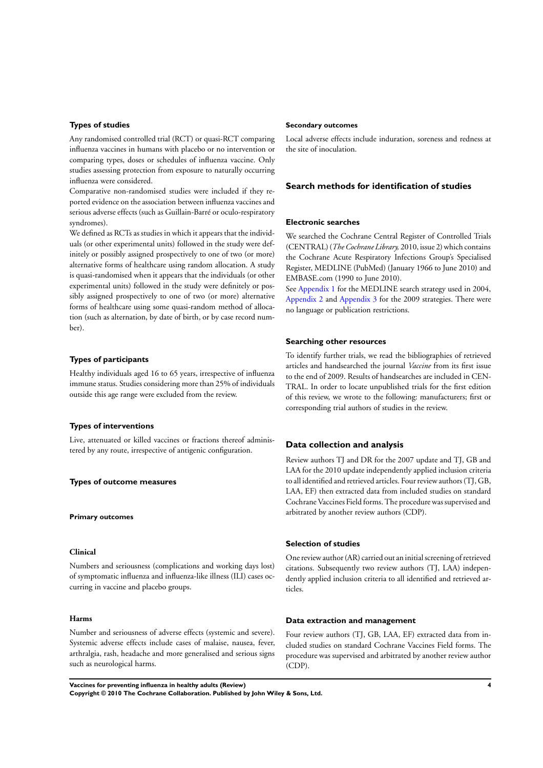### Types of studies

Any randomised controlled trial (RCT) or quasi-RCT comparing influenza vaccines in humans with placebo or no intervention or comparing types, doses or schedules of influenza vaccine. Only studies assessing protection from exposure to naturally occurring influenza were considered.

Comparative non-randomised studies were included if they reported evidence on the association between influenza vaccines and serious adverse effects (such as Guillain-Barré or oculo-respiratory syndromes).

We defined as RCTs as studies in which it appears that the individuals (or other experimental units) followed in the study were definitely or possibly assigned prospectively to one of two (or more) alternative forms of healthcare using random allocation. A study is quasi-randomised when it appears that the individuals (or other experimental units) followed in the study were definitely or possibly assigned prospectively to one of two (or more) alternative forms of healthcare using some quasi-random method of allocation (such as alternation, by date of birth, or by case record number).

### Types of participants

Healthy individuals aged 16 to 65 years, irrespective of influenza immune status. Studies considering more than 25% of individuals outside this age range were excluded from the review.

### Types of interventions

Live, attenuated or killed vaccines or fractions thereof administered by any route, irrespective of antigenic configuration.

### Types of outcome measures

#### Primary outcomes

##### Clinical

Numbers and seriousness (complications and working days lost) of symptomatic influenza and influenza-like illness (ILI) cases occurring in vaccine and placebo groups.

##### Harms

Number and seriousness of adverse effects (systemic and severe). Systemic adverse effects include cases of malaise, nausea, fever, arthralgia, rash, headache and more generalised and serious signs such as neurological harms.

#### Secondary outcomes

Local adverse effects include induration, soreness and redness at the site of inoculation.

## Search methods for identification of studies

### Electronic searches

We searched the Cochrane Central Register of Controlled Trials (CENTRAL) (*The Cochrane Library,* 2010, issue 2) which contains the Cochrane Acute Respiratory Infections Group's Specialised Register, MEDLINE (PubMed) (January 1966 to June 2010) and EMBASE.com (1990 to June 2010).

See Appendix 1 for the MEDLINE search strategy used in 2004, Appendix 2 and Appendix 3 for the 2009 strategies. There were no language or publication restrictions.

### Searching other resources

To identify further trials, we read the bibliographies of retrieved articles and handsearched the journal *Vaccine* from its first issue to the end of 2009. Results of handsearches are included in CENTRAL. In order to locate unpublished trials for the first edition of this review, we wrote to the following: manufacturers; first or corresponding trial authors of studies in the review.

## Data collection and analysis

Review authors TJ and DR for the 2007 update and TJ, GB and LAA for the 2010 update independently applied inclusion criteria to all identified and retrieved articles. Four review authors (TJ, GB, LAA, EF) then extracted data from included studies on standard Cochrane Vaccines Field forms. The procedure was supervised and arbitrated by another review authors (CDP).

### Selection of studies

One review author (AR) carried out an initial screening of retrieved citations. Subsequently two review authors (TJ, LAA) independently applied inclusion criteria to all identified and retrieved articles.

### Data extraction and management

Four review authors (TJ, GB, LAA, EF) extracted data from included studies on standard Cochrane Vaccines Field forms. The procedure was supervised and arbitrated by another review author (CDP).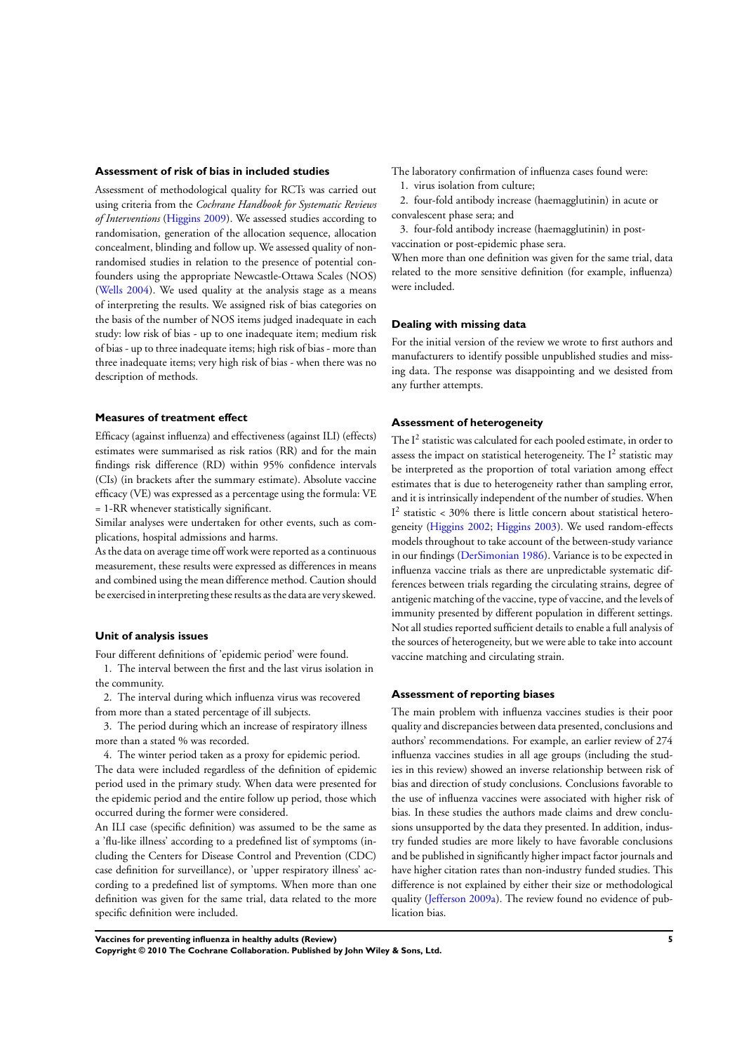### Assessment of risk of bias in included studies

Assessment of methodological quality for RCTs was carried out using criteria from the *Cochrane Handbook for Systematic Reviews of Interventions* (Higgins 2009). We assessed studies according to randomisation, generation of the allocation sequence, allocation concealment, blinding and follow up. We assessed quality of non-randomised studies in relation to the presence of potential confounders using the appropriate Newcastle-Ottawa Scales (NOS) (Wells 2004). We used quality at the analysis stage as a means of interpreting the results. We assigned risk of bias categories on the basis of the number of NOS items judged inadequate in each study: low risk of bias - up to one inadequate item; medium risk of bias - up to three inadequate items; high risk of bias - more than three inadequate items; very high risk of bias - when there was no description of methods.

### Measures of treatment effect

Efficacy (against influenza) and effectiveness (against ILI) (effects) estimates were summarised as risk ratios (RR) and for the main findings risk difference (RD) within 95% confidence intervals (CIs) (in brackets after the summary estimate). Absolute vaccine efficacy (VE) was expressed as a percentage using the formula: VE = 1-RR whenever statistically significant.

Similar analyses were undertaken for other events, such as complications, hospital admissions and harms.

As the data on average time off work were reported as a continuous measurement, these results were expressed as differences in means and combined using the mean difference method. Caution should be exercised in interpreting these results as the data are very skewed.

### Unit of analysis issues

Four different definitions of 'epidemic period' were found.

1. The interval between the first and the last virus isolation in the community.
2. The interval during which influenza virus was recovered from more than a stated percentage of ill subjects.
3. The period during which an increase of respiratory illness more than a stated % was recorded.
4. The winter period taken as a proxy for epidemic period.

The data were included regardless of the definition of epidemic period used in the primary study. When data were presented for the epidemic period and the entire follow up period, those which occurred during the former were considered.

An ILI case (specific definition) was assumed to be the same as a 'flu-like illness' according to a predefined list of symptoms (including the Centers for Disease Control and Prevention (CDC) case definition for surveillance), or 'upper respiratory illness' according to a predefined list of symptoms. When more than one definition was given for the same trial, data related to the more specific definition were included.

The laboratory confirmation of influenza cases found were:

1. virus isolation from culture;
2. four-fold antibody increase (haemagglutinin) in acute or convalescent phase sera; and
3. four-fold antibody increase (haemagglutinin) in post-vaccination or post-epidemic phase sera.

When more than one definition was given for the same trial, data related to the more sensitive definition (for example, influenza) were included.

### Dealing with missing data

For the initial version of the review we wrote to first authors and manufacturers to identify possible unpublished studies and missing data. The response was disappointing and we desisted from any further attempts.

### Assessment of heterogeneity

The $I^2$ statistic was calculated for each pooled estimate, in order to assess the impact on statistical heterogeneity. The $I^2$ statistic may be interpreted as the proportion of total variation among effect estimates that is due to heterogeneity rather than sampling error, and it is intrinsically independent of the number of studies. When $I^2$ statistic < 30% there is little concern about statistical heterogeneity (Higgins 2002; Higgins 2003). We used random-effects models throughout to take account of the between-study variance in our findings (DerSimonian 1986). Variance is to be expected in influenza vaccine trials as there are unpredictable systematic differences between trials regarding the circulating strains, degree of antigenic matching of the vaccine, type of vaccine, and the levels of immunity presented by different population in different settings. Not all studies reported sufficient details to enable a full analysis of the sources of heterogeneity, but we were able to take into account vaccine matching and circulating strain.

### Assessment of reporting biases

The main problem with influenza vaccines studies is their poor quality and discrepancies between data presented, conclusions and authors' recommendations. For example, an earlier review of 274 influenza vaccines studies in all age groups (including the studies in this review) showed an inverse relationship between risk of bias and direction of study conclusions. Conclusions favorable to the use of influenza vaccines were associated with higher risk of bias. In these studies the authors made claims and drew conclusions unsupported by the data they presented. In addition, industry funded studies are more likely to have favorable conclusions and be published in significantly higher impact factor journals and have higher citation rates than non-industry funded studies. This difference is not explained by either their size or methodological quality (Jefferson 2009a). The review found no evidence of publication bias.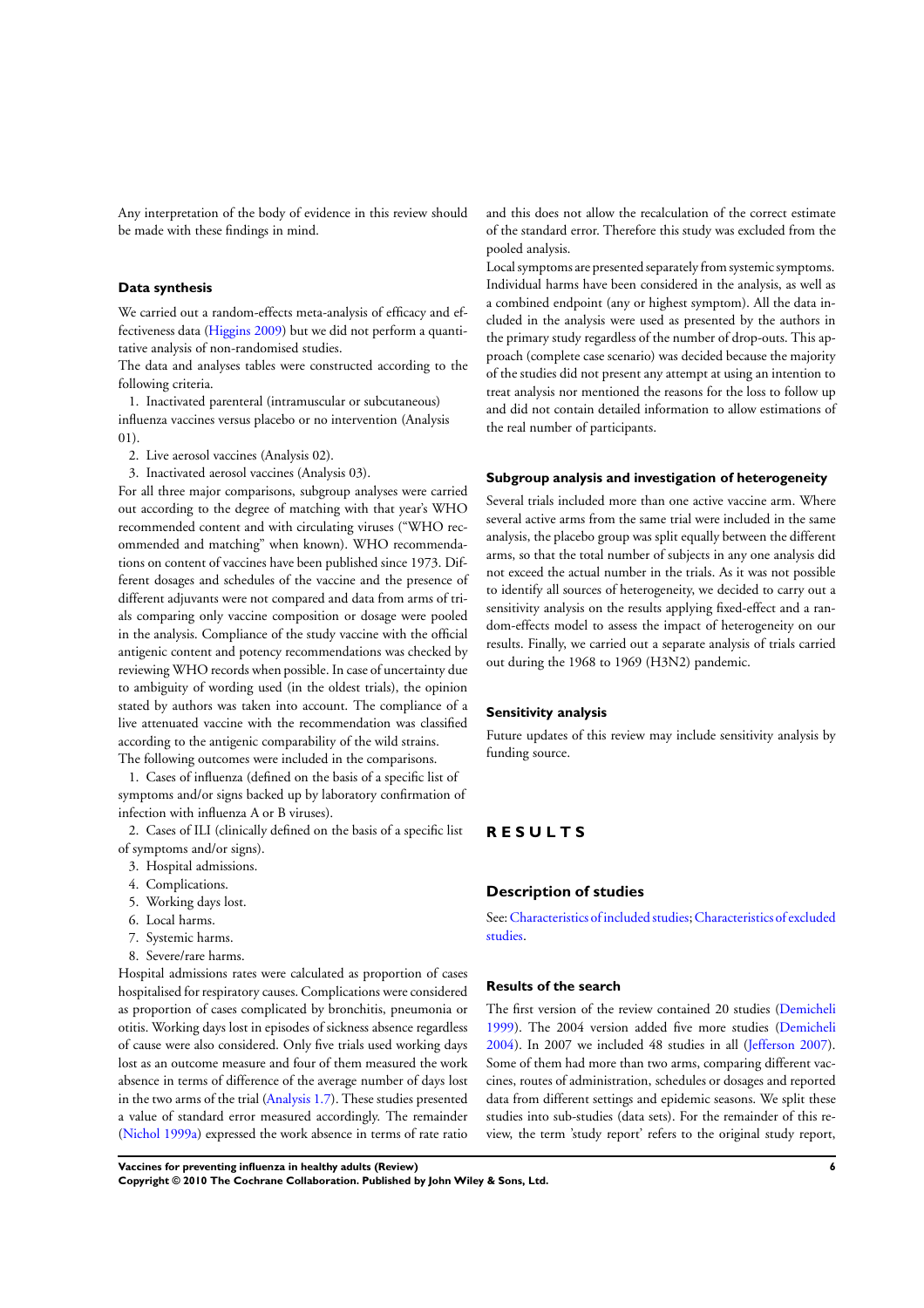Any interpretation of the body of evidence in this review should be made with these findings in mind.

### Data synthesis

We carried out a random-effects meta-analysis of efficacy and effectiveness data (Higgins 2009) but we did not perform a quantitative analysis of non-randomised studies.

The data and analyses tables were constructed according to the following criteria.

1. Inactivated parenteral (intramuscular or subcutaneous) influenza vaccines versus placebo or no intervention (Analysis 01).
2. Live aerosol vaccines (Analysis 02).
3. Inactivated aerosol vaccines (Analysis 03).

For all three major comparisons, subgroup analyses were carried out according to the degree of matching with that year's WHO recommended content and with circulating viruses ("WHO recommended and matching" when known). WHO recommendations on content of vaccines have been published since 1973. Different dosages and schedules of the vaccine and the presence of different adjuvants were not compared and data from arms of trials comparing only vaccine composition or dosage were pooled in the analysis. Compliance of the study vaccine with the official antigenic content and potency recommendations was checked by reviewing WHO records when possible. In case of uncertainty due to ambiguity of wording used (in the oldest trials), the opinion stated by authors was taken into account. The compliance of a live attenuated vaccine with the recommendation was classified according to the antigenic comparability of the wild strains.

The following outcomes were included in the comparisons.

1. Cases of influenza (defined on the basis of a specific list of symptoms and/or signs backed up by laboratory confirmation of infection with influenza A or B viruses).
2. Cases of ILI (clinically defined on the basis of a specific list of symptoms and/or signs).
3. Hospital admissions.
4. Complications.
5. Working days lost.
6. Local harms.
7. Systemic harms.
8. Severe/rare harms.

Hospital admissions rates were calculated as proportion of cases hospitalised for respiratory causes. Complications were considered as proportion of cases complicated by bronchitis, pneumonia or otitis. Working days lost in episodes of sickness absence regardless of cause were also considered. Only five trials used working days lost as an outcome measure and four of them measured the work absence in terms of difference of the average number of days lost in the two arms of the trial (Analysis 1.7). These studies presented a value of standard error measured accordingly. The remainder (Nichol 1999a) expressed the work absence in terms of rate ratio and this does not allow the recalculation of the correct estimate of the standard error. Therefore this study was excluded from the pooled analysis.

Local symptoms are presented separately from systemic symptoms. Individual harms have been considered in the analysis, as well as a combined endpoint (any or highest symptom). All the data included in the analysis were used as presented by the authors in the primary study regardless of the number of drop-outs. This approach (complete case scenario) was decided because the majority of the studies did not present any attempt at using an intention to treat analysis nor mentioned the reasons for the loss to follow up and did not contain detailed information to allow estimations of the real number of participants.

### Subgroup analysis and investigation of heterogeneity

Several trials included more than one active vaccine arm. Where several active arms from the same trial were included in the same analysis, the placebo group was split equally between the different arms, so that the total number of subjects in any one analysis did not exceed the actual number in the trials. As it was not possible to identify all sources of heterogeneity, we decided to carry out a sensitivity analysis on the results applying fixed-effect and a random-effects model to assess the impact of heterogeneity on our results. Finally, we carried out a separate analysis of trials carried out during the 1968 to 1969 (H3N2) pandemic.

### Sensitivity analysis

Future updates of this review may include sensitivity analysis by funding source.

# RESULTS

## Description of studies

See: Characteristics of included studies; Characteristics of excluded studies.

### Results of the search

The first version of the review contained 20 studies (Demicheli 1999). The 2004 version added five more studies (Demicheli 2004). In 2007 we included 48 studies in all (Jefferson 2007). Some of them had more than two arms, comparing different vaccines, routes of administration, schedules or dosages and reported data from different settings and epidemic seasons. We split these studies into sub-studies (data sets). For the remainder of this review, the term 'study report' refers to the original study report,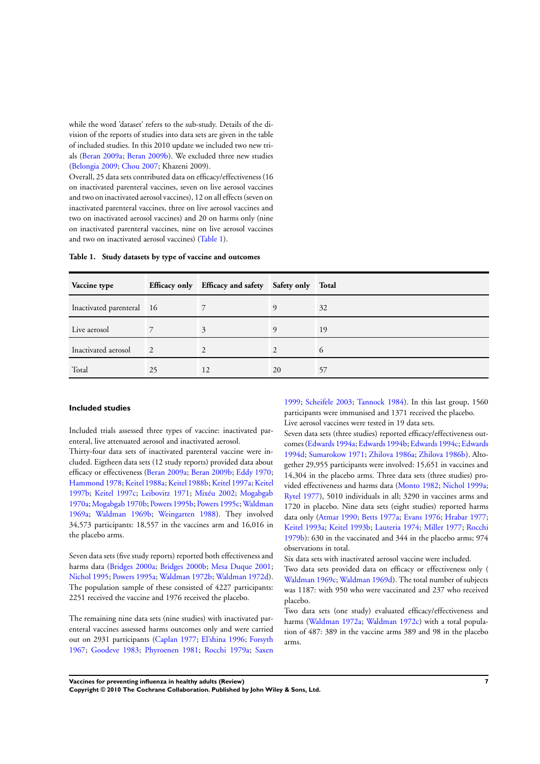while the word 'dataset' refers to the sub-study. Details of the division of the reports of studies into data sets are given in the table of included studies. In this 2010 update we included two new trials (Beran 2009a; Beran 2009b). We excluded three new studies (Belongia 2009; Chou 2007; Khazeni 2009).

Overall, 25 data sets contributed data on efficacy/effectiveness (16 on inactivated parenteral vaccines, seven on live aerosol vaccines and two on inactivated aerosol vaccines), 12 on all effects (seven on inactivated parenteral vaccines, three on live aerosol vaccines and two on inactivated aerosol vaccines) and 20 on harms only (nine on inactivated parenteral vaccines, nine on live aerosol vaccines and two on inactivated aerosol vaccines) (Table 1).

**Table 1. Study datasets by type of vaccine and outcomes**

| Vaccine type | Efficacy only | Efficacy and safety | Safety only | Total |
|---|---|---|---|---|
| Inactivated parenteral | 16 | 7 | 9 | 32 |
| Live aerosol | 7 | 3 | 9 | 19 |
| Inactivated aerosol | 2 | 2 | 2 | 6 |
| Total | 25 | 12 | 20 | 57 |

### Included studies

Included trials assessed three types of vaccine: inactivated parenteral, live attenuated aerosol and inactivated aerosol.

Thirty-four data sets of inactivated parenteral vaccine were included. Eigtheen data sets (12 study reports) provided data about efficacy or effectiveness (Beran 2009a; Beran 2009b; Eddy 1970; Hammond 1978; Keitel 1988a; Keitel 1988b; Keitel 1997a; Keitel 1997b; Keitel 1997c; Leibovitz 1971; Mixéu 2002; Mogabgab 1970a; Mogabgab 1970b; Powers 1995b; Powers 1995c; Waldman 1969a; Waldman 1969b; Weingarten 1988). They involved 34,573 participants: 18,557 in the vaccines arm and 16,016 in the placebo arms.

Seven data sets (five study reports) reported both effectiveness and harms data (Bridges 2000a; Bridges 2000b; Mesa Duque 2001; Nichol 1995; Powers 1995a; Waldman 1972b; Waldman 1972d). The population sample of these consisted of 4227 participants: 2251 received the vaccine and 1976 received the placebo.

The remaining nine data sets (nine studies) with inactivated parenteral vaccines assessed harms outcomes only and were carried out on 2931 participants (Caplan 1977; El'shina 1996; Forsyth 1967; Goodeve 1983; Phyroenen 1981; Rocchi 1979a; Saxen 1999; Scheifele 2003; Tannock 1984). In this last group, 1560 participants were immunised and 1371 received the placebo.

Live aerosol vaccines were tested in 19 data sets.

Seven data sets (three studies) reported efficacy/effectiveness outcomes (Edwards 1994a; Edwards 1994b; Edwards 1994c; Edwards 1994d; Sumarokow 1971; Zhilova 1986a; Zhilova 1986b). Altogether 29,955 participants were involved: 15,651 in vaccines and 14,304 in the placebo arms. Three data sets (three studies) provided effectiveness and harms data (Monto 1982; Nichol 1999a; Rytel 1977), 5010 individuals in all; 3290 in vaccines arms and 1720 in placebo. Nine data sets (eight studies) reported harms data only (Atmar 1990; Betts 1977a; Evans 1976; Hrabar 1977; Keitel 1993a; Keitel 1993b; Lauteria 1974; Miller 1977; Rocchi 1979b): 630 in the vaccinated and 344 in the placebo arms; 974 observations in total.

Six data sets with inactivated aerosol vaccine were included.

Two data sets provided data on efficacy or effectiveness only ( Waldman 1969c; Waldman 1969d). The total number of subjects was 1187: with 950 who were vaccinated and 237 who received placebo.

Two data sets (one study) evaluated efficacy/effectiveness and harms (Waldman 1972a; Waldman 1972c) with a total population of 487: 389 in the vaccine arms 389 and 98 in the placebo arms.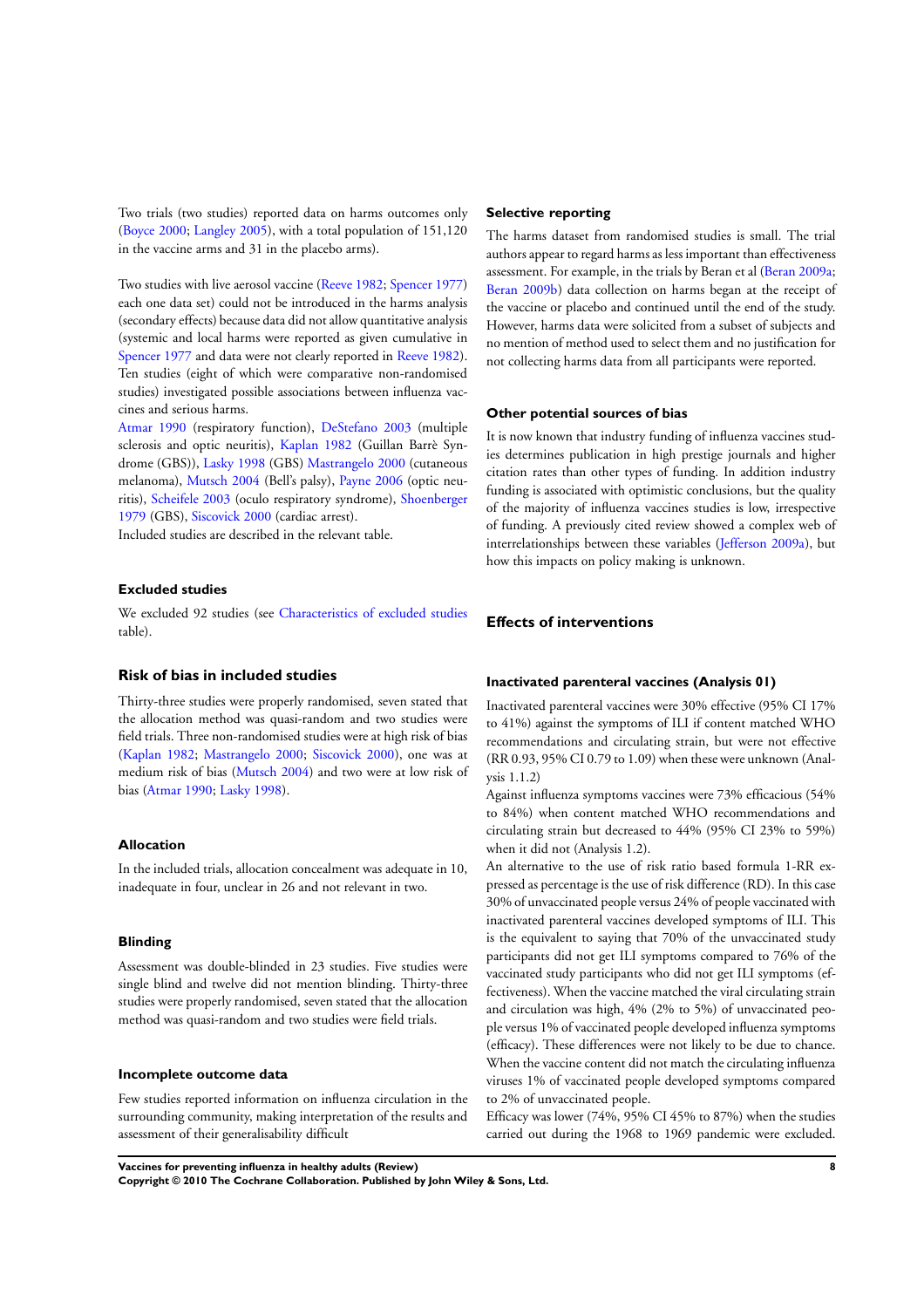Two trials (two studies) reported data on harms outcomes only (Boyce 2000; Langley 2005), with a total population of 151,120 in the vaccine arms and 31 in the placebo arms).

Two studies with live aerosol vaccine (Reeve 1982; Spencer 1977) each one data set) could not be introduced in the harms analysis (secondary effects) because data did not allow quantitative analysis (systemic and local harms were reported as given cumulative in Spencer 1977 and data were not clearly reported in Reeve 1982). Ten studies (eight of which were comparative non-randomised studies) investigated possible associations between influenza vaccines and serious harms.

Atmar 1990 (respiratory function), DeStefano 2003 (multiple sclerosis and optic neuritis), Kaplan 1982 (Guillan Barrè Syndrome (GBS)), Lasky 1998 (GBS) Mastrangelo 2000 (cutaneous melanoma), Mutsch 2004 (Bell's palsy), Payne 2006 (optic neuritis), Scheifele 2003 (oculo respiratory syndrome), Shoenberger 1979 (GBS), Siscovick 2000 (cardiac arrest).

Included studies are described in the relevant table.

### Excluded studies

We excluded 92 studies (see Characteristics of excluded studies table).

## Risk of bias in included studies

Thirty-three studies were properly randomised, seven stated that the allocation method was quasi-random and two studies were field trials. Three non-randomised studies were at high risk of bias (Kaplan 1982; Mastrangelo 2000; Siscovick 2000), one was at medium risk of bias (Mutsch 2004) and two were at low risk of bias (Atmar 1990; Lasky 1998).

### Allocation

In the included trials, allocation concealment was adequate in 10, inadequate in four, unclear in 26 and not relevant in two.

### Blinding

Assessment was double-blinded in 23 studies. Five studies were single blind and twelve did not mention blinding. Thirty-three studies were properly randomised, seven stated that the allocation method was quasi-random and two studies were field trials.

### Incomplete outcome data

Few studies reported information on influenza circulation in the surrounding community, making interpretation of the results and assessment of their generalisability difficult

### Selective reporting

The harms dataset from randomised studies is small. The trial authors appear to regard harms as less important than effectiveness assessment. For example, in the trials by Beran et al (Beran 2009a; Beran 2009b) data collection on harms began at the receipt of the vaccine or placebo and continued until the end of the study. However, harms data were solicited from a subset of subjects and no mention of method used to select them and no justification for not collecting harms data from all participants were reported.

### Other potential sources of bias

It is now known that industry funding of influenza vaccines studies determines publication in high prestige journals and higher citation rates than other types of funding. In addition industry funding is associated with optimistic conclusions, but the quality of the majority of influenza vaccines studies is low, irrespective of funding. A previously cited review showed a complex web of interrelationships between these variables (Jefferson 2009a), but how this impacts on policy making is unknown.

## Effects of interventions

### Inactivated parenteral vaccines (Analysis 01)

Inactivated parenteral vaccines were 30% effective (95% CI 17% to 41%) against the symptoms of ILI if content matched WHO recommendations and circulating strain, but were not effective (RR 0.93, 95% CI 0.79 to 1.09) when these were unknown (Analysis 1.1.2)

Against influenza symptoms vaccines were 73% efficacious (54% to 84%) when content matched WHO recommendations and circulating strain but decreased to 44% (95% CI 23% to 59%) when it did not (Analysis 1.2).

An alternative to the use of risk ratio based formula 1-RR expressed as percentage is the use of risk difference (RD). In this case 30% of unvaccinated people versus 24% of people vaccinated with inactivated parenteral vaccines developed symptoms of ILI. This is the equivalent to saying that 70% of the unvaccinated study participants did not get ILI symptoms compared to 76% of the vaccinated study participants who did not get ILI symptoms (effectiveness). When the vaccine matched the viral circulating strain and circulation was high, 4% (2% to 5%) of unvaccinated people versus 1% of vaccinated people developed influenza symptoms (efficacy). These differences were not likely to be due to chance. When the vaccine content did not match the circulating influenza viruses 1% of vaccinated people developed symptoms compared to 2% of unvaccinated people.

Efficacy was lower (74%, 95% CI 45% to 87%) when the studies carried out during the 1968 to 1969 pandemic were excluded.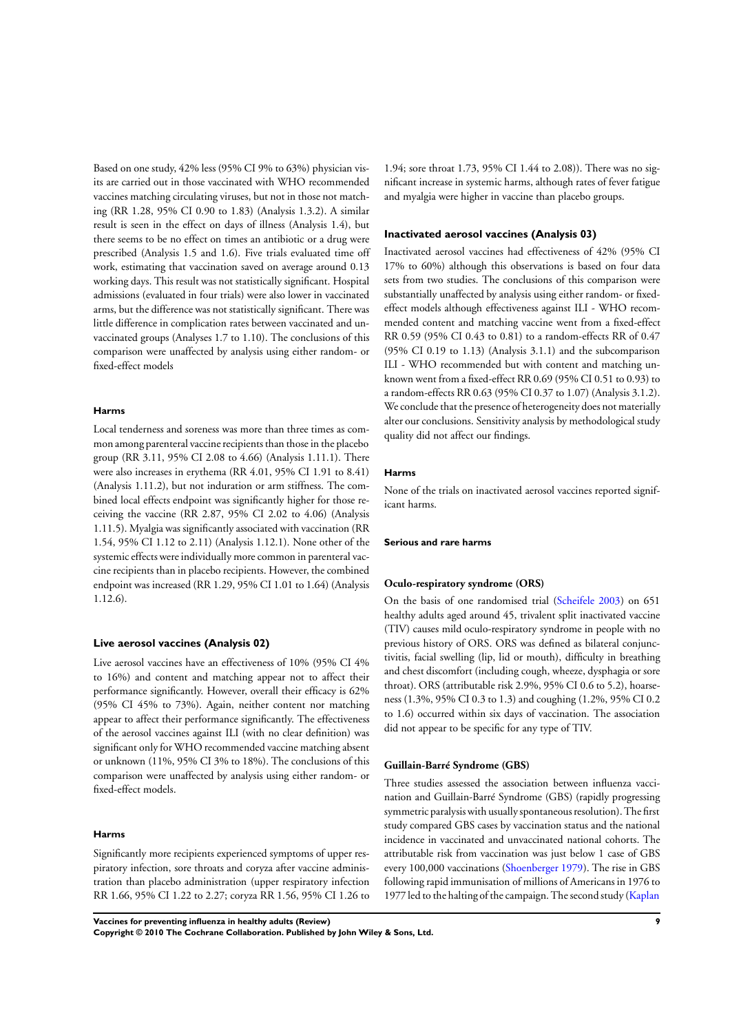Based on one study, 42% less (95% CI 9% to 63%) physician visits are carried out in those vaccinated with WHO recommended vaccines matching circulating viruses, but not in those not matching (RR 1.28, 95% CI 0.90 to 1.83) (Analysis 1.3.2). A similar result is seen in the effect on days of illness (Analysis 1.4), but there seems to be no effect on times an antibiotic or a drug were prescribed (Analysis 1.5 and 1.6). Five trials evaluated time off work, estimating that vaccination saved on average around 0.13 working days. This result was not statistically significant. Hospital admissions (evaluated in four trials) were also lower in vaccinated arms, but the difference was not statistically significant. There was little difference in complication rates between vaccinated and unvaccinated groups (Analyses 1.7 to 1.10). The conclusions of this comparison were unaffected by analysis using either random- or fixed-effect models

#### Harms

Local tenderness and soreness was more than three times as common among parenteral vaccine recipients than those in the placebo group (RR 3.11, 95% CI 2.08 to 4.66) (Analysis 1.11.1). There were also increases in erythema (RR 4.01, 95% CI 1.91 to 8.41) (Analysis 1.11.2), but not induration or arm stiffness. The combined local effects endpoint was significantly higher for those receiving the vaccine (RR 2.87, 95% CI 2.02 to 4.06) (Analysis 1.11.5). Myalgia was significantly associated with vaccination (RR 1.54, 95% CI 1.12 to 2.11) (Analysis 1.12.1). None other of the systemic effects were individually more common in parenteral vaccine recipients than in placebo recipients. However, the combined endpoint was increased (RR 1.29, 95% CI 1.01 to 1.64) (Analysis 1.12.6).

### Live aerosol vaccines (Analysis 02)

Live aerosol vaccines have an effectiveness of 10% (95% CI 4% to 16%) and content and matching appear not to affect their performance significantly. However, overall their efficacy is 62% (95% CI 45% to 73%). Again, neither content nor matching appear to affect their performance significantly. The effectiveness of the aerosol vaccines against ILI (with no clear definition) was significant only for WHO recommended vaccine matching absent or unknown (11%, 95% CI 3% to 18%). The conclusions of this comparison were unaffected by analysis using either random- or fixed-effect models.

#### Harms

Significantly more recipients experienced symptoms of upper respiratory infection, sore throats and coryza after vaccine administration than placebo administration (upper respiratory infection RR 1.66, 95% CI 1.22 to 2.27; coryza RR 1.56, 95% CI 1.26 to 1.94; sore throat 1.73, 95% CI 1.44 to 2.08)). There was no significant increase in systemic harms, although rates of fever fatigue and myalgia were higher in vaccine than placebo groups.

### Inactivated aerosol vaccines (Analysis 03)

Inactivated aerosol vaccines had effectiveness of 42% (95% CI 17% to 60%) although this observations is based on four data sets from two studies. The conclusions of this comparison were substantially unaffected by analysis using either random- or fixed-effect models although effectiveness against ILI - WHO recommended content and matching vaccine went from a fixed-effect RR 0.59 (95% CI 0.43 to 0.81) to a random-effects RR of 0.47 (95% CI 0.19 to 1.13) (Analysis 3.1.1) and the subcomparison ILI - WHO recommended but with content and matching unknown went from a fixed-effect RR 0.69 (95% CI 0.51 to 0.93) to a random-effects RR 0.63 (95% CI 0.37 to 1.07) (Analysis 3.1.2). We conclude that the presence of heterogeneity does not materially alter our conclusions. Sensitivity analysis by methodological study quality did not affect our findings.

#### Harms

None of the trials on inactivated aerosol vaccines reported significant harms.

#### Serious and rare harms

#### Oculo-respiratory syndrome (ORS)

On the basis of one randomised trial (Scheifele 2003) on 651 healthy adults aged around 45, trivalent split inactivated vaccine (TIV) causes mild oculo-respiratory syndrome in people with no previous history of ORS. ORS was defined as bilateral conjunctivitis, facial swelling (lip, lid or mouth), difficulty in breathing and chest discomfort (including cough, wheeze, dysphagia or sore throat). ORS (attributable risk 2.9%, 95% CI 0.6 to 5.2), hoarseness (1.3%, 95% CI 0.3 to 1.3) and coughing (1.2%, 95% CI 0.2 to 1.6) occurred within six days of vaccination. The association did not appear to be specific for any type of TIV.

#### Guillain-Barré Syndrome (GBS)

Three studies assessed the association between influenza vaccination and Guillain-Barré Syndrome (GBS) (rapidly progressing symmetric paralysis with usually spontaneous resolution). The first study compared GBS cases by vaccination status and the national incidence in vaccinated and unvaccinated national cohorts. The attributable risk from vaccination was just below 1 case of GBS every 100,000 vaccinations (Shoenberger 1979). The rise in GBS following rapid immunisation of millions of Americans in 1976 to 1977 led to the halting of the campaign. The second study (Kaplan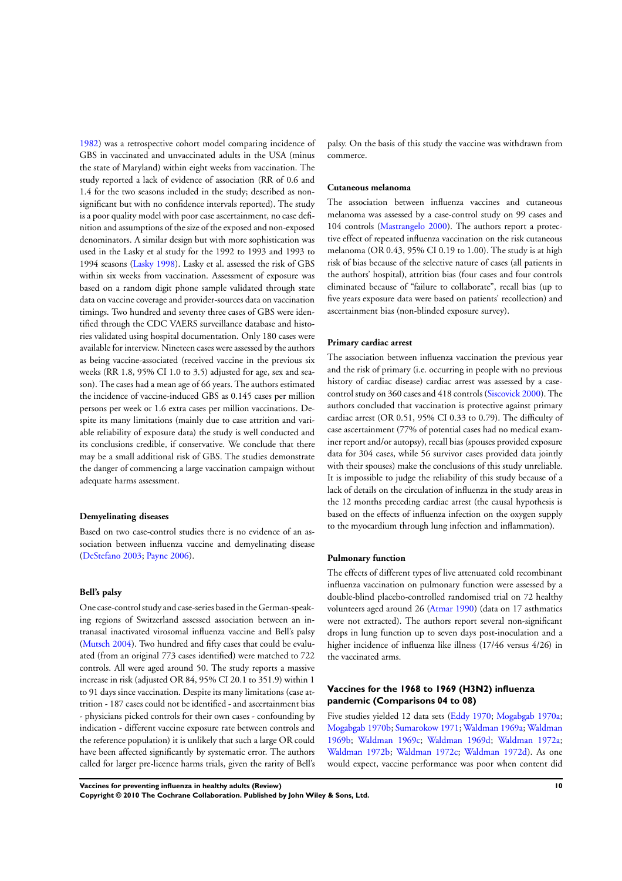1982) was a retrospective cohort model comparing incidence of GBS in vaccinated and unvaccinated adults in the USA (minus the state of Maryland) within eight weeks from vaccination. The study reported a lack of evidence of association (RR of 0.6 and 1.4 for the two seasons included in the study; described as non-significant but with no confidence intervals reported). The study is a poor quality model with poor case ascertainment, no case definition and assumptions of the size of the exposed and non-exposed denominators. A similar design but with more sophistication was used in the Lasky et al study for the 1992 to 1993 and 1993 to 1994 seasons (Lasky 1998). Lasky et al. assessed the risk of GBS within six weeks from vaccination. Assessment of exposure was based on a random digit phone sample validated through state data on vaccine coverage and provider-sources data on vaccination timings. Two hundred and seventy three cases of GBS were identified through the CDC VAERS surveillance database and histories validated using hospital documentation. Only 180 cases were available for interview. Nineteen cases were assessed by the authors as being vaccine-associated (received vaccine in the previous six weeks (RR 1.8, 95% CI 1.0 to 3.5) adjusted for age, sex and season). The cases had a mean age of 66 years. The authors estimated the incidence of vaccine-induced GBS as 0.145 cases per million persons per week or 1.6 extra cases per million vaccinations. Despite its many limitations (mainly due to case attrition and variable reliability of exposure data) the study is well conducted and its conclusions credible, if conservative. We conclude that there may be a small additional risk of GBS. The studies demonstrate the danger of commencing a large vaccination campaign without adequate harms assessment.

### Demyelinating diseases

Based on two case-control studies there is no evidence of an association between influenza vaccine and demyelinating disease (DeStefano 2003; Payne 2006).

### Bell's palsy

One case-control study and case-series based in the German-speaking regions of Switzerland assessed association between an intranasal inactivated virosomal influenza vaccine and Bell's palsy (Mutsch 2004). Two hundred and fifty cases that could be evaluated (from an original 773 cases identified) were matched to 722 controls. All were aged around 50. The study reports a massive increase in risk (adjusted OR 84, 95% CI 20.1 to 351.9) within 1 to 91 days since vaccination. Despite its many limitations (case attrition - 187 cases could not be identified - and ascertainment bias - physicians picked controls for their own cases - confounding by indication - different vaccine exposure rate between controls and the reference population) it is unlikely that such a large OR could have been affected significantly by systematic error. The authors called for larger pre-licence harms trials, given the rarity of Bell's palsy. On the basis of this study the vaccine was withdrawn from commerce.

### Cutaneous melanoma

The association between influenza vaccines and cutaneous melanoma was assessed by a case-control study on 99 cases and 104 controls (Mastrangelo 2000). The authors report a protective effect of repeated influenza vaccination on the risk cutaneous melanoma (OR 0.43, 95% CI 0.19 to 1.00). The study is at high risk of bias because of the selective nature of cases (all patients in the authors' hospital), attrition bias (four cases and four controls eliminated because of "failure to collaborate", recall bias (up to five years exposure data were based on patients' recollection) and ascertainment bias (non-blinded exposure survey).

### Primary cardiac arrest

The association between influenza vaccination the previous year and the risk of primary (i.e. occurring in people with no previous history of cardiac disease) cardiac arrest was assessed by a case-control study on 360 cases and 418 controls (Siscovick 2000). The authors concluded that vaccination is protective against primary cardiac arrest (OR 0.51, 95% CI 0.33 to 0.79). The difficulty of case ascertainment (77% of potential cases had no medical examiner report and/or autopsy), recall bias (spouses provided exposure data for 304 cases, while 56 survivor cases provided data jointly with their spouses) make the conclusions of this study unreliable. It is impossible to judge the reliability of this study because of a lack of details on the circulation of influenza in the study areas in the 12 months preceding cardiac arrest (the causal hypothesis is based on the effects of influenza infection on the oxygen supply to the myocardium through lung infection and inflammation).

### Pulmonary function

The effects of different types of live attenuated cold recombinant influenza vaccination on pulmonary function were assessed by a double-blind placebo-controlled randomised trial on 72 healthy volunteers aged around 26 (Atmar 1990) (data on 17 asthmatics were not extracted). The authors report several non-significant drops in lung function up to seven days post-inoculation and a higher incidence of influenza like illness (17/46 versus 4/26) in the vaccinated arms.

## Vaccines for the 1968 to 1969 (H3N2) influenza pandemic (Comparisons 04 to 08)

Five studies yielded 12 data sets (Eddy 1970; Mogabgab 1970a; Mogabgab 1970b; Sumarokow 1971; Waldman 1969a; Waldman 1969b; Waldman 1969c; Waldman 1969d; Waldman 1972a; Waldman 1972b; Waldman 1972c; Waldman 1972d). As one would expect, vaccine performance was poor when content did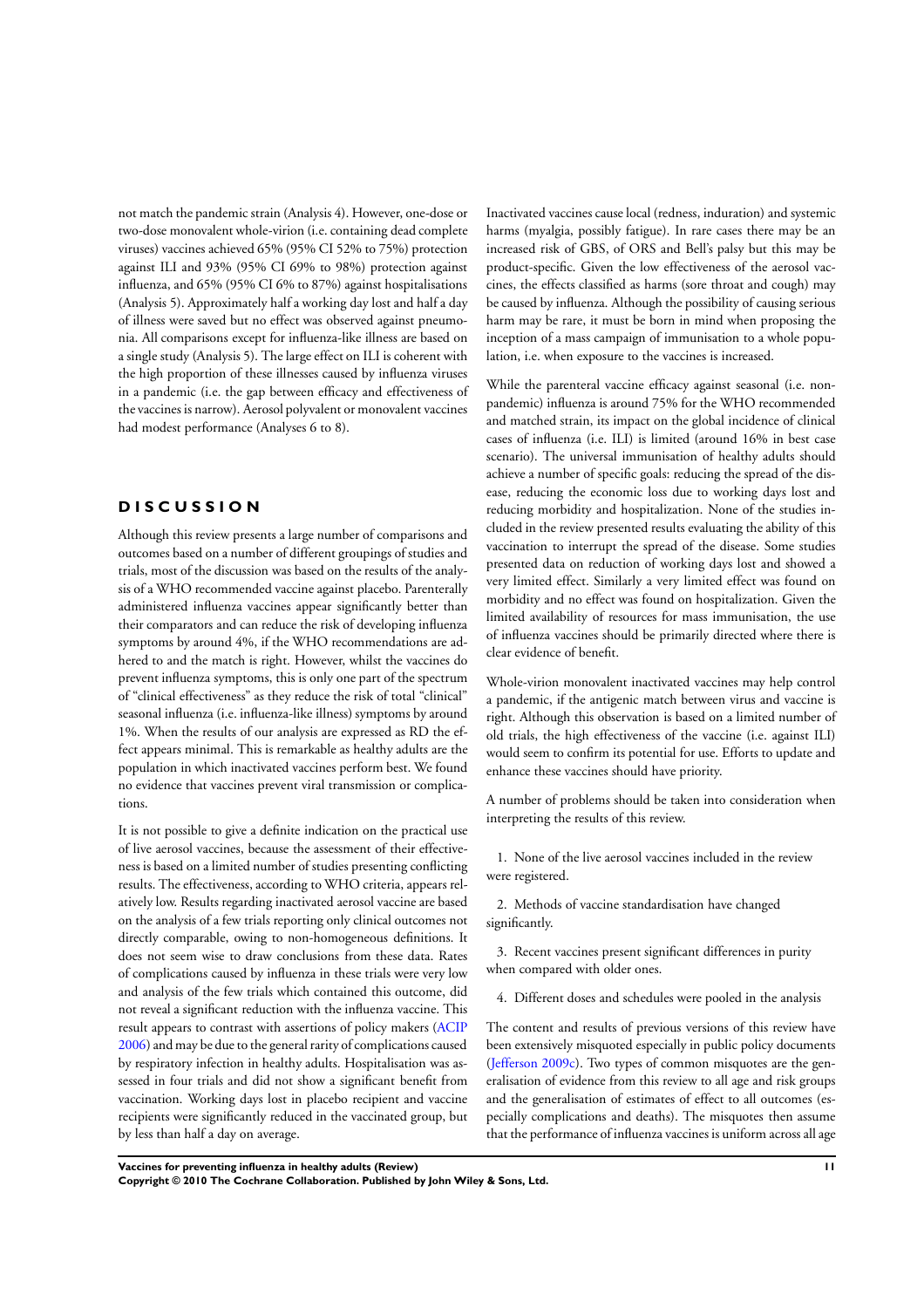not match the pandemic strain (Analysis 4). However, one-dose or two-dose monovalent whole-virion (i.e. containing dead complete viruses) vaccines achieved 65% (95% CI 52% to 75%) protection against ILI and 93% (95% CI 69% to 98%) protection against influenza, and 65% (95% CI 6% to 87%) against hospitalisations (Analysis 5). Approximately half a working day lost and half a day of illness were saved but no effect was observed against pneumonia. All comparisons except for influenza-like illness are based on a single study (Analysis 5). The large effect on ILI is coherent with the high proportion of these illnesses caused by influenza viruses in a pandemic (i.e. the gap between efficacy and effectiveness of the vaccines is narrow). Aerosol polyvalent or monovalent vaccines had modest performance (Analyses 6 to 8).

# DISCUSSION

Although this review presents a large number of comparisons and outcomes based on a number of different groupings of studies and trials, most of the discussion was based on the results of the analysis of a WHO recommended vaccine against placebo. Parenterally administered influenza vaccines appear significantly better than their comparators and can reduce the risk of developing influenza symptoms by around 4%, if the WHO recommendations are adhered to and the match is right. However, whilst the vaccines do prevent influenza symptoms, this is only one part of the spectrum of "clinical effectiveness" as they reduce the risk of total "clinical" seasonal influenza (i.e. influenza-like illness) symptoms by around 1%. When the results of our analysis are expressed as RD the effect appears minimal. This is remarkable as healthy adults are the population in which inactivated vaccines perform best. We found no evidence that vaccines prevent viral transmission or complications.

It is not possible to give a definite indication on the practical use of live aerosol vaccines, because the assessment of their effectiveness is based on a limited number of studies presenting conflicting results. The effectiveness, according to WHO criteria, appears relatively low. Results regarding inactivated aerosol vaccine are based on the analysis of a few trials reporting only clinical outcomes not directly comparable, owing to non-homogeneous definitions. It does not seem wise to draw conclusions from these data. Rates of complications caused by influenza in these trials were very low and analysis of the few trials which contained this outcome, did not reveal a significant reduction with the influenza vaccine. This result appears to contrast with assertions of policy makers (ACIP 2006) and may be due to the general rarity of complications caused by respiratory infection in healthy adults. Hospitalisation was assessed in four trials and did not show a significant benefit from vaccination. Working days lost in placebo recipient and vaccine recipients were significantly reduced in the vaccinated group, but by less than half a day on average.

Inactivated vaccines cause local (redness, induration) and systemic harms (myalgia, possibly fatigue). In rare cases there may be an increased risk of GBS, of ORS and Bell's palsy but this may be product-specific. Given the low effectiveness of the aerosol vaccines, the effects classified as harms (sore throat and cough) may be caused by influenza. Although the possibility of causing serious harm may be rare, it must be born in mind when proposing the inception of a mass campaign of immunisation to a whole population, i.e. when exposure to the vaccines is increased.

While the parenteral vaccine efficacy against seasonal (i.e. non-pandemic) influenza is around 75% for the WHO recommended and matched strain, its impact on the global incidence of clinical cases of influenza (i.e. ILI) is limited (around 16% in best case scenario). The universal immunisation of healthy adults should achieve a number of specific goals: reducing the spread of the disease, reducing the economic loss due to working days lost and reducing morbidity and hospitalization. None of the studies included in the review presented results evaluating the ability of this vaccination to interrupt the spread of the disease. Some studies presented data on reduction of working days lost and showed a very limited effect. Similarly a very limited effect was found on morbidity and no effect was found on hospitalization. Given the limited availability of resources for mass immunisation, the use of influenza vaccines should be primarily directed where there is clear evidence of benefit.

Whole-virion monovalent inactivated vaccines may help control a pandemic, if the antigenic match between virus and vaccine is right. Although this observation is based on a limited number of old trials, the high effectiveness of the vaccine (i.e. against ILI) would seem to confirm its potential for use. Efforts to update and enhance these vaccines should have priority.

A number of problems should be taken into consideration when interpreting the results of this review.

1. None of the live aerosol vaccines included in the review were registered.

2. Methods of vaccine standardisation have changed significantly.

3. Recent vaccines present significant differences in purity when compared with older ones.

4. Different doses and schedules were pooled in the analysis

The content and results of previous versions of this review have been extensively misquoted especially in public policy documents (Jefferson 2009c). Two types of common misquotes are the generalisation of evidence from this review to all age and risk groups and the generalisation of estimates of effect to all outcomes (especially complications and deaths). The misquotes then assume that the performance of influenza vaccines is uniform across all age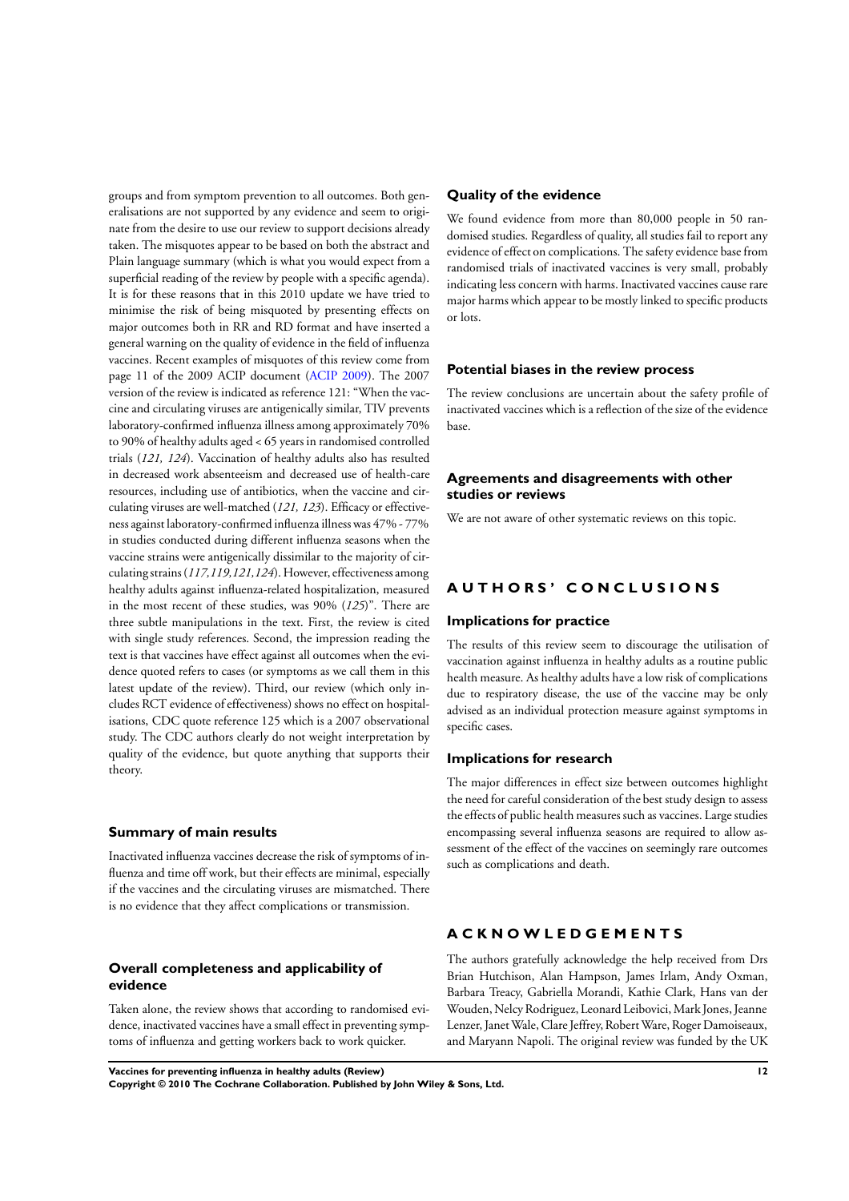groups and from symptom prevention to all outcomes. Both generalisations are not supported by any evidence and seem to originate from the desire to use our review to support decisions already taken. The misquotes appear to be based on both the abstract and Plain language summary (which is what you would expect from a superficial reading of the review by people with a specific agenda). It is for these reasons that in this 2010 update we have tried to minimise the risk of being misquoted by presenting effects on major outcomes both in RR and RD format and have inserted a general warning on the quality of evidence in the field of influenza vaccines. Recent examples of misquotes of this review come from page 11 of the 2009 ACIP document (ACIP 2009). The 2007 version of the review is indicated as reference 121: "When the vaccine and circulating viruses are antigenically similar, TIV prevents laboratory-confirmed influenza illness among approximately 70% to 90% of healthy adults aged < 65 years in randomised controlled trials (*121, 124*). Vaccination of healthy adults also has resulted in decreased work absenteeism and decreased use of health-care resources, including use of antibiotics, when the vaccine and circulating viruses are well-matched (*121, 123*). Efficacy or effectiveness against laboratory-confirmed influenza illness was 47% - 77% in studies conducted during different influenza seasons when the vaccine strains were antigenically dissimilar to the majority of circulating strains (*117,119,121,124*). However, effectiveness among healthy adults against influenza-related hospitalization, measured in the most recent of these studies, was 90% (*125*)". There are three subtle manipulations in the text. First, the review is cited with single study references. Second, the impression reading the text is that vaccines have effect against all outcomes when the evidence quoted refers to cases (or symptoms as we call them in this latest update of the review). Third, our review (which only includes RCT evidence of effectiveness) shows no effect on hospitalisations, CDC quote reference 125 which is a 2007 observational study. The CDC authors clearly do not weight interpretation by quality of the evidence, but quote anything that supports their theory.

### Summary of main results

Inactivated influenza vaccines decrease the risk of symptoms of influenza and time off work, but their effects are minimal, especially if the vaccines and the circulating viruses are mismatched. There is no evidence that they affect complications or transmission.

### Overall completeness and applicability of evidence

Taken alone, the review shows that according to randomised evidence, inactivated vaccines have a small effect in preventing symptoms of influenza and getting workers back to work quicker.

### Quality of the evidence

We found evidence from more than 80,000 people in 50 randomised studies. Regardless of quality, all studies fail to report any evidence of effect on complications. The safety evidence base from randomised trials of inactivated vaccines is very small, probably indicating less concern with harms. Inactivated vaccines cause rare major harms which appear to be mostly linked to specific products or lots.

### Potential biases in the review process

The review conclusions are uncertain about the safety profile of inactivated vaccines which is a reflection of the size of the evidence base.

### Agreements and disagreements with other studies or reviews

We are not aware of other systematic reviews on this topic.

## AUTHORS' CONCLUSIONS

### Implications for practice

The results of this review seem to discourage the utilisation of vaccination against influenza in healthy adults as a routine public health measure. As healthy adults have a low risk of complications due to respiratory disease, the use of the vaccine may be only advised as an individual protection measure against symptoms in specific cases.

### Implications for research

The major differences in effect size between outcomes highlight the need for careful consideration of the best study design to assess the effects of public health measures such as vaccines. Large studies encompassing several influenza seasons are required to allow assessment of the effect of the vaccines on seemingly rare outcomes such as complications and death.

## ACKNOWLEDGEMENTS

The authors gratefully acknowledge the help received from Drs Brian Hutchison, Alan Hampson, James Irlam, Andy Oxman, Barbara Treacy, Gabriella Morandi, Kathie Clark, Hans van der Wouden, Nelcy Rodriguez, Leonard Leibovici, Mark Jones, Jeanne Lenzer, Janet Wale, Clare Jeffrey, Robert Ware, Roger Damoiseaux, and Maryann Napoli. The original review was funded by the UK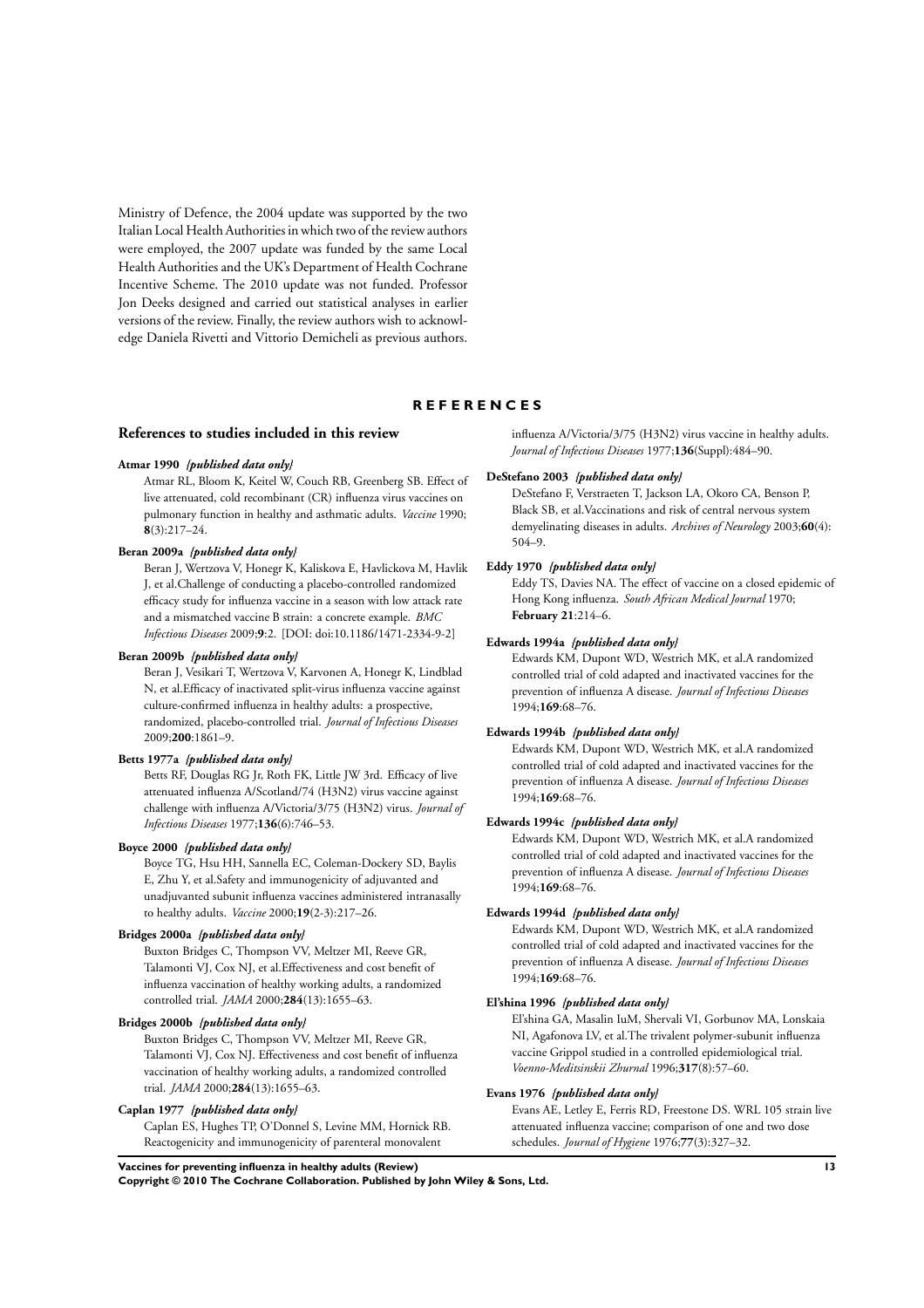Ministry of Defence, the 2004 update was supported by the two Italian Local Health Authorities in which two of the review authors were employed, the 2007 update was funded by the same Local Health Authorities and the UK's Department of Health Cochrane Incentive Scheme. The 2010 update was not funded. Professor Jon Deeks designed and carried out statistical analyses in earlier versions of the review. Finally, the review authors wish to acknowledge Daniela Rivetti and Vittorio Demicheli as previous authors.

# REFERENCES

## References to studies included in this review

**Atmar 1990** *{published data only}*

Atmar RL, Bloom K, Keitel W, Couch RB, Greenberg SB. Effect of live attenuated, cold recombinant (CR) influenza virus vaccines on pulmonary function in healthy and asthmatic adults. *Vaccine* 1990; **8**(3):217–24.

**Beran 2009a** *{published data only}*

Beran J, Wertzova V, Honegr K, Kaliskova E, Havlickova M, Havlik J, et al.Challenge of conducting a placebo-controlled randomized efficacy study for influenza vaccine in a season with low attack rate and a mismatched vaccine B strain: a concrete example. *BMC Infectious Diseases* 2009;**9**:2. [DOI: doi:10.1186/1471-2334-9-2]

**Beran 2009b** *{published data only}*

Beran J, Vesikari T, Wertzova V, Karvonen A, Honegr K, Lindblad N, et al.Efficacy of inactivated split-virus influenza vaccine against culture-confirmed influenza in healthy adults: a prospective, randomized, placebo-controlled trial. *Journal of Infectious Diseases* 2009;**200**:1861–9.

**Betts 1977a** *{published data only}*

Betts RF, Douglas RG Jr, Roth FK, Little JW 3rd. Efficacy of live attenuated influenza A/Scotland/74 (H3N2) virus vaccine against challenge with influenza A/Victoria/3/75 (H3N2) virus. *Journal of Infectious Diseases* 1977;**136**(6):746–53.

**Boyce 2000** *{published data only}*

Boyce TG, Hsu HH, Sannella EC, Coleman-Dockery SD, Baylis E, Zhu Y, et al.Safety and immunogenicity of adjuvanted and unadjuvanted subunit influenza vaccines administered intranasally to healthy adults. *Vaccine* 2000;**19**(2-3):217–26.

**Bridges 2000a** *{published data only}*

Buxton Bridges C, Thompson VV, Meltzer MI, Reeve GR, Talamonti VJ, Cox NJ, et al.Effectiveness and cost benefit of influenza vaccination of healthy working adults, a randomized controlled trial. *JAMA* 2000;**284**(13):1655–63.

**Bridges 2000b** *{published data only}*

Buxton Bridges C, Thompson VV, Meltzer MI, Reeve GR, Talamonti VJ, Cox NJ. Effectiveness and cost benefit of influenza vaccination of healthy working adults, a randomized controlled trial. *JAMA* 2000;**284**(13):1655–63.

**Caplan 1977** *{published data only}*

Caplan ES, Hughes TP, O'Donnel S, Levine MM, Hornick RB. Reactogenicity and immunogenicity of parenteral monovalent influenza A/Victoria/3/75 (H3N2) virus vaccine in healthy adults. *Journal of Infectious Diseases* 1977;**136**(Suppl):484–90.

**DeStefano 2003** *{published data only}*

DeStefano F, Verstraeten T, Jackson LA, Okoro CA, Benson P, Black SB, et al.Vaccinations and risk of central nervous system demyelinating diseases in adults. *Archives of Neurology* 2003;**60**(4): 504–9.

**Eddy 1970** *{published data only}*

Eddy TS, Davies NA. The effect of vaccine on a closed epidemic of Hong Kong influenza. *South African Medical Journal* 1970; **February 21**:214–6.

**Edwards 1994a** *{published data only}*

Edwards KM, Dupont WD, Westrich MK, et al.A randomized controlled trial of cold adapted and inactivated vaccines for the prevention of influenza A disease. *Journal of Infectious Diseases* 1994;**169**:68–76.

**Edwards 1994b** *{published data only}*

Edwards KM, Dupont WD, Westrich MK, et al.A randomized controlled trial of cold adapted and inactivated vaccines for the prevention of influenza A disease. *Journal of Infectious Diseases* 1994;**169**:68–76.

**Edwards 1994c** *{published data only}*

Edwards KM, Dupont WD, Westrich MK, et al.A randomized controlled trial of cold adapted and inactivated vaccines for the prevention of influenza A disease. *Journal of Infectious Diseases* 1994;**169**:68–76.

**Edwards 1994d** *{published data only}*

Edwards KM, Dupont WD, Westrich MK, et al.A randomized controlled trial of cold adapted and inactivated vaccines for the prevention of influenza A disease. *Journal of Infectious Diseases* 1994;**169**:68–76.

**El'shina 1996** *{published data only}*

El'shina GA, Masalin IuM, Shervali VI, Gorbunov MA, Lonskaia NI, Agafonova LV, et al.The trivalent polymer-subunit influenza vaccine Grippol studied in a controlled epidemiological trial. *Voenno-Meditsinskii Zhurnal* 1996;**317**(8):57–60.

**Evans 1976** *{published data only}*

Evans AE, Letley E, Ferris RD, Freestone DS. WRL 105 strain live attenuated influenza vaccine; comparison of one and two dose schedules. *Journal of Hygiene* 1976;**77**(3):327–32.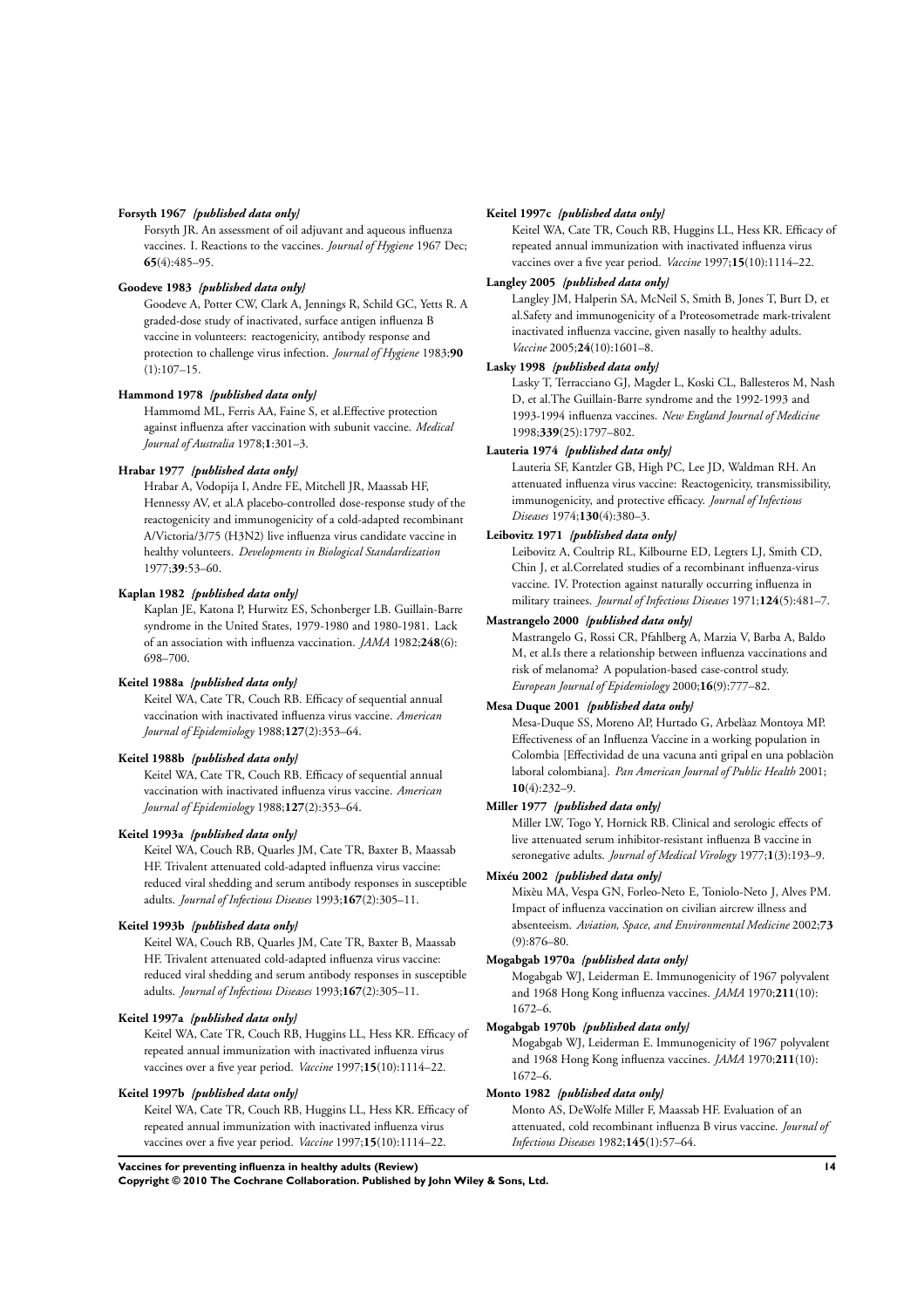**Forsyth 1967** *{published data only}*

Forsyth JR. An assessment of oil adjuvant and aqueous influenza vaccines. I. Reactions to the vaccines. *Journal of Hygiene* 1967 Dec; **65**(4):485–95.

**Goodeve 1983** *{published data only}*

Goodeve A, Potter CW, Clark A, Jennings R, Schild GC, Yetts R. A graded-dose study of inactivated, surface antigen influenza B vaccine in volunteers: reactogenicity, antibody response and protection to challenge virus infection. *Journal of Hygiene* 1983;**90**(1):107–15.

**Hammond 1978** *{published data only}*

Hammomd ML, Ferris AA, Faine S, et al.Effective protection against influenza after vaccination with subunit vaccine. *Medical Journal of Australia* 1978;**1**:301–3.

**Hrabar 1977** *{published data only}*

Hrabar A, Vodopija I, Andre FE, Mitchell JR, Maassab HF, Hennessy AV, et al.A placebo-controlled dose-response study of the reactogenicity and immunogenicity of a cold-adapted recombinant A/Victoria/3/75 (H3N2) live influenza virus candidate vaccine in healthy volunteers. *Developments in Biological Standardization* 1977;**39**:53–60.

**Kaplan 1982** *{published data only}*

Kaplan JE, Katona P, Hurwitz ES, Schonberger LB. Guillain-Barre syndrome in the United States, 1979-1980 and 1980-1981. Lack of an association with influenza vaccination. *JAMA* 1982;**248**(6):698–700.

**Keitel 1988a** *{published data only}*

Keitel WA, Cate TR, Couch RB. Efficacy of sequential annual vaccination with inactivated influenza virus vaccine. *American Journal of Epidemiology* 1988;**127**(2):353–64.

**Keitel 1988b** *{published data only}*

Keitel WA, Cate TR, Couch RB. Efficacy of sequential annual vaccination with inactivated influenza virus vaccine. *American Journal of Epidemiology* 1988;**127**(2):353–64.

**Keitel 1993a** *{published data only}*

Keitel WA, Couch RB, Quarles JM, Cate TR, Baxter B, Maassab HF. Trivalent attenuated cold-adapted influenza virus vaccine: reduced viral shedding and serum antibody responses in susceptible adults. *Journal of Infectious Diseases* 1993;**167**(2):305–11.

**Keitel 1993b** *{published data only}*

Keitel WA, Couch RB, Quarles JM, Cate TR, Baxter B, Maassab HF. Trivalent attenuated cold-adapted influenza virus vaccine: reduced viral shedding and serum antibody responses in susceptible adults. *Journal of Infectious Diseases* 1993;**167**(2):305–11.

**Keitel 1997a** *{published data only}*

Keitel WA, Cate TR, Couch RB, Huggins LL, Hess KR. Efficacy of repeated annual immunization with inactivated influenza virus vaccines over a five year period. *Vaccine* 1997;**15**(10):1114–22.

**Keitel 1997b** *{published data only}*

Keitel WA, Cate TR, Couch RB, Huggins LL, Hess KR. Efficacy of repeated annual immunization with inactivated influenza virus vaccines over a five year period. *Vaccine* 1997;**15**(10):1114–22.

**Keitel 1997c** *{published data only}*

Keitel WA, Cate TR, Couch RB, Huggins LL, Hess KR. Efficacy of repeated annual immunization with inactivated influenza virus vaccines over a five year period. *Vaccine* 1997;**15**(10):1114–22.

**Langley 2005** *{published data only}*

Langley JM, Halperin SA, McNeil S, Smith B, Jones T, Burt D, et al.Safety and immunogenicity of a Proteosometrade mark-trivalent inactivated influenza vaccine, given nasally to healthy adults. *Vaccine* 2005;**24**(10):1601–8.

**Lasky 1998** *{published data only}*

Lasky T, Terracciano GJ, Magder L, Koski CL, Ballesteros M, Nash D, et al.The Guillain-Barre syndrome and the 1992-1993 and 1993-1994 influenza vaccines. *New England Journal of Medicine* 1998;**339**(25):1797–802.

**Lauteria 1974** *{published data only}*

Lauteria SF, Kantzler GB, High PC, Lee JD, Waldman RH. An attenuated influenza virus vaccine: Reactogenicity, transmissibility, immunogenicity, and protective efficacy. *Journal of Infectious Diseases* 1974;**130**(4):380–3.

**Leibovitz 1971** *{published data only}*

Leibovitz A, Coultrip RL, Kilbourne ED, Legters LJ, Smith CD, Chin J, et al.Correlated studies of a recombinant influenza-virus vaccine. IV. Protection against naturally occurring influenza in military trainees. *Journal of Infectious Diseases* 1971;**124**(5):481–7.

**Mastrangelo 2000** *{published data only}*

Mastrangelo G, Rossi CR, Pfahlberg A, Marzia V, Barba A, Baldo M, et al.Is there a relationship between influenza vaccinations and risk of melanoma? A population-based case-control study. *European Journal of Epidemiology* 2000;**16**(9):777–82.

**Mesa Duque 2001** *{published data only}*

Mesa-Duque SS, Moreno AP, Hurtado G, Arbelàaz Montoya MP. Effectiveness of an Influenza Vaccine in a working population in Colombia [Effectividad de una vacuna anti gripal en una poblaciòn laboral colombiana]. *Pan American Journal of Public Health* 2001; **10**(4):232–9.

**Miller 1977** *{published data only}*

Miller LW, Togo Y, Hornick RB. Clinical and serologic effects of live attenuated serum inhibitor-resistant influenza B vaccine in seronegative adults. *Journal of Medical Virology* 1977;**1**(3):193–9.

**Mixéu 2002** *{published data only}*

Mixèu MA, Vespa GN, Forleo-Neto E, Toniolo-Neto J, Alves PM. Impact of influenza vaccination on civilian aircrew illness and absenteeism. *Aviation, Space, and Environmental Medicine* 2002;**73**(9):876–80.

**Mogabgab 1970a** *{published data only}*

Mogabgab WJ, Leiderman E. Immunogenicity of 1967 polyvalent and 1968 Hong Kong influenza vaccines. *JAMA* 1970;**211**(10):1672–6.

**Mogabgab 1970b** *{published data only}*

Mogabgab WJ, Leiderman E. Immunogenicity of 1967 polyvalent and 1968 Hong Kong influenza vaccines. *JAMA* 1970;**211**(10):1672–6.

**Monto 1982** *{published data only}*

Monto AS, DeWolfe Miller F, Maassab HF. Evaluation of an attenuated, cold recombinant influenza B virus vaccine. *Journal of Infectious Diseases* 1982;**145**(1):57–64.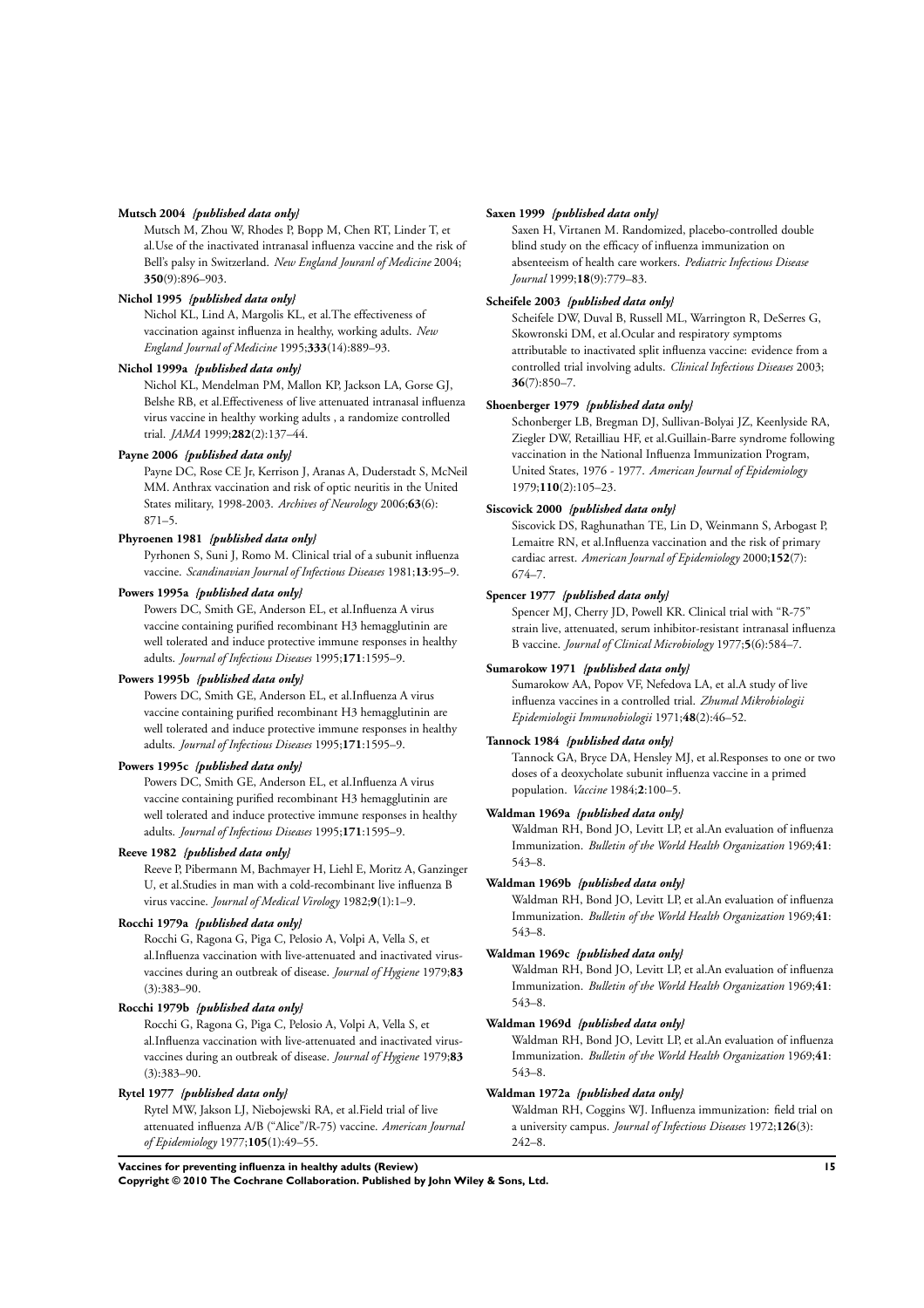**Mutsch 2004** *{published data only}*

Mutsch M, Zhou W, Rhodes P, Bopp M, Chen RT, Linder T, et al.Use of the inactivated intranasal influenza vaccine and the risk of Bell's palsy in Switzerland. *New England Jouranl of Medicine* 2004; **350**(9):896–903.

**Nichol 1995** *{published data only}*

Nichol KL, Lind A, Margolis KL, et al.The effectiveness of vaccination against influenza in healthy, working adults. *New England Journal of Medicine* 1995;**333**(14):889–93.

**Nichol 1999a** *{published data only}*

Nichol KL, Mendelman PM, Mallon KP, Jackson LA, Gorse GJ, Belshe RB, et al.Effectiveness of live attenuated intranasal influenza virus vaccine in healthy working adults , a randomize controlled trial. *JAMA* 1999;**282**(2):137–44.

**Payne 2006** *{published data only}*

Payne DC, Rose CE Jr, Kerrison J, Aranas A, Duderstadt S, McNeil MM. Anthrax vaccination and risk of optic neuritis in the United States military, 1998-2003. *Archives of Neurology* 2006;**63**(6): 871–5.

**Phyroenen 1981** *{published data only}*

Pyrhonen S, Suni J, Romo M. Clinical trial of a subunit influenza vaccine. *Scandinavian Journal of Infectious Diseases* 1981;**13**:95–9.

**Powers 1995a** *{published data only}*

Powers DC, Smith GE, Anderson EL, et al.Influenza A virus vaccine containing purified recombinant H3 hemagglutinin are well tolerated and induce protective immune responses in healthy adults. *Journal of Infectious Diseases* 1995;**171**:1595–9.

**Powers 1995b** *{published data only}*

Powers DC, Smith GE, Anderson EL, et al.Influenza A virus vaccine containing purified recombinant H3 hemagglutinin are well tolerated and induce protective immune responses in healthy adults. *Journal of Infectious Diseases* 1995;**171**:1595–9.

**Powers 1995c** *{published data only}*

Powers DC, Smith GE, Anderson EL, et al.Influenza A virus vaccine containing purified recombinant H3 hemagglutinin are well tolerated and induce protective immune responses in healthy adults. *Journal of Infectious Diseases* 1995;**171**:1595–9.

**Reeve 1982** *{published data only}*

Reeve P, Pibermann M, Bachmayer H, Liehl E, Moritz A, Ganzinger U, et al.Studies in man with a cold-recombinant live influenza B virus vaccine. *Journal of Medical Virology* 1982;**9**(1):1–9.

**Rocchi 1979a** *{published data only}*

Rocchi G, Ragona G, Piga C, Pelosio A, Volpi A, Vella S, et al.Influenza vaccination with live-attenuated and inactivated virus-vaccines during an outbreak of disease. *Journal of Hygiene* 1979;**83** (3):383–90.

**Rocchi 1979b** *{published data only}*

Rocchi G, Ragona G, Piga C, Pelosio A, Volpi A, Vella S, et al.Influenza vaccination with live-attenuated and inactivated virus-vaccines during an outbreak of disease. *Journal of Hygiene* 1979;**83** (3):383–90.

**Rytel 1977** *{published data only}*

Rytel MW, Jakson LJ, Niebojewski RA, et al.Field trial of live attenuated influenza A/B ("Alice"/R-75) vaccine. *American Journal of Epidemiology* 1977;**105**(1):49–55.

**Saxen 1999** *{published data only}*

Saxen H, Virtanen M. Randomized, placebo-controlled double blind study on the efficacy of influenza immunization on absenteeism of health care workers. *Pediatric Infectious Disease Journal* 1999;**18**(9):779–83.

**Scheifele 2003** *{published data only}*

Scheifele DW, Duval B, Russell ML, Warrington R, DeSerres G, Skowronski DM, et al.Ocular and respiratory symptoms attributable to inactivated split influenza vaccine: evidence from a controlled trial involving adults. *Clinical Infectious Diseases* 2003; **36**(7):850–7.

**Shoenberger 1979** *{published data only}*

Schonberger LB, Bregman DJ, Sullivan-Bolyai JZ, Keenlyside RA, Ziegler DW, Retailliau HF, et al.Guillain-Barre syndrome following vaccination in the National Influenza Immunization Program, United States, 1976 - 1977. *American Journal of Epidemiology* 1979;**110**(2):105–23.

**Siscovick 2000** *{published data only}*

Siscovick DS, Raghunathan TE, Lin D, Weinmann S, Arbogast P, Lemaitre RN, et al.Influenza vaccination and the risk of primary cardiac arrest. *American Journal of Epidemiology* 2000;**152**(7): 674–7.

**Spencer 1977** *{published data only}*

Spencer MJ, Cherry JD, Powell KR. Clinical trial with "R-75" strain live, attenuated, serum inhibitor-resistant intranasal influenza B vaccine. *Journal of Clinical Microbiology* 1977;**5**(6):584–7.

**Sumarokow 1971** *{published data only}*

Sumarokow AA, Popov VF, Nefedova LA, et al.A study of live influenza vaccines in a controlled trial. *Zhumal Mikrobiologii Epidemiologii Immunobiologii* 1971;**48**(2):46–52.

**Tannock 1984** *{published data only}*

Tannock GA, Bryce DA, Hensley MJ, et al.Responses to one or two doses of a deoxycholate subunit influenza vaccine in a primed population. *Vaccine* 1984;**2**:100–5.

**Waldman 1969a** *{published data only}*

Waldman RH, Bond JO, Levitt LP, et al.An evaluation of influenza Immunization. *Bulletin of the World Health Organization* 1969;**41**: 543–8.

**Waldman 1969b** *{published data only}*

Waldman RH, Bond JO, Levitt LP, et al.An evaluation of influenza Immunization. *Bulletin of the World Health Organization* 1969;**41**: 543–8.

**Waldman 1969c** *{published data only}*

Waldman RH, Bond JO, Levitt LP, et al.An evaluation of influenza Immunization. *Bulletin of the World Health Organization* 1969;**41**: 543–8.

**Waldman 1969d** *{published data only}*

Waldman RH, Bond JO, Levitt LP, et al.An evaluation of influenza Immunization. *Bulletin of the World Health Organization* 1969;**41**: 543–8.

**Waldman 1972a** *{published data only}*

Waldman RH, Coggins WJ. Influenza immunization: field trial on a university campus. *Journal of Infectious Diseases* 1972;**126**(3): 242–8.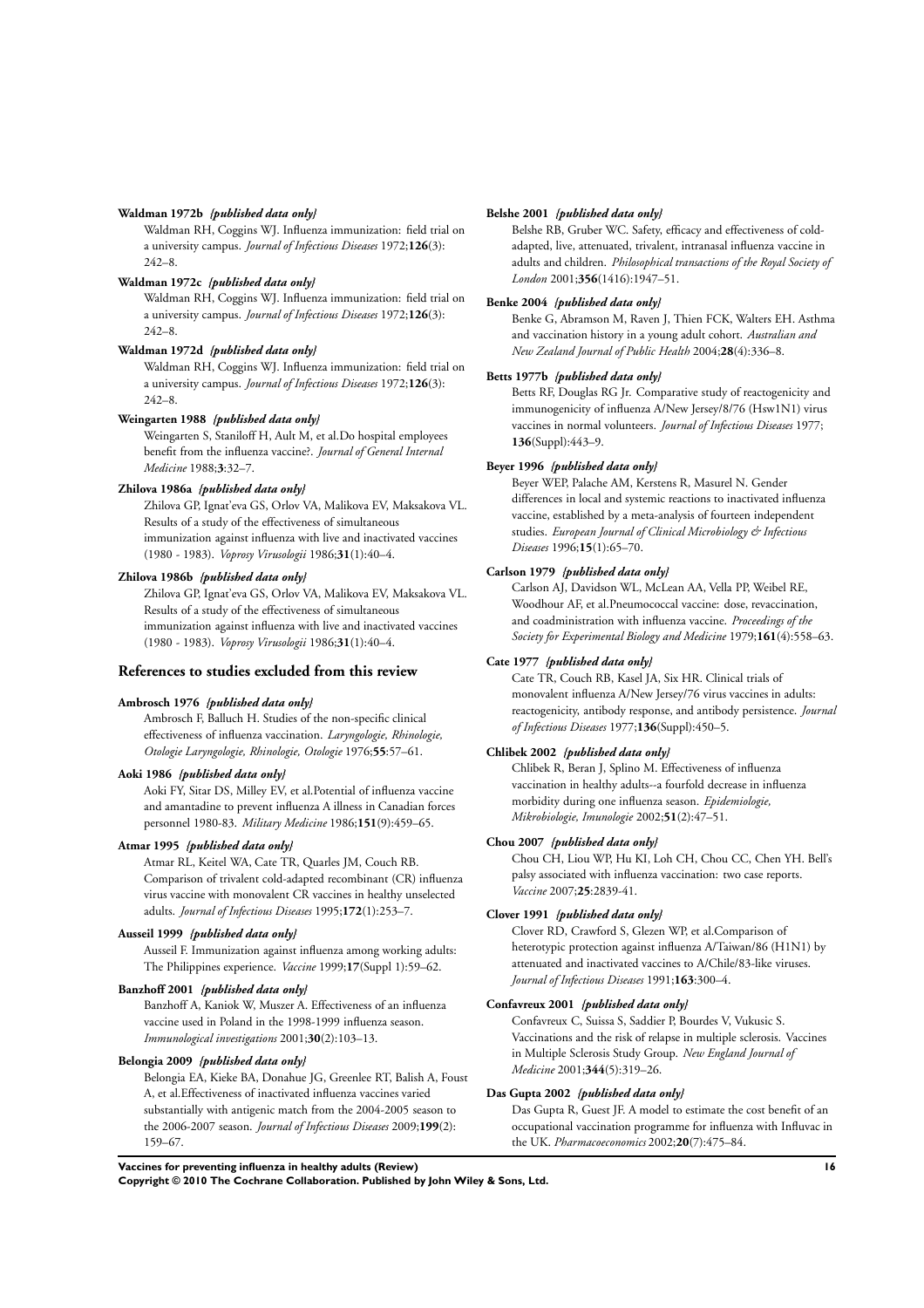**Waldman 1972b** *{published data only}*

Waldman RH, Coggins WJ. Influenza immunization: field trial on a university campus. *Journal of Infectious Diseases* 1972;**126**(3): 242–8.

**Waldman 1972c** *{published data only}*

Waldman RH, Coggins WJ. Influenza immunization: field trial on a university campus. *Journal of Infectious Diseases* 1972;**126**(3): 242–8.

**Waldman 1972d** *{published data only}*

Waldman RH, Coggins WJ. Influenza immunization: field trial on a university campus. *Journal of Infectious Diseases* 1972;**126**(3): 242–8.

**Weingarten 1988** *{published data only}*

Weingarten S, Staniloff H, Ault M, et al.Do hospital employees benefit from the influenza vaccine?. *Journal of General Internal Medicine* 1988;**3**:32–7.

**Zhilova 1986a** *{published data only}*

Zhilova GP, Ignat'eva GS, Orlov VA, Malikova EV, Maksakova VL. Results of a study of the effectiveness of simultaneous immunization against influenza with live and inactivated vaccines (1980 - 1983). *Voprosy Virusologii* 1986;**31**(1):40–4.

**Zhilova 1986b** *{published data only}*

Zhilova GP, Ignat'eva GS, Orlov VA, Malikova EV, Maksakova VL. Results of a study of the effectiveness of simultaneous immunization against influenza with live and inactivated vaccines (1980 - 1983). *Voprosy Virusologii* 1986;**31**(1):40–4.

## References to studies excluded from this review

**Ambrosch 1976** *{published data only}*

Ambrosch F, Balluch H. Studies of the non-specific clinical effectiveness of influenza vaccination. *Laryngologie, Rhinologie, Otologie Laryngologie, Rhinologie, Otologie* 1976;**55**:57–61.

**Aoki 1986** *{published data only}*

Aoki FY, Sitar DS, Milley EV, et al.Potential of influenza vaccine and amantadine to prevent influenza A illness in Canadian forces personnel 1980-83. *Military Medicine* 1986;**151**(9):459–65.

**Atmar 1995** *{published data only}*

Atmar RL, Keitel WA, Cate TR, Quarles JM, Couch RB. Comparison of trivalent cold-adapted recombinant (CR) influenza virus vaccine with monovalent CR vaccines in healthy unselected adults. *Journal of Infectious Diseases* 1995;**172**(1):253–7.

**Ausseil 1999** *{published data only}*

Ausseil F. Immunization against influenza among working adults: The Philippines experience. *Vaccine* 1999;**17**(Suppl 1):59–62.

**Banzhoff 2001** *{published data only}*

Banzhoff A, Kaniok W, Muszer A. Effectiveness of an influenza vaccine used in Poland in the 1998-1999 influenza season. *Immunological investigations* 2001;**30**(2):103–13.

**Belongia 2009** *{published data only}*

Belongia EA, Kieke BA, Donahue JG, Greenlee RT, Balish A, Foust A, et al.Effectiveness of inactivated influenza vaccines varied substantially with antigenic match from the 2004-2005 season to the 2006-2007 season. *Journal of Infectious Diseases* 2009;**199**(2): 159–67.

**Belshe 2001** *{published data only}*

Belshe RB, Gruber WC. Safety, efficacy and effectiveness of cold-adapted, live, attenuated, trivalent, intranasal influenza vaccine in adults and children. *Philosophical transactions of the Royal Society of London* 2001;**356**(1416):1947–51.

**Benke 2004** *{published data only}*

Benke G, Abramson M, Raven J, Thien FCK, Walters EH. Asthma and vaccination history in a young adult cohort. *Australian and New Zealand Journal of Public Health* 2004;**28**(4):336–8.

**Betts 1977b** *{published data only}*

Betts RF, Douglas RG Jr. Comparative study of reactogenicity and immunogenicity of influenza A/New Jersey/8/76 (Hsw1N1) virus vaccines in normal volunteers. *Journal of Infectious Diseases* 1977; **136**(Suppl):443–9.

**Beyer 1996** *{published data only}*

Beyer WEP, Palache AM, Kerstens R, Masurel N. Gender differences in local and systemic reactions to inactivated influenza vaccine, established by a meta-analysis of fourteen independent studies. *European Journal of Clinical Microbiology & Infectious Diseases* 1996;**15**(1):65–70.

**Carlson 1979** *{published data only}*

Carlson AJ, Davidson WL, McLean AA, Vella PP, Weibel RE, Woodhour AF, et al.Pneumococcal vaccine: dose, revaccination, and coadministration with influenza vaccine. *Proceedings of the Society for Experimental Biology and Medicine* 1979;**161**(4):558–63.

**Cate 1977** *{published data only}*

Cate TR, Couch RB, Kasel JA, Six HR. Clinical trials of monovalent influenza A/New Jersey/76 virus vaccines in adults: reactogenicity, antibody response, and antibody persistence. *Journal of Infectious Diseases* 1977;**136**(Suppl):450–5.

**Chlibek 2002** *{published data only}*

Chlibek R, Beran J, Splino M. Effectiveness of influenza vaccination in healthy adults--a fourfold decrease in influenza morbidity during one influenza season. *Epidemiologie, Mikrobiologie, Imunologie* 2002;**51**(2):47–51.

**Chou 2007** *{published data only}*

Chou CH, Liou WP, Hu KI, Loh CH, Chou CC, Chen YH. Bell's palsy associated with influenza vaccination: two case reports. *Vaccine* 2007;**25**:2839-41.

**Clover 1991** *{published data only}*

Clover RD, Crawford S, Glezen WP, et al.Comparison of heterotypic protection against influenza A/Taiwan/86 (H1N1) by attenuated and inactivated vaccines to A/Chile/83-like viruses. *Journal of Infectious Diseases* 1991;**163**:300–4.

**Confavreux 2001** *{published data only}*

Confavreux C, Suissa S, Saddier P, Bourdes V, Vukusic S. Vaccinations and the risk of relapse in multiple sclerosis. Vaccines in Multiple Sclerosis Study Group. *New England Journal of Medicine* 2001;**344**(5):319–26.

**Das Gupta 2002** *{published data only}*

Das Gupta R, Guest JF. A model to estimate the cost benefit of an occupational vaccination programme for influenza with Influvac in the UK. *Pharmacoeconomics* 2002;**20**(7):475–84.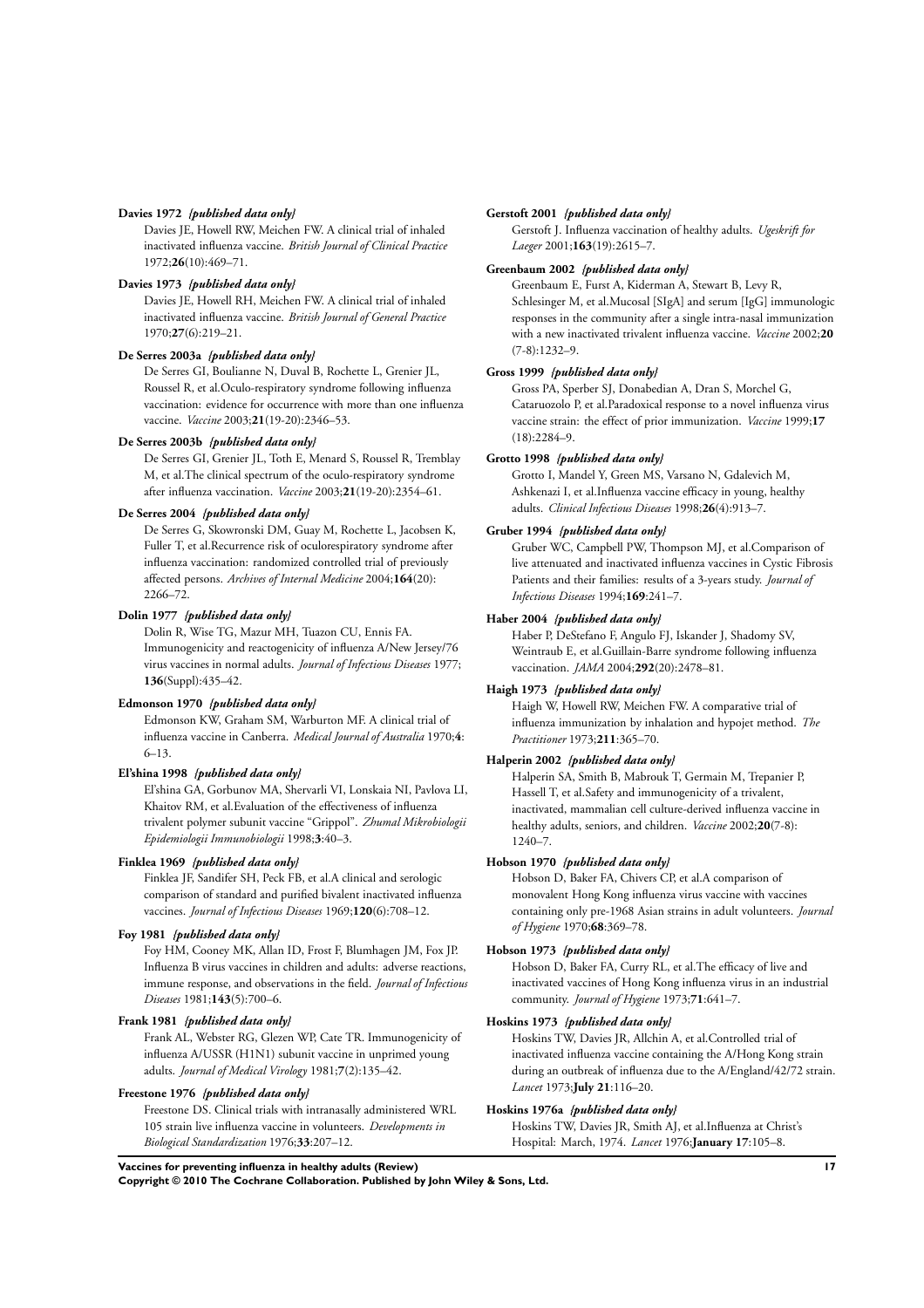**Davies 1972** *{published data only}*

Davies JE, Howell RW, Meichen FW. A clinical trial of inhaled inactivated influenza vaccine. *British Journal of Clinical Practice* 1972;**26**(10):469–71.

**Davies 1973** *{published data only}*

Davies JE, Howell RH, Meichen FW. A clinical trial of inhaled inactivated influenza vaccine. *British Journal of General Practice* 1970;**27**(6):219–21.

**De Serres 2003a** *{published data only}*

De Serres GI, Boulianne N, Duval B, Rochette L, Grenier JL, Roussel R, et al.Oculo-respiratory syndrome following influenza vaccination: evidence for occurrence with more than one influenza vaccine. *Vaccine* 2003;**21**(19-20):2346–53.

**De Serres 2003b** *{published data only}*

De Serres GI, Grenier JL, Toth E, Menard S, Roussel R, Tremblay M, et al.The clinical spectrum of the oculo-respiratory syndrome after influenza vaccination. *Vaccine* 2003;**21**(19-20):2354–61.

**De Serres 2004** *{published data only}*

De Serres G, Skowronski DM, Guay M, Rochette L, Jacobsen K, Fuller T, et al.Recurrence risk of oculorespiratory syndrome after influenza vaccination: randomized controlled trial of previously affected persons. *Archives of Internal Medicine* 2004;**164**(20): 2266–72.

**Dolin 1977** *{published data only}*

Dolin R, Wise TG, Mazur MH, Tuazon CU, Ennis FA. Immunogenicity and reactogenicity of influenza A/New Jersey/76 virus vaccines in normal adults. *Journal of Infectious Diseases* 1977; **136**(Suppl):435–42.

**Edmonson 1970** *{published data only}*

Edmonson KW, Graham SM, Warburton MF. A clinical trial of influenza vaccine in Canberra. *Medical Journal of Australia* 1970;**4**: 6–13.

**El'shina 1998** *{published data only}*

El'shina GA, Gorbunov MA, Shervarli VI, Lonskaia NI, Pavlova LI, Khaitov RM, et al.Evaluation of the effectiveness of influenza trivalent polymer subunit vaccine "Grippol". *Zhurnal Mikrobiologii Epidemiologii Immunobiologii* 1998;**3**:40–3.

**Finklea 1969** *{published data only}*

Finklea JF, Sandifer SH, Peck FB, et al.A clinical and serologic comparison of standard and purified bivalent inactivated influenza vaccines. *Journal of Infectious Diseases* 1969;**120**(6):708–12.

**Foy 1981** *{published data only}*

Foy HM, Cooney MK, Allan ID, Frost F, Blumhagen JM, Fox JP. Influenza B virus vaccines in children and adults: adverse reactions, immune response, and observations in the field. *Journal of Infectious Diseases* 1981;**143**(5):700–6.

**Frank 1981** *{published data only}*

Frank AL, Webster RG, Glezen WP, Cate TR. Immunogenicity of influenza A/USSR (H1N1) subunit vaccine in unprimed young adults. *Journal of Medical Virology* 1981;**7**(2):135–42.

**Freestone 1976** *{published data only}*

Freestone DS. Clinical trials with intranasally administered WRL 105 strain live influenza vaccine in volunteers. *Developments in Biological Standardization* 1976;**33**:207–12.

**Gerstoft 2001** *{published data only}*

Gerstoft J. Influenza vaccination of healthy adults. *Ugeskrift for Laeger* 2001;**163**(19):2615–7.

**Greenbaum 2002** *{published data only}*

Greenbaum E, Furst A, Kiderman A, Stewart B, Levy R, Schlesinger M, et al.Mucosal [SIgA] and serum [IgG] immunologic responses in the community after a single intra-nasal immunization with a new inactivated trivalent influenza vaccine. *Vaccine* 2002;**20** (7-8):1232–9.

**Gross 1999** *{published data only}*

Gross PA, Sperber SJ, Donabedian A, Dran S, Morchel G, Cataruozolo P, et al.Paradoxical response to a novel influenza virus vaccine strain: the effect of prior immunization. *Vaccine* 1999;**17** (18):2284–9.

**Grotto 1998** *{published data only}*

Grotto I, Mandel Y, Green MS, Varsano N, Gdalevich M, Ashkenazi I, et al.Influenza vaccine efficacy in young, healthy adults. *Clinical Infectious Diseases* 1998;**26**(4):913–7.

**Gruber 1994** *{published data only}*

Gruber WC, Campbell PW, Thompson MJ, et al.Comparison of live attenuated and inactivated influenza vaccines in Cystic Fibrosis Patients and their families: results of a 3-years study. *Journal of Infectious Diseases* 1994;**169**:241–7.

**Haber 2004** *{published data only}*

Haber P, DeStefano F, Angulo FJ, Iskander J, Shadomy SV, Weintraub E, et al.Guillain-Barre syndrome following influenza vaccination. *JAMA* 2004;**292**(20):2478–81.

**Haigh 1973** *{published data only}*

Haigh W, Howell RW, Meichen FW. A comparative trial of influenza immunization by inhalation and hypojet method. *The Practitioner* 1973;**211**:365–70.

**Halperin 2002** *{published data only}*

Halperin SA, Smith B, Mabrouk T, Germain M, Trepanier P, Hassell T, et al.Safety and immunogenicity of a trivalent, inactivated, mammalian cell culture-derived influenza vaccine in healthy adults, seniors, and children. *Vaccine* 2002;**20**(7-8): 1240–7.

**Hobson 1970** *{published data only}*

Hobson D, Baker FA, Chivers CP, et al.A comparison of monovalent Hong Kong influenza virus vaccine with vaccines containing only pre-1968 Asian strains in adult volunteers. *Journal of Hygiene* 1970;**68**:369–78.

**Hobson 1973** *{published data only}*

Hobson D, Baker FA, Curry RL, et al.The efficacy of live and inactivated vaccines of Hong Kong influenza virus in an industrial community. *Journal of Hygiene* 1973;**71**:641–7.

**Hoskins 1973** *{published data only}*

Hoskins TW, Davies JR, Allchin A, et al.Controlled trial of inactivated influenza vaccine containing the A/Hong Kong strain during an outbreak of influenza due to the A/England/42/72 strain. *Lancet* 1973;**July 21**:116–20.

**Hoskins 1976a** *{published data only}*

Hoskins TW, Davies JR, Smith AJ, et al.Influenza at Christ's Hospital: March, 1974. *Lancet* 1976;**January 17**:105–8.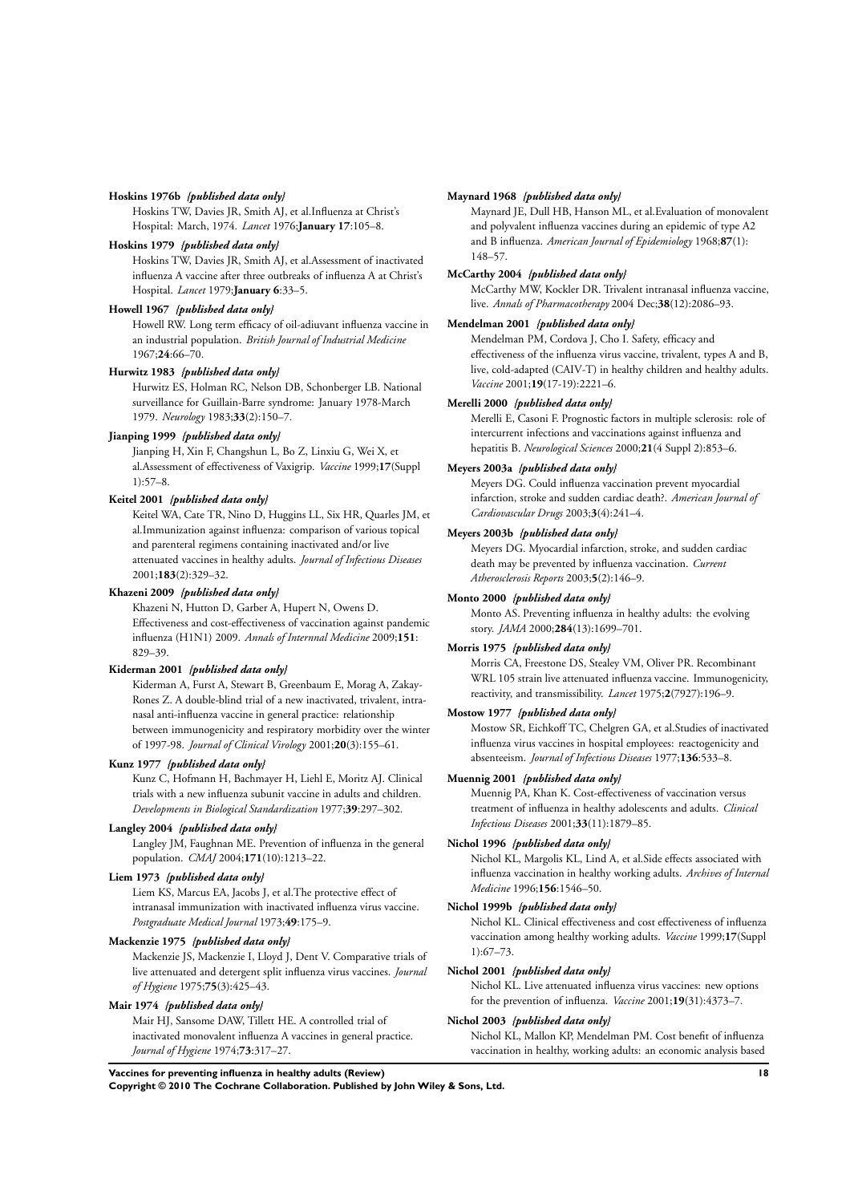**Hoskins 1976b** *{published data only}*

Hoskins TW, Davies JR, Smith AJ, et al.Influenza at Christ's Hospital: March, 1974. *Lancet* 1976;**January 17**:105–8.

**Hoskins 1979** *{published data only}*

Hoskins TW, Davies JR, Smith AJ, et al.Assessment of inactivated influenza A vaccine after three outbreaks of influenza A at Christ's Hospital. *Lancet* 1979;**January 6**:33–5.

**Howell 1967** *{published data only}*

Howell RW. Long term efficacy of oil-adiuvant influenza vaccine in an industrial population. *British Journal of Industrial Medicine* 1967;**24**:66–70.

**Hurwitz 1983** *{published data only}*

Hurwitz ES, Holman RC, Nelson DB, Schonberger LB. National surveillance for Guillain-Barre syndrome: January 1978-March 1979. *Neurology* 1983;**33**(2):150–7.

**Jianping 1999** *{published data only}*

Jianping H, Xin F, Changshun L, Bo Z, Linxiu G, Wei X, et al.Assessment of effectiveness of Vaxigrip. *Vaccine* 1999;**17**(Suppl 1):57–8.

**Keitel 2001** *{published data only}*

Keitel WA, Cate TR, Nino D, Huggins LL, Six HR, Quarles JM, et al.Immunization against influenza: comparison of various topical and parenteral regimens containing inactivated and/or live attenuated vaccines in healthy adults. *Journal of Infectious Diseases* 2001;**183**(2):329–32.

**Khazeni 2009** *{published data only}*

Khazeni N, Hutton D, Garber A, Hupert N, Owens D. Effectiveness and cost-effectiveness of vaccination against pandemic influenza (H1N1) 2009. *Annals of Internnal Medicine* 2009;**151**: 829–39.

**Kiderman 2001** *{published data only}*

Kiderman A, Furst A, Stewart B, Greenbaum E, Morag A, Zakay-Rones Z. A double-blind trial of a new inactivated, trivalent, intra-nasal anti-influenza vaccine in general practice: relationship between immunogenicity and respiratory morbidity over the winter of 1997-98. *Journal of Clinical Virology* 2001;**20**(3):155–61.

**Kunz 1977** *{published data only}*

Kunz C, Hofmann H, Bachmayer H, Liehl E, Moritz AJ. Clinical trials with a new influenza subunit vaccine in adults and children. *Developments in Biological Standardization* 1977;**39**:297–302.

**Langley 2004** *{published data only}*

Langley JM, Faughnan ME. Prevention of influenza in the general population. *CMAJ* 2004;**171**(10):1213–22.

**Liem 1973** *{published data only}*

Liem KS, Marcus EA, Jacobs J, et al.The protective effect of intranasal immunization with inactivated influenza virus vaccine. *Postgraduate Medical Journal* 1973;**49**:175–9.

**Mackenzie 1975** *{published data only}*

Mackenzie JS, Mackenzie I, Lloyd J, Dent V. Comparative trials of live attenuated and detergent split influenza virus vaccines. *Journal of Hygiene* 1975;**75**(3):425–43.

**Mair 1974** *{published data only}*

Mair HJ, Sansome DAW, Tillett HE. A controlled trial of inactivated monovalent influenza A vaccines in general practice. *Journal of Hygiene* 1974;**73**:317–27.

**Maynard 1968** *{published data only}*

Maynard JE, Dull HB, Hanson ML, et al.Evaluation of monovalent and polyvalent influenza vaccines during an epidemic of type A2 and B influenza. *American Journal of Epidemiology* 1968;**87**(1): 148–57.

**McCarthy 2004** *{published data only}*

McCarthy MW, Kockler DR. Trivalent intranasal influenza vaccine, live. *Annals of Pharmacotherapy* 2004 Dec;**38**(12):2086–93.

**Mendelman 2001** *{published data only}*

Mendelman PM, Cordova J, Cho I. Safety, efficacy and effectiveness of the influenza virus vaccine, trivalent, types A and B, live, cold-adapted (CAIV-T) in healthy children and healthy adults. *Vaccine* 2001;**19**(17-19):2221–6.

**Merelli 2000** *{published data only}*

Merelli E, Casoni F. Prognostic factors in multiple sclerosis: role of intercurrent infections and vaccinations against influenza and hepatitis B. *Neurological Sciences* 2000;**21**(4 Suppl 2):853–6.

**Meyers 2003a** *{published data only}*

Meyers DG. Could influenza vaccination prevent myocardial infarction, stroke and sudden cardiac death?. *American Journal of Cardiovascular Drugs* 2003;**3**(4):241–4.

**Meyers 2003b** *{published data only}*

Meyers DG. Myocardial infarction, stroke, and sudden cardiac death may be prevented by influenza vaccination. *Current Atherosclerosis Reports* 2003;**5**(2):146–9.

**Monto 2000** *{published data only}*

Monto AS. Preventing influenza in healthy adults: the evolving story. *JAMA* 2000;**284**(13):1699–701.

**Morris 1975** *{published data only}*

Morris CA, Freestone DS, Stealey VM, Oliver PR. Recombinant WRL 105 strain live attenuated influenza vaccine. Immunogenicity, reactivity, and transmissibility. *Lancet* 1975;**2**(7927):196–9.

**Mostow 1977** *{published data only}*

Mostow SR, Eichkoff TC, Chelgren GA, et al.Studies of inactivated influenza virus vaccines in hospital employees: reactogenicity and absenteeism. *Journal of Infectious Diseases* 1977;**136**:533–8.

**Muennig 2001** *{published data only}*

Muennig PA, Khan K. Cost-effectiveness of vaccination versus treatment of influenza in healthy adolescents and adults. *Clinical Infectious Diseases* 2001;**33**(11):1879–85.

**Nichol 1996** *{published data only}*

Nichol KL, Margolis KL, Lind A, et al.Side effects associated with influenza vaccination in healthy working adults. *Archives of Internal Medicine* 1996;**156**:1546–50.

**Nichol 1999b** *{published data only}*

Nichol KL. Clinical effectiveness and cost effectiveness of influenza vaccination among healthy working adults. *Vaccine* 1999;**17**(Suppl 1):67–73.

**Nichol 2001** *{published data only}*

Nichol KL. Live attenuated influenza virus vaccines: new options for the prevention of influenza. *Vaccine* 2001;**19**(31):4373–7.

**Nichol 2003** *{published data only}*

Nichol KL, Mallon KP, Mendelman PM. Cost benefit of influenza vaccination in healthy, working adults: an economic analysis based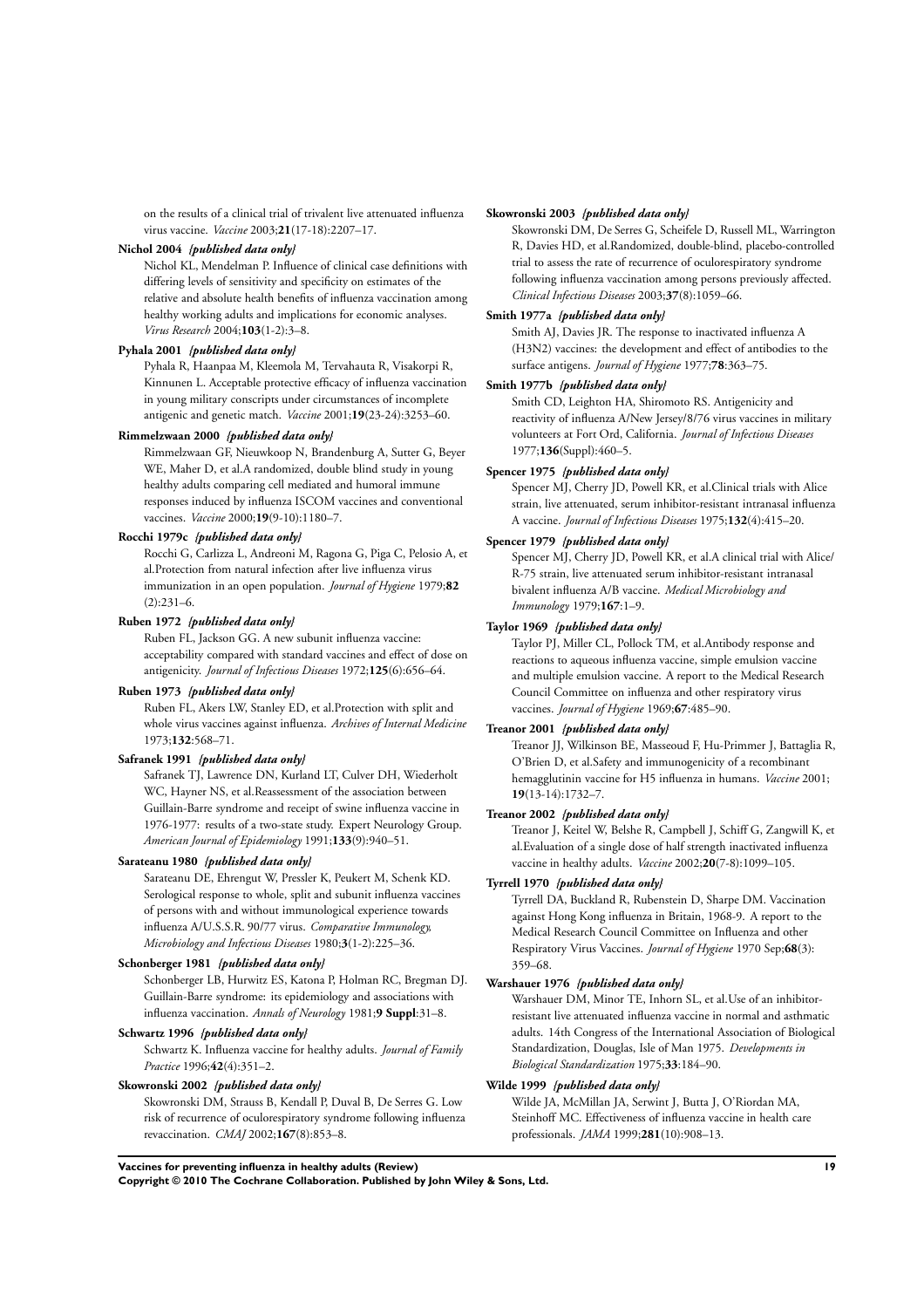on the results of a clinical trial of trivalent live attenuated influenza virus vaccine. *Vaccine* 2003;**21**(17-18):2207–17.

**Nichol 2004** *{published data only}*

Nichol KL, Mendelman P. Influence of clinical case definitions with differing levels of sensitivity and specificity on estimates of the relative and absolute health benefits of influenza vaccination among healthy working adults and implications for economic analyses. *Virus Research* 2004;**103**(1-2):3–8.

**Pyhala 2001** *{published data only}*

Pyhala R, Haanpaa M, Kleemola M, Tervahauta R, Visakorpi R, Kinnunen L. Acceptable protective efficacy of influenza vaccination in young military conscripts under circumstances of incomplete antigenic and genetic match. *Vaccine* 2001;**19**(23-24):3253–60.

**Rimmelzwaan 2000** *{published data only}*

Rimmelzwaan GF, Nieuwkoop N, Brandenburg A, Sutter G, Beyer WE, Maher D, et al.A randomized, double blind study in young healthy adults comparing cell mediated and humoral immune responses induced by influenza ISCOM vaccines and conventional vaccines. *Vaccine* 2000;**19**(9-10):1180–7.

**Rocchi 1979c** *{published data only}*

Rocchi G, Carlizza L, Andreoni M, Ragona G, Piga C, Pelosio A, et al.Protection from natural infection after live influenza virus immunization in an open population. *Journal of Hygiene* 1979;**82**(2):231–6.

**Ruben 1972** *{published data only}*

Ruben FL, Jackson GG. A new subunit influenza vaccine: acceptability compared with standard vaccines and effect of dose on antigenicity. *Journal of Infectious Diseases* 1972;**125**(6):656–64.

**Ruben 1973** *{published data only}*

Ruben FL, Akers LW, Stanley ED, et al.Protection with split and whole virus vaccines against influenza. *Archives of Internal Medicine* 1973;**132**:568–71.

**Safranek 1991** *{published data only}*

Safranek TJ, Lawrence DN, Kurland LT, Culver DH, Wiederholt WC, Hayner NS, et al.Reassessment of the association between Guillain-Barre syndrome and receipt of swine influenza vaccine in 1976-1977: results of a two-state study. Expert Neurology Group. *American Journal of Epidemiology* 1991;**133**(9):940–51.

**Sarateanu 1980** *{published data only}*

Sarateanu DE, Ehrengut W, Pressler K, Peukert M, Schenk KD. Serological response to whole, split and subunit influenza vaccines of persons with and without immunological experience towards influenza A/U.S.S.R. 90/77 virus. *Comparative Immunology, Microbiology and Infectious Diseases* 1980;**3**(1-2):225–36.

**Schonberger 1981** *{published data only}*

Schonberger LB, Hurwitz ES, Katona P, Holman RC, Bregman DJ. Guillain-Barre syndrome: its epidemiology and associations with influenza vaccination. *Annals of Neurology* 1981;**9 Suppl**:31–8.

**Schwartz 1996** *{published data only}*

Schwartz K. Influenza vaccine for healthy adults. *Journal of Family Practice* 1996;**42**(4):351–2.

**Skowronski 2002** *{published data only}*

Skowronski DM, Strauss B, Kendall P, Duval B, De Serres G. Low risk of recurrence of oculorespiratory syndrome following influenza revaccination. *CMAJ* 2002;**167**(8):853–8.

**Skowronski 2003** *{published data only}*

Skowronski DM, De Serres G, Scheifele D, Russell ML, Warrington R, Davies HD, et al.Randomized, double-blind, placebo-controlled trial to assess the rate of recurrence of oculorespiratory syndrome following influenza vaccination among persons previously affected. *Clinical Infectious Diseases* 2003;**37**(8):1059–66.

**Smith 1977a** *{published data only}*

Smith AJ, Davies JR. The response to inactivated influenza A (H3N2) vaccines: the development and effect of antibodies to the surface antigens. *Journal of Hygiene* 1977;**78**:363–75.

**Smith 1977b** *{published data only}*

Smith CD, Leighton HA, Shiromoto RS. Antigenicity and reactivity of influenza A/New Jersey/8/76 virus vaccines in military volunteers at Fort Ord, California. *Journal of Infectious Diseases* 1977;**136**(Suppl):460–5.

**Spencer 1975** *{published data only}*

Spencer MJ, Cherry JD, Powell KR, et al.Clinical trials with Alice strain, live attenuated, serum inhibitor-resistant intranasal influenza A vaccine. *Journal of Infectious Diseases* 1975;**132**(4):415–20.

**Spencer 1979** *{published data only}*

Spencer MJ, Cherry JD, Powell KR, et al.A clinical trial with Alice/R-75 strain, live attenuated serum inhibitor-resistant intranasal bivalent influenza A/B vaccine. *Medical Microbiology and Immunology* 1979;**167**:1–9.

**Taylor 1969** *{published data only}*

Taylor PJ, Miller CL, Pollock TM, et al.Antibody response and reactions to aqueous influenza vaccine, simple emulsion vaccine and multiple emulsion vaccine. A report to the Medical Research Council Committee on influenza and other respiratory virus vaccines. *Journal of Hygiene* 1969;**67**:485–90.

**Treanor 2001** *{published data only}*

Treanor JJ, Wilkinson BE, Masseoud F, Hu-Primmer J, Battaglia R, O'Brien D, et al.Safety and immunogenicity of a recombinant hemagglutinin vaccine for H5 influenza in humans. *Vaccine* 2001;**19**(13-14):1732–7.

**Treanor 2002** *{published data only}*

Treanor J, Keitel W, Belshe R, Campbell J, Schiff G, Zangwill K, et al.Evaluation of a single dose of half strength inactivated influenza vaccine in healthy adults. *Vaccine* 2002;**20**(7-8):1099–105.

**Tyrrell 1970** *{published data only}*

Tyrrell DA, Buckland R, Rubenstein D, Sharpe DM. Vaccination against Hong Kong influenza in Britain, 1968-9. A report to the Medical Research Council Committee on Influenza and other Respiratory Virus Vaccines. *Journal of Hygiene* 1970 Sep;**68**(3):359–68.

**Warshauer 1976** *{published data only}*

Warshauer DM, Minor TE, Inhorn SL, et al.Use of an inhibitor-resistant live attenuated influenza vaccine in normal and asthmatic adults. 14th Congress of the International Association of Biological Standardization, Douglas, Isle of Man 1975. *Developments in Biological Standardization* 1975;**33**:184–90.

**Wilde 1999** *{published data only}*

Wilde JA, McMillan JA, Serwint J, Butta J, O'Riordan MA, Steinhoff MC. Effectiveness of influenza vaccine in health care professionals. *JAMA* 1999;**281**(10):908–13.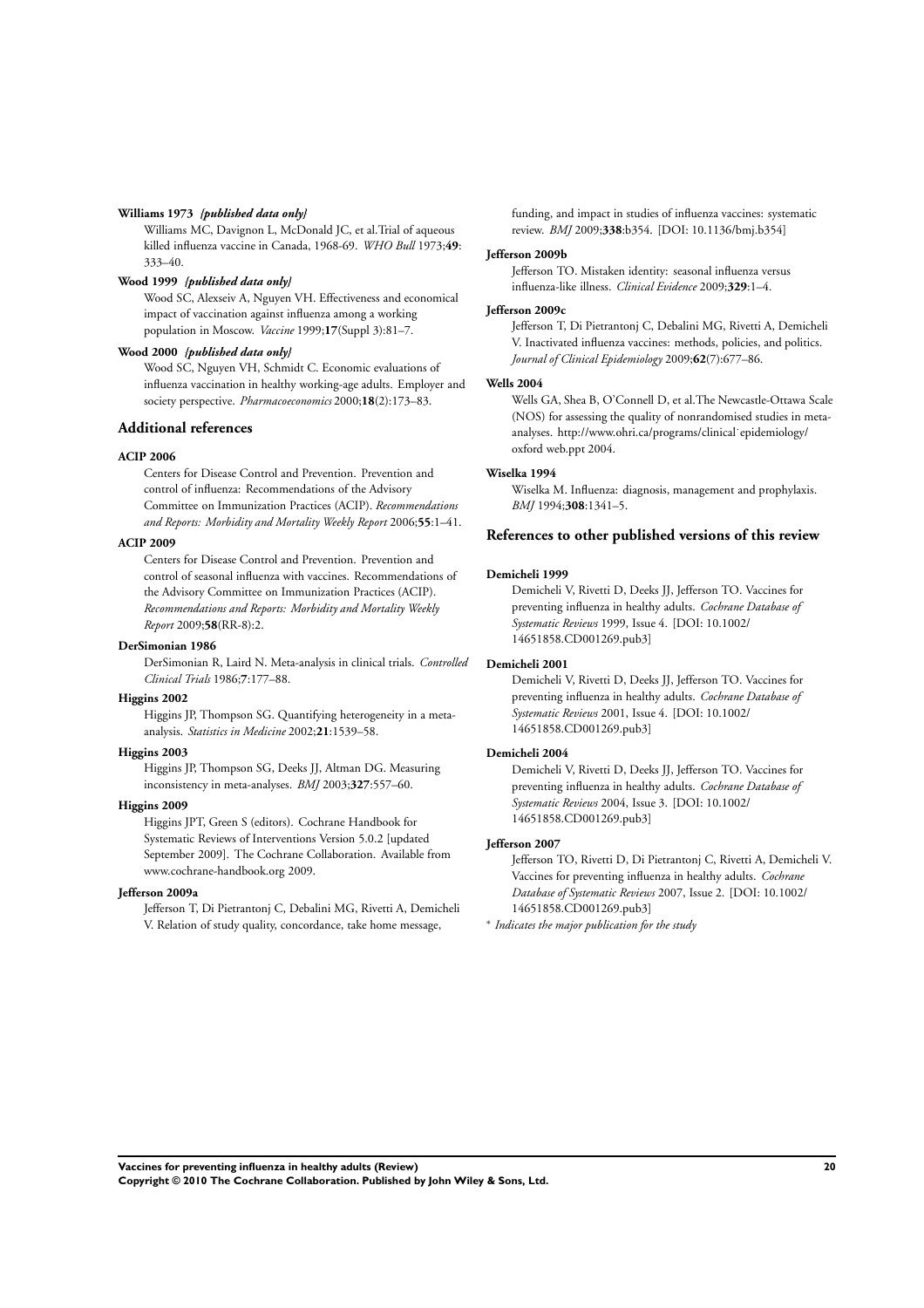**Williams 1973** *{published data only}*

Williams MC, Davignon L, McDonald JC, et al.Trial of aqueous killed influenza vaccine in Canada, 1968-69. *WHO Bull* 1973;**49**: 333–40.

**Wood 1999** *{published data only}*

Wood SC, Alexseiv A, Nguyen VH. Effectiveness and economical impact of vaccination against influenza among a working population in Moscow. *Vaccine* 1999;**17**(Suppl 3):81–7.

**Wood 2000** *{published data only}*

Wood SC, Nguyen VH, Schmidt C. Economic evaluations of influenza vaccination in healthy working-age adults. Employer and society perspective. *Pharmacoeconomics* 2000;**18**(2):173–83.

## Additional references

**ACIP 2006**

Centers for Disease Control and Prevention. Prevention and control of influenza: Recommendations of the Advisory Committee on Immunization Practices (ACIP). *Recommendations and Reports: Morbidity and Mortality Weekly Report* 2006;**55**:1–41.

**ACIP 2009**

Centers for Disease Control and Prevention. Prevention and control of seasonal influenza with vaccines. Recommendations of the Advisory Committee on Immunization Practices (ACIP). *Recommendations and Reports: Morbidity and Mortality Weekly Report* 2009;**58**(RR-8):2.

**DerSimonian 1986**

DerSimonian R, Laird N. Meta-analysis in clinical trials. *Controlled Clinical Trials* 1986;**7**:177–88.

**Higgins 2002**

Higgins JP, Thompson SG. Quantifying heterogeneity in a meta-analysis. *Statistics in Medicine* 2002;**21**:1539–58.

**Higgins 2003**

Higgins JP, Thompson SG, Deeks JJ, Altman DG. Measuring inconsistency in meta-analyses. *BMJ* 2003;**327**:557–60.

**Higgins 2009**

Higgins JPT, Green S (editors). Cochrane Handbook for Systematic Reviews of Interventions Version 5.0.2 [updated September 2009]. The Cochrane Collaboration. Available from www.cochrane-handbook.org 2009.

**Jefferson 2009a**

Jefferson T, Di Pietrantonj C, Debalini MG, Rivetti A, Demicheli V. Relation of study quality, concordance, take home message, funding, and impact in studies of influenza vaccines: systematic review. *BMJ* 2009;**338**:b354. [DOI: 10.1136/bmj.b354]

**Jefferson 2009b**

Jefferson TO. Mistaken identity: seasonal influenza versus influenza-like illness. *Clinical Evidence* 2009;**329**:1–4.

**Jefferson 2009c**

Jefferson T, Di Pietrantonj C, Debalini MG, Rivetti A, Demicheli V. Inactivated influenza vaccines: methods, policies, and politics. *Journal of Clinical Epidemiology* 2009;**62**(7):677–86.

**Wells 2004**

Wells GA, Shea B, O'Connell D, et al.The Newcastle-Ottawa Scale (NOS) for assessing the quality of nonrandomised studies in meta-analyses. http://www.ohri.ca/programs/clinical˙epidemiology/oxford web.ppt 2004.

**Wiselka 1994**

Wiselka M. Influenza: diagnosis, management and prophylaxis. *BMJ* 1994;**308**:1341–5.

## References to other published versions of this review

**Demicheli 1999**

Demicheli V, Rivetti D, Deeks JJ, Jefferson TO. Vaccines for preventing influenza in healthy adults. *Cochrane Database of Systematic Reviews* 1999, Issue 4. [DOI: 10.1002/14651858.CD001269.pub3]

**Demicheli 2001**

Demicheli V, Rivetti D, Deeks JJ, Jefferson TO. Vaccines for preventing influenza in healthy adults. *Cochrane Database of Systematic Reviews* 2001, Issue 4. [DOI: 10.1002/14651858.CD001269.pub3]

**Demicheli 2004**

Demicheli V, Rivetti D, Deeks JJ, Jefferson TO. Vaccines for preventing influenza in healthy adults. *Cochrane Database of Systematic Reviews* 2004, Issue 3. [DOI: 10.1002/14651858.CD001269.pub3]

**Jefferson 2007**

Jefferson TO, Rivetti D, Di Pietrantonj C, Rivetti A, Demicheli V. Vaccines for preventing influenza in healthy adults. *Cochrane Database of Systematic Reviews* 2007, Issue 2. [DOI: 10.1002/14651858.CD001269.pub3]

\* *Indicates the major publication for the study*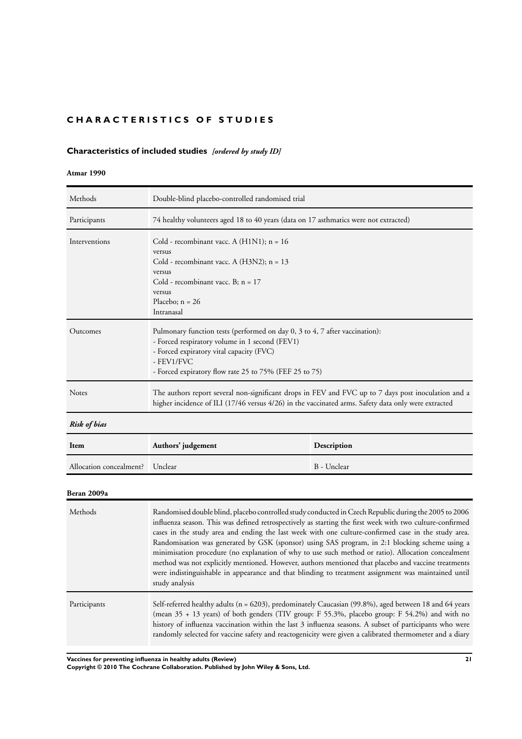# CHARACTERISTICS OF STUDIES

## Characteristics of included studies *[ordered by study ID]*

### Atmar 1990

| | |
|---|---|
| Methods | Double-blind placebo-controlled randomised trial |
| Participants | 74 healthy volunteers aged 18 to 40 years (data on 17 asthmatics were not extracted) |
| Interventions | Cold - recombinant vacc. A (H1N1); n = 16<br>versus<br>Cold - recombinant vacc. A (H3N2); n = 13<br>versus<br>Cold - recombinant vacc. B; n = 17<br>versus<br>Placebo; n = 26<br>Intranasal |
| Outcomes | Pulmonary function tests (performed on day 0, 3 to 4, 7 after vaccination):<br>- Forced respiratory volume in 1 second (FEV1)<br>- Forced expiratory vital capacity (FVC)<br>- FEV1/FVC<br>- Forced expiratory flow rate 25 to 75% (FEF 25 to 75) |
| Notes | The authors report several non-significant drops in FEV and FVC up to 7 days post inoculation and a higher incidence of ILI (17/46 versus 4/26) in the vaccinated arms. Safety data only were extracted |

***Risk of bias***

| Item | Authors' judgement | Description |
|---|---|---|
| Allocation concealment? | Unclear | B - Unclear |

### Beran 2009a

| | |
|---|---|
| Methods | Randomised double blind, placebo controlled study conducted in Czech Republic during the 2005 to 2006 influenza season. This was defined retrospectively as starting the first week with two culture-confirmed cases in the study area and ending the last week with one culture-confirmed case in the study area. Randomisation was generated by GSK (sponsor) using SAS program, in 2:1 blocking scheme using a minimisation procedure (no explanation of why to use such method or ratio). Allocation concealment method was not explicitly mentioned. However, authors mentioned that placebo and vaccine treatments were indistinguishable in appearance and that blinding to treatment assignment was maintained until study analysis |
| Participants | Self-referred healthy adults (n = 6203), predominately Caucasian (99.8%), aged between 18 and 64 years (mean 35 + 13 years) of both genders (TIV group: F 55.3%, placebo group: F 54.2%) and with no history of influenza vaccination within the last 3 influenza seasons. A subset of participants who were randomly selected for vaccine safety and reactogenicity were given a calibrated thermometer and a diary |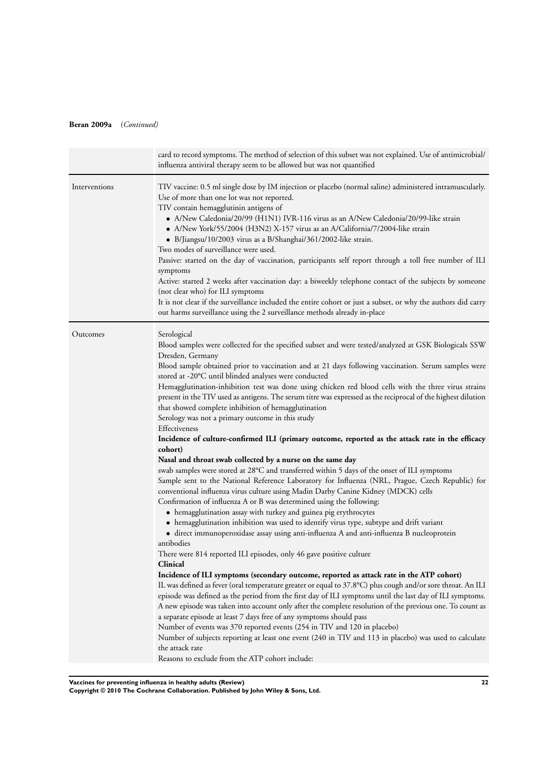**Beran 2009a** *(Continued)*

| | |
|---|---|
| | card to record symptoms. The method of selection of this subset was not explained. Use of antimicrobial/influenza antiviral therapy seem to be allowed but was not quantified |
| Interventions | TIV vaccine: 0.5 ml single dose by IM injection or placebo (normal saline) administered intramuscularly. Use of more than one lot was not reported.<br>TIV contain hemagglutinin antigens of<br>• A/New Caledonia/20/99 (H1N1) IVR-116 virus as an A/New Caledonia/20/99-like strain<br>• A/New York/55/2004 (H3N2) X-157 virus as an A/California/7/2004-like strain<br>• B/Jiangsu/10/2003 virus as a B/Shanghai/361/2002-like strain.<br>Two modes of surveillance were used.<br>Passive: started on the day of vaccination, participants self report through a toll free number of ILI symptoms<br>Active: started 2 weeks after vaccination day: a biweekly telephone contact of the subjects by someone (not clear who) for ILI symptoms<br>It is not clear if the surveillance included the entire cohort or just a subset, or why the authors did carry out harms surveillance using the 2 surveillance methods already in-place |
| Outcomes | Serological<br>Blood samples were collected for the specified subset and were tested/analyzed at GSK Biologicals SSW Dresden, Germany<br>Blood sample obtained prior to vaccination and at 21 days following vaccination. Serum samples were stored at -20°C until blinded analyses were conducted<br>Hemagglutination-inhibition test was done using chicken red blood cells with the three virus strains present in the TIV used as antigens. The serum titre was expressed as the reciprocal of the highest dilution that showed complete inhibition of hemagglutination<br>Serology was not a primary outcome in this study<br>Effectiveness<br>**Incidence of culture-confirmed ILI (primary outcome, reported as the attack rate in the efficacy cohort)**<br>**Nasal and throat swab collected by a nurse on the same day**<br>swab samples were stored at 28°C and transferred within 5 days of the onset of ILI symptoms<br>Sample sent to the National Reference Laboratory for Influenza (NRL, Prague, Czech Republic) for conventional influenza virus culture using Madin Darby Canine Kidney (MDCK) cells<br>Confirmation of influenza A or B was determined using the following:<br>• hemagglutination assay with turkey and guinea pig erythrocytes<br>• hemagglutination inhibition was used to identify virus type, subtype and drift variant<br>• direct immunoperoxidase assay using anti-influenza A and anti-influenza B nucleoprotein antibodies<br>There were 814 reported ILI episodes, only 46 gave positive culture<br>**Clinical**<br>**Incidence of ILI symptoms (secondary outcome, reported as attack rate in the ATP cohort)**<br>IL was defined as fever (oral temperature greater or equal to 37.8°C) plus cough and/or sore throat. An ILI episode was defined as the period from the first day of ILI symptoms until the last day of ILI symptoms. A new episode was taken into account only after the complete resolution of the previous one. To count as a separate episode at least 7 days free of any symptoms should pass<br>Number of events was 370 reported events (254 in TIV and 120 in placebo)<br>Number of subjects reporting at least one event (240 in TIV and 113 in placebo) was used to calculate the attack rate<br>Reasons to exclude from the ATP cohort include: |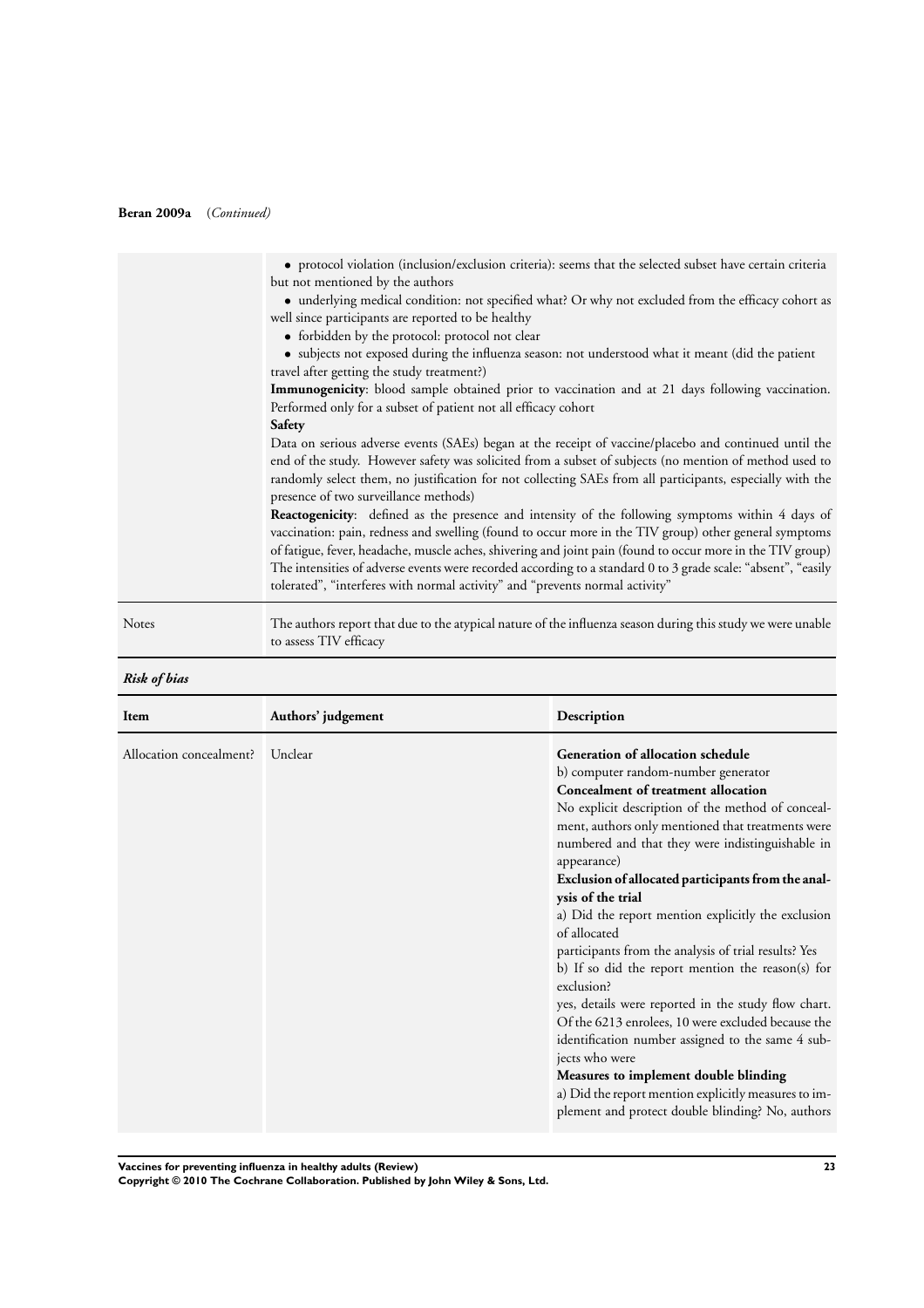**Beran 2009a** (*Continued*)

| | |
|---|---|
| | • protocol violation (inclusion/exclusion criteria): seems that the selected subset have certain criteria but not mentioned by the authors<br>• underlying medical condition: not specified what? Or why not excluded from the efficacy cohort as well since participants are reported to be healthy<br>• forbidden by the protocol: protocol not clear<br>• subjects not exposed during the influenza season: not understood what it meant (did the patient travel after getting the study treatment?)<br>**Immunogenicity**: blood sample obtained prior to vaccination and at 21 days following vaccination. Performed only for a subset of patient not all efficacy cohort<br>**Safety**<br>Data on serious adverse events (SAEs) began at the receipt of vaccine/placebo and continued until the end of the study. However safety was solicited from a subset of subjects (no mention of method used to randomly select them, no justification for not collecting SAEs from all participants, especially with the presence of two surveillance methods)<br>**Reactogenicity**: defined as the presence and intensity of the following symptoms within 4 days of vaccination: pain, redness and swelling (found to occur more in the TIV group) other general symptoms of fatigue, fever, headache, muscle aches, shivering and joint pain (found to occur more in the TIV group) The intensities of adverse events were recorded according to a standard 0 to 3 grade scale: "absent", "easily tolerated", "interferes with normal activity" and "prevents normal activity" |
| Notes | The authors report that due to the atypical nature of the influenza season during this study we were unable to assess TIV efficacy |

***Risk of bias***

| Item | Authors' judgement | Description |
|---|---|---|
| Allocation concealment? | Unclear | **Generation of allocation schedule**<br>b) computer random-number generator<br>**Concealment of treatment allocation**<br>No explicit description of the method of concealment, authors only mentioned that treatments were numbered and that they were indistinguishable in appearance)<br>**Exclusion of allocated participants from the analysis of the trial**<br>a) Did the report mention explicitly the exclusion of allocated<br>participants from the analysis of trial results? Yes<br>b) If so did the report mention the reason(s) for exclusion?<br>yes, details were reported in the study flow chart. Of the 6213 enrolees, 10 were excluded because the identification number assigned to the same 4 subjects who were<br>**Measures to implement double blinding**<br>a) Did the report mention explicitly measures to implement and protect double blinding? No, authors |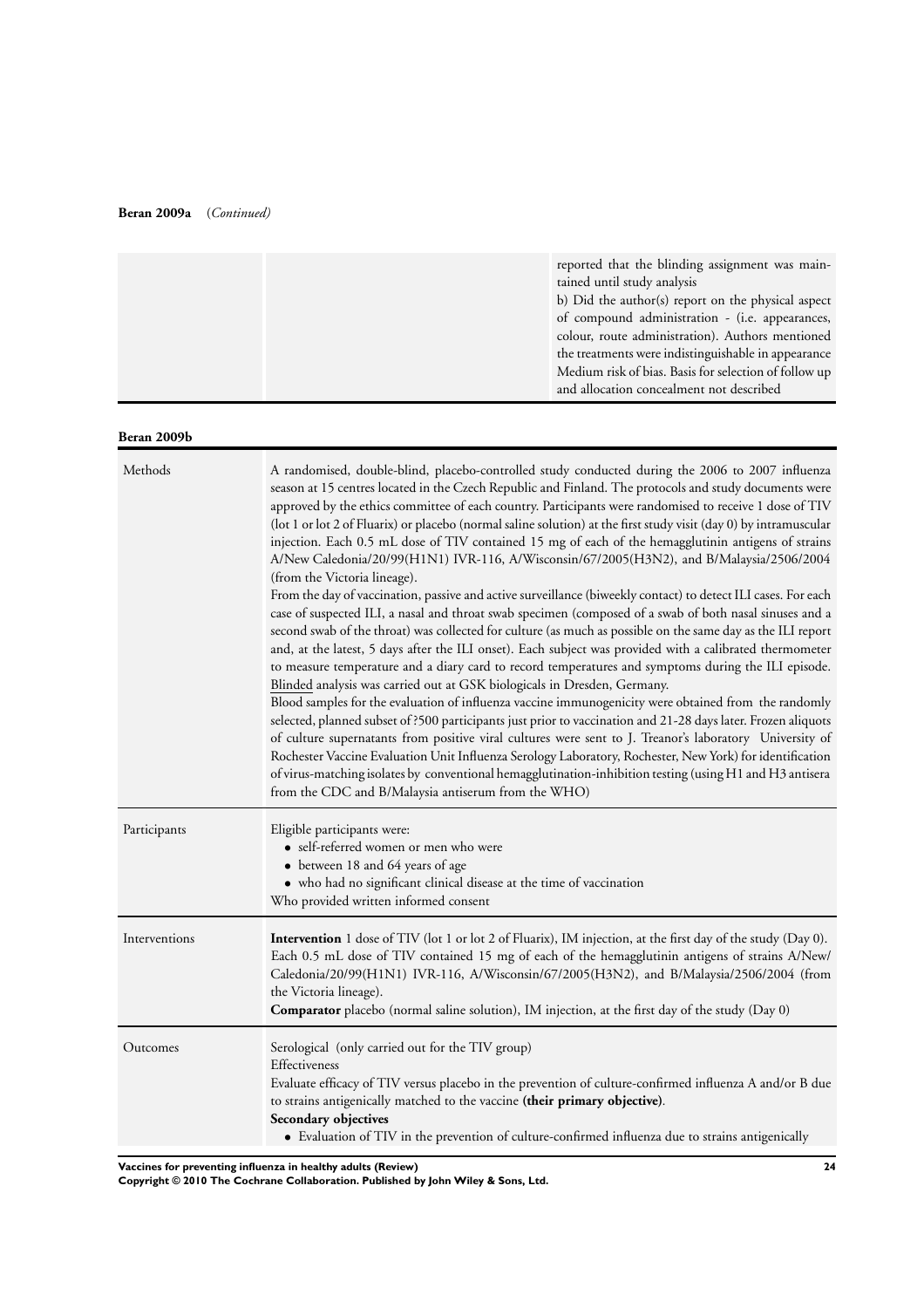**Beran 2009a** (*Continued*)

| | | |
|---|---|---|
| | | reported that the blinding assignment was maintained until study analysis<br>b) Did the author(s) report on the physical aspect of compound administration - (i.e. appearances, colour, route administration). Authors mentioned the treatments were indistinguishable in appearance<br>Medium risk of bias. Basis for selection of follow up and allocation concealment not described |

**Beran 2009b**

| | |
|---|---|
| Methods | A randomised, double-blind, placebo-controlled study conducted during the 2006 to 2007 influenza season at 15 centres located in the Czech Republic and Finland. The protocols and study documents were approved by the ethics committee of each country. Participants were randomised to receive 1 dose of TIV (lot 1 or lot 2 of Fluarix) or placebo (normal saline solution) at the first study visit (day 0) by intramuscular injection. Each 0.5 mL dose of TIV contained 15 mg of each of the hemagglutinin antigens of strains A/New Caledonia/20/99(H1N1) IVR-116, A/Wisconsin/67/2005(H3N2), and B/Malaysia/2506/2004 (from the Victoria lineage).<br>From the day of vaccination, passive and active surveillance (biweekly contact) to detect ILI cases. For each case of suspected ILI, a nasal and throat swab specimen (composed of a swab of both nasal sinuses and a second swab of the throat) was collected for culture (as much as possible on the same day as the ILI report and, at the latest, 5 days after the ILI onset). Each subject was provided with a calibrated thermometer to measure temperature and a diary card to record temperatures and symptoms during the ILI episode. <u>Blinded</u> analysis was carried out at GSK biologicals in Dresden, Germany.<br>Blood samples for the evaluation of influenza vaccine immunogenicity were obtained from the randomly selected, planned subset of ?500 participants just prior to vaccination and 21-28 days later. Frozen aliquots of culture supernatants from positive viral cultures were sent to J. Treanor's laboratory University of Rochester Vaccine Evaluation Unit Influenza Serology Laboratory, Rochester, New York) for identification of virus-matching isolates by conventional hemagglutination-inhibition testing (using H1 and H3 antisera from the CDC and B/Malaysia antiserum from the WHO) |
| Participants | Eligible participants were:<br>• self-referred women or men who were<br>• between 18 and 64 years of age<br>• who had no significant clinical disease at the time of vaccination<br>Who provided written informed consent |
| Interventions | **Intervention** 1 dose of TIV (lot 1 or lot 2 of Fluarix), IM injection, at the first day of the study (Day 0). Each 0.5 mL dose of TIV contained 15 mg of each of the hemagglutinin antigens of strains A/New/Caledonia/20/99(H1N1) IVR-116, A/Wisconsin/67/2005(H3N2), and B/Malaysia/2506/2004 (from the Victoria lineage).<br>**Comparator** placebo (normal saline solution), IM injection, at the first day of the study (Day 0) |
| Outcomes | Serological (only carried out for the TIV group)<br>Effectiveness<br>Evaluate efficacy of TIV versus placebo in the prevention of culture-confirmed influenza A and/or B due to strains antigenically matched to the vaccine **(their primary objective)**.<br>**Secondary objectives**<br>• Evaluation of TIV in the prevention of culture-confirmed influenza due to strains antigenically |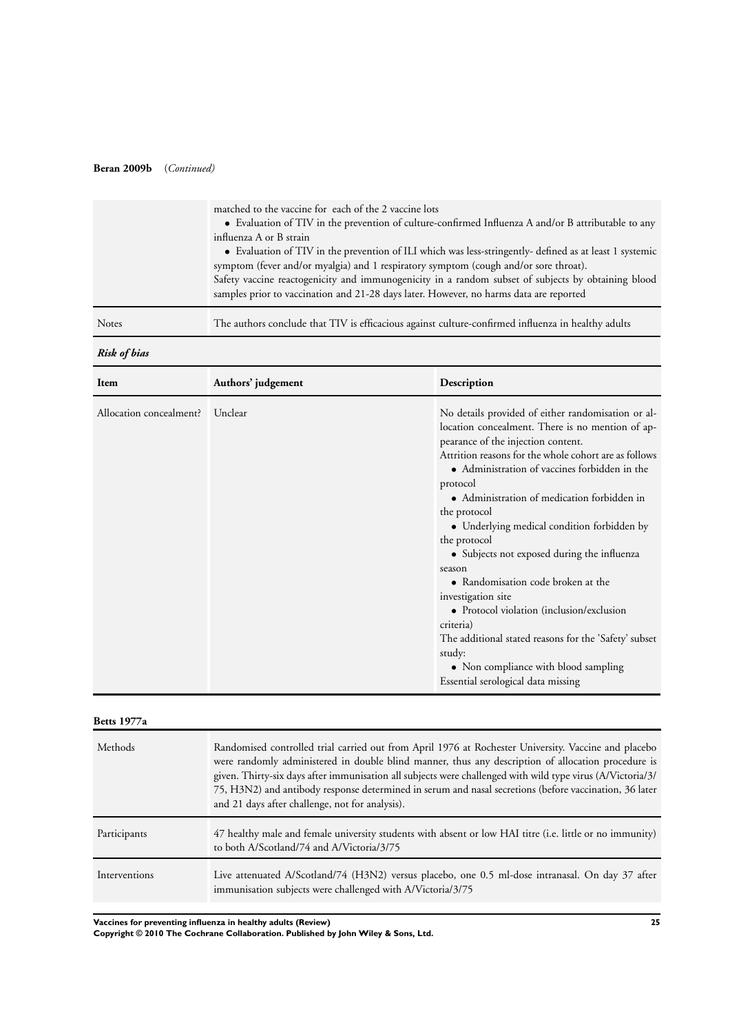**Beran 2009b** (*Continued*)

| | |
|---|---|
| | matched to the vaccine for each of the 2 vaccine lots<br>• Evaluation of TIV in the prevention of culture-confirmed Influenza A and/or B attributable to any influenza A or B strain<br>• Evaluation of TIV in the prevention of ILI which was less-stringently- defined as at least 1 systemic symptom (fever and/or myalgia) and 1 respiratory symptom (cough and/or sore throat).<br>Safety vaccine reactogenicity and immunogenicity in a random subset of subjects by obtaining blood samples prior to vaccination and 21-28 days later. However, no harms data are reported |
| Notes | The authors conclude that TIV is efficacious against culture-confirmed influenza in healthy adults |

***Risk of bias***

| Item | Authors' judgement | Description |
|---|---|---|
| Allocation concealment? | Unclear | No details provided of either randomisation or allocation concealment. There is no mention of appearance of the injection content.<br>Attrition reasons for the whole cohort are as follows<br>• Administration of vaccines forbidden in the protocol<br>• Administration of medication forbidden in the protocol<br>• Underlying medical condition forbidden by the protocol<br>• Subjects not exposed during the influenza season<br>• Randomisation code broken at the investigation site<br>• Protocol violation (inclusion/exclusion criteria)<br>The additional stated reasons for the 'Safety' subset study:<br>• Non compliance with blood sampling<br>Essential serological data missing |

**Betts 1977a**

| | |
|---|---|
| Methods | Randomised controlled trial carried out from April 1976 at Rochester University. Vaccine and placebo were randomly administered in double blind manner, thus any description of allocation procedure is given. Thirty-six days after immunisation all subjects were challenged with wild type virus (A/Victoria/3/75, H3N2) and antibody response determined in serum and nasal secretions (before vaccination, 36 later and 21 days after challenge, not for analysis). |
| Participants | 47 healthy male and female university students with absent or low HAI titre (i.e. little or no immunity) to both A/Scotland/74 and A/Victoria/3/75 |
| Interventions | Live attenuated A/Scotland/74 (H3N2) versus placebo, one 0.5 ml-dose intranasal. On day 37 after immunisation subjects were challenged with A/Victoria/3/75 |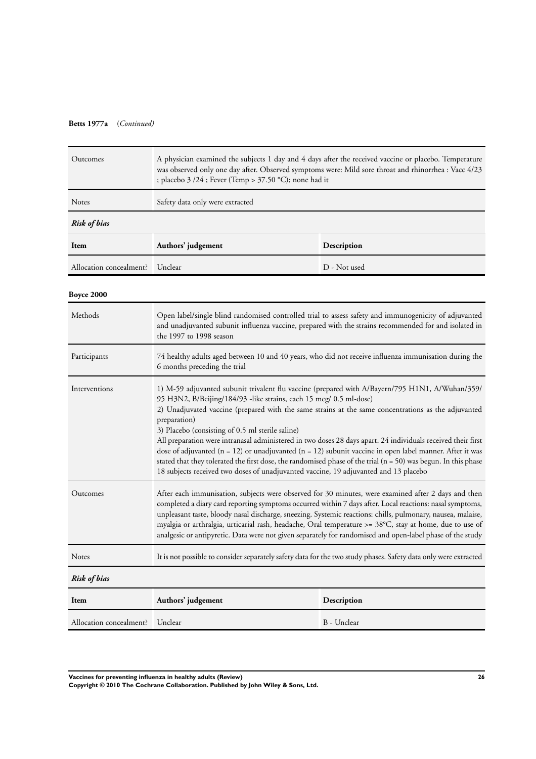**Betts 1977a** (*Continued*)

| | |
|---|---|
| Outcomes | A physician examined the subjects 1 day and 4 days after the received vaccine or placebo. Temperature was observed only one day after. Observed symptoms were: Mild sore throat and rhinorrhea : Vacc 4/23 ; placebo 3 /24 ; Fever (Temp > 37.50 °C); none had it |
| Notes | Safety data only were extracted |

***Risk of bias***

| Item | Authors' judgement | Description |
|---|---|---|
| Allocation concealment? | Unclear | D - Not used |

**Boyce 2000**

| | |
|---|---|
| Methods | Open label/single blind randomised controlled trial to assess safety and immunogenicity of adjuvanted and unadjuvanted subunit influenza vaccine, prepared with the strains recommended for and isolated in the 1997 to 1998 season |
| Participants | 74 healthy adults aged between 10 and 40 years, who did not receive influenza immunisation during the 6 months preceding the trial |
| Interventions | 1) M-59 adjuvanted subunit trivalent flu vaccine (prepared with A/Bayern/795 H1N1, A/Wuhan/359/95 H3N2, B/Beijing/184/93 -like strains, each 15 mcg/ 0.5 ml-dose)<br>2) Unadjuvated vaccine (prepared with the same strains at the same concentrations as the adjuvanted preparation)<br>3) Placebo (consisting of 0.5 ml sterile saline)<br>All preparation were intranasal administered in two doses 28 days apart. 24 individuals received their first dose of adjuvanted (n = 12) or unadjuvanted (n = 12) subunit vaccine in open label manner. After it was stated that they tolerated the first dose, the randomised phase of the trial (n = 50) was begun. In this phase 18 subjects received two doses of unadjuvanted vaccine, 19 adjuvanted and 13 placebo |
| Outcomes | After each immunisation, subjects were observed for 30 minutes, were examined after 2 days and then completed a diary card reporting symptoms occurred within 7 days after. Local reactions: nasal symptoms, unpleasant taste, bloody nasal discharge, sneezing. Systemic reactions: chills, pulmonary, nausea, malaise, myalgia or arthralgia, urticarial rash, headache, Oral temperature >= 38°C, stay at home, due to use of analgesic or antipyretic. Data were not given separately for randomised and open-label phase of the study |
| Notes | It is not possible to consider separately safety data for the two study phases. Safety data only were extracted |

***Risk of bias***

| Item | Authors' judgement | Description |
|---|---|---|
| Allocation concealment? | Unclear | B - Unclear |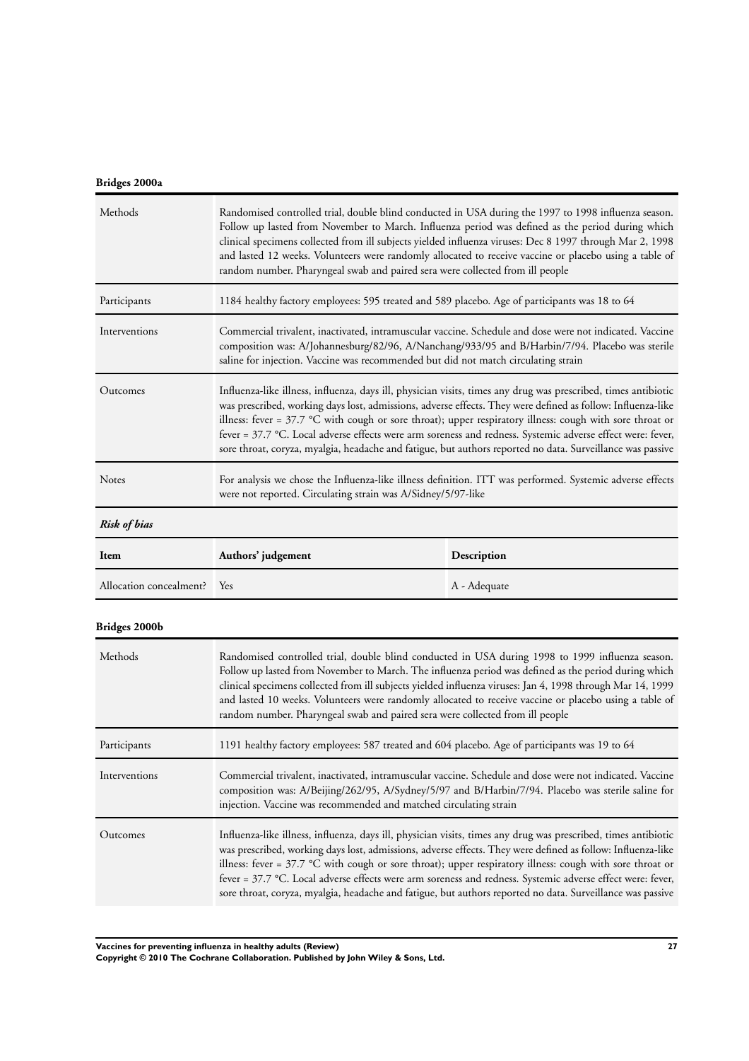**Bridges 2000a**

| Methods | Randomised controlled trial, double blind conducted in USA during the 1997 to 1998 influenza season. Follow up lasted from November to March. Influenza period was defined as the period during which clinical specimens collected from ill subjects yielded influenza viruses: Dec 8 1997 through Mar 2, 1998 and lasted 12 weeks. Volunteers were randomly allocated to receive vaccine or placebo using a table of random number. Pharyngeal swab and paired sera were collected from ill people |
|---|---|
| Participants | 1184 healthy factory employees: 595 treated and 589 placebo. Age of participants was 18 to 64 |
| Interventions | Commercial trivalent, inactivated, intramuscular vaccine. Schedule and dose were not indicated. Vaccine composition was: A/Johannesburg/82/96, A/Nanchang/933/95 and B/Harbin/7/94. Placebo was sterile saline for injection. Vaccine was recommended but did not match circulating strain |
| Outcomes | Influenza-like illness, influenza, days ill, physician visits, times any drug was prescribed, times antibiotic was prescribed, working days lost, admissions, adverse effects. They were defined as follow: Influenza-like illness: fever = 37.7 °C with cough or sore throat); upper respiratory illness: cough with sore throat or fever = 37.7 °C. Local adverse effects were arm soreness and redness. Systemic adverse effect were: fever, sore throat, coryza, myalgia, headache and fatigue, but authors reported no data. Surveillance was passive |
| Notes | For analysis we chose the Influenza-like illness definition. ITT was performed. Systemic adverse effects were not reported. Circulating strain was A/Sidney/5/97-like |

***Risk of bias***

| Item | Authors' judgement | Description |
|---|---|---|
| Allocation concealment? | Yes | A - Adequate |

**Bridges 2000b**

| Methods | Randomised controlled trial, double blind conducted in USA during 1998 to 1999 influenza season. Follow up lasted from November to March. The influenza period was defined as the period during which clinical specimens collected from ill subjects yielded influenza viruses: Jan 4, 1998 through Mar 14, 1999 and lasted 10 weeks. Volunteers were randomly allocated to receive vaccine or placebo using a table of random number. Pharyngeal swab and paired sera were collected from ill people |
|---|---|
| Participants | 1191 healthy factory employees: 587 treated and 604 placebo. Age of participants was 19 to 64 |
| Interventions | Commercial trivalent, inactivated, intramuscular vaccine. Schedule and dose were not indicated. Vaccine composition was: A/Beijing/262/95, A/Sydney/5/97 and B/Harbin/7/94. Placebo was sterile saline for injection. Vaccine was recommended and matched circulating strain |
| Outcomes | Influenza-like illness, influenza, days ill, physician visits, times any drug was prescribed, times antibiotic was prescribed, working days lost, admissions, adverse effects. They were defined as follow: Influenza-like illness: fever = 37.7 °C with cough or sore throat); upper respiratory illness: cough with sore throat or fever = 37.7 °C. Local adverse effects were arm soreness and redness. Systemic adverse effect were: fever, sore throat, coryza, myalgia, headache and fatigue, but authors reported no data. Surveillance was passive |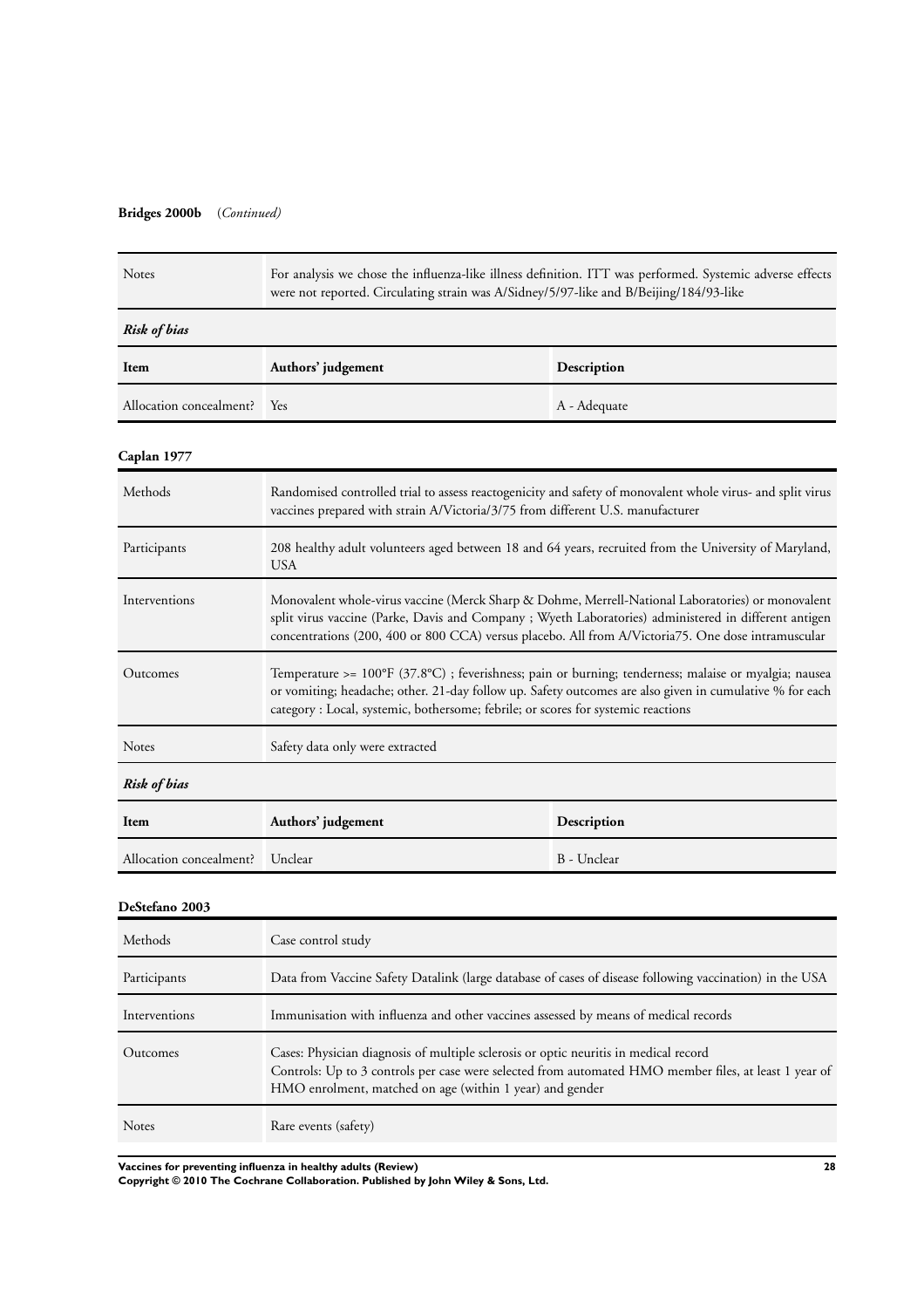**Bridges 2000b** (*Continued)*

| | |
|---|---|
| Notes | For analysis we chose the influenza-like illness definition. ITT was performed. Systemic adverse effects were not reported. Circulating strain was A/Sidney/5/97-like and B/Beijing/184/93-like |

*Risk of bias*

| Item | Authors' judgement | Description |
|---|---|---|
| Allocation concealment? | Yes | A - Adequate |

**Caplan 1977**

| | |
|---|---|
| Methods | Randomised controlled trial to assess reactogenicity and safety of monovalent whole virus- and split virus vaccines prepared with strain A/Victoria/3/75 from different U.S. manufacturer |
| Participants | 208 healthy adult volunteers aged between 18 and 64 years, recruited from the University of Maryland, USA |
| Interventions | Monovalent whole-virus vaccine (Merck Sharp & Dohme, Merrell-National Laboratories) or monovalent split virus vaccine (Parke, Davis and Company ; Wyeth Laboratories) administered in different antigen concentrations (200, 400 or 800 CCA) versus placebo. All from A/Victoria75. One dose intramuscular |
| Outcomes | Temperature >= 100°F (37.8°C) ; feverishness; pain or burning; tenderness; malaise or myalgia; nausea or vomiting; headache; other. 21-day follow up. Safety outcomes are also given in cumulative % for each category : Local, systemic, bothersome; febrile; or scores for systemic reactions |
| Notes | Safety data only were extracted |

*Risk of bias*

| Item | Authors' judgement | Description |
|---|---|---|
| Allocation concealment? | Unclear | B - Unclear |

**DeStefano 2003**

| | |
|---|---|
| Methods | Case control study |
| Participants | Data from Vaccine Safety Datalink (large database of cases of disease following vaccination) in the USA |
| Interventions | Immunisation with influenza and other vaccines assessed by means of medical records |
| Outcomes | Cases: Physician diagnosis of multiple sclerosis or optic neuritis in medical record<br>Controls: Up to 3 controls per case were selected from automated HMO member files, at least 1 year of HMO enrolment, matched on age (within 1 year) and gender |
| Notes | Rare events (safety) |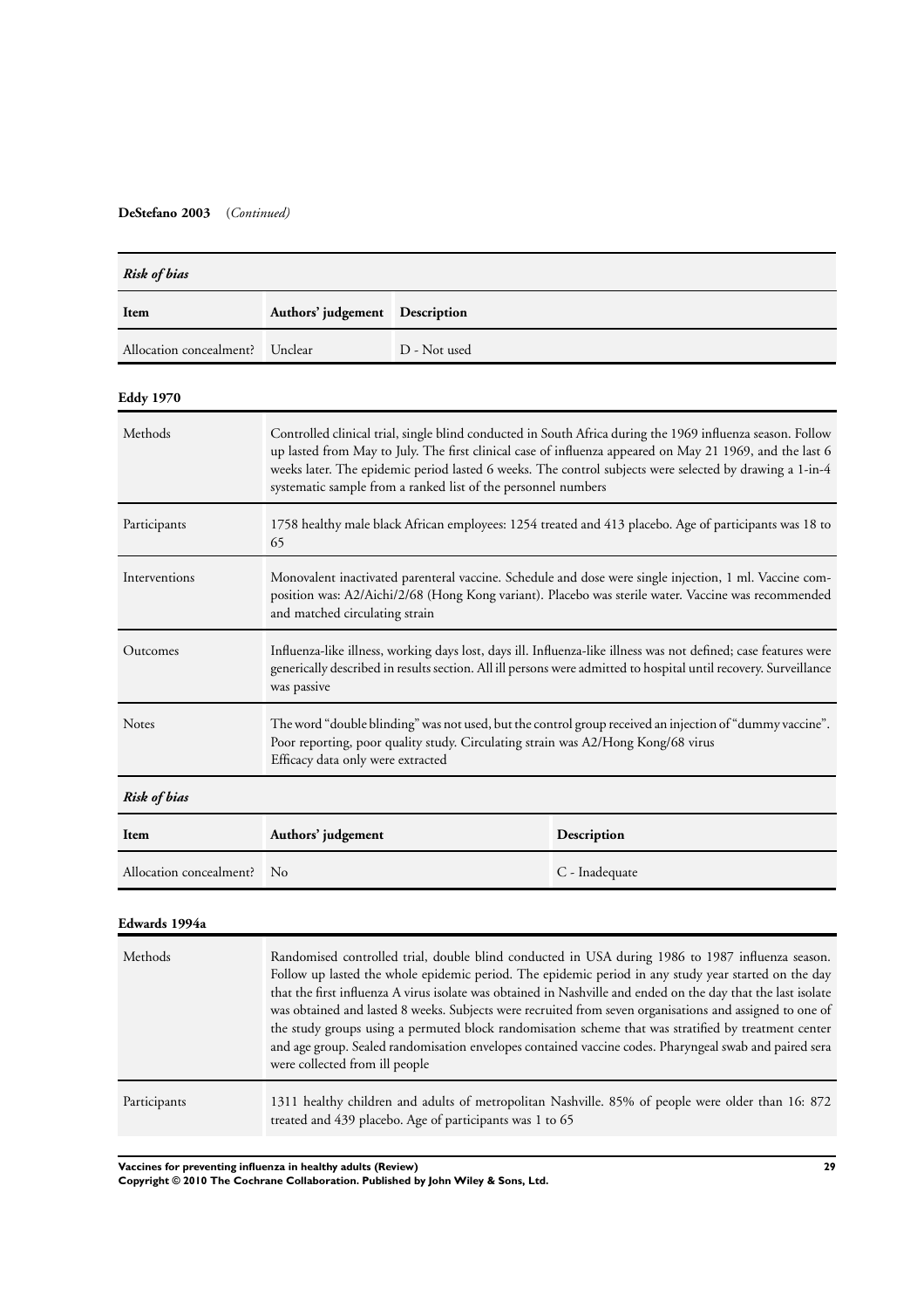**DeStefano 2003** (*Continued*)

*Risk of bias*

| Item | Authors' judgement | Description |
|---|---|---|
| Allocation concealment? | Unclear | D - Not used |

**Eddy 1970**

| | |
|---|---|
| Methods | Controlled clinical trial, single blind conducted in South Africa during the 1969 influenza season. Follow up lasted from May to July. The first clinical case of influenza appeared on May 21 1969, and the last 6 weeks later. The epidemic period lasted 6 weeks. The control subjects were selected by drawing a 1-in-4 systematic sample from a ranked list of the personnel numbers |
| Participants | 1758 healthy male black African employees: 1254 treated and 413 placebo. Age of participants was 18 to 65 |
| Interventions | Monovalent inactivated parenteral vaccine. Schedule and dose were single injection, 1 ml. Vaccine composition was: A2/Aichi/2/68 (Hong Kong variant). Placebo was sterile water. Vaccine was recommended and matched circulating strain |
| Outcomes | Influenza-like illness, working days lost, days ill. Influenza-like illness was not defined; case features were generically described in results section. All ill persons were admitted to hospital until recovery. Surveillance was passive |
| Notes | The word "double blinding" was not used, but the control group received an injection of "dummy vaccine". Poor reporting, poor quality study. Circulating strain was A2/Hong Kong/68 virus<br>Efficacy data only were extracted |

*Risk of bias*

| Item | Authors' judgement | Description |
|---|---|---|
| Allocation concealment? | No | C - Inadequate |

**Edwards 1994a**

| | |
|---|---|
| Methods | Randomised controlled trial, double blind conducted in USA during 1986 to 1987 influenza season. Follow up lasted the whole epidemic period. The epidemic period in any study year started on the day that the first influenza A virus isolate was obtained in Nashville and ended on the day that the last isolate was obtained and lasted 8 weeks. Subjects were recruited from seven organisations and assigned to one of the study groups using a permuted block randomisation scheme that was stratified by treatment center and age group. Sealed randomisation envelopes contained vaccine codes. Pharyngeal swab and paired sera were collected from ill people |
| Participants | 1311 healthy children and adults of metropolitan Nashville. 85% of people were older than 16: 872 treated and 439 placebo. Age of participants was 1 to 65 |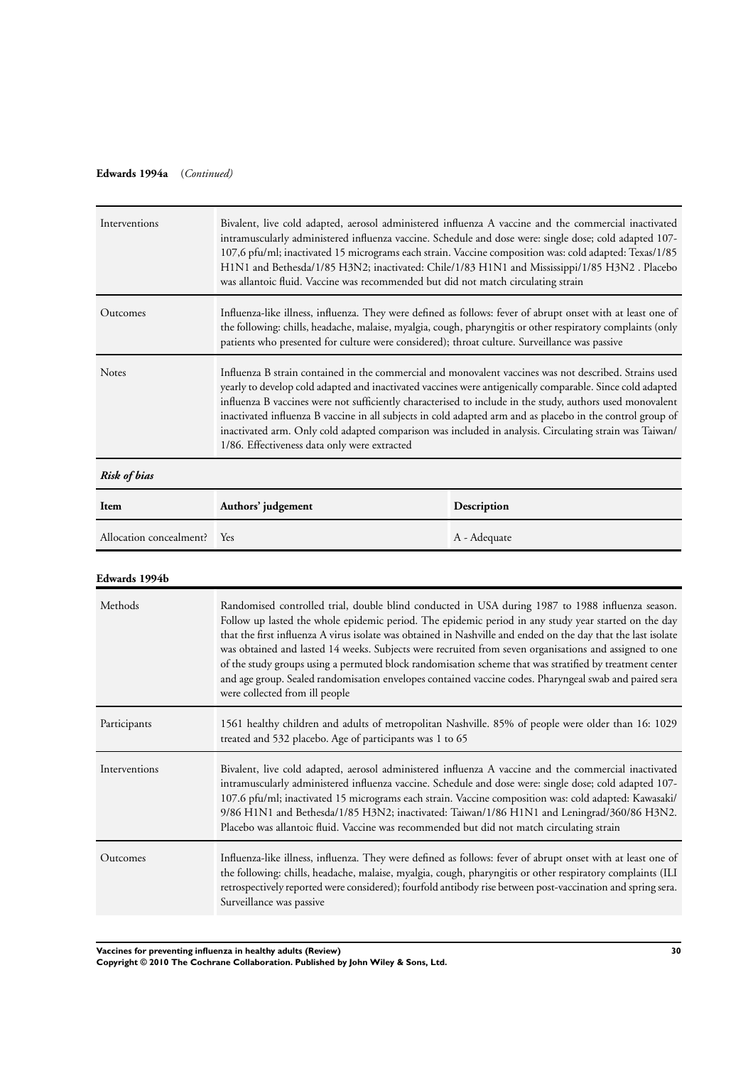**Edwards 1994a** (*Continued*)

| | |
|---|---|
| Interventions | Bivalent, live cold adapted, aerosol administered influenza A vaccine and the commercial inactivated intramuscularly administered influenza vaccine. Schedule and dose were: single dose; cold adapted 107-107,6 pfu/ml; inactivated 15 micrograms each strain. Vaccine composition was: cold adapted: Texas/1/85 H1N1 and Bethesda/1/85 H3N2; inactivated: Chile/1/83 H1N1 and Mississippi/1/85 H3N2 . Placebo was allantoic fluid. Vaccine was recommended but did not match circulating strain |
| Outcomes | Influenza-like illness, influenza. They were defined as follows: fever of abrupt onset with at least one of the following: chills, headache, malaise, myalgia, cough, pharyngitis or other respiratory complaints (only patients who presented for culture were considered); throat culture. Surveillance was passive |
| Notes | Influenza B strain contained in the commercial and monovalent vaccines was not described. Strains used yearly to develop cold adapted and inactivated vaccines were antigenically comparable. Since cold adapted influenza B vaccines were not sufficiently characterised to include in the study, authors used monovalent inactivated influenza B vaccine in all subjects in cold adapted arm and as placebo in the control group of inactivated arm. Only cold adapted comparison was included in analysis. Circulating strain was Taiwan/1/86. Effectiveness data only were extracted |

*Risk of bias*

| Item | Authors' judgement | Description |
|---|---|---|
| Allocation concealment? | Yes | A - Adequate |

**Edwards 1994b**

| | |
|---|---|
| Methods | Randomised controlled trial, double blind conducted in USA during 1987 to 1988 influenza season. Follow up lasted the whole epidemic period. The epidemic period in any study year started on the day that the first influenza A virus isolate was obtained in Nashville and ended on the day that the last isolate was obtained and lasted 14 weeks. Subjects were recruited from seven organisations and assigned to one of the study groups using a permuted block randomisation scheme that was stratified by treatment center and age group. Sealed randomisation envelopes contained vaccine codes. Pharyngeal swab and paired sera were collected from ill people |
| Participants | 1561 healthy children and adults of metropolitan Nashville. 85% of people were older than 16: 1029 treated and 532 placebo. Age of participants was 1 to 65 |
| Interventions | Bivalent, live cold adapted, aerosol administered influenza A vaccine and the commercial inactivated intramuscularly administered influenza vaccine. Schedule and dose were: single dose; cold adapted 107-107.6 pfu/ml; inactivated 15 micrograms each strain. Vaccine composition was: cold adapted: Kawasaki/9/86 H1N1 and Bethesda/1/85 H3N2; inactivated: Taiwan/1/86 H1N1 and Leningrad/360/86 H3N2. Placebo was allantoic fluid. Vaccine was recommended but did not match circulating strain |
| Outcomes | Influenza-like illness, influenza. They were defined as follows: fever of abrupt onset with at least one of the following: chills, headache, malaise, myalgia, cough, pharyngitis or other respiratory complaints (ILI retrospectively reported were considered); fourfold antibody rise between post-vaccination and spring sera. Surveillance was passive |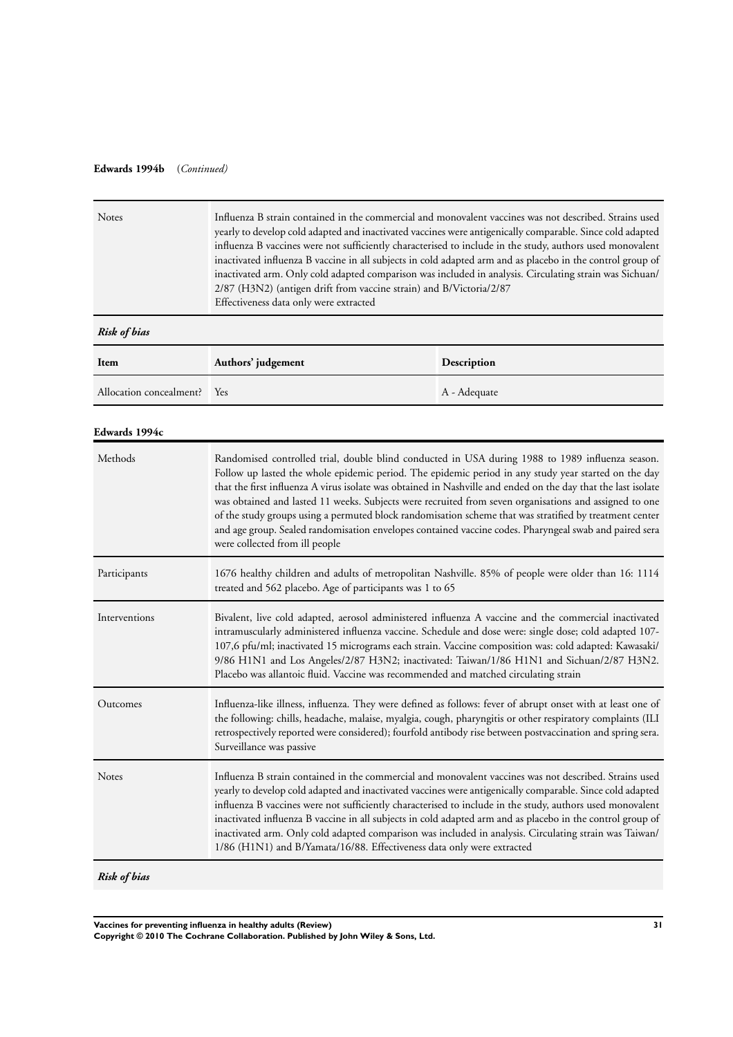**Edwards 1994b** (*Continued*)

| | |
|---|---|
| Notes | Influenza B strain contained in the commercial and monovalent vaccines was not described. Strains used yearly to develop cold adapted and inactivated vaccines were antigenically comparable. Since cold adapted influenza B vaccines were not sufficiently characterised to include in the study, authors used monovalent inactivated influenza B vaccine in all subjects in cold adapted arm and as placebo in the control group of inactivated arm. Only cold adapted comparison was included in analysis. Circulating strain was Sichuan/2/87 (H3N2) (antigen drift from vaccine strain) and B/Victoria/2/87<br>Effectiveness data only were extracted |

***Risk of bias***

| Item | Authors' judgement | Description |
|---|---|---|
| Allocation concealment? | Yes | A - Adequate |

**Edwards 1994c**

| | |
|---|---|
| Methods | Randomised controlled trial, double blind conducted in USA during 1988 to 1989 influenza season. Follow up lasted the whole epidemic period. The epidemic period in any study year started on the day that the first influenza A virus isolate was obtained in Nashville and ended on the day that the last isolate was obtained and lasted 11 weeks. Subjects were recruited from seven organisations and assigned to one of the study groups using a permuted block randomisation scheme that was stratified by treatment center and age group. Sealed randomisation envelopes contained vaccine codes. Pharyngeal swab and paired sera were collected from ill people |
| Participants | 1676 healthy children and adults of metropolitan Nashville. 85% of people were older than 16: 1114 treated and 562 placebo. Age of participants was 1 to 65 |
| Interventions | Bivalent, live cold adapted, aerosol administered influenza A vaccine and the commercial inactivated intramuscularly administered influenza vaccine. Schedule and dose were: single dose; cold adapted 107-107,6 pfu/ml; inactivated 15 micrograms each strain. Vaccine composition was: cold adapted: Kawasaki/9/86 H1N1 and Los Angeles/2/87 H3N2; inactivated: Taiwan/1/86 H1N1 and Sichuan/2/87 H3N2. Placebo was allantoic fluid. Vaccine was recommended and matched circulating strain |
| Outcomes | Influenza-like illness, influenza. They were defined as follows: fever of abrupt onset with at least one of the following: chills, headache, malaise, myalgia, cough, pharyngitis or other respiratory complaints (ILI retrospectively reported were considered); fourfold antibody rise between postvaccination and spring sera. Surveillance was passive |
| Notes | Influenza B strain contained in the commercial and monovalent vaccines was not described. Strains used yearly to develop cold adapted and inactivated vaccines were antigenically comparable. Since cold adapted influenza B vaccines were not sufficiently characterised to include in the study, authors used monovalent inactivated influenza B vaccine in all subjects in cold adapted arm and as placebo in the control group of inactivated arm. Only cold adapted comparison was included in analysis. Circulating strain was Taiwan/1/86 (H1N1) and B/Yamata/16/88. Effectiveness data only were extracted |

***Risk of bias***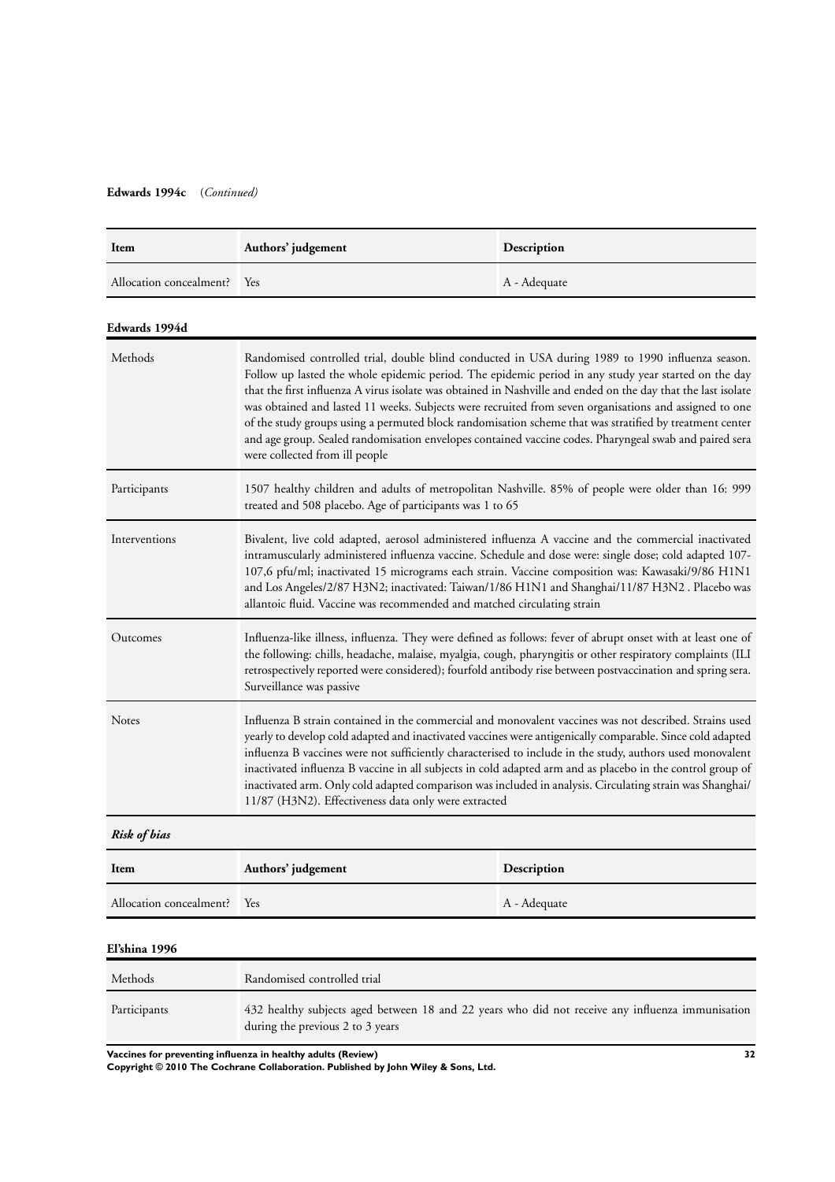**Edwards 1994c** (*Continued*)

| Item | Authors' judgement | Description |
|---|---|---|
| Allocation concealment? | Yes | A - Adequate |

**Edwards 1994d**

| | |
|---|---|
| Methods | Randomised controlled trial, double blind conducted in USA during 1989 to 1990 influenza season. Follow up lasted the whole epidemic period. The epidemic period in any study year started on the day that the first influenza A virus isolate was obtained in Nashville and ended on the day that the last isolate was obtained and lasted 11 weeks. Subjects were recruited from seven organisations and assigned to one of the study groups using a permuted block randomisation scheme that was stratified by treatment center and age group. Sealed randomisation envelopes contained vaccine codes. Pharyngeal swab and paired sera were collected from ill people |
| Participants | 1507 healthy children and adults of metropolitan Nashville. 85% of people were older than 16: 999 treated and 508 placebo. Age of participants was 1 to 65 |
| Interventions | Bivalent, live cold adapted, aerosol administered influenza A vaccine and the commercial inactivated intramuscularly administered influenza vaccine. Schedule and dose were: single dose; cold adapted 107-107,6 pfu/ml; inactivated 15 micrograms each strain. Vaccine composition was: Kawasaki/9/86 H1N1 and Los Angeles/2/87 H3N2; inactivated: Taiwan/1/86 H1N1 and Shanghai/11/87 H3N2 . Placebo was allantoic fluid. Vaccine was recommended and matched circulating strain |
| Outcomes | Influenza-like illness, influenza. They were defined as follows: fever of abrupt onset with at least one of the following: chills, headache, malaise, myalgia, cough, pharyngitis or other respiratory complaints (ILI retrospectively reported were considered); fourfold antibody rise between postvaccination and spring sera. Surveillance was passive |
| Notes | Influenza B strain contained in the commercial and monovalent vaccines was not described. Strains used yearly to develop cold adapted and inactivated vaccines were antigenically comparable. Since cold adapted influenza B vaccines were not sufficiently characterised to include in the study, authors used monovalent inactivated influenza B vaccine in all subjects in cold adapted arm and as placebo in the control group of inactivated arm. Only cold adapted comparison was included in analysis. Circulating strain was Shanghai/11/87 (H3N2). Effectiveness data only were extracted |

***Risk of bias***

| Item | Authors' judgement | Description |
|---|---|---|
| Allocation concealment? | Yes | A - Adequate |

**El'shina 1996**

| | |
|---|---|
| Methods | Randomised controlled trial |
| Participants | 432 healthy subjects aged between 18 and 22 years who did not receive any influenza immunisation during the previous 2 to 3 years |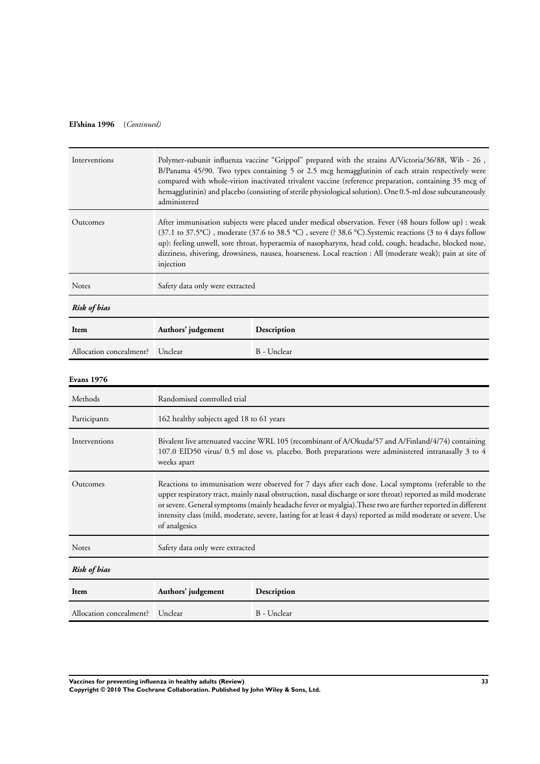**El'shina 1996** *(Continued)*

| | |
|---|---|
| Interventions | Polymer-subunit influenza vaccine "Grippol" prepared with the strains A/Victoria/36/88, Wib - 26 , B/Panama 45/90. Two types containing 5 or 2.5 mcg hemagglutinin of each strain respectively were compared with whole-virion inactivated trivalent vaccine (reference preparation, containing 35 mcg of hemagglutinin) and placebo (consisting of sterile physiological solution). One 0.5-ml dose subcutaneously administered |
| Outcomes | After immunisation subjects were placed under medical observation. Fever (48 hours follow up) : weak (37.1 to 37.5°C) , moderate (37.6 to 38.5 °C) , severe (? 38.6 °C).Systemic reactions (3 to 4 days follow up): feeling unwell, sore throat, hyperaemia of nasopharynx, head cold, cough, headache, blocked nose, dizziness, shivering, drowsiness, nausea, hoarseness. Local reaction : All (moderate weak); pain at site of injection |
| Notes | Safety data only were extracted |

*Risk of bias*

| Item | Authors' judgement | Description |
|---|---|---|
| Allocation concealment? | Unclear | B - Unclear |

**Evans 1976**

| | |
|---|---|
| Methods | Randomised controlled trial |
| Participants | 162 healthy subjects aged 18 to 61 years |
| Interventions | Bivalent live attenuated vaccine WRL 105 (recombinant of A/Okuda/57 and A/Finland/4/74) containing 107.0 EID50 virus/ 0.5 ml dose vs. placebo. Both preparations were administered intranasally 3 to 4 weeks apart |
| Outcomes | Reactions to immunisation were observed for 7 days after each dose. Local symptoms (referable to the upper respiratory tract, mainly nasal obstruction, nasal discharge or sore throat) reported as mild moderate or severe. General symptoms (mainly headache fever or myalgia).These two are further reported in different intensity class (mild, moderate, severe, lasting for at least 4 days) reported as mild moderate or severe. Use of analgesics |
| Notes | Safety data only were extracted |

*Risk of bias*

| Item | Authors' judgement | Description |
|---|---|---|
| Allocation concealment? | Unclear | B - Unclear |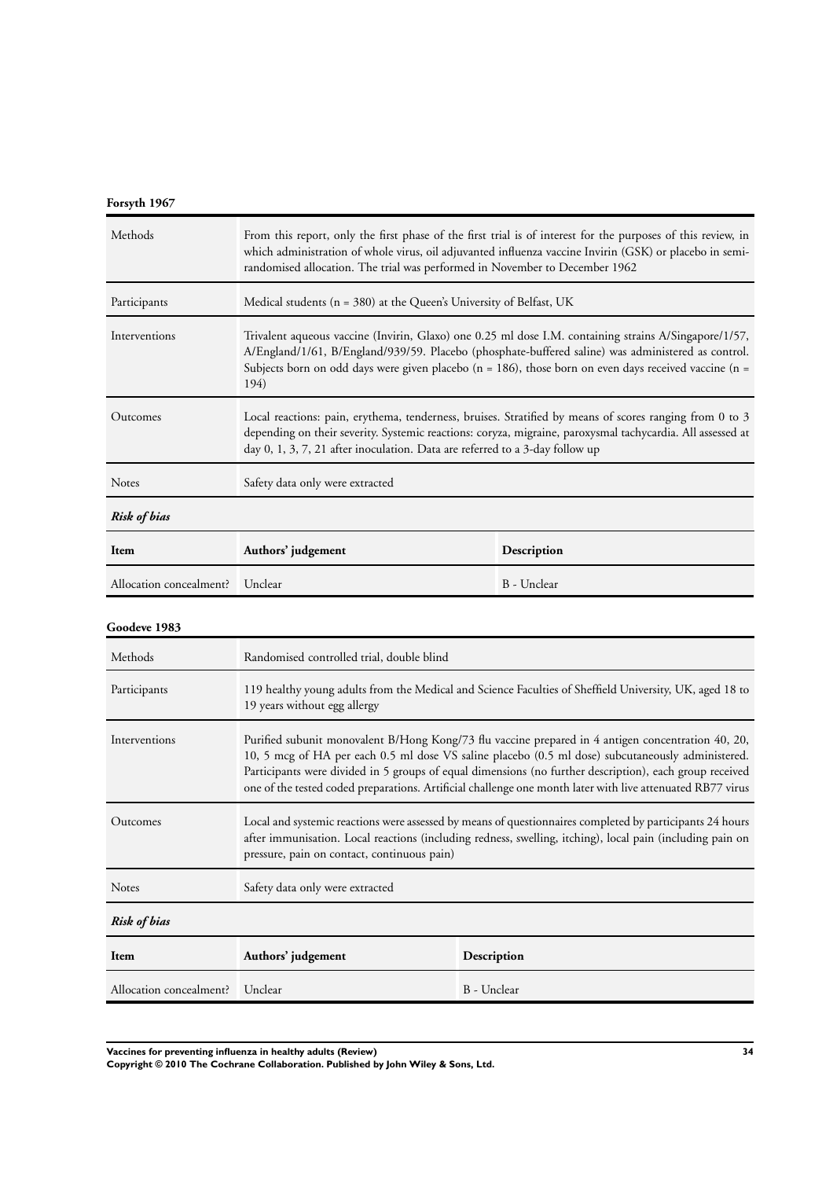**Forsyth 1967**

| Methods | From this report, only the first phase of the first trial is of interest for the purposes of this review, in which administration of whole virus, oil adjuvanted influenza vaccine Invirin (GSK) or placebo in semi-randomised allocation. The trial was performed in November to December 1962 |
|---|---|
| Participants | Medical students (n = 380) at the Queen's University of Belfast, UK |
| Interventions | Trivalent aqueous vaccine (Invirin, Glaxo) one 0.25 ml dose I.M. containing strains A/Singapore/1/57, A/England/1/61, B/England/939/59. Placebo (phosphate-buffered saline) was administered as control. Subjects born on odd days were given placebo (n = 186), those born on even days received vaccine (n = 194) |
| Outcomes | Local reactions: pain, erythema, tenderness, bruises. Stratified by means of scores ranging from 0 to 3 depending on their severity. Systemic reactions: coryza, migraine, paroxysmal tachycardia. All assessed at day 0, 1, 3, 7, 21 after inoculation. Data are referred to a 3-day follow up |
| Notes | Safety data only were extracted |

***Risk of bias***

| Item | Authors' judgement | Description |
|---|---|---|
| Allocation concealment? | Unclear | B - Unclear |

**Goodeve 1983**

| Methods | Randomised controlled trial, double blind |
|---|---|
| Participants | 119 healthy young adults from the Medical and Science Faculties of Sheffield University, UK, aged 18 to 19 years without egg allergy |
| Interventions | Purified subunit monovalent B/Hong Kong/73 flu vaccine prepared in 4 antigen concentration 40, 20, 10, 5 mcg of HA per each 0.5 ml dose VS saline placebo (0.5 ml dose) subcutaneously administered. Participants were divided in 5 groups of equal dimensions (no further description), each group received one of the tested coded preparations. Artificial challenge one month later with live attenuated RB77 virus |
| Outcomes | Local and systemic reactions were assessed by means of questionnaires completed by participants 24 hours after immunisation. Local reactions (including redness, swelling, itching), local pain (including pain on pressure, pain on contact, continuous pain) |
| Notes | Safety data only were extracted |

***Risk of bias***

| Item | Authors' judgement | Description |
|---|---|---|
| Allocation concealment? | Unclear | B - Unclear |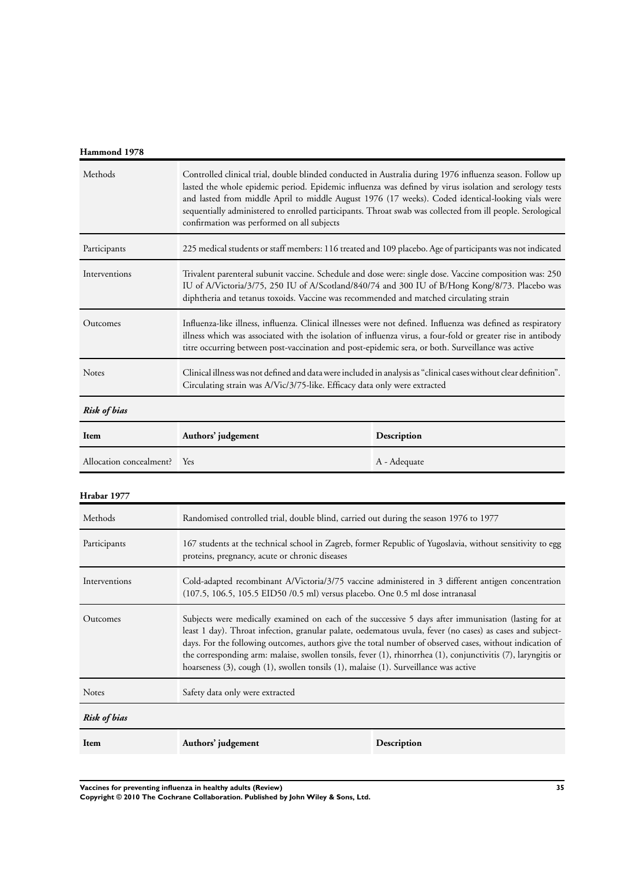**Hammond 1978**

| | |
|---|---|
| Methods | Controlled clinical trial, double blinded conducted in Australia during 1976 influenza season. Follow up lasted the whole epidemic period. Epidemic influenza was defined by virus isolation and serology tests and lasted from middle April to middle August 1976 (17 weeks). Coded identical-looking vials were sequentially administered to enrolled participants. Throat swab was collected from ill people. Serological confirmation was performed on all subjects |
| Participants | 225 medical students or staff members: 116 treated and 109 placebo. Age of participants was not indicated |
| Interventions | Trivalent parenteral subunit vaccine. Schedule and dose were: single dose. Vaccine composition was: 250 IU of A/Victoria/3/75, 250 IU of A/Scotland/840/74 and 300 IU of B/Hong Kong/8/73. Placebo was diphtheria and tetanus toxoids. Vaccine was recommended and matched circulating strain |
| Outcomes | Influenza-like illness, influenza. Clinical illnesses were not defined. Influenza was defined as respiratory illness which was associated with the isolation of influenza virus, a four-fold or greater rise in antibody titre occurring between post-vaccination and post-epidemic sera, or both. Surveillance was active |
| Notes | Clinical illness was not defined and data were included in analysis as "clinical cases without clear definition". Circulating strain was A/Vic/3/75-like. Efficacy data only were extracted |

***Risk of bias***

| Item | Authors' judgement | Description |
|---|---|---|
| Allocation concealment? | Yes | A - Adequate |

**Hrabar 1977**

| | |
|---|---|
| Methods | Randomised controlled trial, double blind, carried out during the season 1976 to 1977 |
| Participants | 167 students at the technical school in Zagreb, former Republic of Yugoslavia, without sensitivity to egg proteins, pregnancy, acute or chronic diseases |
| Interventions | Cold-adapted recombinant A/Victoria/3/75 vaccine administered in 3 different antigen concentration (107.5, 106.5, 105.5 EID50 /0.5 ml) versus placebo. One 0.5 ml dose intranasal |
| Outcomes | Subjects were medically examined on each of the successive 5 days after immunisation (lasting for at least 1 day). Throat infection, granular palate, oedematous uvula, fever (no cases) as cases and subject-days. For the following outcomes, authors give the total number of observed cases, without indication of the corresponding arm: malaise, swollen tonsils, fever (1), rhinorrhea (1), conjunctivitis (7), laryngitis or hoarseness (3), cough (1), swollen tonsils (1), malaise (1). Surveillance was active |
| Notes | Safety data only were extracted |

***Risk of bias***

| Item | Authors' judgement | Description |
|---|---|---|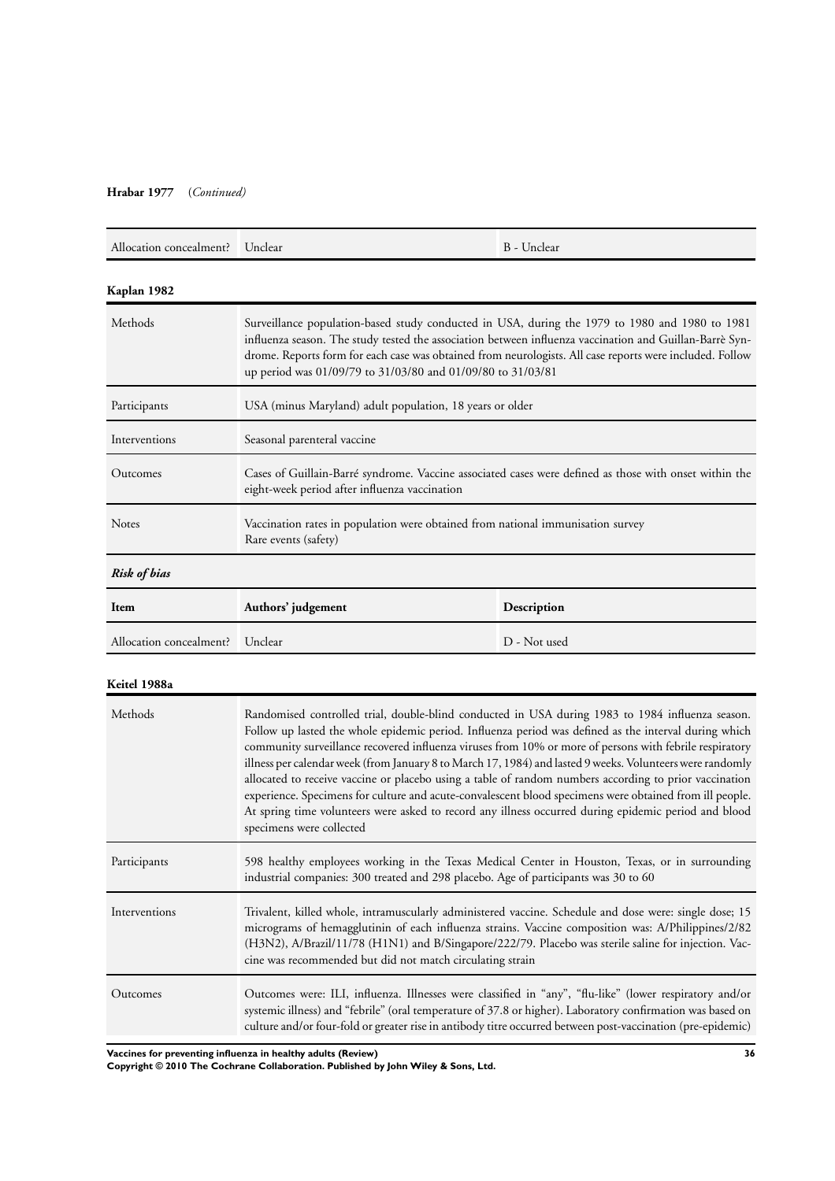**Hrabar 1977** (*Continued*)

| | | |
|---|---|---|
| Allocation concealment? | Unclear | B - Unclear |

**Kaplan 1982**

| | |
|---|---|
| Methods | Surveillance population-based study conducted in USA, during the 1979 to 1980 and 1980 to 1981 influenza season. The study tested the association between influenza vaccination and Guillan-Barrè Syndrome. Reports form for each case was obtained from neurologists. All case reports were included. Follow up period was 01/09/79 to 31/03/80 and 01/09/80 to 31/03/81 |
| Participants | USA (minus Maryland) adult population, 18 years or older |
| Interventions | Seasonal parenteral vaccine |
| Outcomes | Cases of Guillain-Barré syndrome. Vaccine associated cases were defined as those with onset within the eight-week period after influenza vaccination |
| Notes | Vaccination rates in population were obtained from national immunisation survey<br>Rare events (safety) |

***Risk of bias***

| Item | Authors' judgement | Description |
|---|---|---|
| Allocation concealment? | Unclear | D - Not used |

**Keitel 1988a**

| | |
|---|---|
| Methods | Randomised controlled trial, double-blind conducted in USA during 1983 to 1984 influenza season. Follow up lasted the whole epidemic period. Influenza period was defined as the interval during which community surveillance recovered influenza viruses from 10% or more of persons with febrile respiratory illness per calendar week (from January 8 to March 17, 1984) and lasted 9 weeks. Volunteers were randomly allocated to receive vaccine or placebo using a table of random numbers according to prior vaccination experience. Specimens for culture and acute-convalescent blood specimens were obtained from ill people. At spring time volunteers were asked to record any illness occurred during epidemic period and blood specimens were collected |
| Participants | 598 healthy employees working in the Texas Medical Center in Houston, Texas, or in surrounding industrial companies: 300 treated and 298 placebo. Age of participants was 30 to 60 |
| Interventions | Trivalent, killed whole, intramuscularly administered vaccine. Schedule and dose were: single dose; 15 micrograms of hemagglutinin of each influenza strains. Vaccine composition was: A/Philippines/2/82 (H3N2), A/Brazil/11/78 (H1N1) and B/Singapore/222/79. Placebo was sterile saline for injection. Vaccine was recommended but did not match circulating strain |
| Outcomes | Outcomes were: ILI, influenza. Illnesses were classified in "any", "flu-like" (lower respiratory and/or systemic illness) and "febrile" (oral temperature of 37.8 or higher). Laboratory confirmation was based on culture and/or four-fold or greater rise in antibody titre occurred between post-vaccination (pre-epidemic) |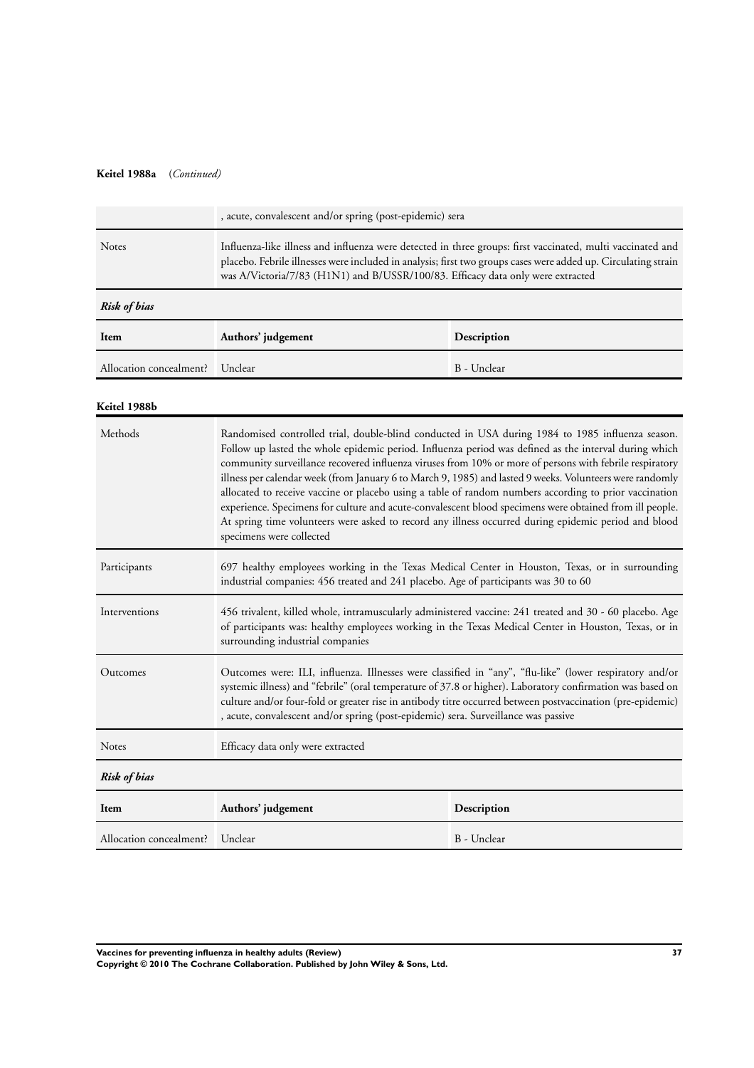**Keitel 1988a** (*Continued*)

| | |
|---|---|
| | , acute, convalescent and/or spring (post-epidemic) sera |
| Notes | Influenza-like illness and influenza were detected in three groups: first vaccinated, multi vaccinated and placebo. Febrile illnesses were included in analysis; first two groups cases were added up. Circulating strain was A/Victoria/7/83 (H1N1) and B/USSR/100/83. Efficacy data only were extracted |

*Risk of bias*

| Item | Authors' judgement | Description |
|---|---|---|
| Allocation concealment? | Unclear | B - Unclear |

**Keitel 1988b**

| | |
|---|---|
| Methods | Randomised controlled trial, double-blind conducted in USA during 1984 to 1985 influenza season. Follow up lasted the whole epidemic period. Influenza period was defined as the interval during which community surveillance recovered influenza viruses from 10% or more of persons with febrile respiratory illness per calendar week (from January 6 to March 9, 1985) and lasted 9 weeks. Volunteers were randomly allocated to receive vaccine or placebo using a table of random numbers according to prior vaccination experience. Specimens for culture and acute-convalescent blood specimens were obtained from ill people. At spring time volunteers were asked to record any illness occurred during epidemic period and blood specimens were collected |
| Participants | 697 healthy employees working in the Texas Medical Center in Houston, Texas, or in surrounding industrial companies: 456 treated and 241 placebo. Age of participants was 30 to 60 |
| Interventions | 456 trivalent, killed whole, intramuscularly administered vaccine: 241 treated and 30 - 60 placebo. Age of participants was: healthy employees working in the Texas Medical Center in Houston, Texas, or in surrounding industrial companies |
| Outcomes | Outcomes were: ILI, influenza. Illnesses were classified in "any", "flu-like" (lower respiratory and/or systemic illness) and "febrile" (oral temperature of 37.8 or higher). Laboratory confirmation was based on culture and/or four-fold or greater rise in antibody titre occurred between postvaccination (pre-epidemic) , acute, convalescent and/or spring (post-epidemic) sera. Surveillance was passive |
| Notes | Efficacy data only were extracted |

*Risk of bias*

| Item | Authors' judgement | Description |
|---|---|---|
| Allocation concealment? | Unclear | B - Unclear |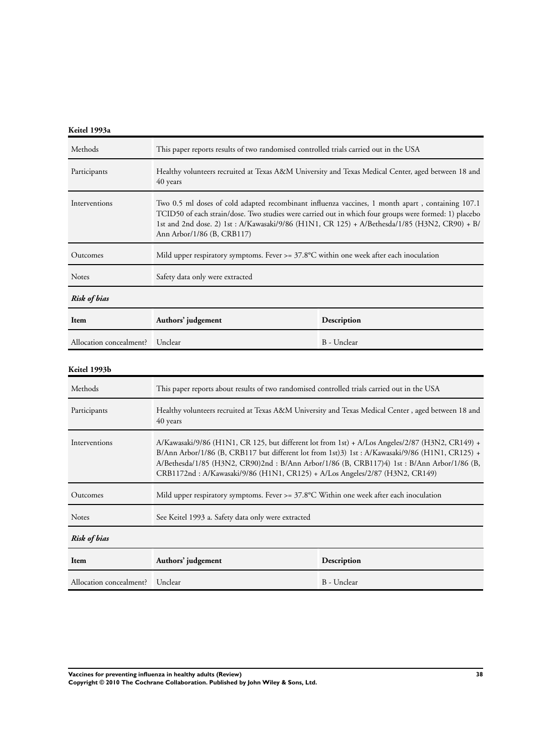**Keitel 1993a**

| | |
|---|---|
| Methods | This paper reports results of two randomised controlled trials carried out in the USA |
| Participants | Healthy volunteers recruited at Texas A&M University and Texas Medical Center, aged between 18 and 40 years |
| Interventions | Two 0.5 ml doses of cold adapted recombinant influenza vaccines, 1 month apart , containing 107.1 TCID50 of each strain/dose. Two studies were carried out in which four groups were formed: 1) placebo 1st and 2nd dose. 2) 1st : A/Kawasaki/9/86 (H1N1, CR 125) + A/Bethesda/1/85 (H3N2, CR90) + B/ Ann Arbor/1/86 (B, CRB117) |
| Outcomes | Mild upper respiratory symptoms. Fever >= 37.8°C within one week after each inoculation |
| Notes | Safety data only were extracted |

***Risk of bias***

| Item | Authors' judgement | Description |
|---|---|---|
| Allocation concealment? | Unclear | B - Unclear |

**Keitel 1993b**

| | |
|---|---|
| Methods | This paper reports about results of two randomised controlled trials carried out in the USA |
| Participants | Healthy volunteers recruited at Texas A&M University and Texas Medical Center , aged between 18 and 40 years |
| Interventions | A/Kawasaki/9/86 (H1N1, CR 125, but different lot from 1st) + A/Los Angeles/2/87 (H3N2, CR149) + B/Ann Arbor/1/86 (B, CRB117 but different lot from 1st)3) 1st : A/Kawasaki/9/86 (H1N1, CR125) + A/Bethesda/1/85 (H3N2, CR90)2nd : B/Ann Arbor/1/86 (B, CRB117)4) 1st : B/Ann Arbor/1/86 (B, CRB1172nd : A/Kawasaki/9/86 (H1N1, CR125) + A/Los Angeles/2/87 (H3N2, CR149) |
| Outcomes | Mild upper respiratory symptoms. Fever >= 37.8°C Within one week after each inoculation |
| Notes | See Keitel 1993 a. Safety data only were extracted |

***Risk of bias***

| Item | Authors' judgement | Description |
|---|---|---|
| Allocation concealment? | Unclear | B - Unclear |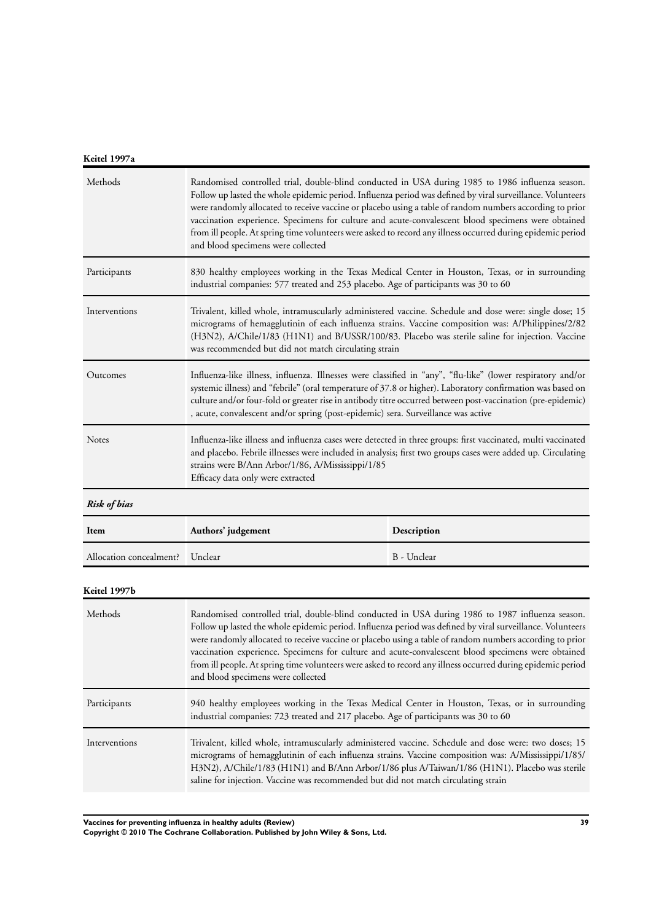**Keitel 1997a**

| | |
|---|---|
| Methods | Randomised controlled trial, double-blind conducted in USA during 1985 to 1986 influenza season. Follow up lasted the whole epidemic period. Influenza period was defined by viral surveillance. Volunteers were randomly allocated to receive vaccine or placebo using a table of random numbers according to prior vaccination experience. Specimens for culture and acute-convalescent blood specimens were obtained from ill people. At spring time volunteers were asked to record any illness occurred during epidemic period and blood specimens were collected |
| Participants | 830 healthy employees working in the Texas Medical Center in Houston, Texas, or in surrounding industrial companies: 577 treated and 253 placebo. Age of participants was 30 to 60 |
| Interventions | Trivalent, killed whole, intramuscularly administered vaccine. Schedule and dose were: single dose; 15 micrograms of hemagglutinin of each influenza strains. Vaccine composition was: A/Philippines/2/82 (H3N2), A/Chile/1/83 (H1N1) and B/USSR/100/83. Placebo was sterile saline for injection. Vaccine was recommended but did not match circulating strain |
| Outcomes | Influenza-like illness, influenza. Illnesses were classified in "any", "flu-like" (lower respiratory and/or systemic illness) and "febrile" (oral temperature of 37.8 or higher). Laboratory confirmation was based on culture and/or four-fold or greater rise in antibody titre occurred between post-vaccination (pre-epidemic), acute, convalescent and/or spring (post-epidemic) sera. Surveillance was active |
| Notes | Influenza-like illness and influenza cases were detected in three groups: first vaccinated, multi vaccinated and placebo. Febrile illnesses were included in analysis; first two groups cases were added up. Circulating strains were B/Ann Arbor/1/86, A/Mississippi/1/85<br>Efficacy data only were extracted |

***Risk of bias***

| Item | Authors' judgement | Description |
|---|---|---|
| Allocation concealment? | Unclear | B - Unclear |

**Keitel 1997b**

| | |
|---|---|
| Methods | Randomised controlled trial, double-blind conducted in USA during 1986 to 1987 influenza season. Follow up lasted the whole epidemic period. Influenza period was defined by viral surveillance. Volunteers were randomly allocated to receive vaccine or placebo using a table of random numbers according to prior vaccination experience. Specimens for culture and acute-convalescent blood specimens were obtained from ill people. At spring time volunteers were asked to record any illness occurred during epidemic period and blood specimens were collected |
| Participants | 940 healthy employees working in the Texas Medical Center in Houston, Texas, or in surrounding industrial companies: 723 treated and 217 placebo. Age of participants was 30 to 60 |
| Interventions | Trivalent, killed whole, intramuscularly administered vaccine. Schedule and dose were: two doses; 15 micrograms of hemagglutinin of each influenza strains. Vaccine composition was: A/Mississippi/1/85/H3N2), A/Chile/1/83 (H1N1) and B/Ann Arbor/1/86 plus A/Taiwan/1/86 (H1N1). Placebo was sterile saline for injection. Vaccine was recommended but did not match circulating strain |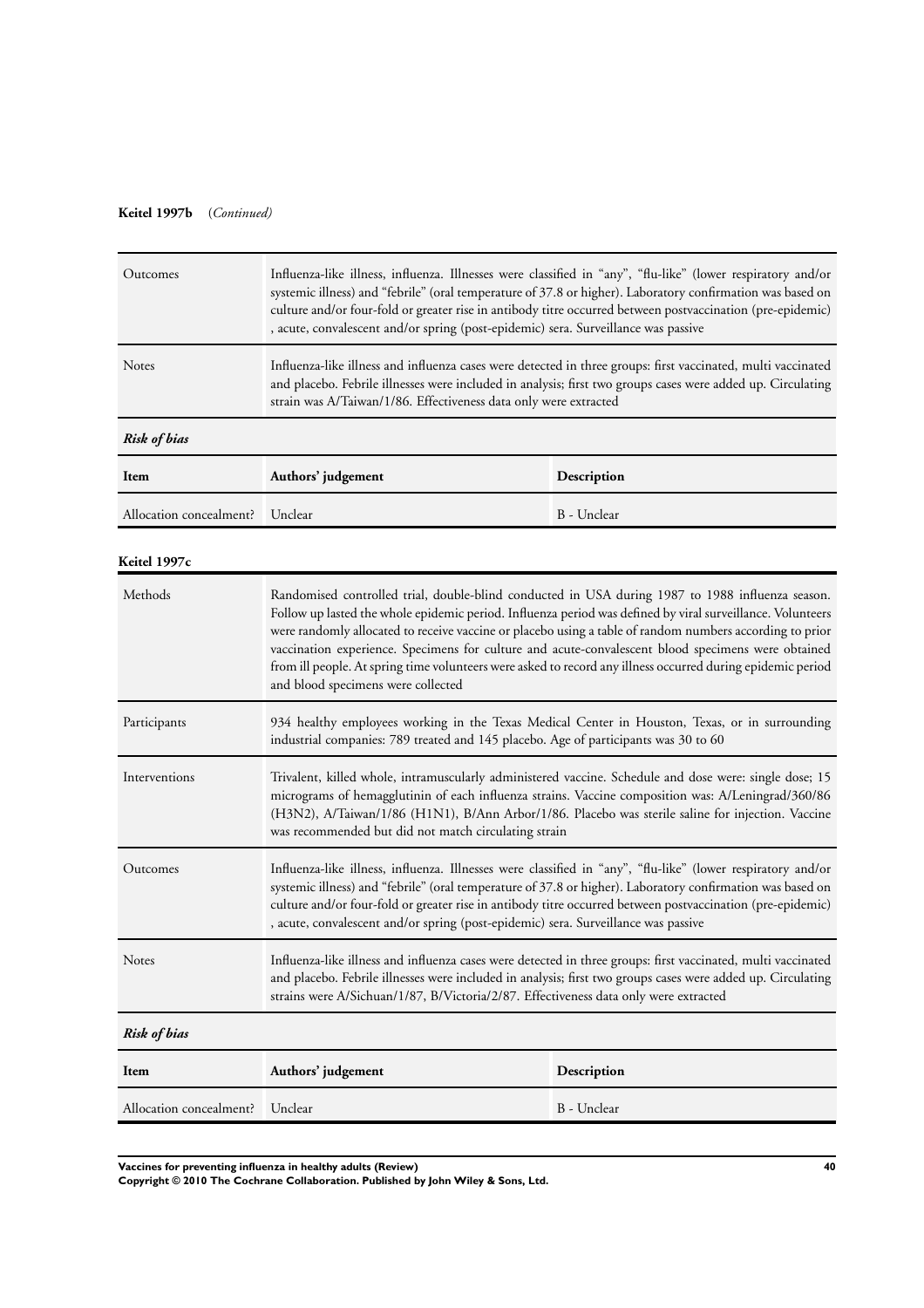**Keitel 1997b** (*Continued*)

| | |
|---|---|
| Outcomes | Influenza-like illness, influenza. Illnesses were classified in "any", "flu-like" (lower respiratory and/or systemic illness) and "febrile" (oral temperature of 37.8 or higher). Laboratory confirmation was based on culture and/or four-fold or greater rise in antibody titre occurred between postvaccination (pre-epidemic), acute, convalescent and/or spring (post-epidemic) sera. Surveillance was passive |
| Notes | Influenza-like illness and influenza cases were detected in three groups: first vaccinated, multi vaccinated and placebo. Febrile illnesses were included in analysis; first two groups cases were added up. Circulating strain was A/Taiwan/1/86. Effectiveness data only were extracted |

***Risk of bias***

| Item | Authors' judgement | Description |
|---|---|---|
| Allocation concealment? | Unclear | B - Unclear |

**Keitel 1997c**

| | |
|---|---|
| Methods | Randomised controlled trial, double-blind conducted in USA during 1987 to 1988 influenza season. Follow up lasted the whole epidemic period. Influenza period was defined by viral surveillance. Volunteers were randomly allocated to receive vaccine or placebo using a table of random numbers according to prior vaccination experience. Specimens for culture and acute-convalescent blood specimens were obtained from ill people. At spring time volunteers were asked to record any illness occurred during epidemic period and blood specimens were collected |
| Participants | 934 healthy employees working in the Texas Medical Center in Houston, Texas, or in surrounding industrial companies: 789 treated and 145 placebo. Age of participants was 30 to 60 |
| Interventions | Trivalent, killed whole, intramuscularly administered vaccine. Schedule and dose were: single dose; 15 micrograms of hemagglutinin of each influenza strains. Vaccine composition was: A/Leningrad/360/86 (H3N2), A/Taiwan/1/86 (H1N1), B/Ann Arbor/1/86. Placebo was sterile saline for injection. Vaccine was recommended but did not match circulating strain |
| Outcomes | Influenza-like illness, influenza. Illnesses were classified in "any", "flu-like" (lower respiratory and/or systemic illness) and "febrile" (oral temperature of 37.8 or higher). Laboratory confirmation was based on culture and/or four-fold or greater rise in antibody titre occurred between postvaccination (pre-epidemic), acute, convalescent and/or spring (post-epidemic) sera. Surveillance was passive |
| Notes | Influenza-like illness and influenza cases were detected in three groups: first vaccinated, multi vaccinated and placebo. Febrile illnesses were included in analysis; first two groups cases were added up. Circulating strains were A/Sichuan/1/87, B/Victoria/2/87. Effectiveness data only were extracted |

***Risk of bias***

| Item | Authors' judgement | Description |
|---|---|---|
| Allocation concealment? | Unclear | B - Unclear |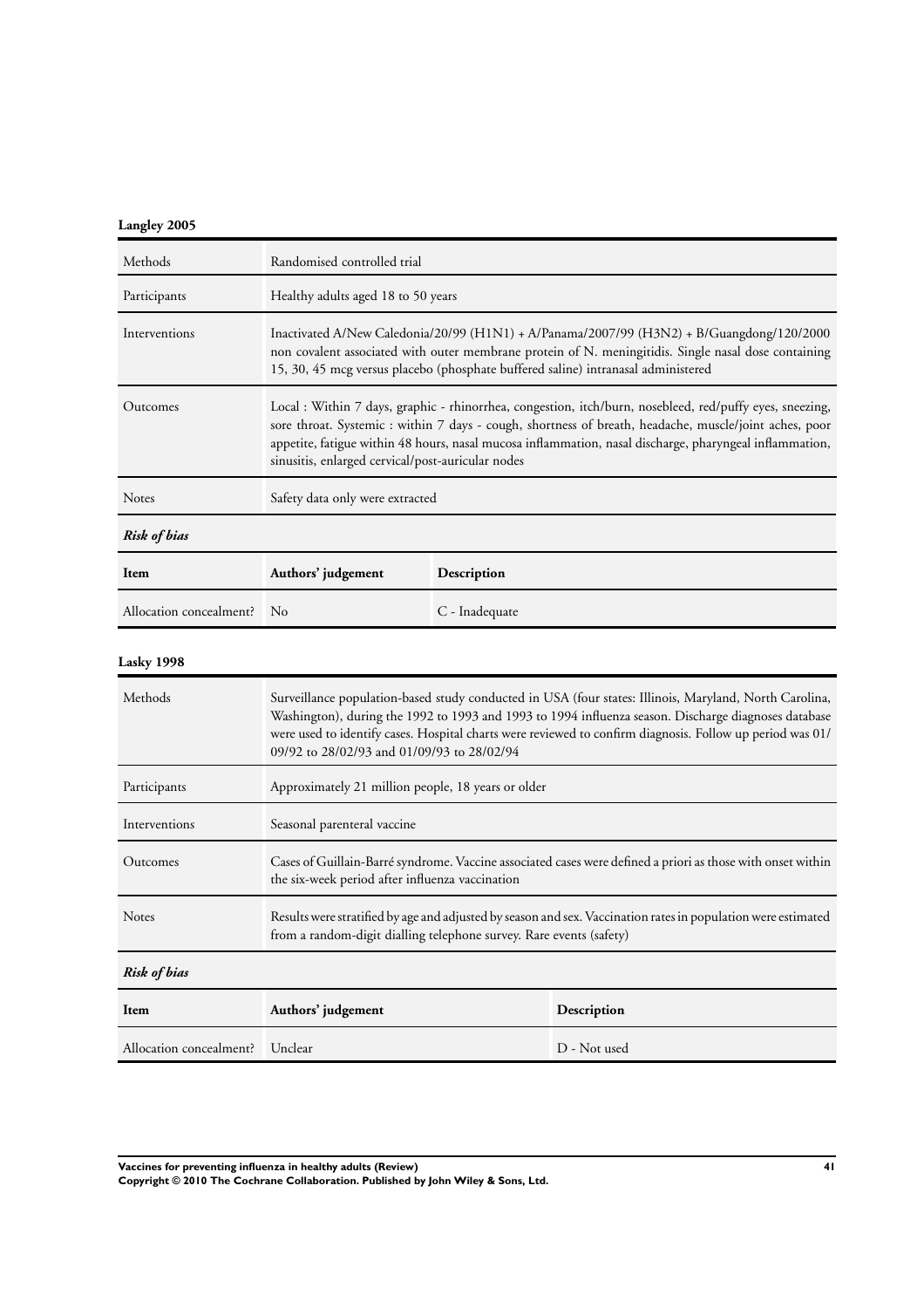**Langley 2005**

| Methods | Randomised controlled trial |
|---|---|
| Participants | Healthy adults aged 18 to 50 years |
| Interventions | Inactivated A/New Caledonia/20/99 (H1N1) + A/Panama/2007/99 (H3N2) + B/Guangdong/120/2000 non covalent associated with outer membrane protein of N. meningitidis. Single nasal dose containing 15, 30, 45 mcg versus placebo (phosphate buffered saline) intranasal administered |
| Outcomes | Local : Within 7 days, graphic - rhinorrhea, congestion, itch/burn, nosebleed, red/puffy eyes, sneezing, sore throat. Systemic : within 7 days - cough, shortness of breath, headache, muscle/joint aches, poor appetite, fatigue within 48 hours, nasal mucosa inflammation, nasal discharge, pharyngeal inflammation, sinusitis, enlarged cervical/post-auricular nodes |
| Notes | Safety data only were extracted |

***Risk of bias***

| Item | Authors' judgement | Description |
|---|---|---|
| Allocation concealment? | No | C - Inadequate |

**Lasky 1998**

| Methods | Surveillance population-based study conducted in USA (four states: Illinois, Maryland, North Carolina, Washington), during the 1992 to 1993 and 1993 to 1994 influenza season. Discharge diagnoses database were used to identify cases. Hospital charts were reviewed to confirm diagnosis. Follow up period was 01/09/92 to 28/02/93 and 01/09/93 to 28/02/94 |
|---|---|
| Participants | Approximately 21 million people, 18 years or older |
| Interventions | Seasonal parenteral vaccine |
| Outcomes | Cases of Guillain-Barré syndrome. Vaccine associated cases were defined a priori as those with onset within the six-week period after influenza vaccination |
| Notes | Results were stratified by age and adjusted by season and sex. Vaccination rates in population were estimated from a random-digit dialling telephone survey. Rare events (safety) |

***Risk of bias***

| Item | Authors' judgement | Description |
|---|---|---|
| Allocation concealment? | Unclear | D - Not used |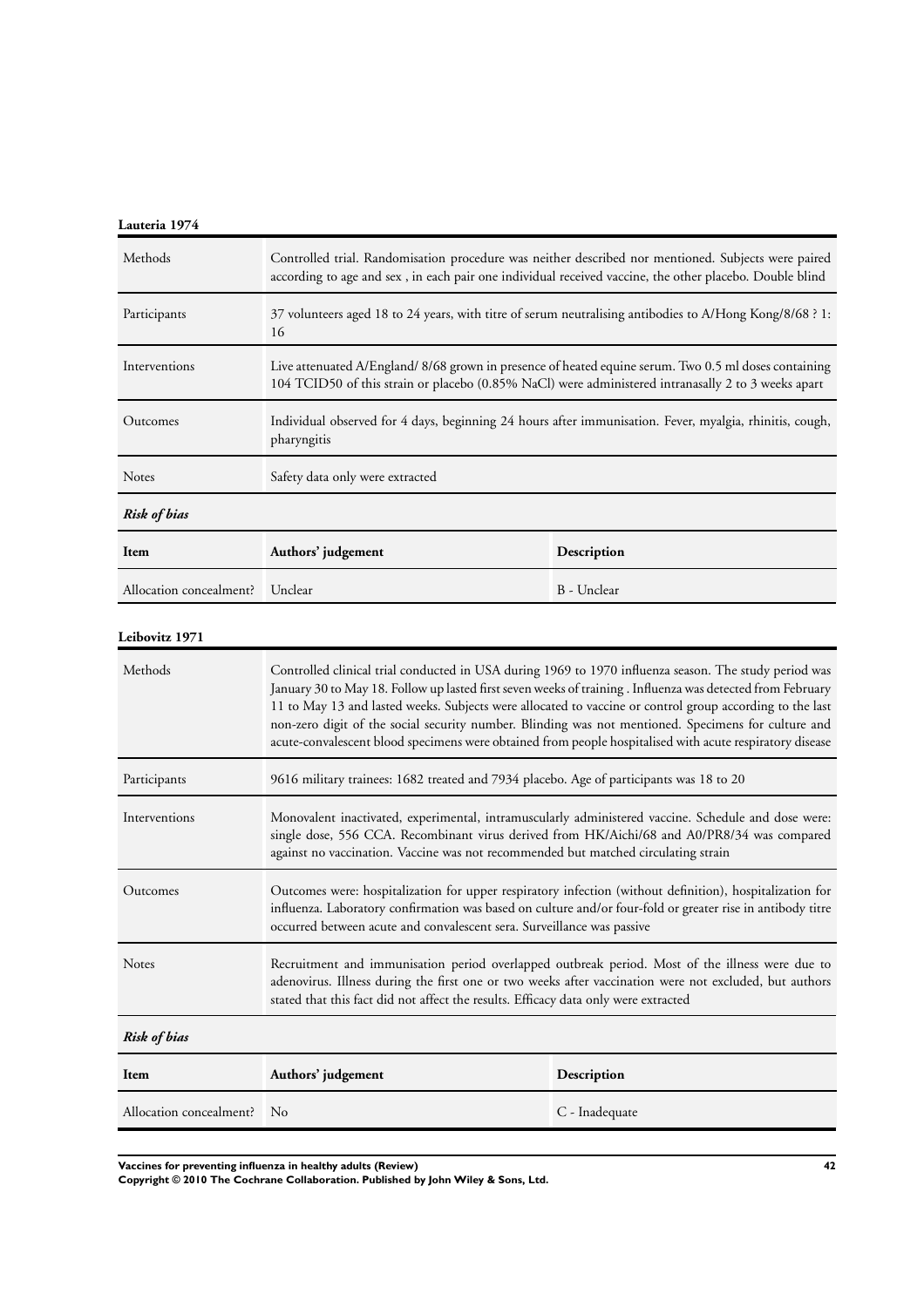### Lauteria 1974

| | |
|---|---|
| Methods | Controlled trial. Randomisation procedure was neither described nor mentioned. Subjects were paired according to age and sex , in each pair one individual received vaccine, the other placebo. Double blind |
| Participants | 37 volunteers aged 18 to 24 years, with titre of serum neutralising antibodies to A/Hong Kong/8/68 ? 1: 16 |
| Interventions | Live attenuated A/England/ 8/68 grown in presence of heated equine serum. Two 0.5 ml doses containing 104 TCID50 of this strain or placebo (0.85% NaCl) were administered intranasally 2 to 3 weeks apart |
| Outcomes | Individual observed for 4 days, beginning 24 hours after immunisation. Fever, myalgia, rhinitis, cough, pharyngitis |
| Notes | Safety data only were extracted |

*Risk of bias*

| Item | Authors' judgement | Description |
|---|---|---|
| Allocation concealment? | Unclear | B - Unclear |

### Leibovitz 1971

| | |
|---|---|
| Methods | Controlled clinical trial conducted in USA during 1969 to 1970 influenza season. The study period was January 30 to May 18. Follow up lasted first seven weeks of training . Influenza was detected from February 11 to May 13 and lasted weeks. Subjects were allocated to vaccine or control group according to the last non-zero digit of the social security number. Blinding was not mentioned. Specimens for culture and acute-convalescent blood specimens were obtained from people hospitalised with acute respiratory disease |
| Participants | 9616 military trainees: 1682 treated and 7934 placebo. Age of participants was 18 to 20 |
| Interventions | Monovalent inactivated, experimental, intramuscularly administered vaccine. Schedule and dose were: single dose, 556 CCA. Recombinant virus derived from HK/Aichi/68 and A0/PR8/34 was compared against no vaccination. Vaccine was not recommended but matched circulating strain |
| Outcomes | Outcomes were: hospitalization for upper respiratory infection (without definition), hospitalization for influenza. Laboratory confirmation was based on culture and/or four-fold or greater rise in antibody titre occurred between acute and convalescent sera. Surveillance was passive |
| Notes | Recruitment and immunisation period overlapped outbreak period. Most of the illness were due to adenovirus. Illness during the first one or two weeks after vaccination were not excluded, but authors stated that this fact did not affect the results. Efficacy data only were extracted |

*Risk of bias*

| Item | Authors' judgement | Description |
|---|---|---|
| Allocation concealment? | No | C - Inadequate |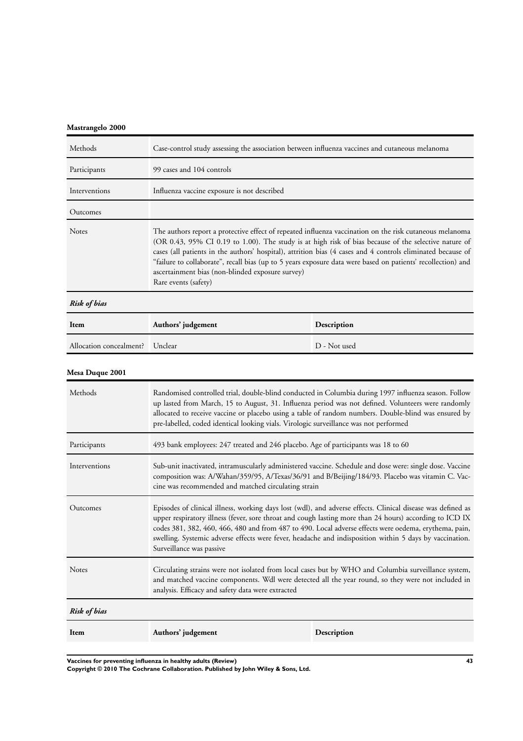**Mastrangelo 2000**

| Methods | Case-control study assessing the association between influenza vaccines and cutaneous melanoma |
|---|---|
| Participants | 99 cases and 104 controls |
| Interventions | Influenza vaccine exposure is not described |
| Outcomes | |
| Notes | The authors report a protective effect of repeated influenza vaccination on the risk cutaneous melanoma (OR 0.43, 95% CI 0.19 to 1.00). The study is at high risk of bias because of the selective nature of cases (all patients in the authors' hospital), attrition bias (4 cases and 4 controls eliminated because of "failure to collaborate", recall bias (up to 5 years exposure data were based on patients' recollection) and ascertainment bias (non-blinded exposure survey)<br>Rare events (safety) |

***Risk of bias***

| Item | Authors' judgement | Description |
|---|---|---|
| Allocation concealment? | Unclear | D - Not used |

**Mesa Duque 2001**

| Methods | Randomised controlled trial, double-blind conducted in Columbia during 1997 influenza season. Follow up lasted from March, 15 to August, 31. Influenza period was not defined. Volunteers were randomly allocated to receive vaccine or placebo using a table of random numbers. Double-blind was ensured by pre-labelled, coded identical looking vials. Virologic surveillance was not performed |
|---|---|
| Participants | 493 bank employees: 247 treated and 246 placebo. Age of participants was 18 to 60 |
| Interventions | Sub-unit inactivated, intramuscularly administered vaccine. Schedule and dose were: single dose. Vaccine composition was: A/Wahan/359/95, A/Texas/36/91 and B/Beijing/184/93. Placebo was vitamin C. Vaccine was recommended and matched circulating strain |
| Outcomes | Episodes of clinical illness, working days lost (wdl), and adverse effects. Clinical disease was defined as upper respiratory illness (fever, sore throat and cough lasting more than 24 hours) according to ICD IX codes 381, 382, 460, 466, 480 and from 487 to 490. Local adverse effects were oedema, erythema, pain, swelling. Systemic adverse effects were fever, headache and indisposition within 5 days by vaccination. Surveillance was passive |
| Notes | Circulating strains were not isolated from local cases but by WHO and Columbia surveillance system, and matched vaccine components. Wdl were detected all the year round, so they were not included in analysis. Efficacy and safety data were extracted |

***Risk of bias***

| Item | Authors' judgement | Description |
|---|---|---|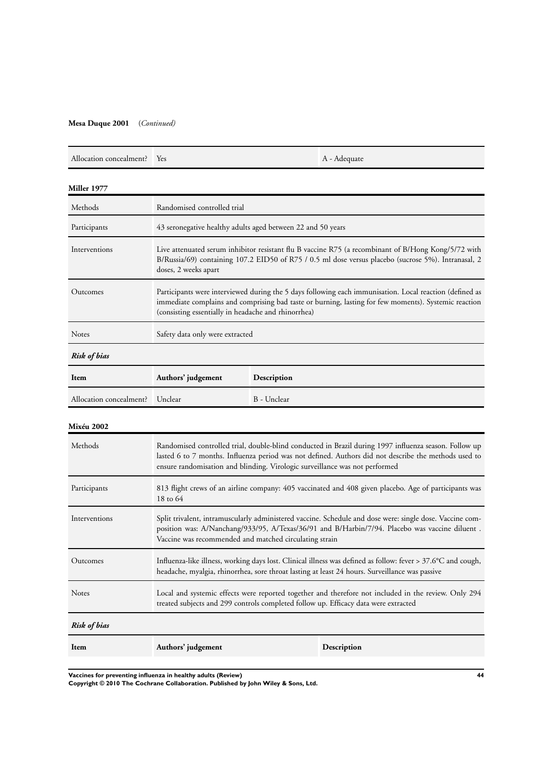**Mesa Duque 2001** (*Continued*)

| Allocation concealment? | Yes | A - Adequate |
|---|---|---|

**Miller 1977**

| | |
|---|---|
| Methods | Randomised controlled trial |
| Participants | 43 seronegative healthy adults aged between 22 and 50 years |
| Interventions | Live attenuated serum inhibitor resistant flu B vaccine R75 (a recombinant of B/Hong Kong/5/72 with B/Russia/69) containing 107.2 EID50 of R75 / 0.5 ml dose versus placebo (sucrose 5%). Intranasal, 2 doses, 2 weeks apart |
| Outcomes | Participants were interviewed during the 5 days following each immunisation. Local reaction (defined as immediate complains and comprising bad taste or burning, lasting for few moments). Systemic reaction (consisting essentially in headache and rhinorrhea) |
| Notes | Safety data only were extracted |

***Risk of bias***

| Item | Authors' judgement | Description |
|---|---|---|
| Allocation concealment? | Unclear | B - Unclear |

**Mixéu 2002**

| | |
|---|---|
| Methods | Randomised controlled trial, double-blind conducted in Brazil during 1997 influenza season. Follow up lasted 6 to 7 months. Influenza period was not defined. Authors did not describe the methods used to ensure randomisation and blinding. Virologic surveillance was not performed |
| Participants | 813 flight crews of an airline company: 405 vaccinated and 408 given placebo. Age of participants was 18 to 64 |
| Interventions | Split trivalent, intramuscularly administered vaccine. Schedule and dose were: single dose. Vaccine composition was: A/Nanchang/933/95, A/Texas/36/91 and B/Harbin/7/94. Placebo was vaccine diluent . Vaccine was recommended and matched circulating strain |
| Outcomes | Influenza-like illness, working days lost. Clinical illness was defined as follow: fever > 37.6°C and cough, headache, myalgia, rhinorrhea, sore throat lasting at least 24 hours. Surveillance was passive |
| Notes | Local and systemic effects were reported together and therefore not included in the review. Only 294 treated subjects and 299 controls completed follow up. Efficacy data were extracted |

***Risk of bias***

| Item | Authors' judgement | Description |
|---|---|---|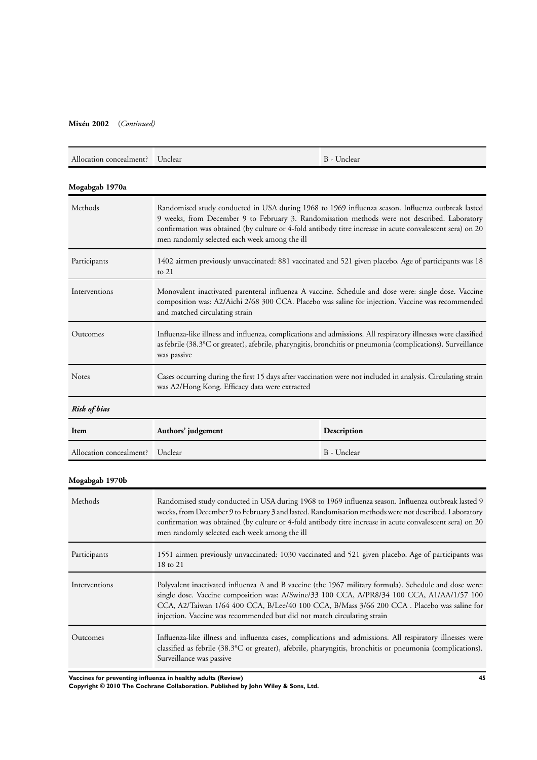**Mixéu 2002** (*Continued*)

| Allocation concealment? | Unclear | B - Unclear |
|---|---|---|

**Mogabgab 1970a**

| | |
|---|---|
| Methods | Randomised study conducted in USA during 1968 to 1969 influenza season. Influenza outbreak lasted 9 weeks, from December 9 to February 3. Randomisation methods were not described. Laboratory confirmation was obtained (by culture or 4-fold antibody titre increase in acute convalescent sera) on 20 men randomly selected each week among the ill |
| Participants | 1402 airmen previously unvaccinated: 881 vaccinated and 521 given placebo. Age of participants was 18 to 21 |
| Interventions | Monovalent inactivated parenteral influenza A vaccine. Schedule and dose were: single dose. Vaccine composition was: A2/Aichi 2/68 300 CCA. Placebo was saline for injection. Vaccine was recommended and matched circulating strain |
| Outcomes | Influenza-like illness and influenza, complications and admissions. All respiratory illnesses were classified as febrile (38.3°C or greater), afebrile, pharyngitis, bronchitis or pneumonia (complications). Surveillance was passive |
| Notes | Cases occurring during the first 15 days after vaccination were not included in analysis. Circulating strain was A2/Hong Kong. Efficacy data were extracted |

***Risk of bias***

| Item | Authors' judgement | Description |
|---|---|---|
| Allocation concealment? | Unclear | B - Unclear |

**Mogabgab 1970b**

| | |
|---|---|
| Methods | Randomised study conducted in USA during 1968 to 1969 influenza season. Influenza outbreak lasted 9 weeks, from December 9 to February 3 and lasted. Randomisation methods were not described. Laboratory confirmation was obtained (by culture or 4-fold antibody titre increase in acute convalescent sera) on 20 men randomly selected each week among the ill |
| Participants | 1551 airmen previously unvaccinated: 1030 vaccinated and 521 given placebo. Age of participants was 18 to 21 |
| Interventions | Polyvalent inactivated influenza A and B vaccine (the 1967 military formula). Schedule and dose were: single dose. Vaccine composition was: A/Swine/33 100 CCA, A/PR8/34 100 CCA, A1/AA/1/57 100 CCA, A2/Taiwan 1/64 400 CCA, B/Lee/40 100 CCA, B/Mass 3/66 200 CCA . Placebo was saline for injection. Vaccine was recommended but did not match circulating strain |
| Outcomes | Influenza-like illness and influenza cases, complications and admissions. All respiratory illnesses were classified as febrile (38.3°C or greater), afebrile, pharyngitis, bronchitis or pneumonia (complications). Surveillance was passive |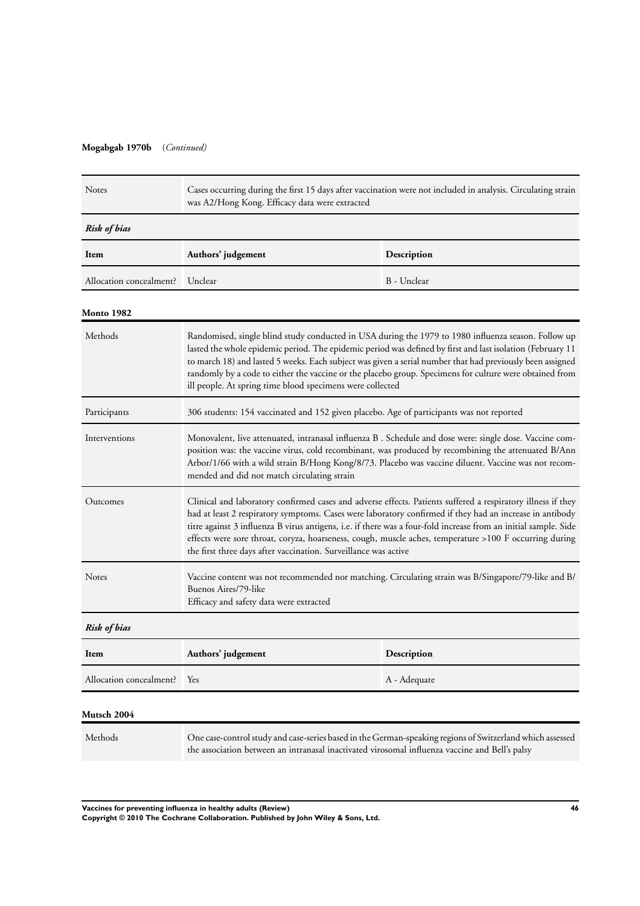**Mogabgab 1970b** (*Continued*)

| | |
|---|---|
| Notes | Cases occurring during the first 15 days after vaccination were not included in analysis. Circulating strain was A2/Hong Kong. Efficacy data were extracted |

*Risk of bias*

| Item | Authors' judgement | Description |
|---|---|---|
| Allocation concealment? | Unclear | B - Unclear |

**Monto 1982**

| | |
|---|---|
| Methods | Randomised, single blind study conducted in USA during the 1979 to 1980 influenza season. Follow up lasted the whole epidemic period. The epidemic period was defined by first and last isolation (February 11 to march 18) and lasted 5 weeks. Each subject was given a serial number that had previously been assigned randomly by a code to either the vaccine or the placebo group. Specimens for culture were obtained from ill people. At spring time blood specimens were collected |
| Participants | 306 students: 154 vaccinated and 152 given placebo. Age of participants was not reported |
| Interventions | Monovalent, live attenuated, intranasal influenza B . Schedule and dose were: single dose. Vaccine composition was: the vaccine virus, cold recombinant, was produced by recombining the attenuated B/Ann Arbor/1/66 with a wild strain B/Hong Kong/8/73. Placebo was vaccine diluent. Vaccine was not recommended and did not match circulating strain |
| Outcomes | Clinical and laboratory confirmed cases and adverse effects. Patients suffered a respiratory illness if they had at least 2 respiratory symptoms. Cases were laboratory confirmed if they had an increase in antibody titre against 3 influenza B virus antigens, i.e. if there was a four-fold increase from an initial sample. Side effects were sore throat, coryza, hoarseness, cough, muscle aches, temperature >100 F occurring during the first three days after vaccination. Surveillance was active |
| Notes | Vaccine content was not recommended nor matching. Circulating strain was B/Singapore/79-like and B/Buenos Aires/79-like<br>Efficacy and safety data were extracted |

*Risk of bias*

| Item | Authors' judgement | Description |
|---|---|---|
| Allocation concealment? | Yes | A - Adequate |

**Mutsch 2004**

| | |
|---|---|
| Methods | One case-control study and case-series based in the German-speaking regions of Switzerland which assessed the association between an intranasal inactivated virosomal influenza vaccine and Bell's palsy |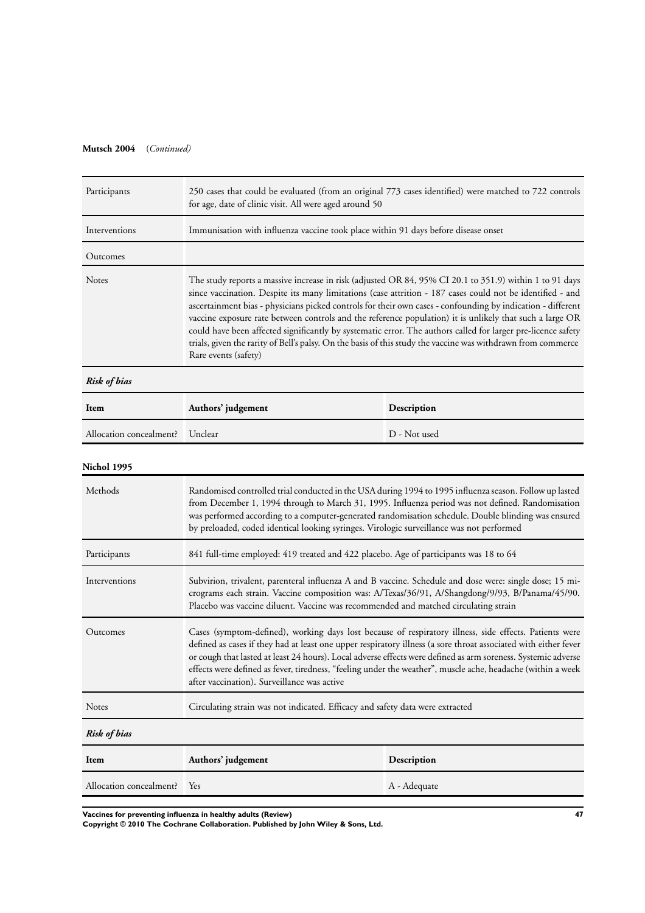**Mutsch 2004** (*Continued*)

| | |
|---|---|
| Participants | 250 cases that could be evaluated (from an original 773 cases identified) were matched to 722 controls for age, date of clinic visit. All were aged around 50 |
| Interventions | Immunisation with influenza vaccine took place within 91 days before disease onset |
| Outcomes | |
| Notes | The study reports a massive increase in risk (adjusted OR 84, 95% CI 20.1 to 351.9) within 1 to 91 days since vaccination. Despite its many limitations (case attrition - 187 cases could not be identified - and ascertainment bias - physicians picked controls for their own cases - confounding by indication - different vaccine exposure rate between controls and the reference population) it is unlikely that such a large OR could have been affected significantly by systematic error. The authors called for larger pre-licence safety trials, given the rarity of Bell's palsy. On the basis of this study the vaccine was withdrawn from commerce<br>Rare events (safety) |

*Risk of bias*

| Item | Authors' judgement | Description |
|---|---|---|
| Allocation concealment? | Unclear | D - Not used |

**Nichol 1995**

| | |
|---|---|
| Methods | Randomised controlled trial conducted in the USA during 1994 to 1995 influenza season. Follow up lasted from December 1, 1994 through to March 31, 1995. Influenza period was not defined. Randomisation was performed according to a computer-generated randomisation schedule. Double blinding was ensured by preloaded, coded identical looking syringes. Virologic surveillance was not performed |
| Participants | 841 full-time employed: 419 treated and 422 placebo. Age of participants was 18 to 64 |
| Interventions | Subvirion, trivalent, parenteral influenza A and B vaccine. Schedule and dose were: single dose; 15 micrograms each strain. Vaccine composition was: A/Texas/36/91, A/Shangdong/9/93, B/Panama/45/90. Placebo was vaccine diluent. Vaccine was recommended and matched circulating strain |
| Outcomes | Cases (symptom-defined), working days lost because of respiratory illness, side effects. Patients were defined as cases if they had at least one upper respiratory illness (a sore throat associated with either fever or cough that lasted at least 24 hours). Local adverse effects were defined as arm soreness. Systemic adverse effects were defined as fever, tiredness, "feeling under the weather", muscle ache, headache (within a week after vaccination). Surveillance was active |
| Notes | Circulating strain was not indicated. Efficacy and safety data were extracted |

*Risk of bias*

| Item | Authors' judgement | Description |
|---|---|---|
| Allocation concealment? | Yes | A - Adequate |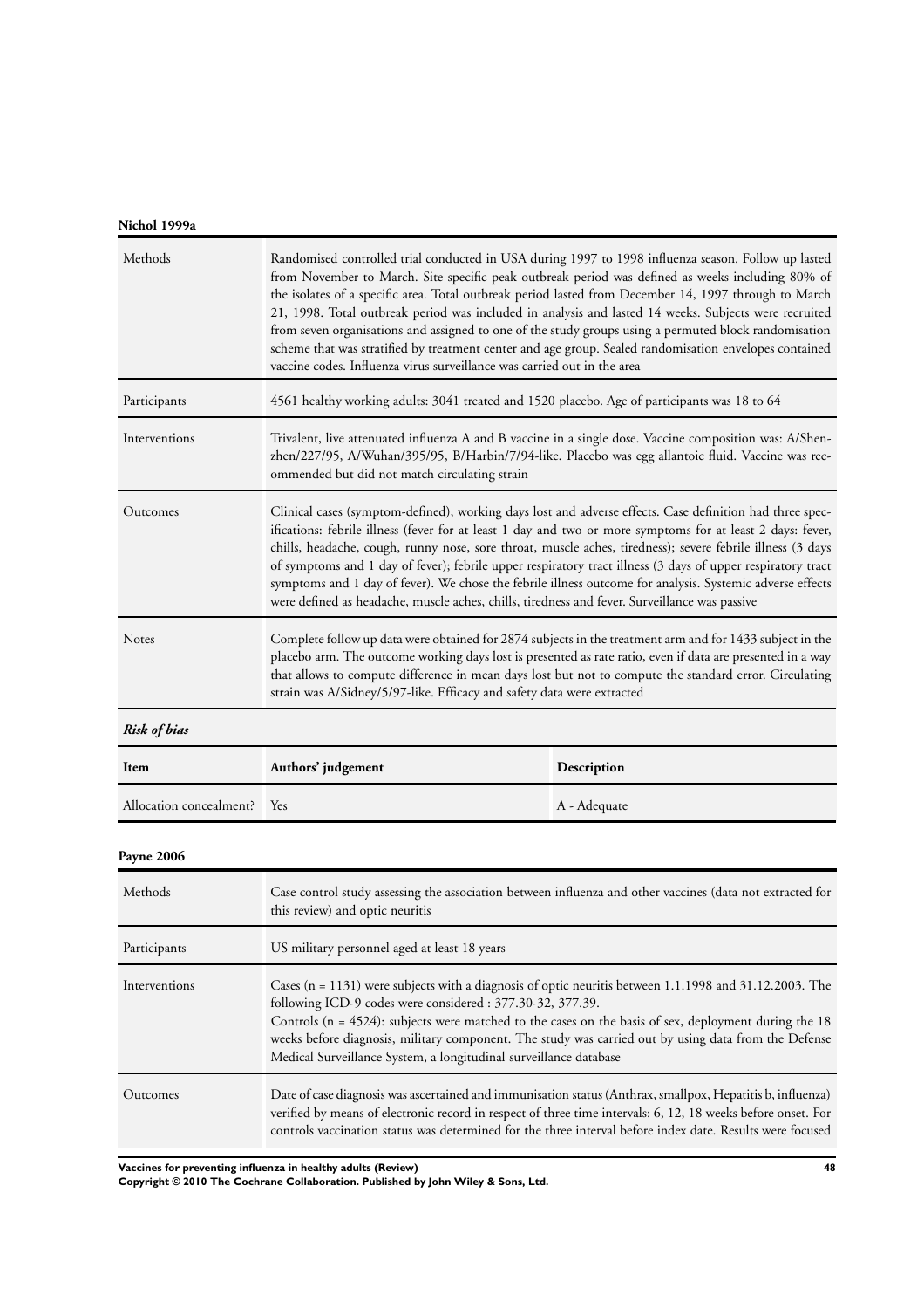**Nichol 1999a**

| | |
|---|---|
| Methods | Randomised controlled trial conducted in USA during 1997 to 1998 influenza season. Follow up lasted from November to March. Site specific peak outbreak period was defined as weeks including 80% of the isolates of a specific area. Total outbreak period lasted from December 14, 1997 through to March 21, 1998. Total outbreak period was included in analysis and lasted 14 weeks. Subjects were recruited from seven organisations and assigned to one of the study groups using a permuted block randomisation scheme that was stratified by treatment center and age group. Sealed randomisation envelopes contained vaccine codes. Influenza virus surveillance was carried out in the area |
| Participants | 4561 healthy working adults: 3041 treated and 1520 placebo. Age of participants was 18 to 64 |
| Interventions | Trivalent, live attenuated influenza A and B vaccine in a single dose. Vaccine composition was: A/Shenzhen/227/95, A/Wuhan/395/95, B/Harbin/7/94-like. Placebo was egg allantoic fluid. Vaccine was recommended but did not match circulating strain |
| Outcomes | Clinical cases (symptom-defined), working days lost and adverse effects. Case definition had three specifications: febrile illness (fever for at least 1 day and two or more symptoms for at least 2 days: fever, chills, headache, cough, runny nose, sore throat, muscle aches, tiredness); severe febrile illness (3 days of symptoms and 1 day of fever); febrile upper respiratory tract illness (3 days of upper respiratory tract symptoms and 1 day of fever). We chose the febrile illness outcome for analysis. Systemic adverse effects were defined as headache, muscle aches, chills, tiredness and fever. Surveillance was passive |
| Notes | Complete follow up data were obtained for 2874 subjects in the treatment arm and for 1433 subject in the placebo arm. The outcome working days lost is presented as rate ratio, even if data are presented in a way that allows to compute difference in mean days lost but not to compute the standard error. Circulating strain was A/Sidney/5/97-like. Efficacy and safety data were extracted |

***Risk of bias***

| Item | Authors' judgement | Description |
|---|---|---|
| Allocation concealment? | Yes | A - Adequate |

**Payne 2006**

| | |
|---|---|
| Methods | Case control study assessing the association between influenza and other vaccines (data not extracted for this review) and optic neuritis |
| Participants | US military personnel aged at least 18 years |
| Interventions | Cases (n = 1131) were subjects with a diagnosis of optic neuritis between 1.1.1998 and 31.12.2003. The following ICD-9 codes were considered : 377.30-32, 377.39.<br>Controls (n = 4524): subjects were matched to the cases on the basis of sex, deployment during the 18 weeks before diagnosis, military component. The study was carried out by using data from the Defense Medical Surveillance System, a longitudinal surveillance database |
| Outcomes | Date of case diagnosis was ascertained and immunisation status (Anthrax, smallpox, Hepatitis b, influenza) verified by means of electronic record in respect of three time intervals: 6, 12, 18 weeks before onset. For controls vaccination status was determined for the three interval before index date. Results were focused |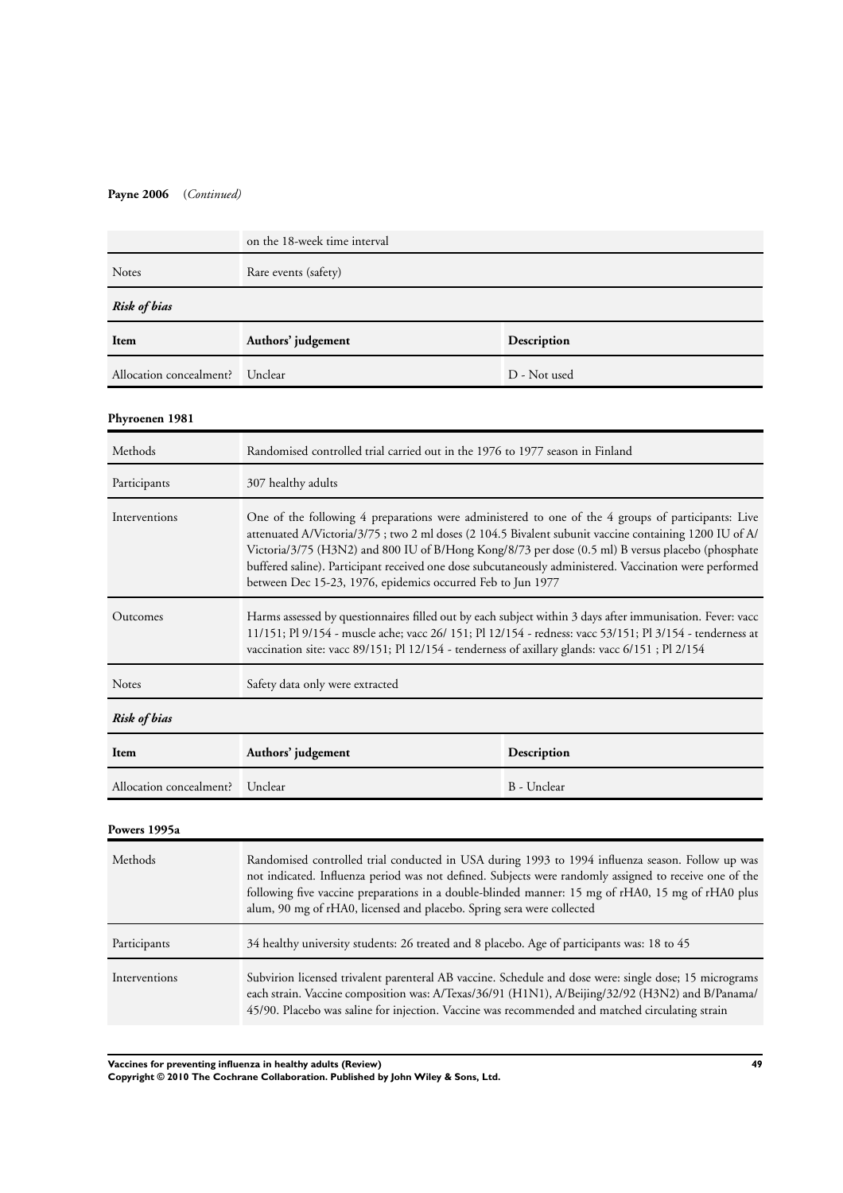**Payne 2006** (*Continued*)

| | on the 18-week time interval |
|---|---|
| Notes | Rare events (safety) |

*Risk of bias*

| Item | Authors' judgement | Description |
|---|---|---|
| Allocation concealment? | Unclear | D - Not used |

**Phyroenen 1981**

| | |
|---|---|
| Methods | Randomised controlled trial carried out in the 1976 to 1977 season in Finland |
| Participants | 307 healthy adults |
| Interventions | One of the following 4 preparations were administered to one of the 4 groups of participants: Live attenuated A/Victoria/3/75 ; two 2 ml doses (2 104.5 Bivalent subunit vaccine containing 1200 IU of A/Victoria/3/75 (H3N2) and 800 IU of B/Hong Kong/8/73 per dose (0.5 ml) B versus placebo (phosphate buffered saline). Participant received one dose subcutaneously administered. Vaccination were performed between Dec 15-23, 1976, epidemics occurred Feb to Jun 1977 |
| Outcomes | Harms assessed by questionnaires filled out by each subject within 3 days after immunisation. Fever: vacc 11/151; Pl 9/154 - muscle ache; vacc 26/ 151; Pl 12/154 - redness: vacc 53/151; Pl 3/154 - tenderness at vaccination site: vacc 89/151; Pl 12/154 - tenderness of axillary glands: vacc 6/151 ; Pl 2/154 |
| Notes | Safety data only were extracted |

*Risk of bias*

| Item | Authors' judgement | Description |
|---|---|---|
| Allocation concealment? | Unclear | B - Unclear |

**Powers 1995a**

| | |
|---|---|
| Methods | Randomised controlled trial conducted in USA during 1993 to 1994 influenza season. Follow up was not indicated. Influenza period was not defined. Subjects were randomly assigned to receive one of the following five vaccine preparations in a double-blinded manner: 15 mg of rHA0, 15 mg of rHA0 plus alum, 90 mg of rHA0, licensed and placebo. Spring sera were collected |
| Participants | 34 healthy university students: 26 treated and 8 placebo. Age of participants was: 18 to 45 |
| Interventions | Subvirion licensed trivalent parenteral AB vaccine. Schedule and dose were: single dose; 15 micrograms each strain. Vaccine composition was: A/Texas/36/91 (H1N1), A/Beijing/32/92 (H3N2) and B/Panama/45/90. Placebo was saline for injection. Vaccine was recommended and matched circulating strain |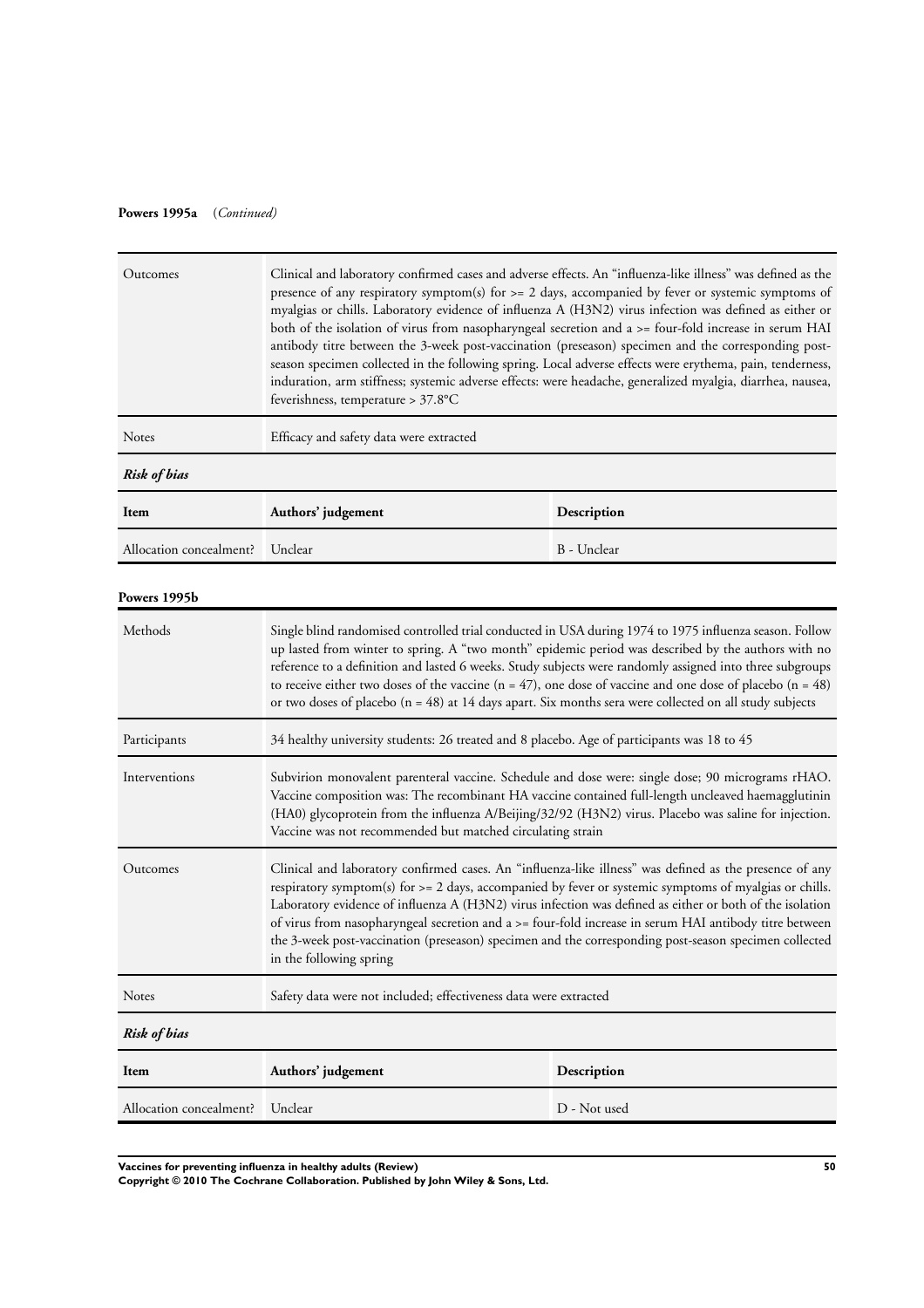**Powers 1995a** (*Continued*)

| | |
|---|---|
| Outcomes | Clinical and laboratory confirmed cases and adverse effects. An "influenza-like illness" was defined as the presence of any respiratory symptom(s) for >= 2 days, accompanied by fever or systemic symptoms of myalgias or chills. Laboratory evidence of influenza A (H3N2) virus infection was defined as either or both of the isolation of virus from nasopharyngeal secretion and a >= four-fold increase in serum HAI antibody titre between the 3-week post-vaccination (preseason) specimen and the corresponding post-season specimen collected in the following spring. Local adverse effects were erythema, pain, tenderness, induration, arm stiffness; systemic adverse effects: were headache, generalized myalgia, diarrhea, nausea, feverishness, temperature > 37.8°C |
| Notes | Efficacy and safety data were extracted |

***Risk of bias***

| Item | Authors' judgement | Description |
|---|---|---|
| Allocation concealment? | Unclear | B - Unclear |

**Powers 1995b**

| | |
|---|---|
| Methods | Single blind randomised controlled trial conducted in USA during 1974 to 1975 influenza season. Follow up lasted from winter to spring. A "two month" epidemic period was described by the authors with no reference to a definition and lasted 6 weeks. Study subjects were randomly assigned into three subgroups to receive either two doses of the vaccine (n = 47), one dose of vaccine and one dose of placebo (n = 48) or two doses of placebo (n = 48) at 14 days apart. Six months sera were collected on all study subjects |
| Participants | 34 healthy university students: 26 treated and 8 placebo. Age of participants was 18 to 45 |
| Interventions | Subvirion monovalent parenteral vaccine. Schedule and dose were: single dose; 90 micrograms rHAO. Vaccine composition was: The recombinant HA vaccine contained full-length uncleaved haemagglutinin (HA0) glycoprotein from the influenza A/Beijing/32/92 (H3N2) virus. Placebo was saline for injection. Vaccine was not recommended but matched circulating strain |
| Outcomes | Clinical and laboratory confirmed cases. An "influenza-like illness" was defined as the presence of any respiratory symptom(s) for >= 2 days, accompanied by fever or systemic symptoms of myalgias or chills. Laboratory evidence of influenza A (H3N2) virus infection was defined as either or both of the isolation of virus from nasopharyngeal secretion and a >= four-fold increase in serum HAI antibody titre between the 3-week post-vaccination (preseason) specimen and the corresponding post-season specimen collected in the following spring |
| Notes | Safety data were not included; effectiveness data were extracted |

***Risk of bias***

| Item | Authors' judgement | Description |
|---|---|---|
| Allocation concealment? | Unclear | D - Not used |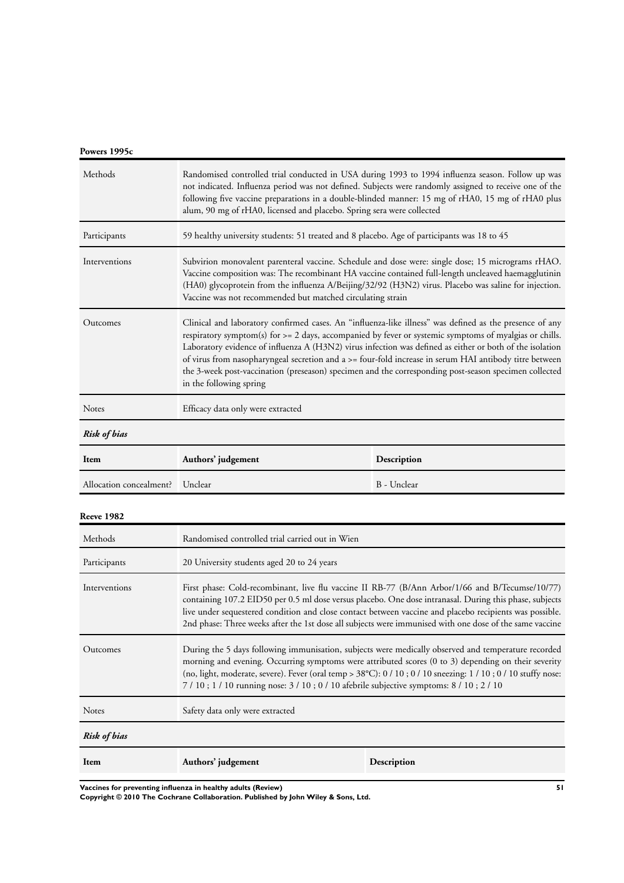**Powers 1995c**

| | |
|---|---|
| Methods | Randomised controlled trial conducted in USA during 1993 to 1994 influenza season. Follow up was not indicated. Influenza period was not defined. Subjects were randomly assigned to receive one of the following five vaccine preparations in a double-blinded manner: 15 mg of rHA0, 15 mg of rHA0 plus alum, 90 mg of rHA0, licensed and placebo. Spring sera were collected |
| Participants | 59 healthy university students: 51 treated and 8 placebo. Age of participants was 18 to 45 |
| Interventions | Subvirion monovalent parenteral vaccine. Schedule and dose were: single dose; 15 micrograms rHAO. Vaccine composition was: The recombinant HA vaccine contained full-length uncleaved haemagglutinin (HA0) glycoprotein from the influenza A/Beijing/32/92 (H3N2) virus. Placebo was saline for injection. Vaccine was not recommended but matched circulating strain |
| Outcomes | Clinical and laboratory confirmed cases. An "influenza-like illness" was defined as the presence of any respiratory symptom(s) for >= 2 days, accompanied by fever or systemic symptoms of myalgias or chills. Laboratory evidence of influenza A (H3N2) virus infection was defined as either or both of the isolation of virus from nasopharyngeal secretion and a >= four-fold increase in serum HAI antibody titre between the 3-week post-vaccination (preseason) specimen and the corresponding post-season specimen collected in the following spring |
| Notes | Efficacy data only were extracted |

***Risk of bias***

| Item | Authors' judgement | Description |
|---|---|---|
| Allocation concealment? | Unclear | B - Unclear |

**Reeve 1982**

| | |
|---|---|
| Methods | Randomised controlled trial carried out in Wien |
| Participants | 20 University students aged 20 to 24 years |
| Interventions | First phase: Cold-recombinant, live flu vaccine II RB-77 (B/Ann Arbor/1/66 and B/Tecumse/10/77) containing 107.2 EID50 per 0.5 ml dose versus placebo. One dose intranasal. During this phase, subjects live under sequestered condition and close contact between vaccine and placebo recipients was possible. 2nd phase: Three weeks after the 1st dose all subjects were immunised with one dose of the same vaccine |
| Outcomes | During the 5 days following immunisation, subjects were medically observed and temperature recorded morning and evening. Occurring symptoms were attributed scores (0 to 3) depending on their severity (no, light, moderate, severe). Fever (oral temp > 38°C): 0 / 10 ; 0 / 10 sneezing: 1 / 10 ; 0 / 10 stuffy nose: 7 / 10 ; 1 / 10 running nose: 3 / 10 ; 0 / 10 afebrile subjective symptoms: 8 / 10 ; 2 / 10 |
| Notes | Safety data only were extracted |

***Risk of bias***

| Item | Authors' judgement | Description |
|---|---|---|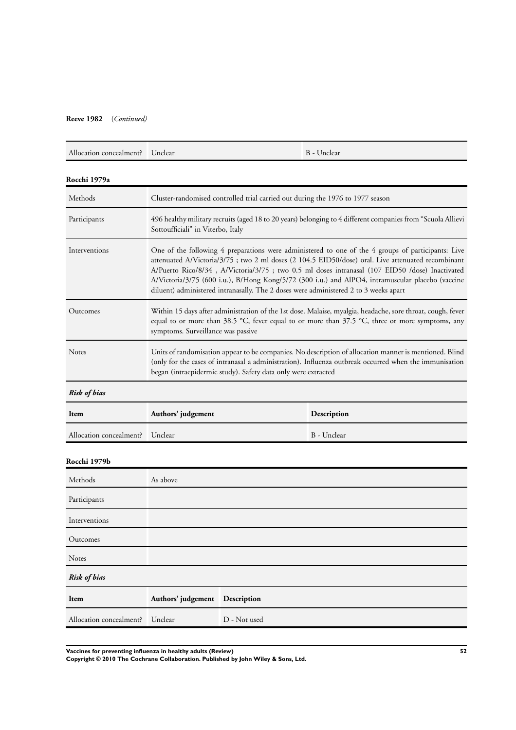**Reeve 1982** (*Continued*)

| Allocation concealment? | Unclear | B - Unclear |
|---|---|---|

**Rocchi 1979a**

| Methods | Cluster-randomised controlled trial carried out during the 1976 to 1977 season |
|---|---|
| Participants | 496 healthy military recruits (aged 18 to 20 years) belonging to 4 different companies from "Scuola Allievi Sottoufficiali" in Viterbo, Italy |
| Interventions | One of the following 4 preparations were administered to one of the 4 groups of participants: Live attenuated A/Victoria/3/75 ; two 2 ml doses (2 104.5 EID50/dose) oral. Live attenuated recombinant A/Puerto Rico/8/34 , A/Victoria/3/75 ; two 0.5 ml doses intranasal (107 EID50 /dose) Inactivated A/Victoria/3/75 (600 i.u.), B/Hong Kong/5/72 (300 i.u.) and AlPO4, intramuscular placebo (vaccine diluent) administered intranasally. The 2 doses were administered 2 to 3 weeks apart |
| Outcomes | Within 15 days after administration of the 1st dose. Malaise, myalgia, headache, sore throat, cough, fever equal to or more than 38.5 °C, fever equal to or more than 37.5 °C, three or more symptoms, any symptoms. Surveillance was passive |
| Notes | Units of randomisation appear to be companies. No description of allocation manner is mentioned. Blind (only for the cases of intranasal a administration). Influenza outbreak occurred when the immunisation began (intraepidermic study). Safety data only were extracted |

***Risk of bias***

| Item | Authors' judgement | Description |
|---|---|---|
| Allocation concealment? | Unclear | B - Unclear |

**Rocchi 1979b**

| Methods | As above |
|---|---|
| Participants | |
| Interventions | |
| Outcomes | |
| Notes | |

***Risk of bias***

| Item | Authors' judgement | Description |
|---|---|---|
| Allocation concealment? | Unclear | D - Not used |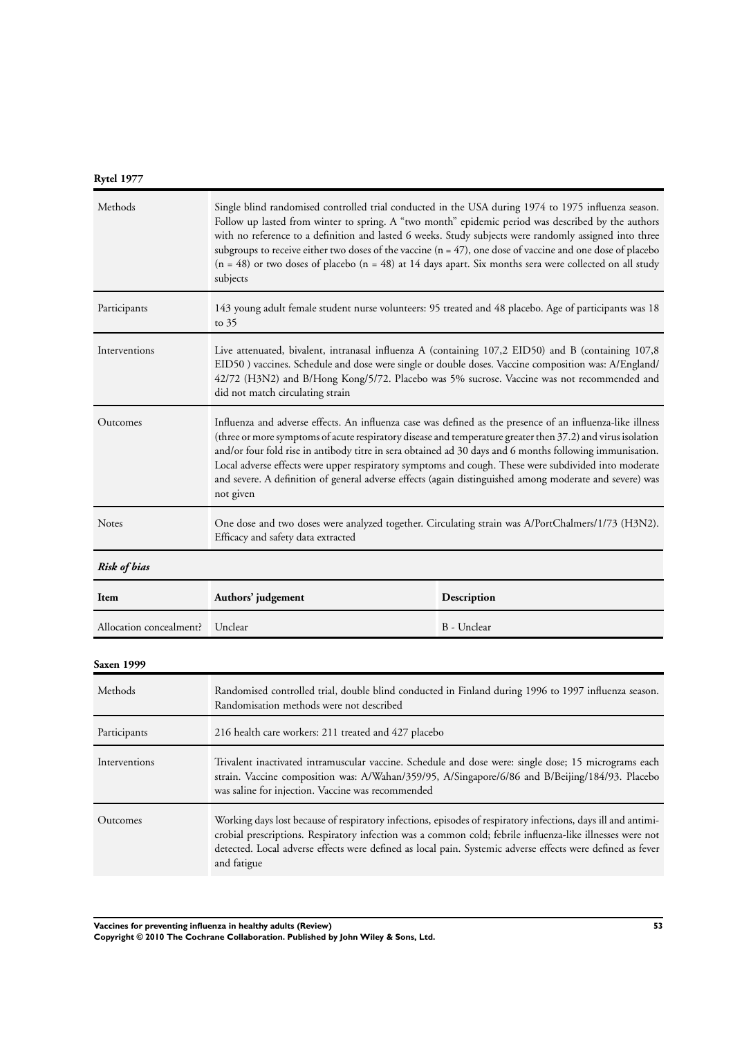**Rytel 1977**

| | |
|---|---|
| Methods | Single blind randomised controlled trial conducted in the USA during 1974 to 1975 influenza season. Follow up lasted from winter to spring. A "two month" epidemic period was described by the authors with no reference to a definition and lasted 6 weeks. Study subjects were randomly assigned into three subgroups to receive either two doses of the vaccine (n = 47), one dose of vaccine and one dose of placebo (n = 48) or two doses of placebo (n = 48) at 14 days apart. Six months sera were collected on all study subjects |
| Participants | 143 young adult female student nurse volunteers: 95 treated and 48 placebo. Age of participants was 18 to 35 |
| Interventions | Live attenuated, bivalent, intranasal influenza A (containing 107,2 EID50) and B (containing 107,8 EID50 ) vaccines. Schedule and dose were single or double doses. Vaccine composition was: A/England/42/72 (H3N2) and B/Hong Kong/5/72. Placebo was 5% sucrose. Vaccine was not recommended and did not match circulating strain |
| Outcomes | Influenza and adverse effects. An influenza case was defined as the presence of an influenza-like illness (three or more symptoms of acute respiratory disease and temperature greater then 37.2) and virus isolation and/or four fold rise in antibody titre in sera obtained ad 30 days and 6 months following immunisation. Local adverse effects were upper respiratory symptoms and cough. These were subdivided into moderate and severe. A definition of general adverse effects (again distinguished among moderate and severe) was not given |
| Notes | One dose and two doses were analyzed together. Circulating strain was A/PortChalmers/1/73 (H3N2). Efficacy and safety data extracted |

***Risk of bias***

| Item | Authors' judgement | Description |
|---|---|---|
| Allocation concealment? | Unclear | B - Unclear |

**Saxen 1999**

| | |
|---|---|
| Methods | Randomised controlled trial, double blind conducted in Finland during 1996 to 1997 influenza season. Randomisation methods were not described |
| Participants | 216 health care workers: 211 treated and 427 placebo |
| Interventions | Trivalent inactivated intramuscular vaccine. Schedule and dose were: single dose; 15 micrograms each strain. Vaccine composition was: A/Wahan/359/95, A/Singapore/6/86 and B/Beijing/184/93. Placebo was saline for injection. Vaccine was recommended |
| Outcomes | Working days lost because of respiratory infections, episodes of respiratory infections, days ill and antimicrobial prescriptions. Respiratory infection was a common cold; febrile influenza-like illnesses were not detected. Local adverse effects were defined as local pain. Systemic adverse effects were defined as fever and fatigue |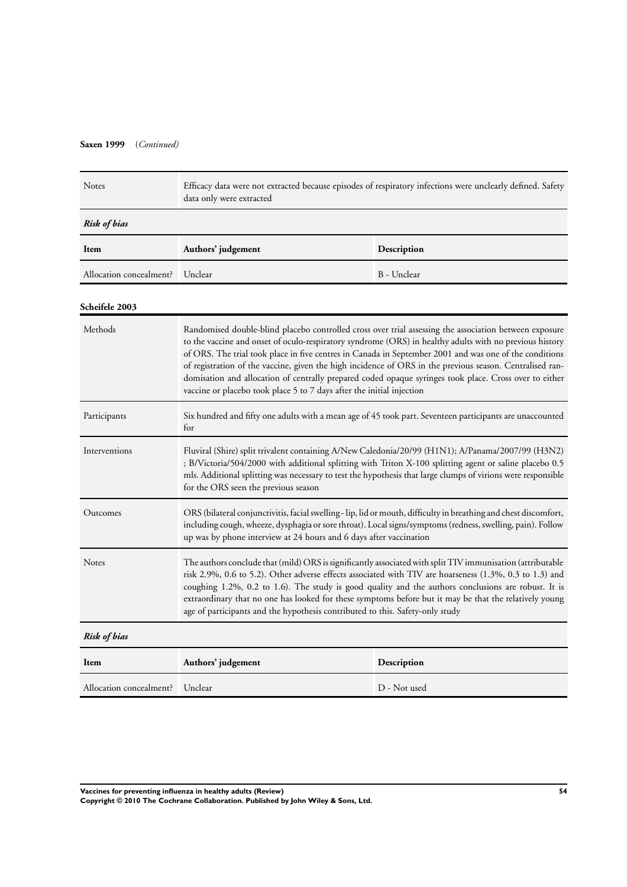**Saxen 1999** (*Continued*)

| | |
|---|---|
| Notes | Efficacy data were not extracted because episodes of respiratory infections were unclearly defined. Safety data only were extracted |

*Risk of bias*

| Item | Authors' judgement | Description |
|---|---|---|
| Allocation concealment? | Unclear | B - Unclear |

**Scheifele 2003**

| | |
|---|---|
| Methods | Randomised double-blind placebo controlled cross over trial assessing the association between exposure to the vaccine and onset of oculo-respiratory syndrome (ORS) in healthy adults with no previous history of ORS. The trial took place in five centres in Canada in September 2001 and was one of the conditions of registration of the vaccine, given the high incidence of ORS in the previous season. Centralised randomisation and allocation of centrally prepared coded opaque syringes took place. Cross over to either vaccine or placebo took place 5 to 7 days after the initial injection |
| Participants | Six hundred and fifty one adults with a mean age of 45 took part. Seventeen participants are unaccounted for |
| Interventions | Fluviral (Shire) split trivalent containing A/New Caledonia/20/99 (H1N1); A/Panama/2007/99 (H3N2) ; B/Victoria/504/2000 with additional splitting with Triton X-100 splitting agent or saline placebo 0.5 mls. Additional splitting was necessary to test the hypothesis that large clumps of virions were responsible for the ORS seen the previous season |
| Outcomes | ORS (bilateral conjunctivitis, facial swelling - lip, lid or mouth, difficulty in breathing and chest discomfort, including cough, wheeze, dysphagia or sore throat). Local signs/symptoms (redness, swelling, pain). Follow up was by phone interview at 24 hours and 6 days after vaccination |
| Notes | The authors conclude that (mild) ORS is significantly associated with split TIV immunisation (attributable risk 2.9%, 0.6 to 5.2). Other adverse effects associated with TIV are hoarseness (1.3%, 0.3 to 1.3) and coughing 1.2%, 0.2 to 1.6). The study is good quality and the authors conclusions are robust. It is extraordinary that no one has looked for these symptoms before but it may be that the relatively young age of participants and the hypothesis contributed to this. Safety-only study |

*Risk of bias*

| Item | Authors' judgement | Description |
|---|---|---|
| Allocation concealment? | Unclear | D - Not used |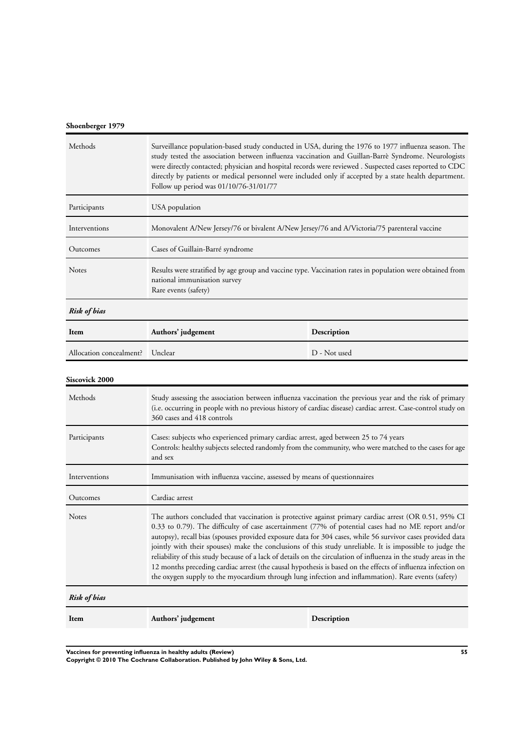**Shoenberger 1979**

| | |
|---|---|
| Methods | Surveillance population-based study conducted in USA, during the 1976 to 1977 influenza season. The study tested the association between influenza vaccination and Guillan-Barrè Syndrome. Neurologists were directly contacted; physician and hospital records were reviewed . Suspected cases reported to CDC directly by patients or medical personnel were included only if accepted by a state health department. Follow up period was 01/10/76-31/01/77 |
| Participants | USA population |
| Interventions | Monovalent A/New Jersey/76 or bivalent A/New Jersey/76 and A/Victoria/75 parenteral vaccine |
| Outcomes | Cases of Guillain-Barré syndrome |
| Notes | Results were stratified by age group and vaccine type. Vaccination rates in population were obtained from national immunisation survey<br>Rare events (safety) |

***Risk of bias***

| Item | Authors' judgement | Description |
|---|---|---|
| Allocation concealment? | Unclear | D - Not used |

**Siscovick 2000**

| | |
|---|---|
| Methods | Study assessing the association between influenza vaccination the previous year and the risk of primary (i.e. occurring in people with no previous history of cardiac disease) cardiac arrest. Case-control study on 360 cases and 418 controls |
| Participants | Cases: subjects who experienced primary cardiac arrest, aged between 25 to 74 years<br>Controls: healthy subjects selected randomly from the community, who were matched to the cases for age and sex |
| Interventions | Immunisation with influenza vaccine, assessed by means of questionnaires |
| Outcomes | Cardiac arrest |
| Notes | The authors concluded that vaccination is protective against primary cardiac arrest (OR 0.51, 95% CI 0.33 to 0.79). The difficulty of case ascertainment (77% of potential cases had no ME report and/or autopsy), recall bias (spouses provided exposure data for 304 cases, while 56 survivor cases provided data jointly with their spouses) make the conclusions of this study unreliable. It is impossible to judge the reliability of this study because of a lack of details on the circulation of influenza in the study areas in the 12 months preceding cardiac arrest (the causal hypothesis is based on the effects of influenza infection on the oxygen supply to the myocardium through lung infection and inflammation). Rare events (safety) |

***Risk of bias***

| Item | Authors' judgement | Description |
|---|---|---|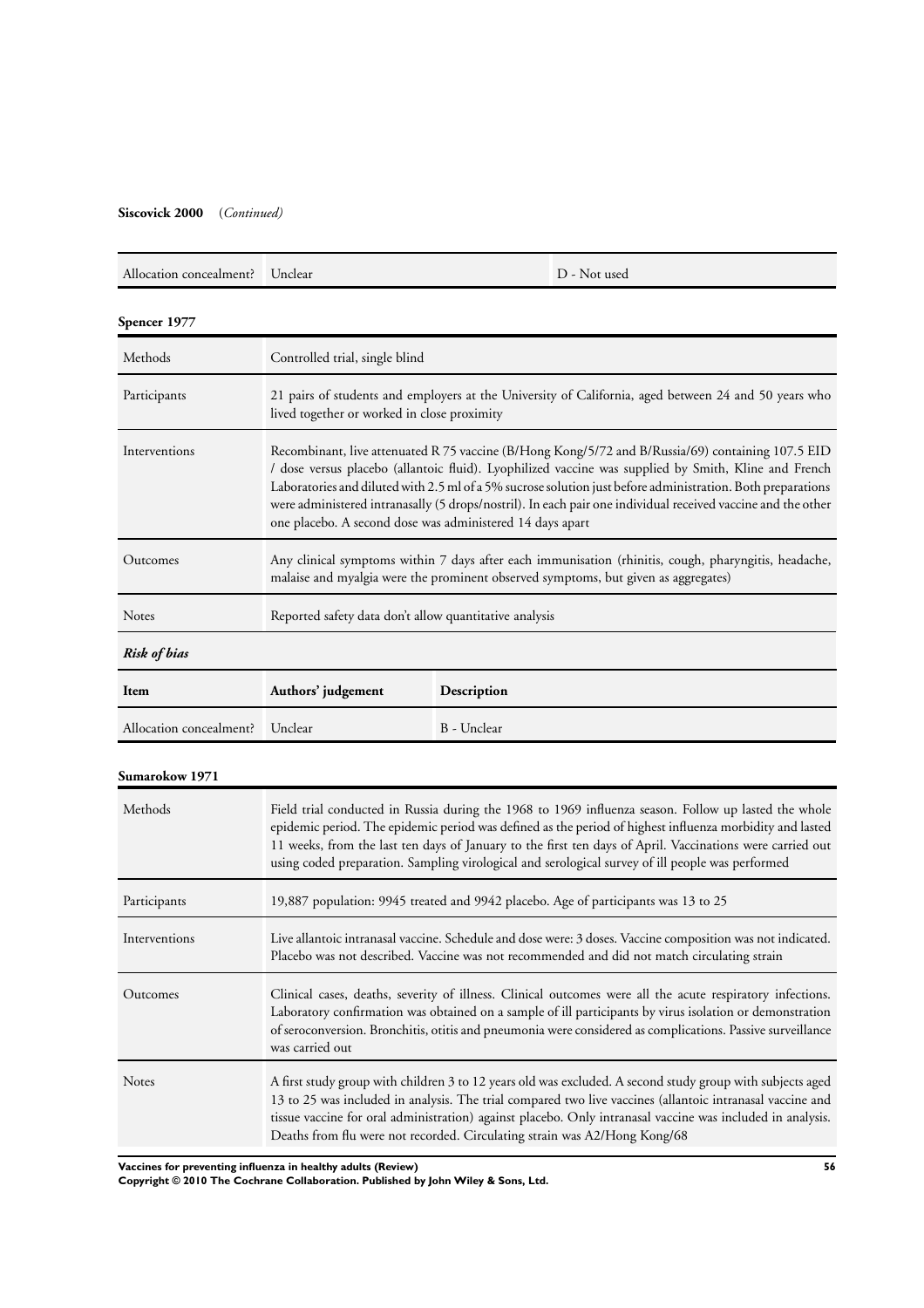**Siscovick 2000** (*Continued*)

| | | |
|---|---|---|
| Allocation concealment? | Unclear | D - Not used |

**Spencer 1977**

| | |
|---|---|
| Methods | Controlled trial, single blind |
| Participants | 21 pairs of students and employers at the University of California, aged between 24 and 50 years who lived together or worked in close proximity |
| Interventions | Recombinant, live attenuated R 75 vaccine (B/Hong Kong/5/72 and B/Russia/69) containing 107.5 EID / dose versus placebo (allantoic fluid). Lyophilized vaccine was supplied by Smith, Kline and French Laboratories and diluted with 2.5 ml of a 5% sucrose solution just before administration. Both preparations were administered intranasally (5 drops/nostril). In each pair one individual received vaccine and the other one placebo. A second dose was administered 14 days apart |
| Outcomes | Any clinical symptoms within 7 days after each immunisation (rhinitis, cough, pharyngitis, headache, malaise and myalgia were the prominent observed symptoms, but given as aggregates) |
| Notes | Reported safety data don't allow quantitative analysis |

***Risk of bias***

| Item | Authors' judgement | Description |
|---|---|---|
| Allocation concealment? | Unclear | B - Unclear |

**Sumarokow 1971**

| | |
|---|---|
| Methods | Field trial conducted in Russia during the 1968 to 1969 influenza season. Follow up lasted the whole epidemic period. The epidemic period was defined as the period of highest influenza morbidity and lasted 11 weeks, from the last ten days of January to the first ten days of April. Vaccinations were carried out using coded preparation. Sampling virological and serological survey of ill people was performed |
| Participants | 19,887 population: 9945 treated and 9942 placebo. Age of participants was 13 to 25 |
| Interventions | Live allantoic intranasal vaccine. Schedule and dose were: 3 doses. Vaccine composition was not indicated. Placebo was not described. Vaccine was not recommended and did not match circulating strain |
| Outcomes | Clinical cases, deaths, severity of illness. Clinical outcomes were all the acute respiratory infections. Laboratory confirmation was obtained on a sample of ill participants by virus isolation or demonstration of seroconversion. Bronchitis, otitis and pneumonia were considered as complications. Passive surveillance was carried out |
| Notes | A first study group with children 3 to 12 years old was excluded. A second study group with subjects aged 13 to 25 was included in analysis. The trial compared two live vaccines (allantoic intranasal vaccine and tissue vaccine for oral administration) against placebo. Only intranasal vaccine was included in analysis. Deaths from flu were not recorded. Circulating strain was A2/Hong Kong/68 |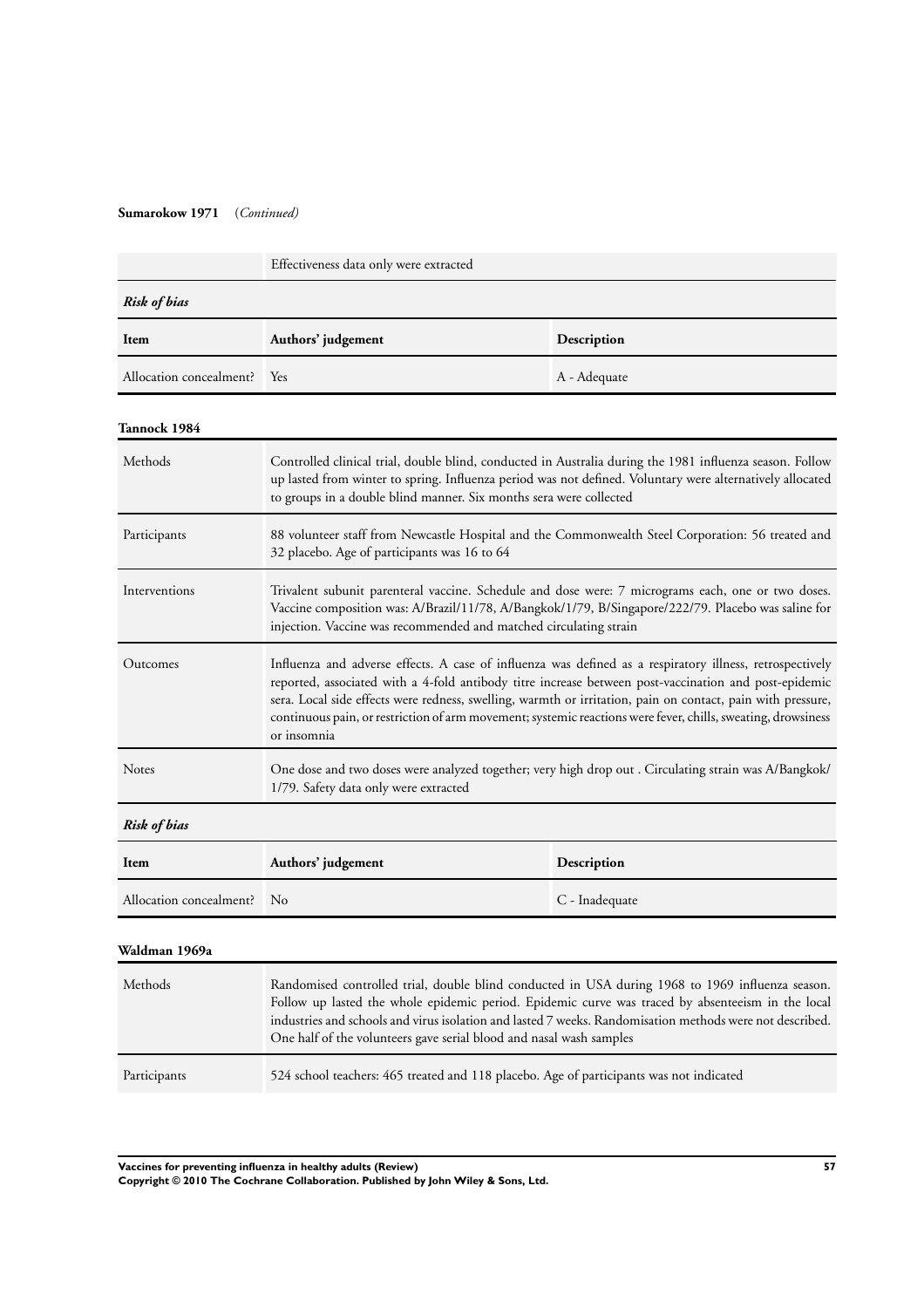**Sumarokow 1971** (*Continued*)

| | Effectiveness data only were extracted |
|---|---|

***Risk of bias***

| Item | Authors' judgement | Description |
|---|---|---|
| Allocation concealment? | Yes | A - Adequate |

**Tannock 1984**

| | |
|---|---|
| Methods | Controlled clinical trial, double blind, conducted in Australia during the 1981 influenza season. Follow up lasted from winter to spring. Influenza period was not defined. Voluntary were alternatively allocated to groups in a double blind manner. Six months sera were collected |
| Participants | 88 volunteer staff from Newcastle Hospital and the Commonwealth Steel Corporation: 56 treated and 32 placebo. Age of participants was 16 to 64 |
| Interventions | Trivalent subunit parenteral vaccine. Schedule and dose were: 7 micrograms each, one or two doses. Vaccine composition was: A/Brazil/11/78, A/Bangkok/1/79, B/Singapore/222/79. Placebo was saline for injection. Vaccine was recommended and matched circulating strain |
| Outcomes | Influenza and adverse effects. A case of influenza was defined as a respiratory illness, retrospectively reported, associated with a 4-fold antibody titre increase between post-vaccination and post-epidemic sera. Local side effects were redness, swelling, warmth or irritation, pain on contact, pain with pressure, continuous pain, or restriction of arm movement; systemic reactions were fever, chills, sweating, drowsiness or insomnia |
| Notes | One dose and two doses were analyzed together; very high drop out . Circulating strain was A/Bangkok/1/79. Safety data only were extracted |

***Risk of bias***

| Item | Authors' judgement | Description |
|---|---|---|
| Allocation concealment? | No | C - Inadequate |

**Waldman 1969a**

| | |
|---|---|
| Methods | Randomised controlled trial, double blind conducted in USA during 1968 to 1969 influenza season. Follow up lasted the whole epidemic period. Epidemic curve was traced by absenteeism in the local industries and schools and virus isolation and lasted 7 weeks. Randomisation methods were not described. One half of the volunteers gave serial blood and nasal wash samples |
| Participants | 524 school teachers: 465 treated and 118 placebo. Age of participants was not indicated |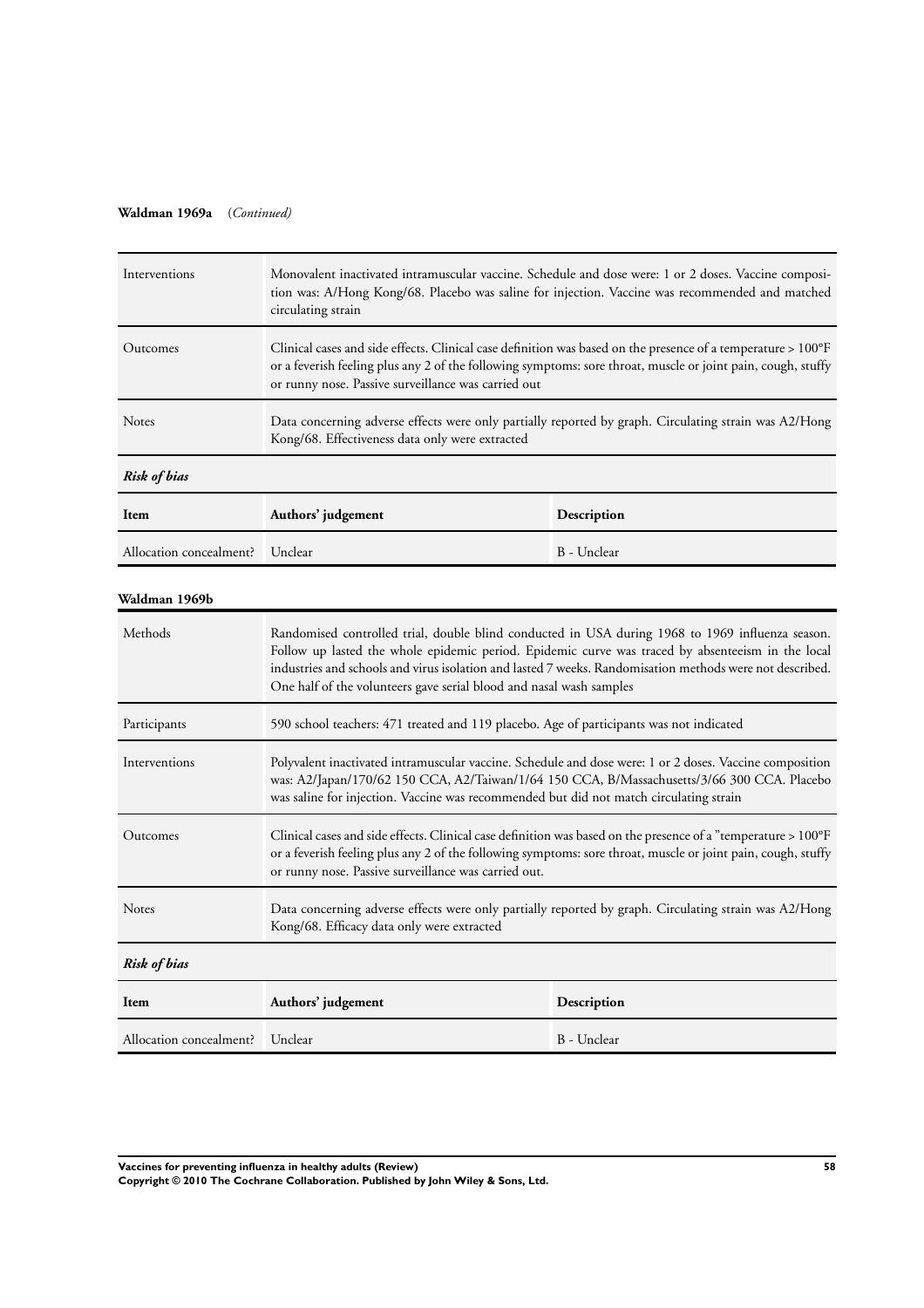**Waldman 1969a** (*Continued*)

| | |
|---|---|
| Interventions | Monovalent inactivated intramuscular vaccine. Schedule and dose were: 1 or 2 doses. Vaccine composition was: A/Hong Kong/68. Placebo was saline for injection. Vaccine was recommended and matched circulating strain |
| Outcomes | Clinical cases and side effects. Clinical case definition was based on the presence of a temperature > 100°F or a feverish feeling plus any 2 of the following symptoms: sore throat, muscle or joint pain, cough, stuffy or runny nose. Passive surveillance was carried out |
| Notes | Data concerning adverse effects were only partially reported by graph. Circulating strain was A2/Hong Kong/68. Effectiveness data only were extracted |

*Risk of bias*

| Item | Authors' judgement | Description |
|---|---|---|
| Allocation concealment? | Unclear | B - Unclear |

**Waldman 1969b**

| | |
|---|---|
| Methods | Randomised controlled trial, double blind conducted in USA during 1968 to 1969 influenza season. Follow up lasted the whole epidemic period. Epidemic curve was traced by absenteeism in the local industries and schools and virus isolation and lasted 7 weeks. Randomisation methods were not described. One half of the volunteers gave serial blood and nasal wash samples |
| Participants | 590 school teachers: 471 treated and 119 placebo. Age of participants was not indicated |
| Interventions | Polyvalent inactivated intramuscular vaccine. Schedule and dose were: 1 or 2 doses. Vaccine composition was: A2/Japan/170/62 150 CCA, A2/Taiwan/1/64 150 CCA, B/Massachusetts/3/66 300 CCA. Placebo was saline for injection. Vaccine was recommended but did not match circulating strain |
| Outcomes | Clinical cases and side effects. Clinical case definition was based on the presence of a "temperature > 100°F or a feverish feeling plus any 2 of the following symptoms: sore throat, muscle or joint pain, cough, stuffy or runny nose. Passive surveillance was carried out. |
| Notes | Data concerning adverse effects were only partially reported by graph. Circulating strain was A2/Hong Kong/68. Efficacy data only were extracted |

*Risk of bias*

| Item | Authors' judgement | Description |
|---|---|---|
| Allocation concealment? | Unclear | B - Unclear |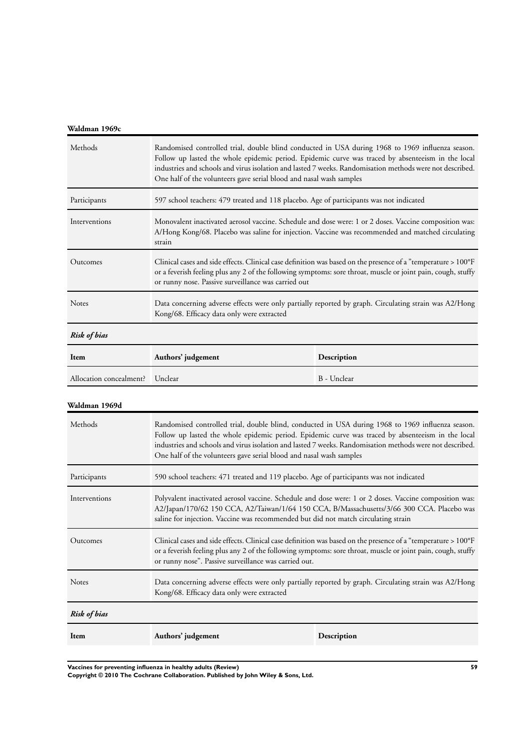**Waldman 1969c**

| | |
|---|---|
| Methods | Randomised controlled trial, double blind conducted in USA during 1968 to 1969 influenza season. Follow up lasted the whole epidemic period. Epidemic curve was traced by absenteeism in the local industries and schools and virus isolation and lasted 7 weeks. Randomisation methods were not described. One half of the volunteers gave serial blood and nasal wash samples |
| Participants | 597 school teachers: 479 treated and 118 placebo. Age of participants was not indicated |
| Interventions | Monovalent inactivated aerosol vaccine. Schedule and dose were: 1 or 2 doses. Vaccine composition was: A/Hong Kong/68. Placebo was saline for injection. Vaccine was recommended and matched circulating strain |
| Outcomes | Clinical cases and side effects. Clinical case definition was based on the presence of a "temperature > 100°F or a feverish feeling plus any 2 of the following symptoms: sore throat, muscle or joint pain, cough, stuffy or runny nose. Passive surveillance was carried out |
| Notes | Data concerning adverse effects were only partially reported by graph. Circulating strain was A2/Hong Kong/68. Efficacy data only were extracted |

***Risk of bias***

| Item | Authors' judgement | Description |
|---|---|---|
| Allocation concealment? | Unclear | B - Unclear |

**Waldman 1969d**

| | |
|---|---|
| Methods | Randomised controlled trial, double blind, conducted in USA during 1968 to 1969 influenza season. Follow up lasted the whole epidemic period. Epidemic curve was traced by absenteeism in the local industries and schools and virus isolation and lasted 7 weeks. Randomisation methods were not described. One half of the volunteers gave serial blood and nasal wash samples |
| Participants | 590 school teachers: 471 treated and 119 placebo. Age of participants was not indicated |
| Interventions | Polyvalent inactivated aerosol vaccine. Schedule and dose were: 1 or 2 doses. Vaccine composition was: A2/Japan/170/62 150 CCA, A2/Taiwan/1/64 150 CCA, B/Massachusetts/3/66 300 CCA. Placebo was saline for injection. Vaccine was recommended but did not match circulating strain |
| Outcomes | Clinical cases and side effects. Clinical case definition was based on the presence of a "temperature > 100°F or a feverish feeling plus any 2 of the following symptoms: sore throat, muscle or joint pain, cough, stuffy or runny nose". Passive surveillance was carried out. |
| Notes | Data concerning adverse effects were only partially reported by graph. Circulating strain was A2/Hong Kong/68. Efficacy data only were extracted |

***Risk of bias***

| Item | Authors' judgement | Description |
|---|---|---|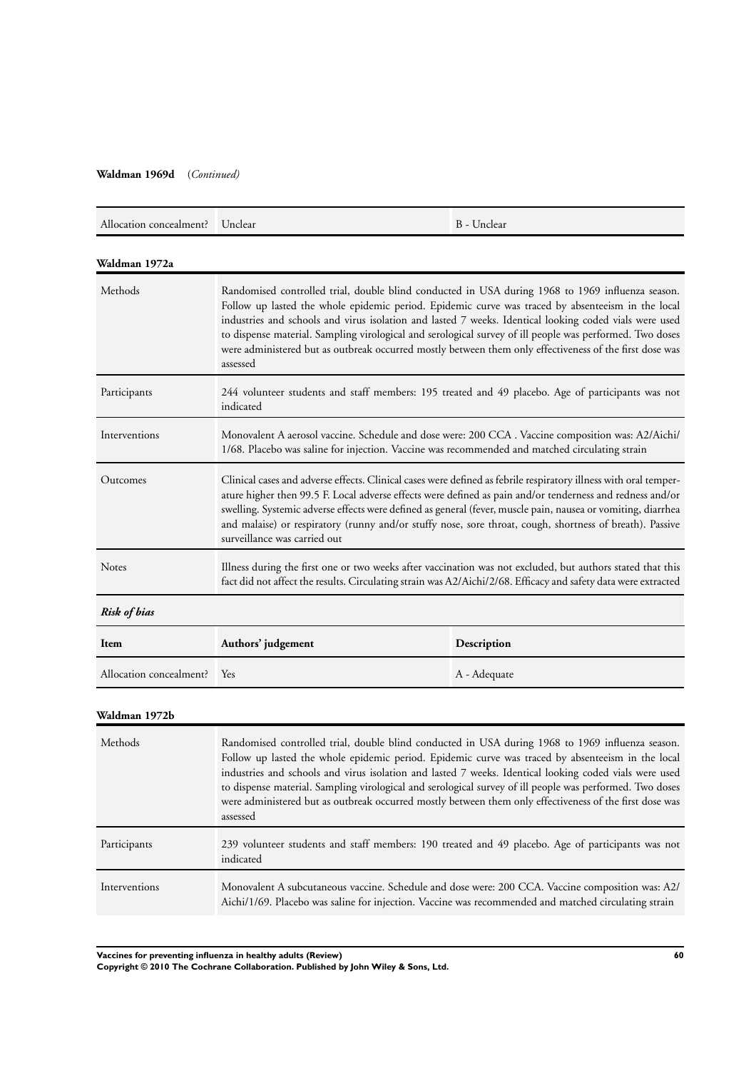**Waldman 1969d** (*Continued*)

| Allocation concealment? | Unclear | B - Unclear |
|---|---|---|

**Waldman 1972a**

| | |
|---|---|
| Methods | Randomised controlled trial, double blind conducted in USA during 1968 to 1969 influenza season. Follow up lasted the whole epidemic period. Epidemic curve was traced by absenteeism in the local industries and schools and virus isolation and lasted 7 weeks. Identical looking coded vials were used to dispense material. Sampling virological and serological survey of ill people was performed. Two doses were administered but as outbreak occurred mostly between them only effectiveness of the first dose was assessed |
| Participants | 244 volunteer students and staff members: 195 treated and 49 placebo. Age of participants was not indicated |
| Interventions | Monovalent A aerosol vaccine. Schedule and dose were: 200 CCA . Vaccine composition was: A2/Aichi/1/68. Placebo was saline for injection. Vaccine was recommended and matched circulating strain |
| Outcomes | Clinical cases and adverse effects. Clinical cases were defined as febrile respiratory illness with oral temperature higher then 99.5 F. Local adverse effects were defined as pain and/or tenderness and redness and/or swelling. Systemic adverse effects were defined as general (fever, muscle pain, nausea or vomiting, diarrhea and malaise) or respiratory (runny and/or stuffy nose, sore throat, cough, shortness of breath). Passive surveillance was carried out |
| Notes | Illness during the first one or two weeks after vaccination was not excluded, but authors stated that this fact did not affect the results. Circulating strain was A2/Aichi/2/68. Efficacy and safety data were extracted |

***Risk of bias***

| Item | Authors' judgement | Description |
|---|---|---|
| Allocation concealment? | Yes | A - Adequate |

**Waldman 1972b**

| | |
|---|---|
| Methods | Randomised controlled trial, double blind conducted in USA during 1968 to 1969 influenza season. Follow up lasted the whole epidemic period. Epidemic curve was traced by absenteeism in the local industries and schools and virus isolation and lasted 7 weeks. Identical looking coded vials were used to dispense material. Sampling virological and serological survey of ill people was performed. Two doses were administered but as outbreak occurred mostly between them only effectiveness of the first dose was assessed |
| Participants | 239 volunteer students and staff members: 190 treated and 49 placebo. Age of participants was not indicated |
| Interventions | Monovalent A subcutaneous vaccine. Schedule and dose were: 200 CCA. Vaccine composition was: A2/Aichi/1/69. Placebo was saline for injection. Vaccine was recommended and matched circulating strain |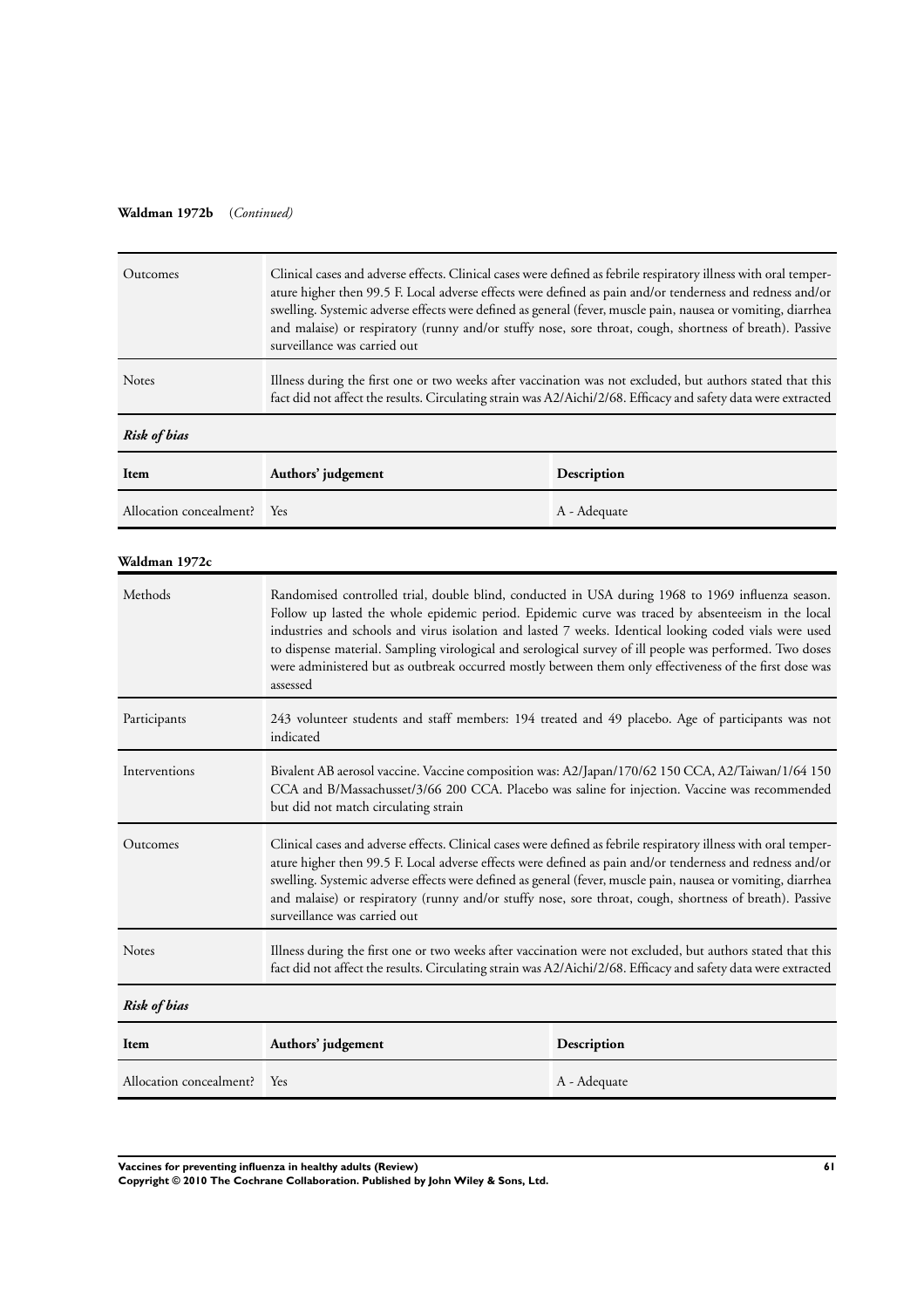**Waldman 1972b** (*Continued*)

| | |
|---|---|
| Outcomes | Clinical cases and adverse effects. Clinical cases were defined as febrile respiratory illness with oral temperature higher then 99.5 F. Local adverse effects were defined as pain and/or tenderness and redness and/or swelling. Systemic adverse effects were defined as general (fever, muscle pain, nausea or vomiting, diarrhea and malaise) or respiratory (runny and/or stuffy nose, sore throat, cough, shortness of breath). Passive surveillance was carried out |
| Notes | Illness during the first one or two weeks after vaccination was not excluded, but authors stated that this fact did not affect the results. Circulating strain was A2/Aichi/2/68. Efficacy and safety data were extracted |

***Risk of bias***

| Item | Authors' judgement | Description |
|---|---|---|
| Allocation concealment? | Yes | A - Adequate |

**Waldman 1972c**

| | |
|---|---|
| Methods | Randomised controlled trial, double blind, conducted in USA during 1968 to 1969 influenza season. Follow up lasted the whole epidemic period. Epidemic curve was traced by absenteeism in the local industries and schools and virus isolation and lasted 7 weeks. Identical looking coded vials were used to dispense material. Sampling virological and serological survey of ill people was performed. Two doses were administered but as outbreak occurred mostly between them only effectiveness of the first dose was assessed |
| Participants | 243 volunteer students and staff members: 194 treated and 49 placebo. Age of participants was not indicated |
| Interventions | Bivalent AB aerosol vaccine. Vaccine composition was: A2/Japan/170/62 150 CCA, A2/Taiwan/1/64 150 CCA and B/Massachusset/3/66 200 CCA. Placebo was saline for injection. Vaccine was recommended but did not match circulating strain |
| Outcomes | Clinical cases and adverse effects. Clinical cases were defined as febrile respiratory illness with oral temperature higher then 99.5 F. Local adverse effects were defined as pain and/or tenderness and redness and/or swelling. Systemic adverse effects were defined as general (fever, muscle pain, nausea or vomiting, diarrhea and malaise) or respiratory (runny and/or stuffy nose, sore throat, cough, shortness of breath). Passive surveillance was carried out |
| Notes | Illness during the first one or two weeks after vaccination were not excluded, but authors stated that this fact did not affect the results. Circulating strain was A2/Aichi/2/68. Efficacy and safety data were extracted |

***Risk of bias***

| Item | Authors' judgement | Description |
|---|---|---|
| Allocation concealment? | Yes | A - Adequate |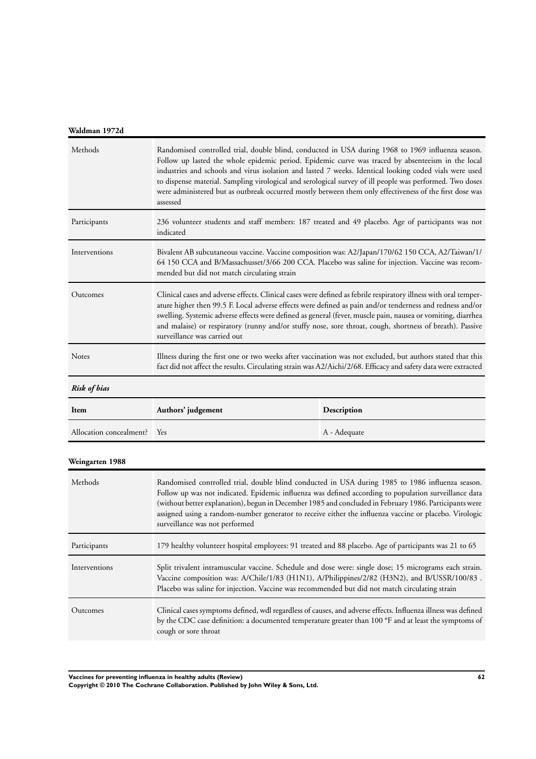**Waldman 1972d**

| | |
|---|---|
| Methods | Randomised controlled trial, double blind, conducted in USA during 1968 to 1969 influenza season. Follow up lasted the whole epidemic period. Epidemic curve was traced by absenteeism in the local industries and schools and virus isolation and lasted 7 weeks. Identical looking coded vials were used to dispense material. Sampling virological and serological survey of ill people was performed. Two doses were administered but as outbreak occurred mostly between them only effectiveness of the first dose was assessed |
| Participants | 236 volunteer students and staff members: 187 treated and 49 placebo. Age of participants was not indicated |
| Interventions | Bivalent AB subcutaneous vaccine. Vaccine composition was: A2/Japan/170/62 150 CCA, A2/Taiwan/1/64 150 CCA and B/Massachusset/3/66 200 CCA. Placebo was saline for injection. Vaccine was recommended but did not match circulating strain |
| Outcomes | Clinical cases and adverse effects. Clinical cases were defined as febrile respiratory illness with oral temperature higher then 99.5 F. Local adverse effects were defined as pain and/or tenderness and redness and/or swelling. Systemic adverse effects were defined as general (fever, muscle pain, nausea or vomiting, diarrhea and malaise) or respiratory (runny and/or stuffy nose, sore throat, cough, shortness of breath). Passive surveillance was carried out |
| Notes | Illness during the first one or two weeks after vaccination was not excluded, but authors stated that this fact did not affect the results. Circulating strain was A2/Aichi/2/68. Efficacy and safety data were extracted |

*Risk of bias*

| Item | Authors' judgement | Description |
|---|---|---|
| Allocation concealment? | Yes | A - Adequate |

**Weingarten 1988**

| | |
|---|---|
| Methods | Randomised controlled trial, double blind conducted in USA during 1985 to 1986 influenza season. Follow up was not indicated. Epidemic influenza was defined according to population surveillance data (without better explanation), begun in December 1985 and concluded in February 1986. Participants were assigned using a random-number generator to receive either the influenza vaccine or placebo. Virologic surveillance was not performed |
| Participants | 179 healthy volunteer hospital employees: 91 treated and 88 placebo. Age of participants was 21 to 65 |
| Interventions | Split trivalent intramuscular vaccine. Schedule and dose were: single dose; 15 micrograms each strain. Vaccine composition was: A/Chile/1/83 (H1N1), A/Philippines/2/82 (H3N2), and B/USSR/100/83 . Placebo was saline for injection. Vaccine was recommended but did not match circulating strain |
| Outcomes | Clinical cases symptoms defined, wdl regardless of causes, and adverse effects. Influenza illness was defined by the CDC case definition: a documented temperature greater than 100 °F and at least the symptoms of cough or sore throat |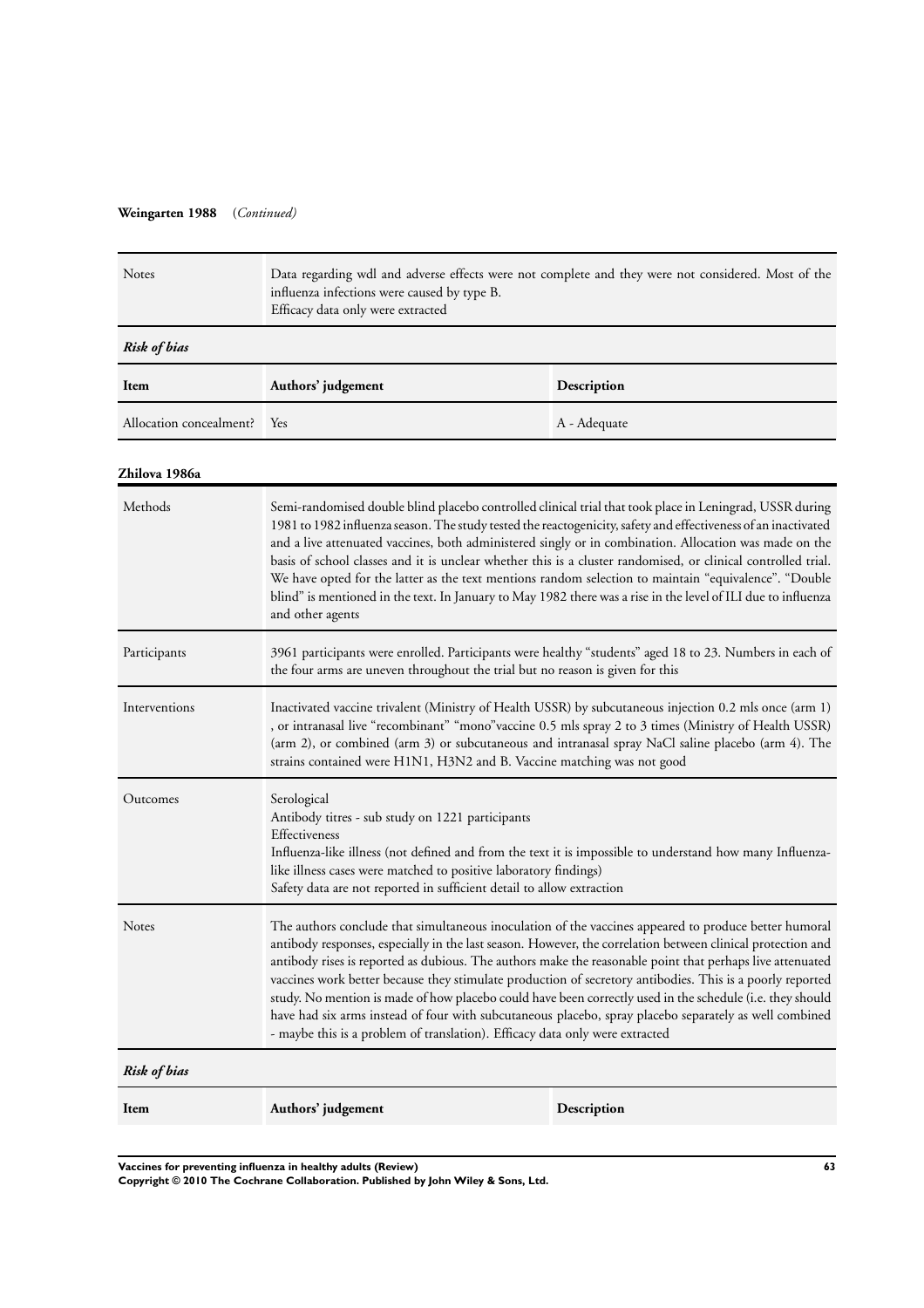**Weingarten 1988** (*Continued*)

| | |
|---|---|
| Notes | Data regarding wdl and adverse effects were not complete and they were not considered. Most of the influenza infections were caused by type B.<br>Efficacy data only were extracted |

***Risk of bias***

| Item | Authors' judgement | Description |
|---|---|---|
| Allocation concealment? | Yes | A - Adequate |

**Zhilova 1986a**

| | |
|---|---|
| Methods | Semi-randomised double blind placebo controlled clinical trial that took place in Leningrad, USSR during 1981 to 1982 influenza season. The study tested the reactogenicity, safety and effectiveness of an inactivated and a live attenuated vaccines, both administered singly or in combination. Allocation was made on the basis of school classes and it is unclear whether this is a cluster randomised, or clinical controlled trial. We have opted for the latter as the text mentions random selection to maintain "equivalence". "Double blind" is mentioned in the text. In January to May 1982 there was a rise in the level of ILI due to influenza and other agents |
| Participants | 3961 participants were enrolled. Participants were healthy "students" aged 18 to 23. Numbers in each of the four arms are uneven throughout the trial but no reason is given for this |
| Interventions | Inactivated vaccine trivalent (Ministry of Health USSR) by subcutaneous injection 0.2 mls once (arm 1) , or intranasal live "recombinant" "mono"vaccine 0.5 mls spray 2 to 3 times (Ministry of Health USSR) (arm 2), or combined (arm 3) or subcutaneous and intranasal spray NaCl saline placebo (arm 4). The strains contained were H1N1, H3N2 and B. Vaccine matching was not good |
| Outcomes | Serological<br>Antibody titres - sub study on 1221 participants<br>Effectiveness<br>Influenza-like illness (not defined and from the text it is impossible to understand how many Influenza-like illness cases were matched to positive laboratory findings)<br>Safety data are not reported in sufficient detail to allow extraction |
| Notes | The authors conclude that simultaneous inoculation of the vaccines appeared to produce better humoral antibody responses, especially in the last season. However, the correlation between clinical protection and antibody rises is reported as dubious. The authors make the reasonable point that perhaps live attenuated vaccines work better because they stimulate production of secretory antibodies. This is a poorly reported study. No mention is made of how placebo could have been correctly used in the schedule (i.e. they should have had six arms instead of four with subcutaneous placebo, spray placebo separately as well combined - maybe this is a problem of translation). Efficacy data only were extracted |

***Risk of bias***

| Item | Authors' judgement | Description |
|---|---|---|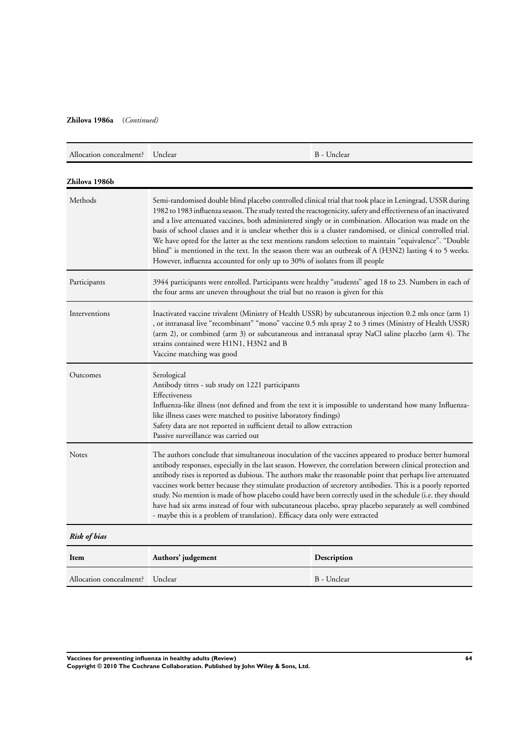**Zhilova 1986a** (*Continued*)

| Allocation concealment? | Unclear | B - Unclear |
|---|---|---|

**Zhilova 1986b**

| | |
|---|---|
| Methods | Semi-randomised double blind placebo controlled clinical trial that took place in Leningrad, USSR during 1982 to 1983 influenza season. The study tested the reactogenicity, safety and effectiveness of an inactivated and a live attenuated vaccines, both administered singly or in combination. Allocation was made on the basis of school classes and it is unclear whether this is a cluster randomised, or clinical controlled trial. We have opted for the latter as the text mentions random selection to maintain "equivalence". "Double blind" is mentioned in the text. In the season there was an outbreak of A (H3N2) lasting 4 to 5 weeks. However, influenza accounted for only up to 30% of isolates from ill people |
| Participants | 3944 participants were enrolled. Participants were healthy "students" aged 18 to 23. Numbers in each of the four arms are uneven throughout the trial but no reason is given for this |
| Interventions | Inactivated vaccine trivalent (Ministry of Health USSR) by subcutaneous injection 0.2 mls once (arm 1), or intranasal live "recombinant" "mono" vaccine 0.5 mls spray 2 to 3 times (Ministry of Health USSR) (arm 2), or combined (arm 3) or subcutaneous and intranasal spray NaCl saline placebo (arm 4). The strains contained were H1N1, H3N2 and B<br>Vaccine matching was good |
| Outcomes | Serological<br>Antibody titres - sub study on 1221 participants<br>Effectiveness<br>Influenza-like illness (not defined and from the text it is impossible to understand how many Influenza-like illness cases were matched to positive laboratory findings)<br>Safety data are not reported in sufficient detail to allow extraction<br>Passive surveillance was carried out |
| Notes | The authors conclude that simultaneous inoculation of the vaccines appeared to produce better humoral antibody responses, especially in the last season. However, the correlation between clinical protection and antibody rises is reported as dubious. The authors make the reasonable point that perhaps live attenuated vaccines work better because they stimulate production of secretory antibodies. This is a poorly reported study. No mention is made of how placebo could have been correctly used in the schedule (i.e. they should have had six arms instead of four with subcutaneous placebo, spray placebo separately as well combined - maybe this is a problem of translation). Efficacy data only were extracted |

***Risk of bias***

| Item | Authors' judgement | Description |
|---|---|---|
| Allocation concealment? | Unclear | B - Unclear |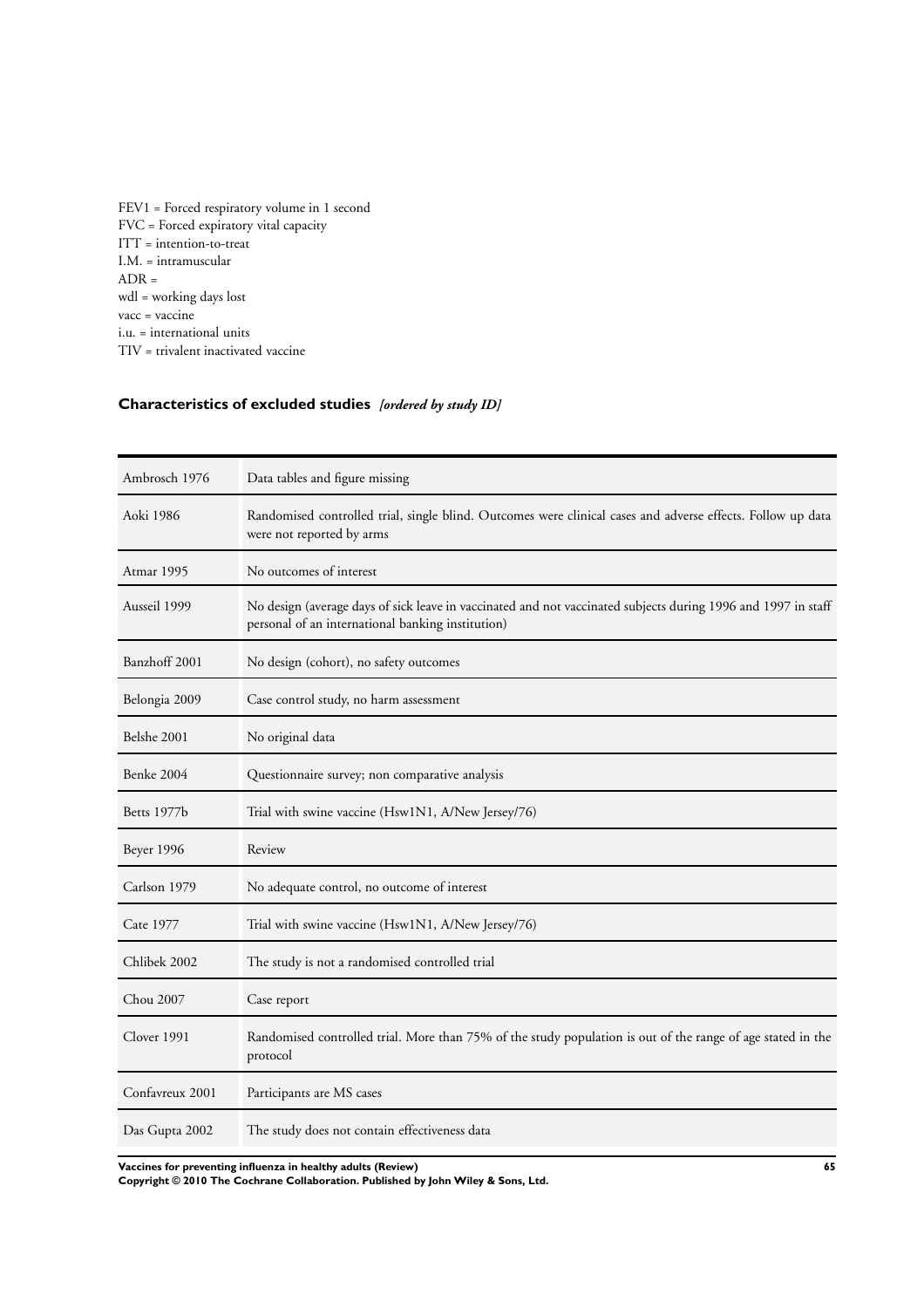FEV1 = Forced respiratory volume in 1 second
FVC = Forced expiratory vital capacity
ITT = intention-to-treat
I.M. = intramuscular
ADR =
wdl = working days lost
vacc = vaccine
i.u. = international units
TIV = trivalent inactivated vaccine

## Characteristics of excluded studies *[ordered by study ID]*

| Study | Reason for exclusion |
|---|---|
| Ambrosch 1976 | Data tables and figure missing |
| Aoki 1986 | Randomised controlled trial, single blind. Outcomes were clinical cases and adverse effects. Follow up data were not reported by arms |
| Atmar 1995 | No outcomes of interest |
| Ausseil 1999 | No design (average days of sick leave in vaccinated and not vaccinated subjects during 1996 and 1997 in staff personal of an international banking institution) |
| Banzhoff 2001 | No design (cohort), no safety outcomes |
| Belongia 2009 | Case control study, no harm assessment |
| Belshe 2001 | No original data |
| Benke 2004 | Questionnaire survey; non comparative analysis |
| Betts 1977b | Trial with swine vaccine (Hsw1N1, A/New Jersey/76) |
| Beyer 1996 | Review |
| Carlson 1979 | No adequate control, no outcome of interest |
| Cate 1977 | Trial with swine vaccine (Hsw1N1, A/New Jersey/76) |
| Chlibek 2002 | The study is not a randomised controlled trial |
| Chou 2007 | Case report |
| Clover 1991 | Randomised controlled trial. More than 75% of the study population is out of the range of age stated in the protocol |
| Confavreux 2001 | Participants are MS cases |
| Das Gupta 2002 | The study does not contain effectiveness data |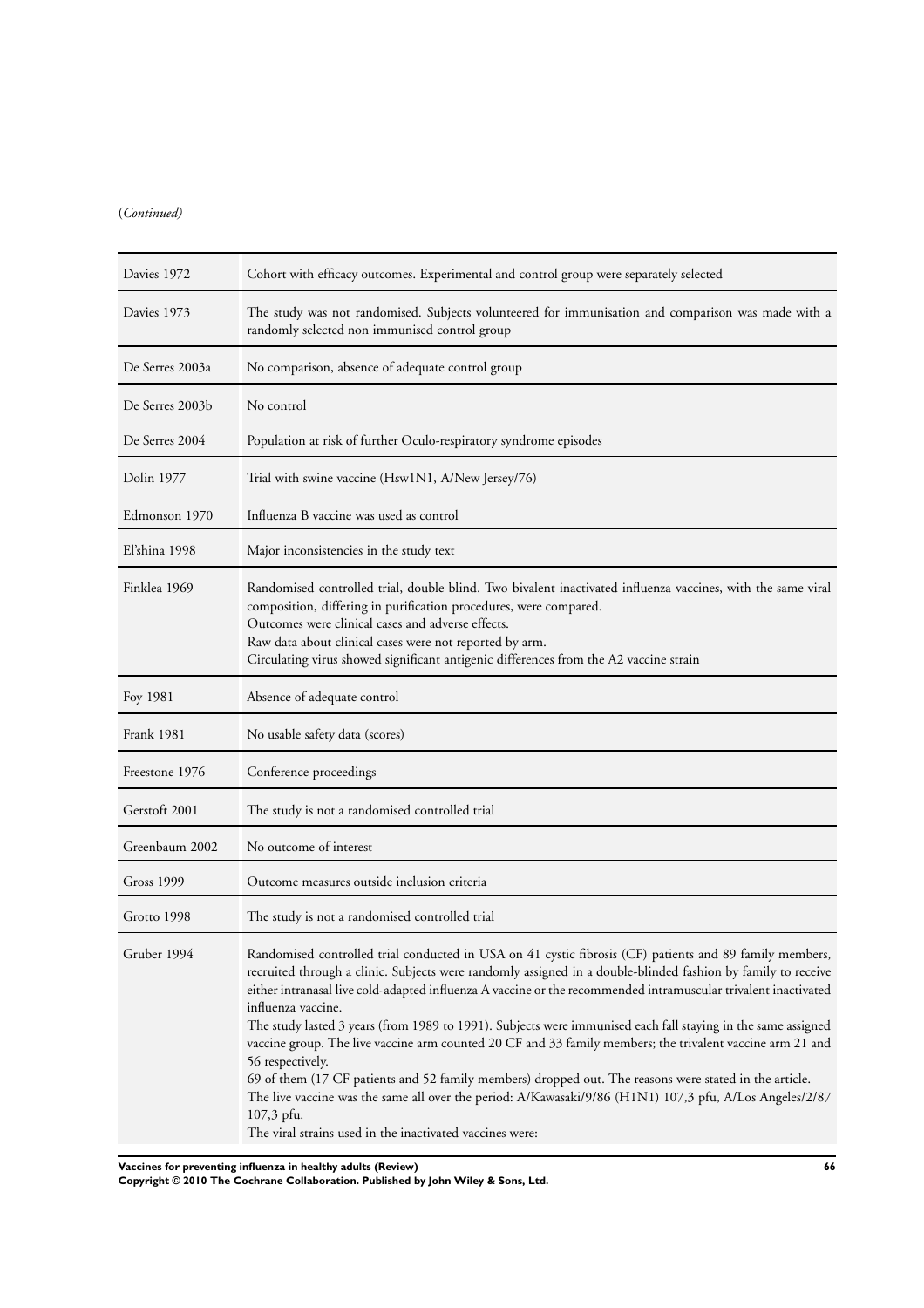(*Continued*)

| | |
|---|---|
| Davies 1972 | Cohort with efficacy outcomes. Experimental and control group were separately selected |
| Davies 1973 | The study was not randomised. Subjects volunteered for immunisation and comparison was made with a randomly selected non immunised control group |
| De Serres 2003a | No comparison, absence of adequate control group |
| De Serres 2003b | No control |
| De Serres 2004 | Population at risk of further Oculo-respiratory syndrome episodes |
| Dolin 1977 | Trial with swine vaccine (Hsw1N1, A/New Jersey/76) |
| Edmonson 1970 | Influenza B vaccine was used as control |
| El'shina 1998 | Major inconsistencies in the study text |
| Finklea 1969 | Randomised controlled trial, double blind. Two bivalent inactivated influenza vaccines, with the same viral composition, differing in purification procedures, were compared.<br>Outcomes were clinical cases and adverse effects.<br>Raw data about clinical cases were not reported by arm.<br>Circulating virus showed significant antigenic differences from the A2 vaccine strain |
| Foy 1981 | Absence of adequate control |
| Frank 1981 | No usable safety data (scores) |
| Freestone 1976 | Conference proceedings |
| Gerstoft 2001 | The study is not a randomised controlled trial |
| Greenbaum 2002 | No outcome of interest |
| Gross 1999 | Outcome measures outside inclusion criteria |
| Grotto 1998 | The study is not a randomised controlled trial |
| Gruber 1994 | Randomised controlled trial conducted in USA on 41 cystic fibrosis (CF) patients and 89 family members, recruited through a clinic. Subjects were randomly assigned in a double-blinded fashion by family to receive either intranasal live cold-adapted influenza A vaccine or the recommended intramuscular trivalent inactivated influenza vaccine.<br>The study lasted 3 years (from 1989 to 1991). Subjects were immunised each fall staying in the same assigned vaccine group. The live vaccine arm counted 20 CF and 33 family members; the trivalent vaccine arm 21 and 56 respectively.<br>69 of them (17 CF patients and 52 family members) dropped out. The reasons were stated in the article.<br>The live vaccine was the same all over the period: A/Kawasaki/9/86 (H1N1) 107,3 pfu, A/Los Angeles/2/87 107,3 pfu.<br>The viral strains used in the inactivated vaccines were: |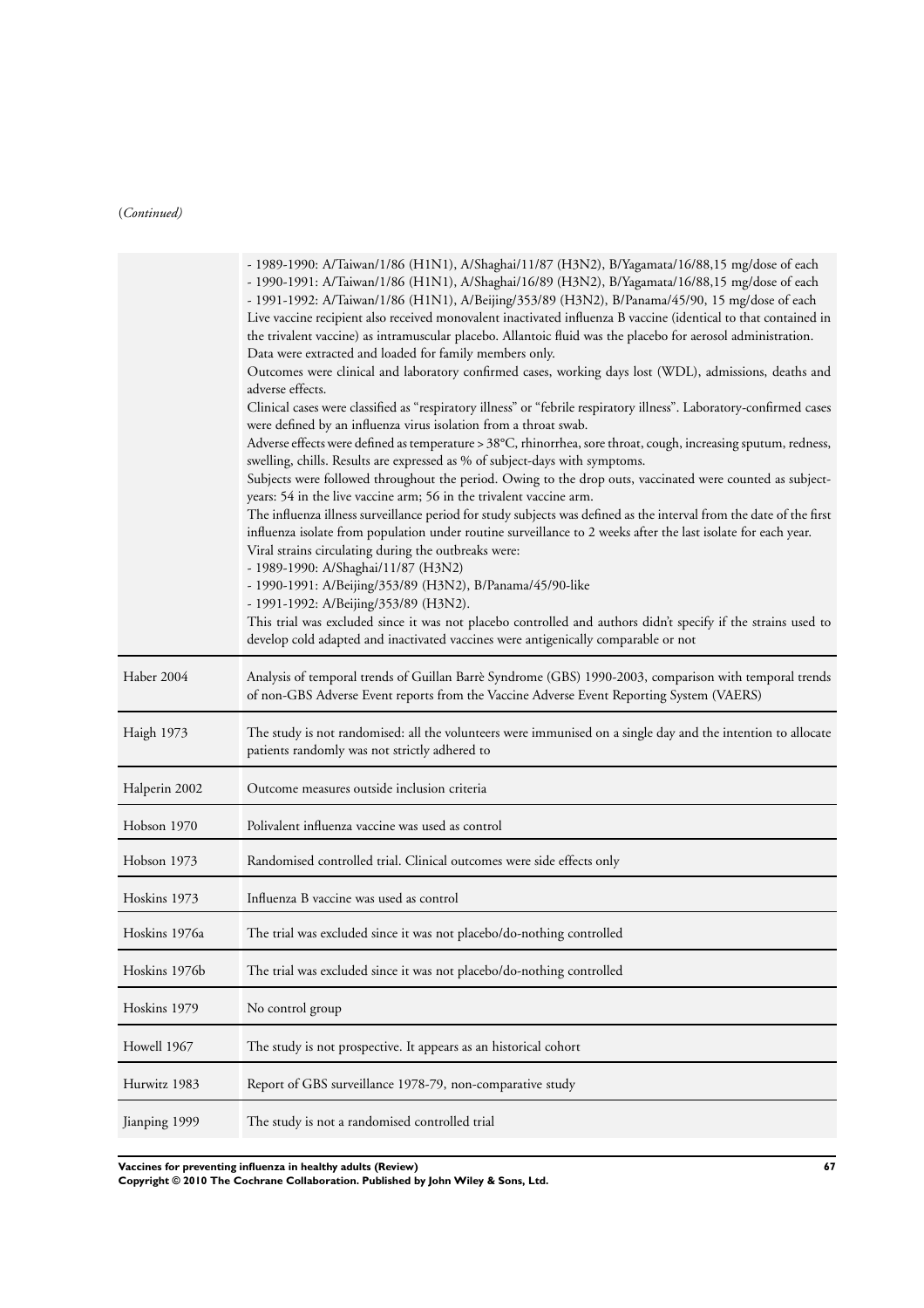(*Continued*)

| | |
|---|---|
| | - 1989-1990: A/Taiwan/1/86 (H1N1), A/Shaghai/11/87 (H3N2), B/Yagamata/16/88,15 mg/dose of each<br>- 1990-1991: A/Taiwan/1/86 (H1N1), A/Shaghai/16/89 (H3N2), B/Yagamata/16/88,15 mg/dose of each<br>- 1991-1992: A/Taiwan/1/86 (H1N1), A/Beijing/353/89 (H3N2), B/Panama/45/90, 15 mg/dose of each<br>Live vaccine recipient also received monovalent inactivated influenza B vaccine (identical to that contained in the trivalent vaccine) as intramuscular placebo. Allantoic fluid was the placebo for aerosol administration.<br>Data were extracted and loaded for family members only.<br>Outcomes were clinical and laboratory confirmed cases, working days lost (WDL), admissions, deaths and adverse effects.<br>Clinical cases were classified as "respiratory illness" or "febrile respiratory illness". Laboratory-confirmed cases were defined by an influenza virus isolation from a throat swab.<br>Adverse effects were defined as temperature > 38°C, rhinorrhea, sore throat, cough, increasing sputum, redness, swelling, chills. Results are expressed as % of subject-days with symptoms.<br>Subjects were followed throughout the period. Owing to the drop outs, vaccinated were counted as subject-years: 54 in the live vaccine arm; 56 in the trivalent vaccine arm.<br>The influenza illness surveillance period for study subjects was defined as the interval from the date of the first influenza isolate from population under routine surveillance to 2 weeks after the last isolate for each year.<br>Viral strains circulating during the outbreaks were:<br>- 1989-1990: A/Shaghai/11/87 (H3N2)<br>- 1990-1991: A/Beijing/353/89 (H3N2), B/Panama/45/90-like<br>- 1991-1992: A/Beijing/353/89 (H3N2).<br>This trial was excluded since it was not placebo controlled and authors didn't specify if the strains used to develop cold adapted and inactivated vaccines were antigenically comparable or not |
| Haber 2004 | Analysis of temporal trends of Guillan Barrè Syndrome (GBS) 1990-2003, comparison with temporal trends of non-GBS Adverse Event reports from the Vaccine Adverse Event Reporting System (VAERS) |
| Haigh 1973 | The study is not randomised: all the volunteers were immunised on a single day and the intention to allocate patients randomly was not strictly adhered to |
| Halperin 2002 | Outcome measures outside inclusion criteria |
| Hobson 1970 | Polivalent influenza vaccine was used as control |
| Hobson 1973 | Randomised controlled trial. Clinical outcomes were side effects only |
| Hoskins 1973 | Influenza B vaccine was used as control |
| Hoskins 1976a | The trial was excluded since it was not placebo/do-nothing controlled |
| Hoskins 1976b | The trial was excluded since it was not placebo/do-nothing controlled |
| Hoskins 1979 | No control group |
| Howell 1967 | The study is not prospective. It appears as an historical cohort |
| Hurwitz 1983 | Report of GBS surveillance 1978-79, non-comparative study |
| Jianping 1999 | The study is not a randomised controlled trial |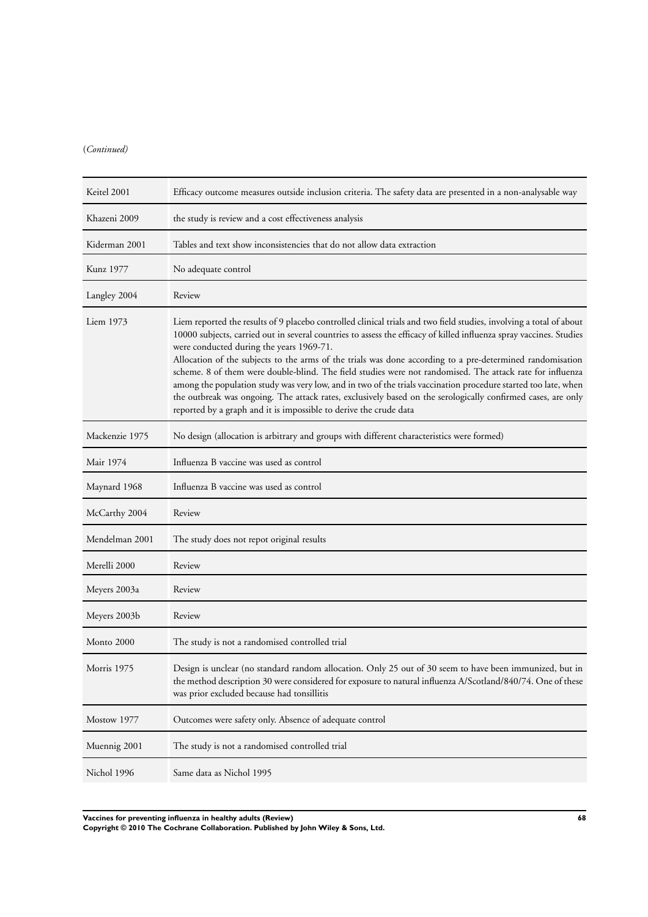(*Continued*)

| | |
|---|---|
| Keitel 2001 | Efficacy outcome measures outside inclusion criteria. The safety data are presented in a non-analysable way |
| Khazeni 2009 | the study is review and a cost effectiveness analysis |
| Kiderman 2001 | Tables and text show inconsistencies that do not allow data extraction |
| Kunz 1977 | No adequate control |
| Langley 2004 | Review |
| Liem 1973 | Liem reported the results of 9 placebo controlled clinical trials and two field studies, involving a total of about 10000 subjects, carried out in several countries to assess the efficacy of killed influenza spray vaccines. Studies were conducted during the years 1969-71. Allocation of the subjects to the arms of the trials was done according to a pre-determined randomisation scheme. 8 of them were double-blind. The field studies were not randomised. The attack rate for influenza among the population study was very low, and in two of the trials vaccination procedure started too late, when the outbreak was ongoing. The attack rates, exclusively based on the serologically confirmed cases, are only reported by a graph and it is impossible to derive the crude data |
| Mackenzie 1975 | No design (allocation is arbitrary and groups with different characteristics were formed) |
| Mair 1974 | Influenza B vaccine was used as control |
| Maynard 1968 | Influenza B vaccine was used as control |
| McCarthy 2004 | Review |
| Mendelman 2001 | The study does not repot original results |
| Merelli 2000 | Review |
| Meyers 2003a | Review |
| Meyers 2003b | Review |
| Monto 2000 | The study is not a randomised controlled trial |
| Morris 1975 | Design is unclear (no standard random allocation. Only 25 out of 30 seem to have been immunized, but in the method description 30 were considered for exposure to natural influenza A/Scotland/840/74. One of these was prior excluded because had tonsillitis |
| Mostow 1977 | Outcomes were safety only. Absence of adequate control |
| Muennig 2001 | The study is not a randomised controlled trial |
| Nichol 1996 | Same data as Nichol 1995 |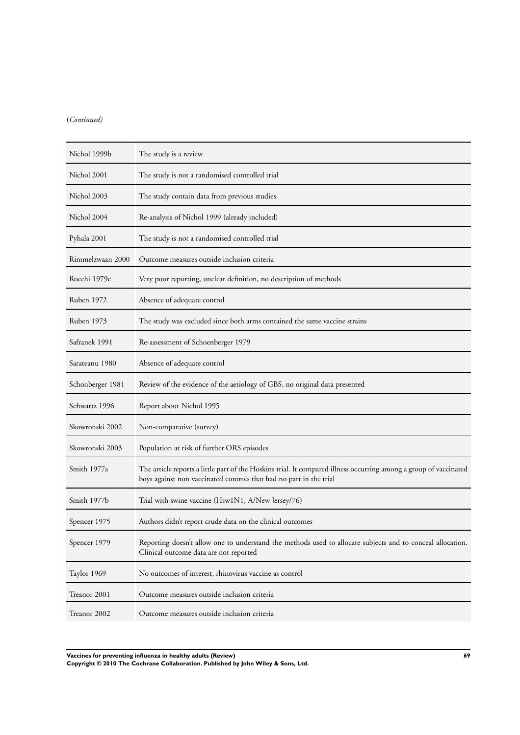(*Continued*)

| | |
|---|---|
| Nichol 1999b | The study is a review |
| Nichol 2001 | The study is not a randomised controlled trial |
| Nichol 2003 | The study contain data from previous studies |
| Nichol 2004 | Re-analysis of Nichol 1999 (already included) |
| Pyhala 2001 | The study is not a randomised controlled trial |
| Rimmelzwaan 2000 | Outcome measures outside inclusion criteria |
| Rocchi 1979c | Very poor reporting, unclear definition, no description of methods |
| Ruben 1972 | Absence of adequate control |
| Ruben 1973 | The study was excluded since both arms contained the same vaccine strains |
| Safranek 1991 | Re-assessment of Schoenberger 1979 |
| Sarateanu 1980 | Absence of adequate control |
| Schonberger 1981 | Review of the evidence of the aetiology of GBS, no original data presented |
| Schwartz 1996 | Report about Nichol 1995 |
| Skowronski 2002 | Non-comparative (survey) |
| Skowronski 2003 | Population at risk of further ORS episodes |
| Smith 1977a | The article reports a little part of the Hoskins trial. It compared illness occurring among a group of vaccinated boys against non vaccinated controls that had no part in the trial |
| Smith 1977b | Trial with swine vaccine (Hsw1N1, A/New Jersey/76) |
| Spencer 1975 | Authors didn't report crude data on the clinical outcomes |
| Spencer 1979 | Reporting doesn't allow one to understand the methods used to allocate subjects and to conceal allocation. Clinical outcome data are not reported |
| Taylor 1969 | No outcomes of interest, rhinovirus vaccine as control |
| Treanor 2001 | Outcome measures outside inclusion criteria |
| Treanor 2002 | Outcome measures outside inclusion criteria |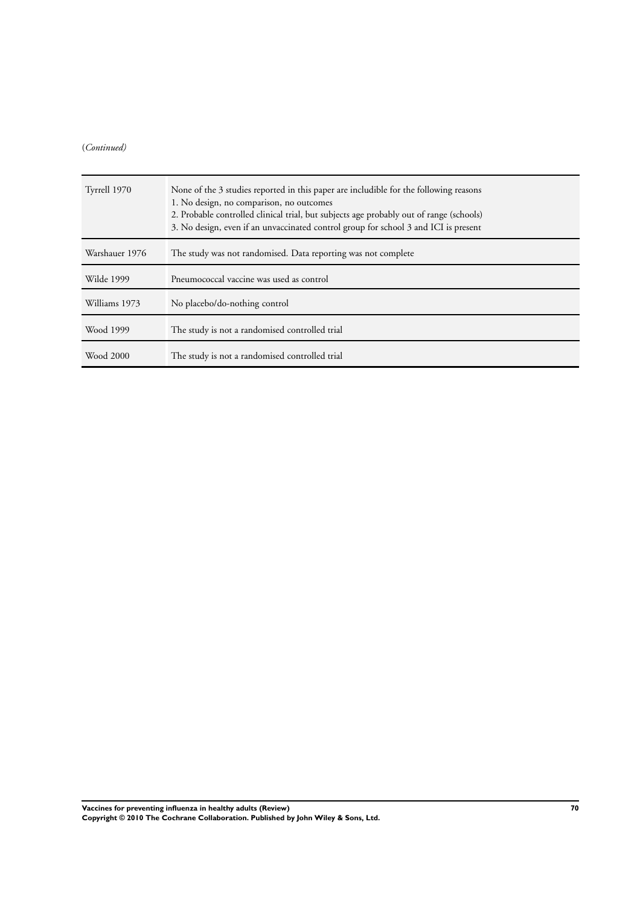(*Continued)*

| | |
|---|---|
| Tyrrell 1970 | None of the 3 studies reported in this paper are includible for the following reasons<br>1. No design, no comparison, no outcomes<br>2. Probable controlled clinical trial, but subjects age probably out of range (schools)<br>3. No design, even if an unvaccinated control group for school 3 and ICI is present |
| Warshauer 1976 | The study was not randomised. Data reporting was not complete |
| Wilde 1999 | Pneumococcal vaccine was used as control |
| Williams 1973 | No placebo/do-nothing control |
| Wood 1999 | The study is not a randomised controlled trial |
| Wood 2000 | The study is not a randomised controlled trial |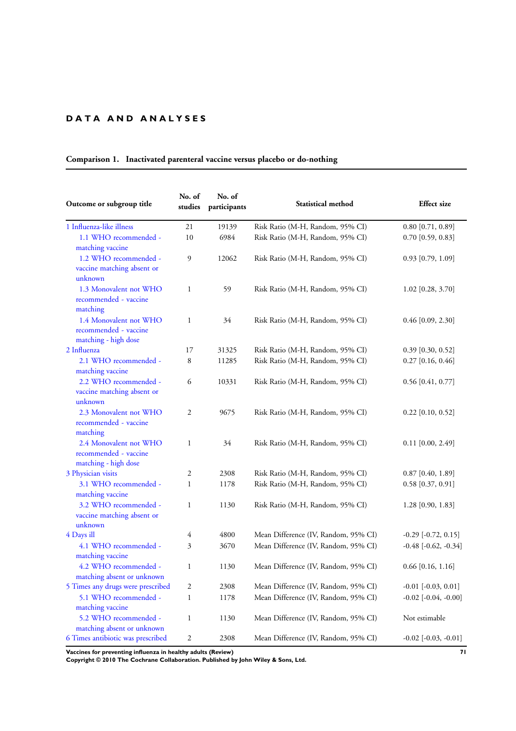# DATA AND ANALYSES

**Comparison 1. Inactivated parenteral vaccine versus placebo or do-nothing**

| Outcome or subgroup title | No. of studies | No. of participants | Statistical method | Effect size |
|---|---|---|---|---|
| 1 Influenza-like illness | 21 | 19139 | Risk Ratio (M-H, Random, 95% CI) | 0.80 [0.71, 0.89] |
| 1.1 WHO recommended - matching vaccine | 10 | 6984 | Risk Ratio (M-H, Random, 95% CI) | 0.70 [0.59, 0.83] |
| 1.2 WHO recommended - vaccine matching absent or unknown | 9 | 12062 | Risk Ratio (M-H, Random, 95% CI) | 0.93 [0.79, 1.09] |
| 1.3 Monovalent not WHO recommended - vaccine matching | 1 | 59 | Risk Ratio (M-H, Random, 95% CI) | 1.02 [0.28, 3.70] |
| 1.4 Monovalent not WHO recommended - vaccine matching - high dose | 1 | 34 | Risk Ratio (M-H, Random, 95% CI) | 0.46 [0.09, 2.30] |
| 2 Influenza | 17 | 31325 | Risk Ratio (M-H, Random, 95% CI) | 0.39 [0.30, 0.52] |
| 2.1 WHO recommended - matching vaccine | 8 | 11285 | Risk Ratio (M-H, Random, 95% CI) | 0.27 [0.16, 0.46] |
| 2.2 WHO recommended - vaccine matching absent or unknown | 6 | 10331 | Risk Ratio (M-H, Random, 95% CI) | 0.56 [0.41, 0.77] |
| 2.3 Monovalent not WHO recommended - vaccine matching | 2 | 9675 | Risk Ratio (M-H, Random, 95% CI) | 0.22 [0.10, 0.52] |
| 2.4 Monovalent not WHO recommended - vaccine matching - high dose | 1 | 34 | Risk Ratio (M-H, Random, 95% CI) | 0.11 [0.00, 2.49] |
| 3 Physician visits | 2 | 2308 | Risk Ratio (M-H, Random, 95% CI) | 0.87 [0.40, 1.89] |
| 3.1 WHO recommended - matching vaccine | 1 | 1178 | Risk Ratio (M-H, Random, 95% CI) | 0.58 [0.37, 0.91] |
| 3.2 WHO recommended - vaccine matching absent or unknown | 1 | 1130 | Risk Ratio (M-H, Random, 95% CI) | 1.28 [0.90, 1.83] |
| 4 Days ill | 4 | 4800 | Mean Difference (IV, Random, 95% CI) | -0.29 [-0.72, 0.15] |
| 4.1 WHO recommended - matching vaccine | 3 | 3670 | Mean Difference (IV, Random, 95% CI) | -0.48 [-0.62, -0.34] |
| 4.2 WHO recommended - matching absent or unknown | 1 | 1130 | Mean Difference (IV, Random, 95% CI) | 0.66 [0.16, 1.16] |
| 5 Times any drugs were prescribed | 2 | 2308 | Mean Difference (IV, Random, 95% CI) | -0.01 [-0.03, 0.01] |
| 5.1 WHO recommended - matching vaccine | 1 | 1178 | Mean Difference (IV, Random, 95% CI) | -0.02 [-0.04, -0.00] |
| 5.2 WHO recommended - matching absent or unknown | 1 | 1130 | Mean Difference (IV, Random, 95% CI) | Not estimable |
| 6 Times antibiotic was prescribed | 2 | 2308 | Mean Difference (IV, Random, 95% CI) | -0.02 [-0.03, -0.01] |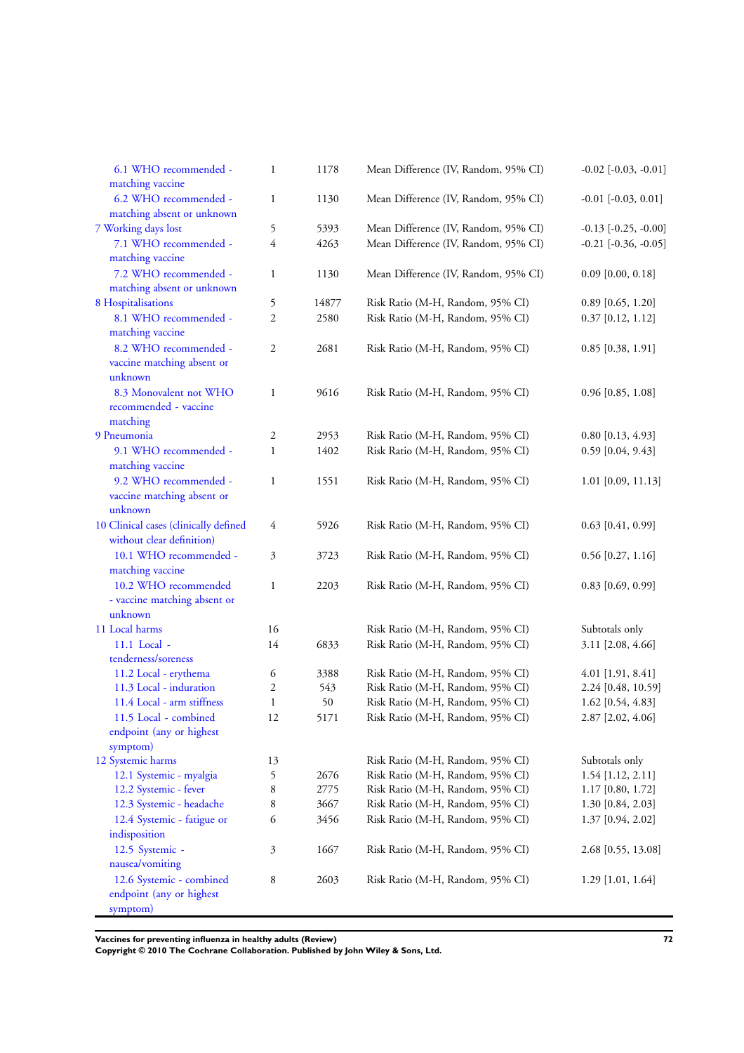| | | | | |
|---|---|---|---|---|
| 6.1 WHO recommended - matching vaccine | 1 | 1178 | Mean Difference (IV, Random, 95% CI) | -0.02 [-0.03, -0.01] |
| 6.2 WHO recommended - matching absent or unknown | 1 | 1130 | Mean Difference (IV, Random, 95% CI) | -0.01 [-0.03, 0.01] |
| 7 Working days lost | 5 | 5393 | Mean Difference (IV, Random, 95% CI) | -0.13 [-0.25, -0.00] |
| 7.1 WHO recommended - matching vaccine | 4 | 4263 | Mean Difference (IV, Random, 95% CI) | -0.21 [-0.36, -0.05] |
| 7.2 WHO recommended - matching absent or unknown | 1 | 1130 | Mean Difference (IV, Random, 95% CI) | 0.09 [0.00, 0.18] |
| 8 Hospitalisations | 5 | 14877 | Risk Ratio (M-H, Random, 95% CI) | 0.89 [0.65, 1.20] |
| 8.1 WHO recommended - matching vaccine | 2 | 2580 | Risk Ratio (M-H, Random, 95% CI) | 0.37 [0.12, 1.12] |
| 8.2 WHO recommended - vaccine matching absent or unknown | 2 | 2681 | Risk Ratio (M-H, Random, 95% CI) | 0.85 [0.38, 1.91] |
| 8.3 Monovalent not WHO recommended - vaccine matching | 1 | 9616 | Risk Ratio (M-H, Random, 95% CI) | 0.96 [0.85, 1.08] |
| 9 Pneumonia | 2 | 2953 | Risk Ratio (M-H, Random, 95% CI) | 0.80 [0.13, 4.93] |
| 9.1 WHO recommended - matching vaccine | 1 | 1402 | Risk Ratio (M-H, Random, 95% CI) | 0.59 [0.04, 9.43] |
| 9.2 WHO recommended - vaccine matching absent or unknown | 1 | 1551 | Risk Ratio (M-H, Random, 95% CI) | 1.01 [0.09, 11.13] |
| 10 Clinical cases (clinically defined without clear definition) | 4 | 5926 | Risk Ratio (M-H, Random, 95% CI) | 0.63 [0.41, 0.99] |
| 10.1 WHO recommended - matching vaccine | 3 | 3723 | Risk Ratio (M-H, Random, 95% CI) | 0.56 [0.27, 1.16] |
| 10.2 WHO recommended - vaccine matching absent or unknown | 1 | 2203 | Risk Ratio (M-H, Random, 95% CI) | 0.83 [0.69, 0.99] |
| 11 Local harms | 16 | | Risk Ratio (M-H, Random, 95% CI) | Subtotals only |
| 11.1 Local - tenderness/soreness | 14 | 6833 | Risk Ratio (M-H, Random, 95% CI) | 3.11 [2.08, 4.66] |
| 11.2 Local - erythema | 6 | 3388 | Risk Ratio (M-H, Random, 95% CI) | 4.01 [1.91, 8.41] |
| 11.3 Local - induration | 2 | 543 | Risk Ratio (M-H, Random, 95% CI) | 2.24 [0.48, 10.59] |
| 11.4 Local - arm stiffness | 1 | 50 | Risk Ratio (M-H, Random, 95% CI) | 1.62 [0.54, 4.83] |
| 11.5 Local - combined endpoint (any or highest symptom) | 12 | 5171 | Risk Ratio (M-H, Random, 95% CI) | 2.87 [2.02, 4.06] |
| 12 Systemic harms | 13 | | Risk Ratio (M-H, Random, 95% CI) | Subtotals only |
| 12.1 Systemic - myalgia | 5 | 2676 | Risk Ratio (M-H, Random, 95% CI) | 1.54 [1.12, 2.11] |
| 12.2 Systemic - fever | 8 | 2775 | Risk Ratio (M-H, Random, 95% CI) | 1.17 [0.80, 1.72] |
| 12.3 Systemic - headache | 8 | 3667 | Risk Ratio (M-H, Random, 95% CI) | 1.30 [0.84, 2.03] |
| 12.4 Systemic - fatigue or indisposition | 6 | 3456 | Risk Ratio (M-H, Random, 95% CI) | 1.37 [0.94, 2.02] |
| 12.5 Systemic - nausea/vomiting | 3 | 1667 | Risk Ratio (M-H, Random, 95% CI) | 2.68 [0.55, 13.08] |
| 12.6 Systemic - combined endpoint (any or highest symptom) | 8 | 2603 | Risk Ratio (M-H, Random, 95% CI) | 1.29 [1.01, 1.64] |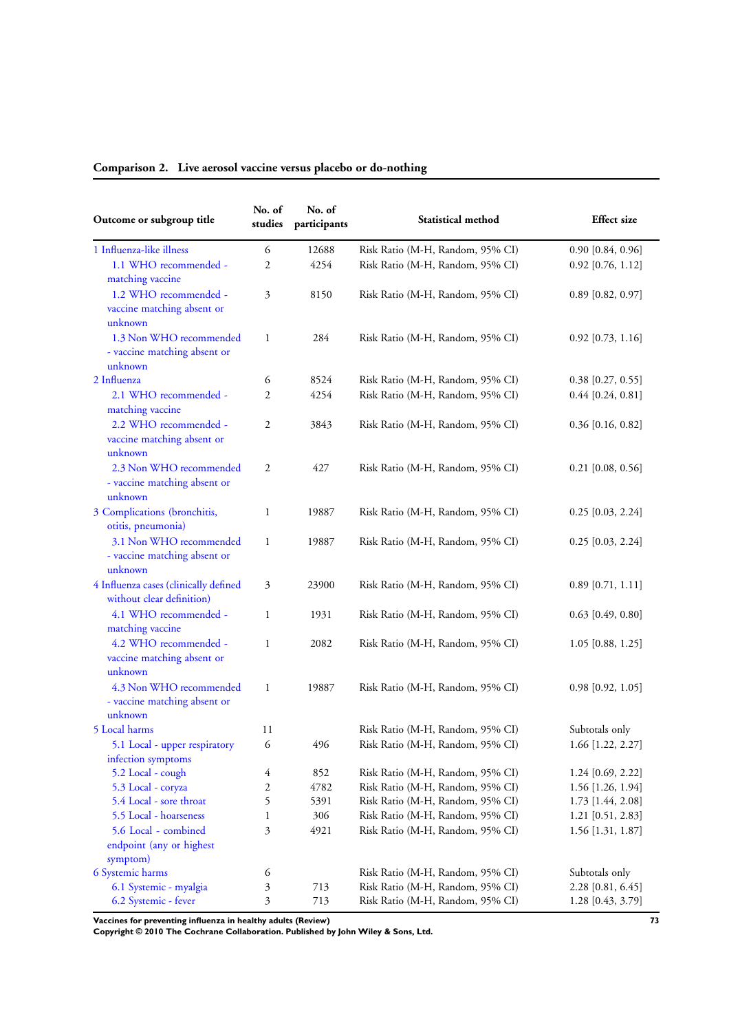**Comparison 2. Live aerosol vaccine versus placebo or do-nothing**

| Outcome or subgroup title | No. of studies | No. of participants | Statistical method | Effect size |
|---|---|---|---|---|
| 1 Influenza-like illness | 6 | 12688 | Risk Ratio (M-H, Random, 95% CI) | 0.90 [0.84, 0.96] |
| 1.1 WHO recommended - matching vaccine | 2 | 4254 | Risk Ratio (M-H, Random, 95% CI) | 0.92 [0.76, 1.12] |
| 1.2 WHO recommended - vaccine matching absent or unknown | 3 | 8150 | Risk Ratio (M-H, Random, 95% CI) | 0.89 [0.82, 0.97] |
| 1.3 Non WHO recommended - vaccine matching absent or unknown | 1 | 284 | Risk Ratio (M-H, Random, 95% CI) | 0.92 [0.73, 1.16] |
| 2 Influenza | 6 | 8524 | Risk Ratio (M-H, Random, 95% CI) | 0.38 [0.27, 0.55] |
| 2.1 WHO recommended - matching vaccine | 2 | 4254 | Risk Ratio (M-H, Random, 95% CI) | 0.44 [0.24, 0.81] |
| 2.2 WHO recommended - vaccine matching absent or unknown | 2 | 3843 | Risk Ratio (M-H, Random, 95% CI) | 0.36 [0.16, 0.82] |
| 2.3 Non WHO recommended - vaccine matching absent or unknown | 2 | 427 | Risk Ratio (M-H, Random, 95% CI) | 0.21 [0.08, 0.56] |
| 3 Complications (bronchitis, otitis, pneumonia) | 1 | 19887 | Risk Ratio (M-H, Random, 95% CI) | 0.25 [0.03, 2.24] |
| 3.1 Non WHO recommended - vaccine matching absent or unknown | 1 | 19887 | Risk Ratio (M-H, Random, 95% CI) | 0.25 [0.03, 2.24] |
| 4 Influenza cases (clinically defined without clear definition) | 3 | 23900 | Risk Ratio (M-H, Random, 95% CI) | 0.89 [0.71, 1.11] |
| 4.1 WHO recommended - matching vaccine | 1 | 1931 | Risk Ratio (M-H, Random, 95% CI) | 0.63 [0.49, 0.80] |
| 4.2 WHO recommended - vaccine matching absent or unknown | 1 | 2082 | Risk Ratio (M-H, Random, 95% CI) | 1.05 [0.88, 1.25] |
| 4.3 Non WHO recommended - vaccine matching absent or unknown | 1 | 19887 | Risk Ratio (M-H, Random, 95% CI) | 0.98 [0.92, 1.05] |
| 5 Local harms | 11 | | Risk Ratio (M-H, Random, 95% CI) | Subtotals only |
| 5.1 Local - upper respiratory infection symptoms | 6 | 496 | Risk Ratio (M-H, Random, 95% CI) | 1.66 [1.22, 2.27] |
| 5.2 Local - cough | 4 | 852 | Risk Ratio (M-H, Random, 95% CI) | 1.24 [0.69, 2.22] |
| 5.3 Local - coryza | 2 | 4782 | Risk Ratio (M-H, Random, 95% CI) | 1.56 [1.26, 1.94] |
| 5.4 Local - sore throat | 5 | 5391 | Risk Ratio (M-H, Random, 95% CI) | 1.73 [1.44, 2.08] |
| 5.5 Local - hoarseness | 1 | 306 | Risk Ratio (M-H, Random, 95% CI) | 1.21 [0.51, 2.83] |
| 5.6 Local - combined endpoint (any or highest symptom) | 3 | 4921 | Risk Ratio (M-H, Random, 95% CI) | 1.56 [1.31, 1.87] |
| 6 Systemic harms | 6 | | Risk Ratio (M-H, Random, 95% CI) | Subtotals only |
| 6.1 Systemic - myalgia | 3 | 713 | Risk Ratio (M-H, Random, 95% CI) | 2.28 [0.81, 6.45] |
| 6.2 Systemic - fever | 3 | 713 | Risk Ratio (M-H, Random, 95% CI) | 1.28 [0.43, 3.79] |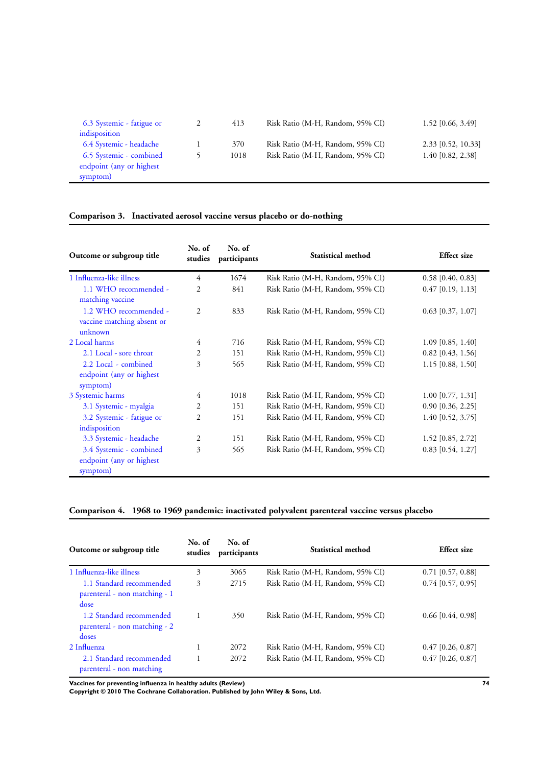| Outcome or subgroup title | No. of studies | No. of participants | Statistical method | Effect size |
|---|---|---|---|---|
| 6.3 Systemic - fatigue or indisposition | 2 | 413 | Risk Ratio (M-H, Random, 95% CI) | 1.52 [0.66, 3.49] |
| 6.4 Systemic - headache | 1 | 370 | Risk Ratio (M-H, Random, 95% CI) | 2.33 [0.52, 10.33] |
| 6.5 Systemic - combined endpoint (any or highest symptom) | 5 | 1018 | Risk Ratio (M-H, Random, 95% CI) | 1.40 [0.82, 2.38] |

### Comparison 3. Inactivated aerosol vaccine versus placebo or do-nothing

| Outcome or subgroup title | No. of studies | No. of participants | Statistical method | Effect size |
|---|---|---|---|---|
| 1 Influenza-like illness | 4 | 1674 | Risk Ratio (M-H, Random, 95% CI) | 0.58 [0.40, 0.83] |
| 1.1 WHO recommended - matching vaccine | 2 | 841 | Risk Ratio (M-H, Random, 95% CI) | 0.47 [0.19, 1.13] |
| 1.2 WHO recommended - vaccine matching absent or unknown | 2 | 833 | Risk Ratio (M-H, Random, 95% CI) | 0.63 [0.37, 1.07] |
| 2 Local harms | 4 | 716 | Risk Ratio (M-H, Random, 95% CI) | 1.09 [0.85, 1.40] |
| 2.1 Local - sore throat | 2 | 151 | Risk Ratio (M-H, Random, 95% CI) | 0.82 [0.43, 1.56] |
| 2.2 Local - combined endpoint (any or highest symptom) | 3 | 565 | Risk Ratio (M-H, Random, 95% CI) | 1.15 [0.88, 1.50] |
| 3 Systemic harms | 4 | 1018 | Risk Ratio (M-H, Random, 95% CI) | 1.00 [0.77, 1.31] |
| 3.1 Systemic - myalgia | 2 | 151 | Risk Ratio (M-H, Random, 95% CI) | 0.90 [0.36, 2.25] |
| 3.2 Systemic - fatigue or indisposition | 2 | 151 | Risk Ratio (M-H, Random, 95% CI) | 1.40 [0.52, 3.75] |
| 3.3 Systemic - headache | 2 | 151 | Risk Ratio (M-H, Random, 95% CI) | 1.52 [0.85, 2.72] |
| 3.4 Systemic - combined endpoint (any or highest symptom) | 3 | 565 | Risk Ratio (M-H, Random, 95% CI) | 0.83 [0.54, 1.27] |

### Comparison 4. 1968 to 1969 pandemic: inactivated polyvalent parenteral vaccine versus placebo

| Outcome or subgroup title | No. of studies | No. of participants | Statistical method | Effect size |
|---|---|---|---|---|
| 1 Influenza-like illness | 3 | 3065 | Risk Ratio (M-H, Random, 95% CI) | 0.71 [0.57, 0.88] |
| 1.1 Standard recommended parenteral - non matching - 1 dose | 3 | 2715 | Risk Ratio (M-H, Random, 95% CI) | 0.74 [0.57, 0.95] |
| 1.2 Standard recommended parenteral - non matching - 2 doses | 1 | 350 | Risk Ratio (M-H, Random, 95% CI) | 0.66 [0.44, 0.98] |
| 2 Influenza | 1 | 2072 | Risk Ratio (M-H, Random, 95% CI) | 0.47 [0.26, 0.87] |
| 2.1 Standard recommended parenteral - non matching | 1 | 2072 | Risk Ratio (M-H, Random, 95% CI) | 0.47 [0.26, 0.87] |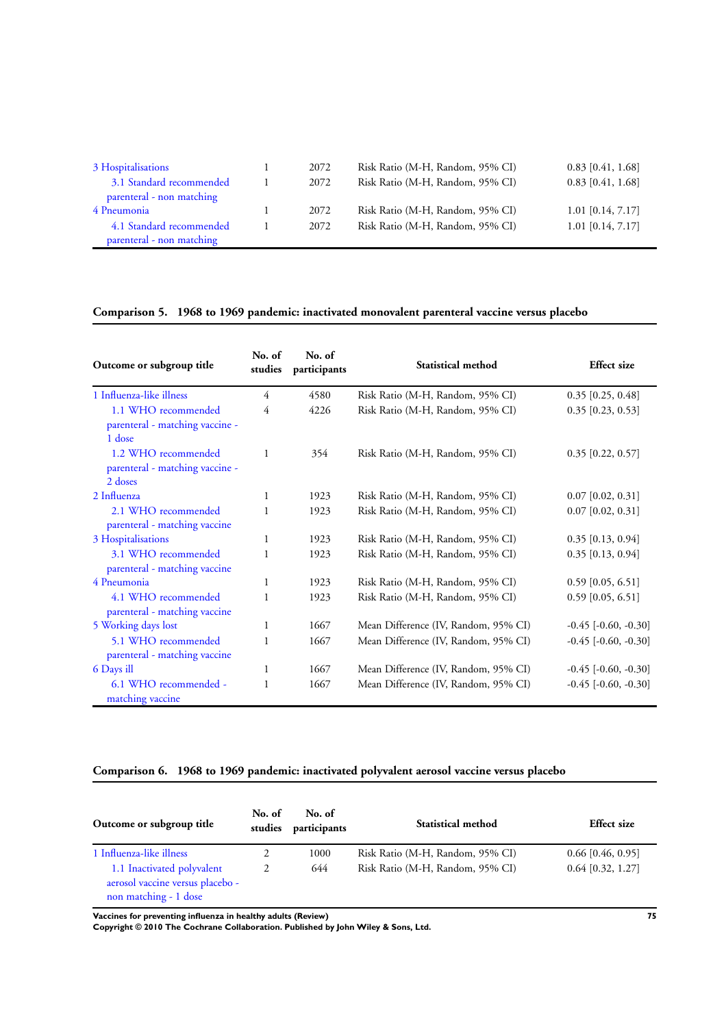| Outcome or subgroup title | No. of studies | No. of participants | Statistical method | Effect size |
|---|---|---|---|---|
| 3 Hospitalisations | 1 | 2072 | Risk Ratio (M-H, Random, 95% CI) | 0.83 [0.41, 1.68] |
| 3.1 Standard recommended parenteral - non matching | 1 | 2072 | Risk Ratio (M-H, Random, 95% CI) | 0.83 [0.41, 1.68] |
| 4 Pneumonia | 1 | 2072 | Risk Ratio (M-H, Random, 95% CI) | 1.01 [0.14, 7.17] |
| 4.1 Standard recommended parenteral - non matching | 1 | 2072 | Risk Ratio (M-H, Random, 95% CI) | 1.01 [0.14, 7.17] |

### Comparison 5. 1968 to 1969 pandemic: inactivated monovalent parenteral vaccine versus placebo

| Outcome or subgroup title | No. of studies | No. of participants | Statistical method | Effect size |
|---|---|---|---|---|
| 1 Influenza-like illness | 4 | 4580 | Risk Ratio (M-H, Random, 95% CI) | 0.35 [0.25, 0.48] |
| 1.1 WHO recommended parenteral - matching vaccine - 1 dose | 4 | 4226 | Risk Ratio (M-H, Random, 95% CI) | 0.35 [0.23, 0.53] |
| 1.2 WHO recommended parenteral - matching vaccine - 2 doses | 1 | 354 | Risk Ratio (M-H, Random, 95% CI) | 0.35 [0.22, 0.57] |
| 2 Influenza | 1 | 1923 | Risk Ratio (M-H, Random, 95% CI) | 0.07 [0.02, 0.31] |
| 2.1 WHO recommended parenteral - matching vaccine | 1 | 1923 | Risk Ratio (M-H, Random, 95% CI) | 0.07 [0.02, 0.31] |
| 3 Hospitalisations | 1 | 1923 | Risk Ratio (M-H, Random, 95% CI) | 0.35 [0.13, 0.94] |
| 3.1 WHO recommended parenteral - matching vaccine | 1 | 1923 | Risk Ratio (M-H, Random, 95% CI) | 0.35 [0.13, 0.94] |
| 4 Pneumonia | 1 | 1923 | Risk Ratio (M-H, Random, 95% CI) | 0.59 [0.05, 6.51] |
| 4.1 WHO recommended parenteral - matching vaccine | 1 | 1923 | Risk Ratio (M-H, Random, 95% CI) | 0.59 [0.05, 6.51] |
| 5 Working days lost | 1 | 1667 | Mean Difference (IV, Random, 95% CI) | -0.45 [-0.60, -0.30] |
| 5.1 WHO recommended parenteral - matching vaccine | 1 | 1667 | Mean Difference (IV, Random, 95% CI) | -0.45 [-0.60, -0.30] |
| 6 Days ill | 1 | 1667 | Mean Difference (IV, Random, 95% CI) | -0.45 [-0.60, -0.30] |
| 6.1 WHO recommended - matching vaccine | 1 | 1667 | Mean Difference (IV, Random, 95% CI) | -0.45 [-0.60, -0.30] |

### Comparison 6. 1968 to 1969 pandemic: inactivated polyvalent aerosol vaccine versus placebo

| Outcome or subgroup title | No. of studies | No. of participants | Statistical method | Effect size |
|---|---|---|---|---|
| 1 Influenza-like illness | 2 | 1000 | Risk Ratio (M-H, Random, 95% CI) | 0.66 [0.46, 0.95] |
| 1.1 Inactivated polyvalent aerosol vaccine versus placebo - non matching - 1 dose | 2 | 644 | Risk Ratio (M-H, Random, 95% CI) | 0.64 [0.32, 1.27] |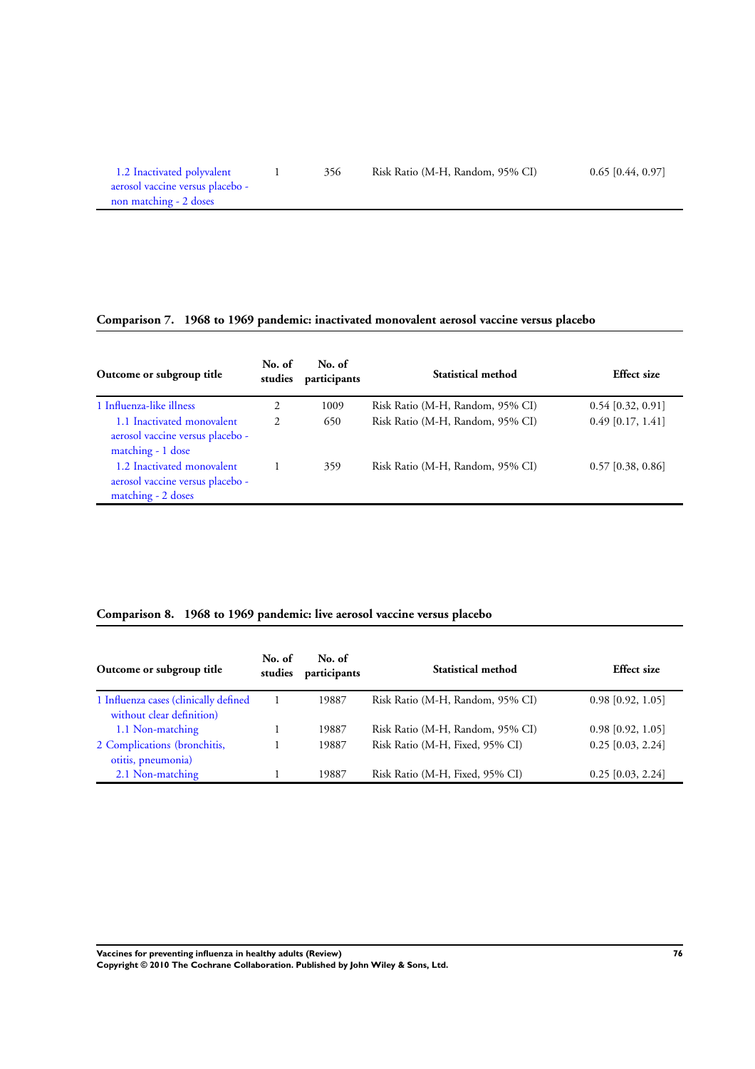| Outcome or subgroup title | No. of studies | No. of participants | Statistical method | Effect size |
|---|---|---|---|---|
| 1.2 Inactivated polyvalent aerosol vaccine versus placebo - non matching - 2 doses | 1 | 356 | Risk Ratio (M-H, Random, 95% CI) | 0.65 [0.44, 0.97] |

### Comparison 7. 1968 to 1969 pandemic: inactivated monovalent aerosol vaccine versus placebo

| Outcome or subgroup title | No. of studies | No. of participants | Statistical method | Effect size |
|---|---|---|---|---|
| 1 Influenza-like illness | 2 | 1009 | Risk Ratio (M-H, Random, 95% CI) | 0.54 [0.32, 0.91] |
| 1.1 Inactivated monovalent aerosol vaccine versus placebo - matching - 1 dose | 2 | 650 | Risk Ratio (M-H, Random, 95% CI) | 0.49 [0.17, 1.41] |
| 1.2 Inactivated monovalent aerosol vaccine versus placebo - matching - 2 doses | 1 | 359 | Risk Ratio (M-H, Random, 95% CI) | 0.57 [0.38, 0.86] |

### Comparison 8. 1968 to 1969 pandemic: live aerosol vaccine versus placebo

| Outcome or subgroup title | No. of studies | No. of participants | Statistical method | Effect size |
|---|---|---|---|---|
| 1 Influenza cases (clinically defined without clear definition) | 1 | 19887 | Risk Ratio (M-H, Random, 95% CI) | 0.98 [0.92, 1.05] |
| 1.1 Non-matching | 1 | 19887 | Risk Ratio (M-H, Random, 95% CI) | 0.98 [0.92, 1.05] |
| 2 Complications (bronchitis, otitis, pneumonia) | 1 | 19887 | Risk Ratio (M-H, Fixed, 95% CI) | 0.25 [0.03, 2.24] |
| 2.1 Non-matching | 1 | 19887 | Risk Ratio (M-H, Fixed, 95% CI) | 0.25 [0.03, 2.24] |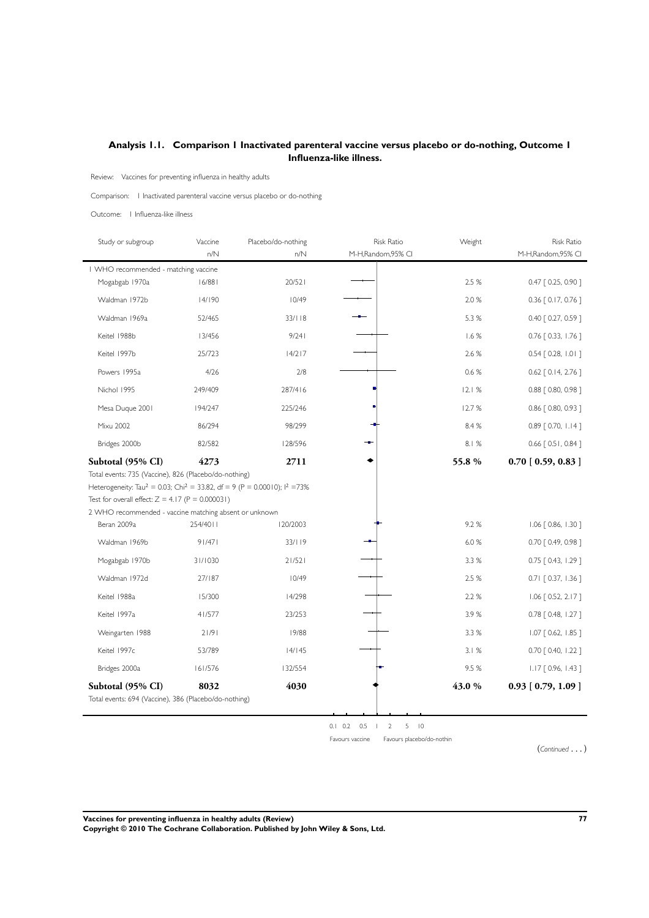## Analysis 1.1. Comparison 1 Inactivated parenteral vaccine versus placebo or do-nothing, Outcome 1 Influenza-like illness.

Review: Vaccines for preventing influenza in healthy adults

Comparison: 1 Inactivated parenteral vaccine versus placebo or do-nothing

Outcome: 1 Influenza-like illness

| Study or subgroup | Vaccine n/N | Placebo/do-nothing n/N | Risk Ratio M-H,Random,95% CI | Weight | Risk Ratio M-H,Random,95% CI |
|---|---|---|---|---|---|
| 1 WHO recommended - matching vaccine | | | | | |
| Mogabgab 1970a | 16/881 | 20/521 | | 2.5 % | 0.47 [ 0.25, 0.90 ] |
| Waldman 1972b | 14/190 | 10/49 | | 2.0 % | 0.36 [ 0.17, 0.76 ] |
| Waldman 1969a | 52/465 | 33/118 | | 5.3 % | 0.40 [ 0.27, 0.59 ] |
| Keitel 1988b | 13/456 | 9/241 | | 1.6 % | 0.76 [ 0.33, 1.76 ] |
| Keitel 1997b | 25/723 | 14/217 | | 2.6 % | 0.54 [ 0.28, 1.01 ] |
| Powers 1995a | 4/26 | 2/8 | | 0.6 % | 0.62 [ 0.14, 2.76 ] |
| Nichol 1995 | 249/409 | 287/416 | | 12.1 % | 0.88 [ 0.80, 0.98 ] |
| Mesa Duque 2001 | 194/247 | 225/246 | | 12.7 % | 0.86 [ 0.80, 0.93 ] |
| Mixu 2002 | 86/294 | 98/299 | | 8.4 % | 0.89 [ 0.70, 1.14 ] |
| Bridges 2000b | 82/582 | 128/596 | | 8.1 % | 0.66 [ 0.51, 0.84 ] |
| **Subtotal (95% CI)** | **4273** | **2711** | | **55.8 %** | **0.70 [ 0.59, 0.83 ]** |
| Total events: 735 (Vaccine), 826 (Placebo/do-nothing) | | | | | |
| Heterogeneity: $Tau^2 = 0.03$; $Chi^2 = 33.82$, df = 9 (P = 0.00010); $I^2 = 73\%$ | | | | | |
| Test for overall effect: Z = 4.17 (P = 0.000031) | | | | | |
| 2 WHO recommended - vaccine matching absent or unknown | | | | | |
| Beran 2009a | 254/4011 | 120/2003 | | 9.2 % | 1.06 [ 0.86, 1.30 ] |
| Waldman 1969b | 91/471 | 33/119 | | 6.0 % | 0.70 [ 0.49, 0.98 ] |
| Mogabgab 1970b | 31/1030 | 21/521 | | 3.3 % | 0.75 [ 0.43, 1.29 ] |
| Waldman 1972d | 27/187 | 10/49 | | 2.5 % | 0.71 [ 0.37, 1.36 ] |
| Keitel 1988a | 15/300 | 14/298 | | 2.2 % | 1.06 [ 0.52, 2.17 ] |
| Keitel 1997a | 41/577 | 23/253 | | 3.9 % | 0.78 [ 0.48, 1.27 ] |
| Weingarten 1988 | 21/91 | 19/88 | | 3.3 % | 1.07 [ 0.62, 1.85 ] |
| Keitel 1997c | 53/789 | 14/145 | | 3.1 % | 0.70 [ 0.40, 1.22 ] |
| Bridges 2000a | 161/576 | 132/554 | | 9.5 % | 1.17 [ 0.96, 1.43 ] |
| **Subtotal (95% CI)** | **8032** | **4030** | | **43.0 %** | **0.93 [ 0.79, 1.09 ]** |
| Total events: 694 (Vaccine), 386 (Placebo/do-nothing) | | | | | |

0.1 0.2 0.5 1 2 5 10

Favours vaccine Favours placebo/do-nothin

(*Continued . . .*)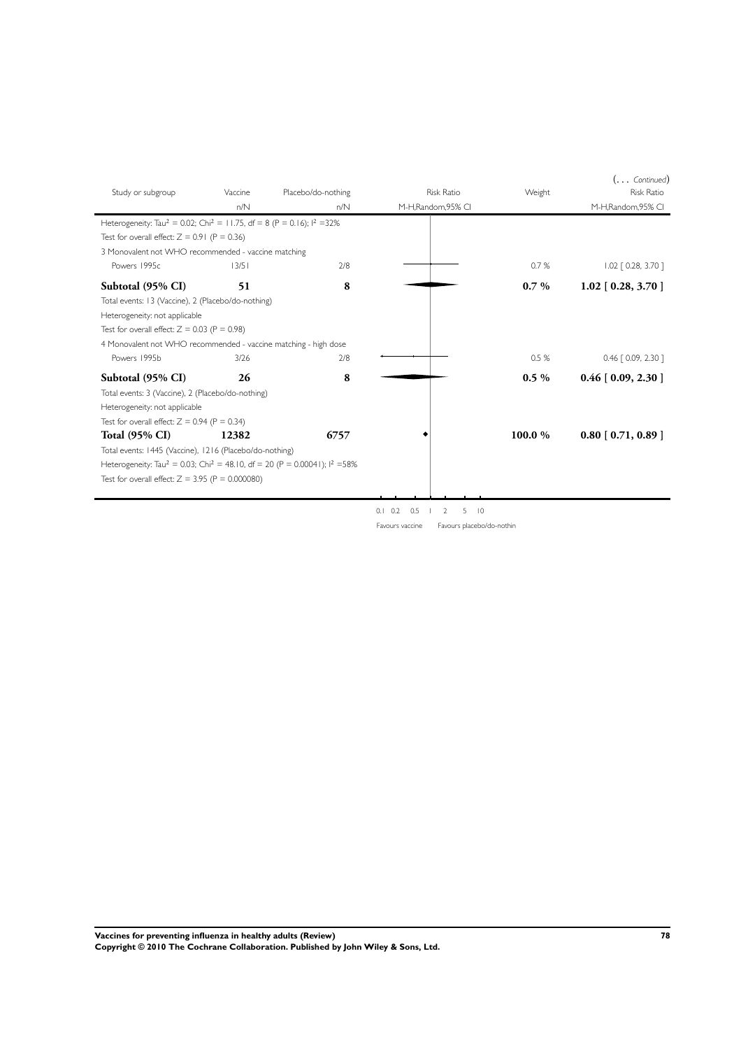(... *Continued*)

| Study or subgroup | Vaccine | Placebo/do-nothing | Risk Ratio | Weight | Risk Ratio |
|---|---|---|---|---|---|
| | n/N | n/N | M-H,Random,95% CI | | M-H,Random,95% CI |
| Heterogeneity: $Tau^2 = 0.02$; $Chi^2 = 11.75$, df = 8 (P = 0.16); $I^2$ =32% | | | | | |
| Test for overall effect: Z = 0.91 (P = 0.36) | | | | | |
| 3 Monovalent not WHO recommended - vaccine matching | | | | | |
| Powers 1995c | 13/51 | 2/8 | | 0.7 % | 1.02 [ 0.28, 3.70 ] |
| **Subtotal (95% CI)** | **51** | **8** | | **0.7 %** | **1.02 [ 0.28, 3.70 ]** |
| Total events: 13 (Vaccine), 2 (Placebo/do-nothing) | | | | | |
| Heterogeneity: not applicable | | | | | |
| Test for overall effect: Z = 0.03 (P = 0.98) | | | | | |
| 4 Monovalent not WHO recommended - vaccine matching - high dose | | | | | |
| Powers 1995b | 3/26 | 2/8 | | 0.5 % | 0.46 [ 0.09, 2.30 ] |
| **Subtotal (95% CI)** | **26** | **8** | | **0.5 %** | **0.46 [ 0.09, 2.30 ]** |
| Total events: 3 (Vaccine), 2 (Placebo/do-nothing) | | | | | |
| Heterogeneity: not applicable | | | | | |
| Test for overall effect: Z = 0.94 (P = 0.34) | | | | | |
| **Total (95% CI)** | **12382** | **6757** | | **100.0 %** | **0.80 [ 0.71, 0.89 ]** |
| Total events: 1445 (Vaccine), 1216 (Placebo/do-nothing) | | | | | |
| Heterogeneity: $Tau^2 = 0.03$; $Chi^2 = 48.10$, df = 20 (P = 0.00041); $I^2$ =58% | | | | | |
| Test for overall effect: Z = 3.95 (P = 0.000080) | | | | | |

0.1 0.2 0.5 1 2 5 10

Favours vaccine Favours placebo/do-nothin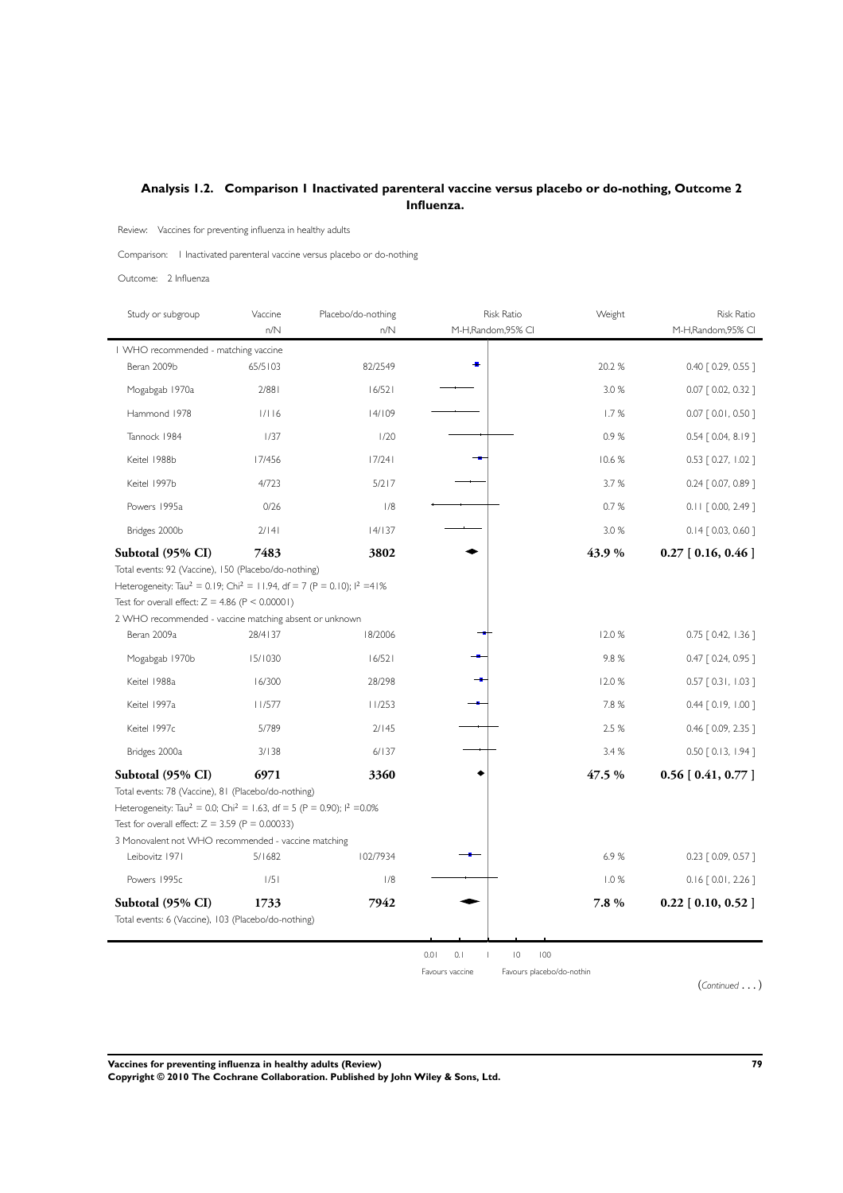## Analysis 1.2. Comparison 1 Inactivated parenteral vaccine versus placebo or do-nothing, Outcome 2 Influenza.

Review: Vaccines for preventing influenza in healthy adults

Comparison: 1 Inactivated parenteral vaccine versus placebo or do-nothing

Outcome: 2 Influenza

| Study or subgroup | Vaccine n/N | Placebo/do-nothing n/N | Risk Ratio M-H,Random,95% CI | Weight | Risk Ratio M-H,Random,95% CI |
|---|---|---|---|---|---|
| **1 WHO recommended - matching vaccine** | | | | | |
| Beran 2009b | 65/5103 | 82/2549 | | 20.2 % | 0.40 [ 0.29, 0.55 ] |
| Mogabgab 1970a | 2/881 | 16/521 | | 3.0 % | 0.07 [ 0.02, 0.32 ] |
| Hammond 1978 | 1/116 | 14/109 | | 1.7 % | 0.07 [ 0.01, 0.50 ] |
| Tannock 1984 | 1/37 | 1/20 | | 0.9 % | 0.54 [ 0.04, 8.19 ] |
| Keitel 1988b | 17/456 | 17/241 | | 10.6 % | 0.53 [ 0.27, 1.02 ] |
| Keitel 1997b | 4/723 | 5/217 | | 3.7 % | 0.24 [ 0.07, 0.89 ] |
| Powers 1995a | 0/26 | 1/8 | | 0.7 % | 0.11 [ 0.00, 2.49 ] |
| Bridges 2000b | 2/141 | 14/137 | | 3.0 % | 0.14 [ 0.03, 0.60 ] |
| **Subtotal (95% CI)** | **7483** | **3802** | | **43.9 %** | **0.27 [ 0.16, 0.46 ]** |
| Total events: 92 (Vaccine), 150 (Placebo/do-nothing) | | | | | |
| Heterogeneity: $Tau^2 = 0.19$; $Chi^2 = 11.94$, df = 7 (P = 0.10); $I^2 = 41\%$ | | | | | |
| Test for overall effect: Z = 4.86 (P < 0.00001) | | | | | |
| **2 WHO recommended - vaccine matching absent or unknown** | | | | | |
| Beran 2009a | 28/4137 | 18/2006 | | 12.0 % | 0.75 [ 0.42, 1.36 ] |
| Mogabgab 1970b | 15/1030 | 16/521 | | 9.8 % | 0.47 [ 0.24, 0.95 ] |
| Keitel 1988a | 16/300 | 28/298 | | 12.0 % | 0.57 [ 0.31, 1.03 ] |
| Keitel 1997a | 11/577 | 11/253 | | 7.8 % | 0.44 [ 0.19, 1.00 ] |
| Keitel 1997c | 5/789 | 2/145 | | 2.5 % | 0.46 [ 0.09, 2.35 ] |
| Bridges 2000a | 3/138 | 6/137 | | 3.4 % | 0.50 [ 0.13, 1.94 ] |
| **Subtotal (95% CI)** | **6971** | **3360** | | **47.5 %** | **0.56 [ 0.41, 0.77 ]** |
| Total events: 78 (Vaccine), 81 (Placebo/do-nothing) | | | | | |
| Heterogeneity: $Tau^2 = 0.0$; $Chi^2 = 1.63$, df = 5 (P = 0.90); $I^2 = 0.0\%$ | | | | | |
| Test for overall effect: Z = 3.59 (P = 0.00033) | | | | | |
| **3 Monovalent not WHO recommended - vaccine matching** | | | | | |
| Leibovitz 1971 | 5/1682 | 102/7934 | | 6.9 % | 0.23 [ 0.09, 0.57 ] |
| Powers 1995c | 1/51 | 1/8 | | 1.0 % | 0.16 [ 0.01, 2.26 ] |
| **Subtotal (95% CI)** | **1733** | **7942** | | **7.8 %** | **0.22 [ 0.10, 0.52 ]** |
| Total events: 6 (Vaccine), 103 (Placebo/do-nothing) | | | | | |

0.01 0.1 1 10 100

Favours vaccine Favours placebo/do-nothin

(*Continued . . .*)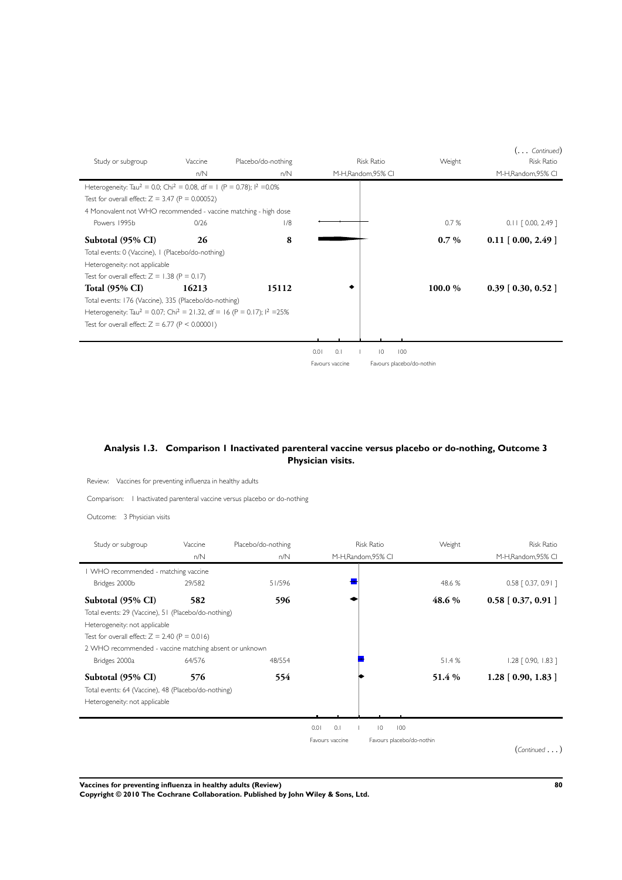(... *Continued*)

| Study or subgroup | Vaccine | Placebo/do-nothing | Risk Ratio | Weight | Risk Ratio |
|---|---|---|---|---|---|
| | n/N | n/N | M-H,Random,95% CI | | M-H,Random,95% CI |
| Heterogeneity: $Tau^2 = 0.0$; $Chi^2 = 0.08$, df = 1 (P = 0.78); $I^2 = 0.0\%$ | | | | | |
| Test for overall effect: Z = 3.47 (P = 0.00052) | | | | | |
| 4 Monovalent not WHO recommended - vaccine matching - high dose | | | | | |
| Powers 1995b | 0/26 | 1/8 | | 0.7 % | 0.11 [ 0.00, 2.49 ] |
| **Subtotal (95% CI)** | **26** | **8** | | **0.7 %** | **0.11 [ 0.00, 2.49 ]** |
| Total events: 0 (Vaccine), 1 (Placebo/do-nothing) | | | | | |
| Heterogeneity: not applicable | | | | | |
| Test for overall effect: Z = 1.38 (P = 0.17) | | | | | |
| **Total (95% CI)** | **16213** | **15112** | | **100.0 %** | **0.39 [ 0.30, 0.52 ]** |
| Total events: 176 (Vaccine), 335 (Placebo/do-nothing) | | | | | |
| Heterogeneity: $Tau^2 = 0.07$; $Chi^2 = 21.32$, df = 16 (P = 0.17); $I^2 = 25\%$ | | | | | |
| Test for overall effect: Z = 6.77 (P < 0.00001) | | | | | |

0.01 0.1 1 10 100

Favours vaccine Favours placebo/do-nothin

## Analysis 1.3. Comparison 1 Inactivated parenteral vaccine versus placebo or do-nothing, Outcome 3 Physician visits.

Review: Vaccines for preventing influenza in healthy adults

Comparison: 1 Inactivated parenteral vaccine versus placebo or do-nothing

Outcome: 3 Physician visits

| Study or subgroup | Vaccine | Placebo/do-nothing | Risk Ratio | Weight | Risk Ratio |
|---|---|---|---|---|---|
| | n/N | n/N | M-H,Random,95% CI | | M-H,Random,95% CI |
| 1 WHO recommended - matching vaccine | | | | | |
| Bridges 2000b | 29/582 | 51/596 | | 48.6 % | 0.58 [ 0.37, 0.91 ] |
| **Subtotal (95% CI)** | **582** | **596** | | **48.6 %** | **0.58 [ 0.37, 0.91 ]** |
| Total events: 29 (Vaccine), 51 (Placebo/do-nothing) | | | | | |
| Heterogeneity: not applicable | | | | | |
| Test for overall effect: Z = 2.40 (P = 0.016) | | | | | |
| 2 WHO recommended - vaccine matching absent or unknown | | | | | |
| Bridges 2000a | 64/576 | 48/554 | | 51.4 % | 1.28 [ 0.90, 1.83 ] |
| **Subtotal (95% CI)** | **576** | **554** | | **51.4 %** | **1.28 [ 0.90, 1.83 ]** |
| Total events: 64 (Vaccine), 48 (Placebo/do-nothing) | | | | | |
| Heterogeneity: not applicable | | | | | |

0.01 0.1 1 10 100

Favours vaccine Favours placebo/do-nothin

(*Continued* . . . )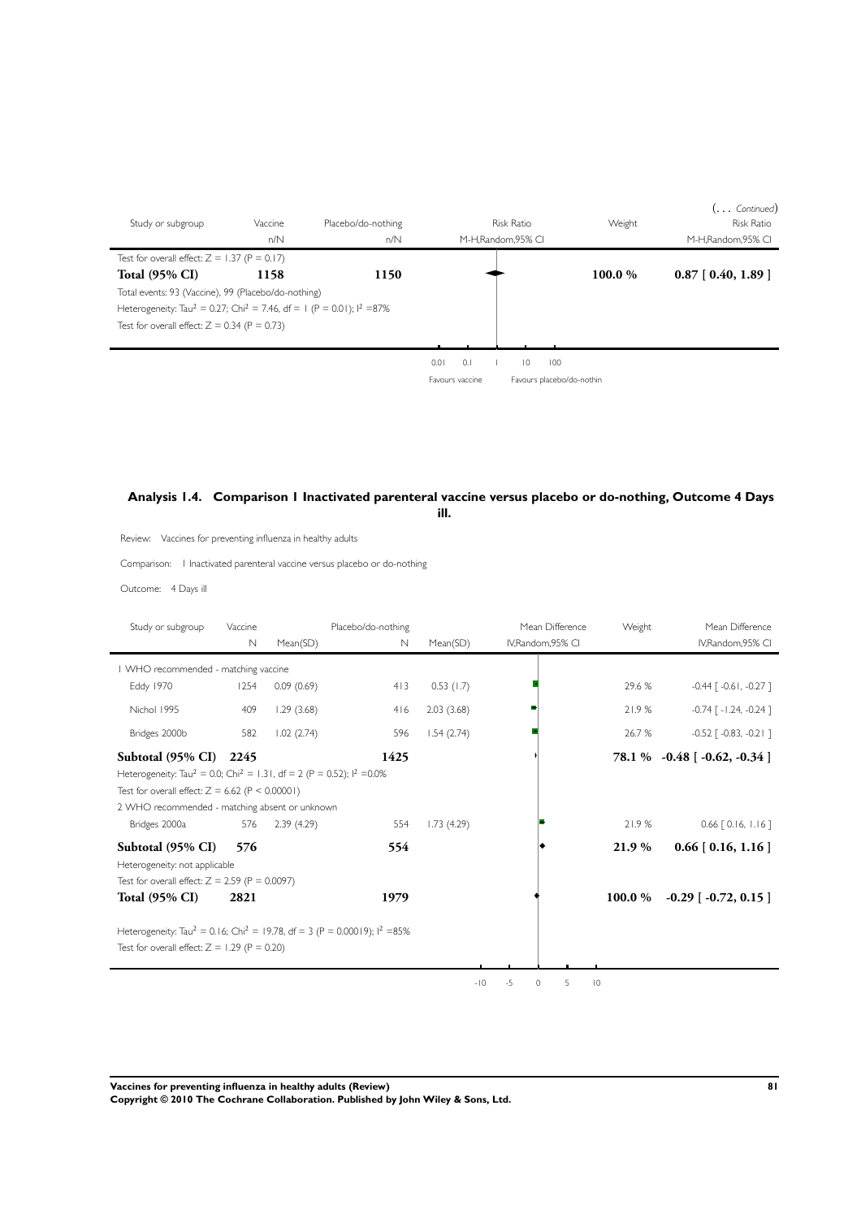(... *Continued*)

| Study or subgroup | Vaccine | Placebo/do-nothing | Risk Ratio | Weight | Risk Ratio |
|---|---|---|---|---|---|
| | n/N | n/N | M-H,Random,95% CI | | M-H,Random,95% CI |
| Test for overall effect: Z = 1.37 (P = 0.17) | | | | | |
| **Total (95% CI)** | **1158** | **1150** | | **100.0 %** | **0.87 [ 0.40, 1.89 ]** |
| Total events: 93 (Vaccine), 99 (Placebo/do-nothing) | | | | | |
| Heterogeneity: $Tau^2 = 0.27$; $Chi^2 = 7.46$, df = 1 (P = 0.01); $I^2$ =87% | | | | | |
| Test for overall effect: Z = 0.34 (P = 0.73) | | | | | |

0.01 0.1 1 10 100

Favours vaccine Favours placebo/do-nothin

## Analysis 1.4. Comparison 1 Inactivated parenteral vaccine versus placebo or do-nothing, Outcome 4 Days ill.

Review: Vaccines for preventing influenza in healthy adults

Comparison: 1 Inactivated parenteral vaccine versus placebo or do-nothing

Outcome: 4 Days ill

| Study or subgroup | Vaccine N | Mean(SD) | Placebo/do-nothing N | Mean(SD) | Mean Difference IV,Random,95% CI | Weight | Mean Difference IV,Random,95% CI |
|---|---|---|---|---|---|---|---|
| 1 WHO recommended - matching vaccine | | | | | | | |
| Eddy 1970 | 1254 | 0.09 (0.69) | 413 | 0.53 (1.7) | | 29.6 % | -0.44 [ -0.61, -0.27 ] |
| Nichol 1995 | 409 | 1.29 (3.68) | 416 | 2.03 (3.68) | | 21.9 % | -0.74 [ -1.24, -0.24 ] |
| Bridges 2000b | 582 | 1.02 (2.74) | 596 | 1.54 (2.74) | | 26.7 % | -0.52 [ -0.83, -0.21 ] |
| **Subtotal (95% CI)** | **2245** | | **1425** | | | **78.1 %** | **-0.48 [ -0.62, -0.34 ]** |
| Heterogeneity: $Tau^2 = 0.0$; $Chi^2 = 1.31$, df = 2 (P = 0.52); $I^2$ =0.0% | | | | | | | |
| Test for overall effect: Z = 6.62 (P < 0.00001) | | | | | | | |
| 2 WHO recommended - matching absent or unknown | | | | | | | |
| Bridges 2000a | 576 | 2.39 (4.29) | 554 | 1.73 (4.29) | | 21.9 % | 0.66 [ 0.16, 1.16 ] |
| **Subtotal (95% CI)** | **576** | | **554** | | | **21.9 %** | **0.66 [ 0.16, 1.16 ]** |
| Heterogeneity: not applicable | | | | | | | |
| Test for overall effect: Z = 2.59 (P = 0.0097) | | | | | | | |
| **Total (95% CI)** | **2821** | | **1979** | | | **100.0 %** | **-0.29 [ -0.72, 0.15 ]** |
| Heterogeneity: $Tau^2 = 0.16$; $Chi^2 = 19.78$, df = 3 (P = 0.00019); $I^2$ =85% | | | | | | | |
| Test for overall effect: Z = 1.29 (P = 0.20) | | | | | | | |

-10 -5 0 5 10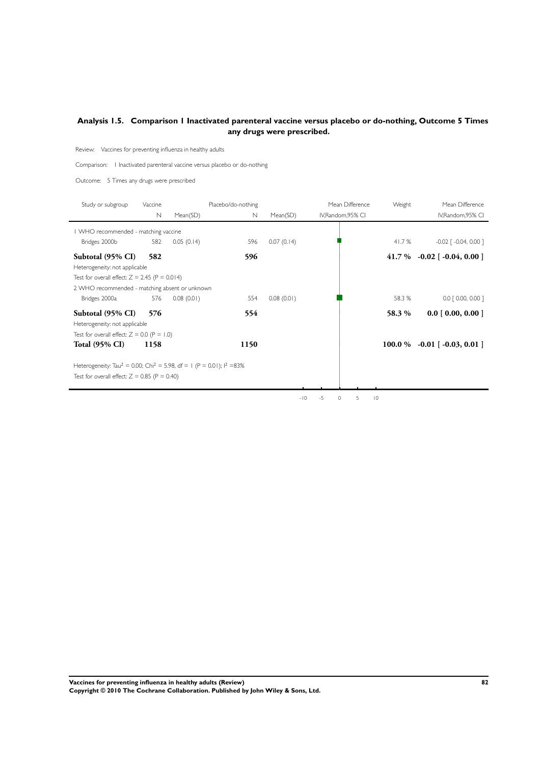## Analysis 1.5. Comparison 1 Inactivated parenteral vaccine versus placebo or do-nothing, Outcome 5 Times any drugs were prescribed.

Review: Vaccines for preventing influenza in healthy adults

Comparison: 1 Inactivated parenteral vaccine versus placebo or do-nothing

Outcome: 5 Times any drugs were prescribed

| Study or subgroup | Vaccine N | Vaccine Mean(SD) | Placebo/do-nothing N | Placebo/do-nothing Mean(SD) | Mean Difference IV,Random,95% CI | Weight | Mean Difference IV,Random,95% CI |
|---|---|---|---|---|---|---|---|
| 1 WHO recommended - matching vaccine | | | | | | | |
| Bridges 2000b | 582 | 0.05 (0.14) | 596 | 0.07 (0.14) | | 41.7 % | -0.02 [ -0.04, 0.00 ] |
| **Subtotal (95% CI)** | **582** | | **596** | | | **41.7 %** | **-0.02 [ -0.04, 0.00 ]** |
| Heterogeneity: not applicable | | | | | | | |
| Test for overall effect: Z = 2.45 (P = 0.014) | | | | | | | |
| 2 WHO recommended - matching absent or unknown | | | | | | | |
| Bridges 2000a | 576 | 0.08 (0.01) | 554 | 0.08 (0.01) | | 58.3 % | 0.0 [ 0.00, 0.00 ] |
| **Subtotal (95% CI)** | **576** | | **554** | | | **58.3 %** | **0.0 [ 0.00, 0.00 ]** |
| Heterogeneity: not applicable | | | | | | | |
| Test for overall effect: Z = 0.0 (P = 1.0) | | | | | | | |
| **Total (95% CI)** | **1158** | | **1150** | | | **100.0 %** | **-0.01 [ -0.03, 0.01 ]** |
| Heterogeneity: $Tau^2 = 0.00$; $Chi^2 = 5.98$, df = 1 (P = 0.01); $I^2$ =83% | | | | | | | |
| Test for overall effect: Z = 0.85 (P = 0.40) | | | | | | | |

-10 -5 0 5 10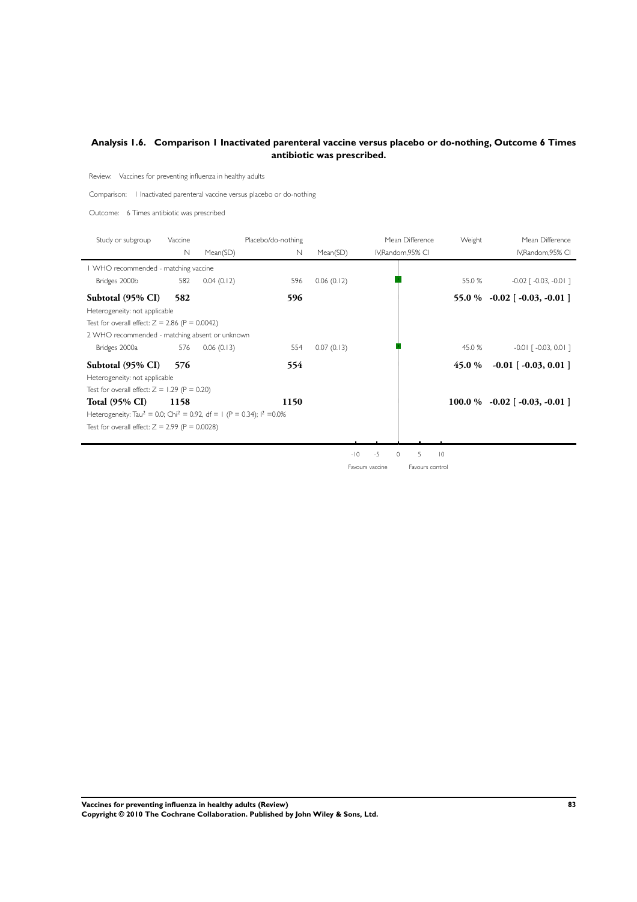## Analysis 1.6. Comparison 1 Inactivated parenteral vaccine versus placebo or do-nothing, Outcome 6 Times antibiotic was prescribed.

Review: Vaccines for preventing influenza in healthy adults

Comparison: 1 Inactivated parenteral vaccine versus placebo or do-nothing

Outcome: 6 Times antibiotic was prescribed

| Study or subgroup | Vaccine N | Vaccine Mean(SD) | Placebo/do-nothing N | Placebo/do-nothing Mean(SD) | Mean Difference IV,Random,95% CI | Weight | Mean Difference IV,Random,95% CI |
|---|---|---|---|---|---|---|---|
| 1 WHO recommended - matching vaccine | | | | | | | |
| Bridges 2000b | 582 | 0.04 (0.12) | 596 | 0.06 (0.12) | | 55.0 % | -0.02 [ -0.03, -0.01 ] |
| **Subtotal (95% CI)** | **582** | | **596** | | | **55.0 %** | **-0.02 [ -0.03, -0.01 ]** |
| Heterogeneity: not applicable | | | | | | | |
| Test for overall effect: Z = 2.86 (P = 0.0042) | | | | | | | |
| 2 WHO recommended - matching absent or unknown | | | | | | | |
| Bridges 2000a | 576 | 0.06 (0.13) | 554 | 0.07 (0.13) | | 45.0 % | -0.01 [ -0.03, 0.01 ] |
| **Subtotal (95% CI)** | **576** | | **554** | | | **45.0 %** | **-0.01 [ -0.03, 0.01 ]** |
| Heterogeneity: not applicable | | | | | | | |
| Test for overall effect: Z = 1.29 (P = 0.20) | | | | | | | |
| **Total (95% CI)** | **1158** | | **1150** | | | **100.0 %** | **-0.02 [ -0.03, -0.01 ]** |
| Heterogeneity: $Tau^2 = 0.0$; $Chi^2 = 0.92$, df = 1 (P = 0.34); $I^2 = 0.0\%$ | | | | | | | |
| Test for overall effect: Z = 2.99 (P = 0.0028) | | | | | | | |

-10 -5 0 5 10

Favours vaccine Favours control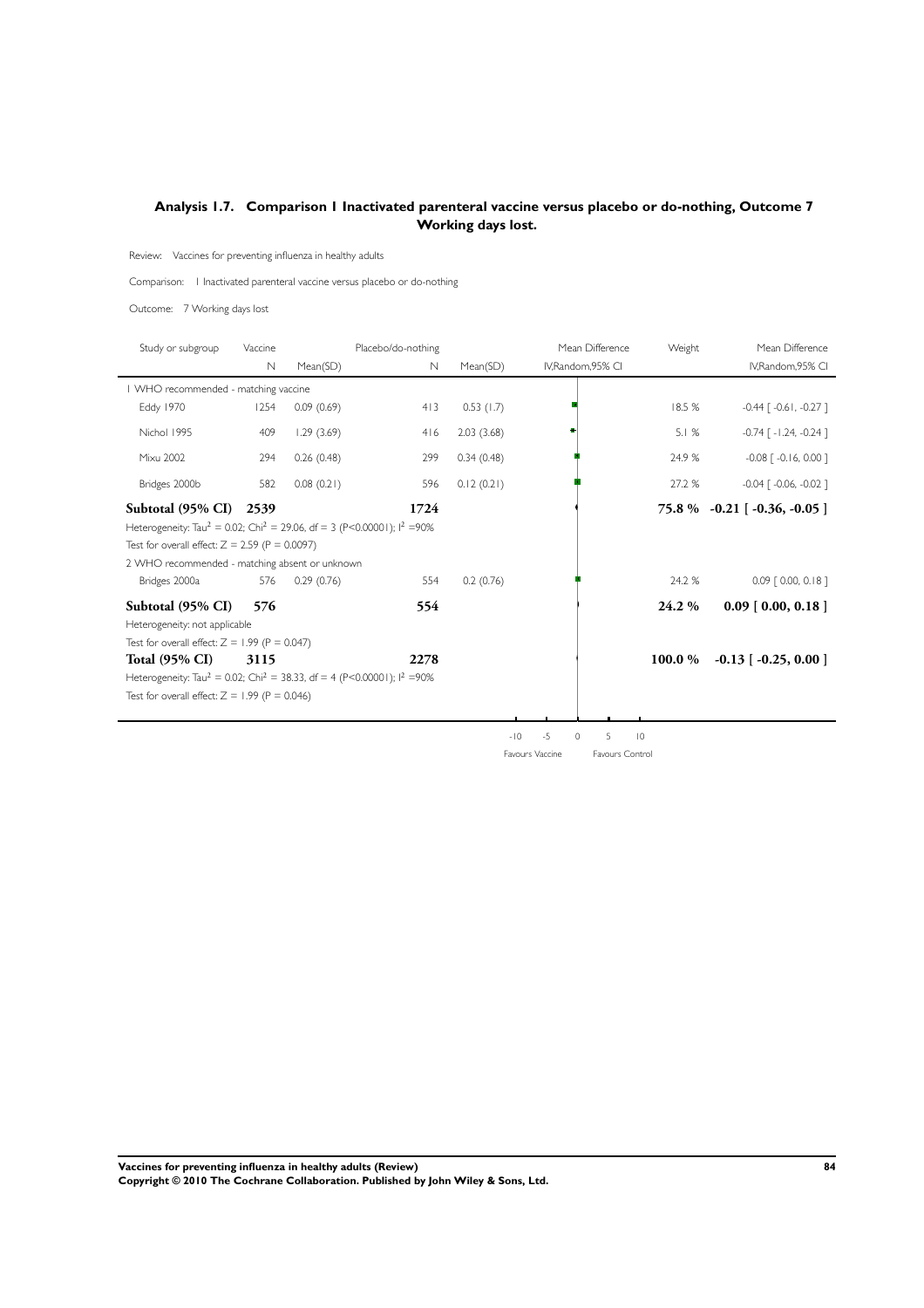## Analysis 1.7. Comparison 1 Inactivated parenteral vaccine versus placebo or do-nothing, Outcome 7 Working days lost.

Review: Vaccines for preventing influenza in healthy adults

Comparison: 1 Inactivated parenteral vaccine versus placebo or do-nothing

Outcome: 7 Working days lost

| Study or subgroup | Vaccine N | Mean(SD) | Placebo/do-nothing N | Mean(SD) | Mean Difference IV,Random,95% CI | Weight | Mean Difference IV,Random,95% CI |
|---|---|---|---|---|---|---|---|
| 1 WHO recommended - matching vaccine | | | | | | | |
| Eddy 1970 | 1254 | 0.09 (0.69) | 413 | 0.53 (1.7) | | 18.5 % | -0.44 [ -0.61, -0.27 ] |
| Nichol 1995 | 409 | 1.29 (3.69) | 416 | 2.03 (3.68) | | 5.1 % | -0.74 [ -1.24, -0.24 ] |
| Mixu 2002 | 294 | 0.26 (0.48) | 299 | 0.34 (0.48) | | 24.9 % | -0.08 [ -0.16, 0.00 ] |
| Bridges 2000b | 582 | 0.08 (0.21) | 596 | 0.12 (0.21) | | 27.2 % | -0.04 [ -0.06, -0.02 ] |
| **Subtotal (95% CI)** | **2539** | | **1724** | | | **75.8 %** | **-0.21 [ -0.36, -0.05 ]** |
| Heterogeneity: $Tau^2 = 0.02$; $Chi^2 = 29.06$, df = 3 (P<0.00001); $I^2$ =90% | | | | | | | |
| Test for overall effect: Z = 2.59 (P = 0.0097) | | | | | | | |
| 2 WHO recommended - matching absent or unknown | | | | | | | |
| Bridges 2000a | 576 | 0.29 (0.76) | 554 | 0.2 (0.76) | | 24.2 % | 0.09 [ 0.00, 0.18 ] |
| **Subtotal (95% CI)** | **576** | | **554** | | | **24.2 %** | **0.09 [ 0.00, 0.18 ]** |
| Heterogeneity: not applicable | | | | | | | |
| Test for overall effect: Z = 1.99 (P = 0.047) | | | | | | | |
| **Total (95% CI)** | **3115** | | **2278** | | | **100.0 %** | **-0.13 [ -0.25, 0.00 ]** |
| Heterogeneity: $Tau^2 = 0.02$; $Chi^2 = 38.33$, df = 4 (P<0.00001); $I^2$ =90% | | | | | | | |
| Test for overall effect: Z = 1.99 (P = 0.046) | | | | | | | |

-10 -5 0 5 10

Favours Vaccine Favours Control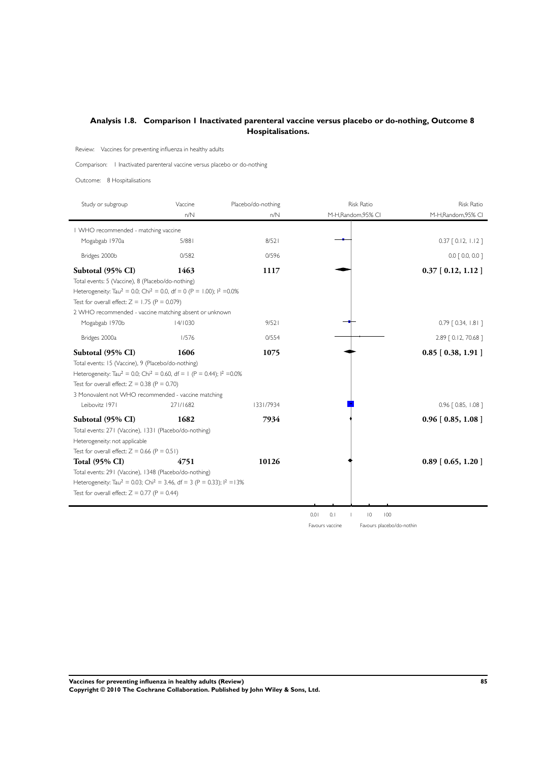## Analysis 1.8. Comparison 1 Inactivated parenteral vaccine versus placebo or do-nothing, Outcome 8 Hospitalisations.

Review: Vaccines for preventing influenza in healthy adults

Comparison: 1 Inactivated parenteral vaccine versus placebo or do-nothing

Outcome: 8 Hospitalisations

| Study or subgroup | Vaccine n/N | Placebo/do-nothing n/N | Risk Ratio M-H,Random,95% CI |
|---|---|---|---|
| **1 WHO recommended - matching vaccine** | | | |
| Mogabgab 1970a | 5/881 | 8/521 | 0.37 [ 0.12, 1.12 ] |
| Bridges 2000b | 0/582 | 0/596 | 0.0 [ 0.0, 0.0 ] |
| **Subtotal (95% CI)** | **1463** | **1117** | **0.37 [ 0.12, 1.12 ]** |
| Total events: 5 (Vaccine), 8 (Placebo/do-nothing) | | | |
| Heterogeneity: $Tau^2 = 0.0$; $Chi^2 = 0.0$, df = 0 (P = 1.00); $I^2 = 0.0\%$ | | | |
| Test for overall effect: Z = 1.75 (P = 0.079) | | | |
| **2 WHO recommended - vaccine matching absent or unknown** | | | |
| Mogabgab 1970b | 14/1030 | 9/521 | 0.79 [ 0.34, 1.81 ] |
| Bridges 2000a | 1/576 | 0/554 | 2.89 [ 0.12, 70.68 ] |
| **Subtotal (95% CI)** | **1606** | **1075** | **0.85 [ 0.38, 1.91 ]** |
| Total events: 15 (Vaccine), 9 (Placebo/do-nothing) | | | |
| Heterogeneity: $Tau^2 = 0.0$; $Chi^2 = 0.60$, df = 1 (P = 0.44); $I^2 = 0.0\%$ | | | |
| Test for overall effect: Z = 0.38 (P = 0.70) | | | |
| **3 Monovalent not WHO recommended - vaccine matching** | | | |
| Leibovitz 1971 | 271/1682 | 1331/7934 | 0.96 [ 0.85, 1.08 ] |
| **Subtotal (95% CI)** | **1682** | **7934** | **0.96 [ 0.85, 1.08 ]** |
| Total events: 271 (Vaccine), 1331 (Placebo/do-nothing) | | | |
| Heterogeneity: not applicable | | | |
| Test for overall effect: Z = 0.66 (P = 0.51) | | | |
| **Total (95% CI)** | **4751** | **10126** | **0.89 [ 0.65, 1.20 ]** |
| Total events: 291 (Vaccine), 1348 (Placebo/do-nothing) | | | |
| Heterogeneity: $Tau^2 = 0.03$; $Chi^2 = 3.46$, df = 3 (P = 0.33); $I^2 = 13\%$ | | | |
| Test for overall effect: Z = 0.77 (P = 0.44) | | | |

0.01 0.1 1 10 100

Favours vaccine Favours placebo/do-nothin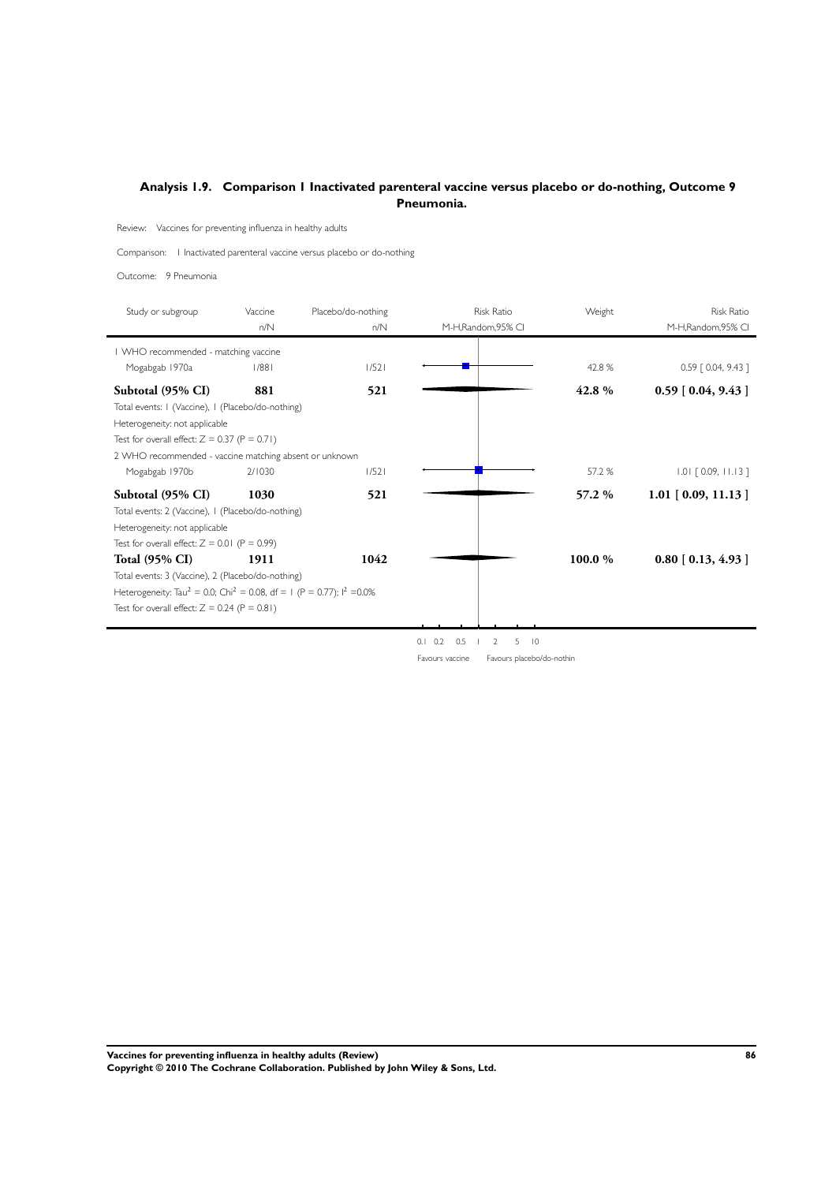## Analysis 1.9. Comparison 1 Inactivated parenteral vaccine versus placebo or do-nothing, Outcome 9 Pneumonia.

Review: Vaccines for preventing influenza in healthy adults

Comparison: 1 Inactivated parenteral vaccine versus placebo or do-nothing

Outcome: 9 Pneumonia

| Study or subgroup | Vaccine n/N | Placebo/do-nothing n/N | Risk Ratio M-H,Random,95% CI | Weight | Risk Ratio M-H,Random,95% CI |
|---|---|---|---|---|---|
| 1 WHO recommended - matching vaccine | | | | | |
| Mogabgab 1970a | 1/881 | 1/521 | | 42.8 % | 0.59 [ 0.04, 9.43 ] |
| **Subtotal (95% CI)** | **881** | **521** | | **42.8 %** | **0.59 [ 0.04, 9.43 ]** |
| Total events: 1 (Vaccine), 1 (Placebo/do-nothing) | | | | | |
| Heterogeneity: not applicable | | | | | |
| Test for overall effect: Z = 0.37 (P = 0.71) | | | | | |
| 2 WHO recommended - vaccine matching absent or unknown | | | | | |
| Mogabgab 1970b | 2/1030 | 1/521 | | 57.2 % | 1.01 [ 0.09, 11.13 ] |
| **Subtotal (95% CI)** | **1030** | **521** | | **57.2 %** | **1.01 [ 0.09, 11.13 ]** |
| Total events: 2 (Vaccine), 1 (Placebo/do-nothing) | | | | | |
| Heterogeneity: not applicable | | | | | |
| Test for overall effect: Z = 0.01 (P = 0.99) | | | | | |
| **Total (95% CI)** | **1911** | **1042** | | **100.0 %** | **0.80 [ 0.13, 4.93 ]** |
| Total events: 3 (Vaccine), 2 (Placebo/do-nothing) | | | | | |
| Heterogeneity: $Tau^2 = 0.0$; $Chi^2 = 0.08$, df = 1 (P = 0.77); $I^2 = 0.0\%$ | | | | | |
| Test for overall effect: Z = 0.24 (P = 0.81) | | | | | |

0.1 0.2 0.5 1 2 5 10

Favours vaccine Favours placebo/do-nothin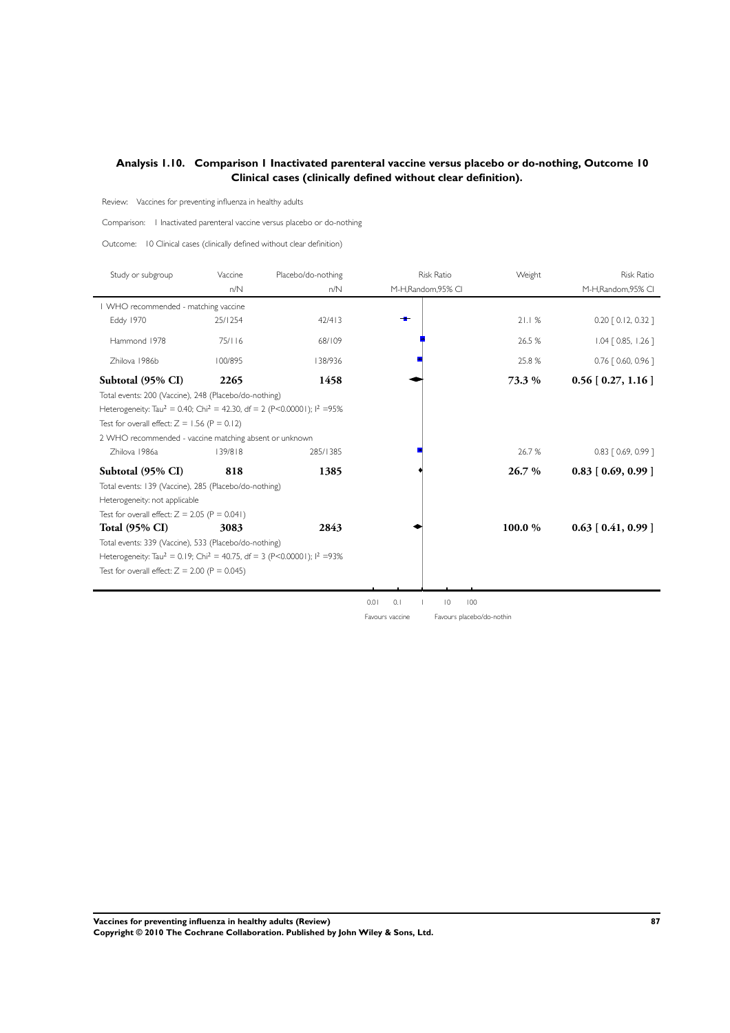## Analysis 1.10. Comparison 1 Inactivated parenteral vaccine versus placebo or do-nothing, Outcome 10 Clinical cases (clinically defined without clear definition).

Review: Vaccines for preventing influenza in healthy adults

Comparison: 1 Inactivated parenteral vaccine versus placebo or do-nothing

Outcome: 10 Clinical cases (clinically defined without clear definition)

| Study or subgroup | Vaccine n/N | Placebo/do-nothing n/N | Risk Ratio M-H,Random,95% CI | Weight | Risk Ratio M-H,Random,95% CI |
|---|---|---|---|---|---|
| 1 WHO recommended - matching vaccine | | | | | |
| Eddy 1970 | 25/1254 | 42/413 | | 21.1 % | 0.20 [ 0.12, 0.32 ] |
| Hammond 1978 | 75/116 | 68/109 | | 26.5 % | 1.04 [ 0.85, 1.26 ] |
| Zhilova 1986b | 100/895 | 138/936 | | 25.8 % | 0.76 [ 0.60, 0.96 ] |
| **Subtotal (95% CI)** | **2265** | **1458** | | **73.3 %** | **0.56 [ 0.27, 1.16 ]** |
| Total events: 200 (Vaccine), 248 (Placebo/do-nothing) | | | | | |
| Heterogeneity: $Tau^2 = 0.40$; $Chi^2 = 42.30$, df = 2 (P<0.00001); $I^2$ =95% | | | | | |
| Test for overall effect: Z = 1.56 (P = 0.12) | | | | | |
| 2 WHO recommended - vaccine matching absent or unknown | | | | | |
| Zhilova 1986a | 139/818 | 285/1385 | | 26.7 % | 0.83 [ 0.69, 0.99 ] |
| **Subtotal (95% CI)** | **818** | **1385** | | **26.7 %** | **0.83 [ 0.69, 0.99 ]** |
| Total events: 139 (Vaccine), 285 (Placebo/do-nothing) | | | | | |
| Heterogeneity: not applicable | | | | | |
| Test for overall effect: Z = 2.05 (P = 0.041) | | | | | |
| **Total (95% CI)** | **3083** | **2843** | | **100.0 %** | **0.63 [ 0.41, 0.99 ]** |
| Total events: 339 (Vaccine), 533 (Placebo/do-nothing) | | | | | |
| Heterogeneity: $Tau^2 = 0.19$; $Chi^2 = 40.75$, df = 3 (P<0.00001); $I^2$ =93% | | | | | |
| Test for overall effect: Z = 2.00 (P = 0.045) | | | | | |

0.01 0.1 1 10 100

Favours vaccine Favours placebo/do-nothin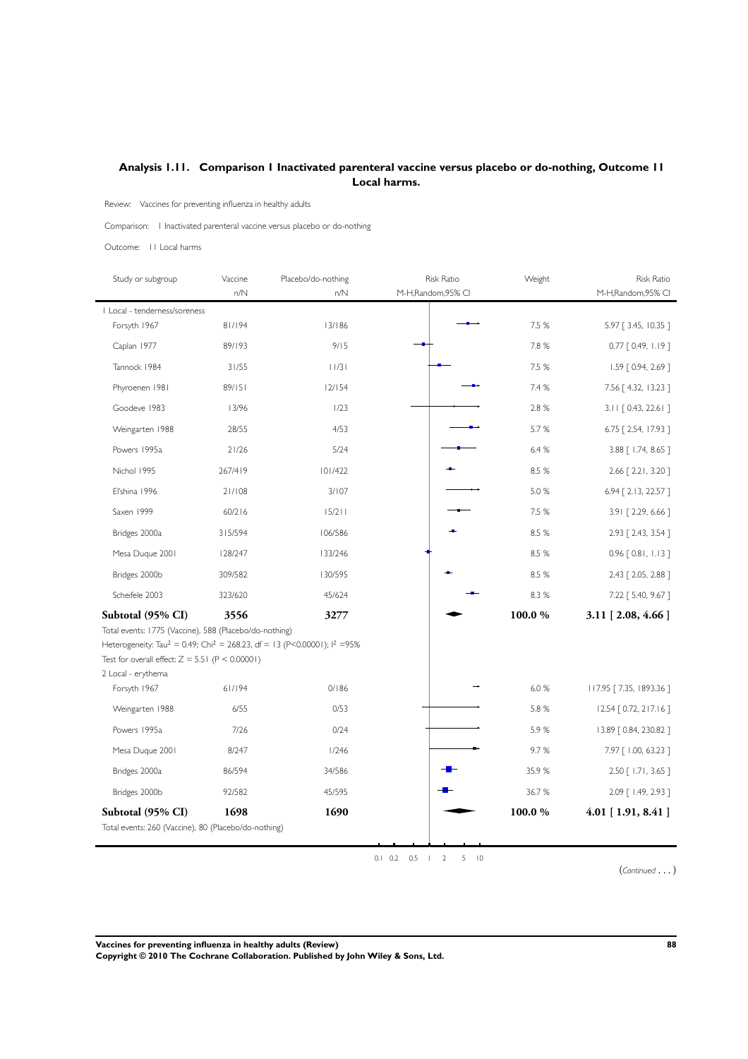## Analysis 1.11. Comparison 1 Inactivated parenteral vaccine versus placebo or do-nothing, Outcome 11 Local harms.

Review: Vaccines for preventing influenza in healthy adults

Comparison: 1 Inactivated parenteral vaccine versus placebo or do-nothing

Outcome: 11 Local harms

| Study or subgroup | Vaccine n/N | Placebo/do-nothing n/N | Risk Ratio M-H,Random,95% CI | Weight | Risk Ratio M-H,Random,95% CI |
|---|---|---|---|---|---|
| 1 Local - tenderness/soreness | | | | | |
| Forsyth 1967 | 81/194 | 13/186 | | 7.5 % | 5.97 [ 3.45, 10.35 ] |
| Caplan 1977 | 89/193 | 9/15 | | 7.8 % | 0.77 [ 0.49, 1.19 ] |
| Tannock 1984 | 31/55 | 11/31 | | 7.5 % | 1.59 [ 0.94, 2.69 ] |
| Phyroenen 1981 | 89/151 | 12/154 | | 7.4 % | 7.56 [ 4.32, 13.23 ] |
| Goodeve 1983 | 13/96 | 1/23 | | 2.8 % | 3.11 [ 0.43, 22.61 ] |
| Weingarten 1988 | 28/55 | 4/53 | | 5.7 % | 6.75 [ 2.54, 17.93 ] |
| Powers 1995a | 21/26 | 5/24 | | 6.4 % | 3.88 [ 1.74, 8.65 ] |
| Nichol 1995 | 267/419 | 101/422 | | 8.5 % | 2.66 [ 2.21, 3.20 ] |
| El'shina 1996 | 21/108 | 3/107 | | 5.0 % | 6.94 [ 2.13, 22.57 ] |
| Saxen 1999 | 60/216 | 15/211 | | 7.5 % | 3.91 [ 2.29, 6.66 ] |
| Bridges 2000a | 315/594 | 106/586 | | 8.5 % | 2.93 [ 2.43, 3.54 ] |
| Mesa Duque 2001 | 128/247 | 133/246 | | 8.5 % | 0.96 [ 0.81, 1.13 ] |
| Bridges 2000b | 309/582 | 130/595 | | 8.5 % | 2.43 [ 2.05, 2.88 ] |
| Scheifele 2003 | 323/620 | 45/624 | | 8.3 % | 7.22 [ 5.40, 9.67 ] |
| **Subtotal (95% CI)** | **3556** | **3277** | | **100.0 %** | **3.11 [ 2.08, 4.66 ]** |
| Total events: 1775 (Vaccine), 588 (Placebo/do-nothing) | | | | | |
| Heterogeneity: $Tau^2 = 0.49$; $Chi^2 = 268.23$, df = 13 ($P<0.00001$); $I^2 = 95\%$ | | | | | |
| Test for overall effect: Z = 5.51 ($P < 0.00001$) | | | | | |
| 2 Local - erythema | | | | | |
| Forsyth 1967 | 61/194 | 0/186 | | 6.0 % | 117.95 [ 7.35, 1893.36 ] |
| Weingarten 1988 | 6/55 | 0/53 | | 5.8 % | 12.54 [ 0.72, 217.16 ] |
| Powers 1995a | 7/26 | 0/24 | | 5.9 % | 13.89 [ 0.84, 230.82 ] |
| Mesa Duque 2001 | 8/247 | 1/246 | | 9.7 % | 7.97 [ 1.00, 63.23 ] |
| Bridges 2000a | 86/594 | 34/586 | | 35.9 % | 2.50 [ 1.71, 3.65 ] |
| Bridges 2000b | 92/582 | 45/595 | | 36.7 % | 2.09 [ 1.49, 2.93 ] |
| **Subtotal (95% CI)** | **1698** | **1690** | | **100.0 %** | **4.01 [ 1.91, 8.41 ]** |
| Total events: 260 (Vaccine), 80 (Placebo/do-nothing) | | | | | |

0.1 0.2 0.5 1 2 5 10

(*Continued* . . . )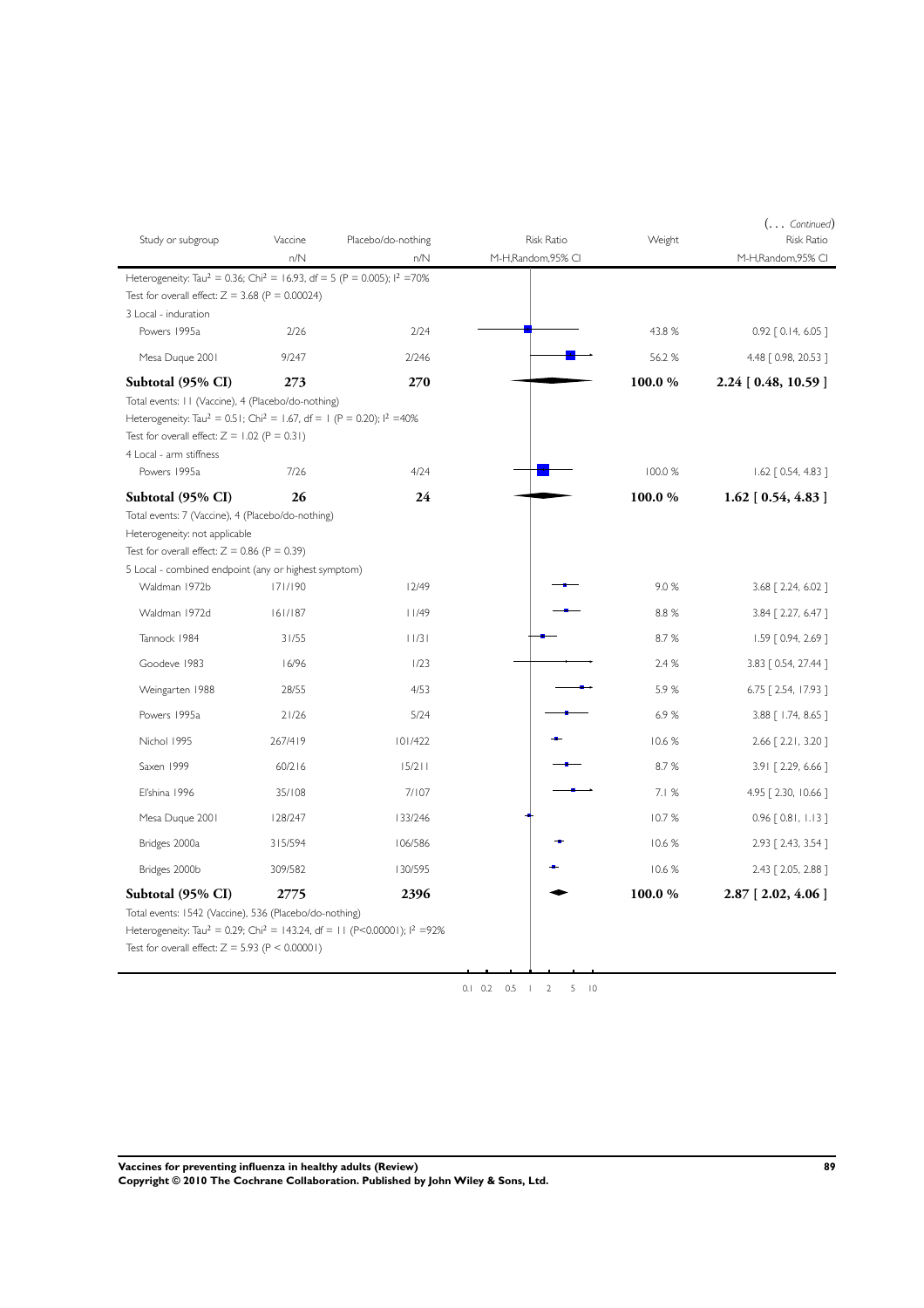(... *Continued*)

| Study or subgroup | Vaccine | Placebo/do-nothing | Risk Ratio | Weight | Risk Ratio |
|---|---|---|---|---|---|
| | n/N | n/N | M-H,Random,95% CI | | M-H,Random,95% CI |
| Heterogeneity: Tau$^2$ = 0.36; Chi$^2$ = 16.93, df = 5 (P = 0.005); I$^2$ =70% | | | | | |
| Test for overall effect: Z = 3.68 (P = 0.00024) | | | | | |
| 3 Local - induration | | | | | |
| Powers 1995a | 2/26 | 2/24 | | 43.8 % | 0.92 [ 0.14, 6.05 ] |
| Mesa Duque 2001 | 9/247 | 2/246 | | 56.2 % | 4.48 [ 0.98, 20.53 ] |
| **Subtotal (95% CI)** | **273** | **270** | | **100.0 %** | **2.24 [ 0.48, 10.59 ]** |
| Total events: 11 (Vaccine), 4 (Placebo/do-nothing) | | | | | |
| Heterogeneity: Tau$^2$ = 0.51; Chi$^2$ = 1.67, df = 1 (P = 0.20); I$^2$ =40% | | | | | |
| Test for overall effect: Z = 1.02 (P = 0.31) | | | | | |
| 4 Local - arm stiffness | | | | | |
| Powers 1995a | 7/26 | 4/24 | | 100.0 % | 1.62 [ 0.54, 4.83 ] |
| **Subtotal (95% CI)** | **26** | **24** | | **100.0 %** | **1.62 [ 0.54, 4.83 ]** |
| Total events: 7 (Vaccine), 4 (Placebo/do-nothing) | | | | | |
| Heterogeneity: not applicable | | | | | |
| Test for overall effect: Z = 0.86 (P = 0.39) | | | | | |
| 5 Local - combined endpoint (any or highest symptom) | | | | | |
| Waldman 1972b | 171/190 | 12/49 | | 9.0 % | 3.68 [ 2.24, 6.02 ] |
| Waldman 1972d | 161/187 | 11/49 | | 8.8 % | 3.84 [ 2.27, 6.47 ] |
| Tannock 1984 | 31/55 | 11/31 | | 8.7 % | 1.59 [ 0.94, 2.69 ] |
| Goodeve 1983 | 16/96 | 1/23 | | 2.4 % | 3.83 [ 0.54, 27.44 ] |
| Weingarten 1988 | 28/55 | 4/53 | | 5.9 % | 6.75 [ 2.54, 17.93 ] |
| Powers 1995a | 21/26 | 5/24 | | 6.9 % | 3.88 [ 1.74, 8.65 ] |
| Nichol 1995 | 267/419 | 101/422 | | 10.6 % | 2.66 [ 2.21, 3.20 ] |
| Saxen 1999 | 60/216 | 15/211 | | 8.7 % | 3.91 [ 2.29, 6.66 ] |
| El'shina 1996 | 35/108 | 7/107 | | 7.1 % | 4.95 [ 2.30, 10.66 ] |
| Mesa Duque 2001 | 128/247 | 133/246 | | 10.7 % | 0.96 [ 0.81, 1.13 ] |
| Bridges 2000a | 315/594 | 106/586 | | 10.6 % | 2.93 [ 2.43, 3.54 ] |
| Bridges 2000b | 309/582 | 130/595 | | 10.6 % | 2.43 [ 2.05, 2.88 ] |
| **Subtotal (95% CI)** | **2775** | **2396** | | **100.0 %** | **2.87 [ 2.02, 4.06 ]** |
| Total events: 1542 (Vaccine), 536 (Placebo/do-nothing) | | | | | |
| Heterogeneity: Tau$^2$ = 0.29; Chi$^2$ = 143.24, df = 11 (P<0.00001); I$^2$ =92% | | | | | |
| Test for overall effect: Z = 5.93 (P < 0.00001) | | | | | |

0.1 0.2 0.5 1 2 5 10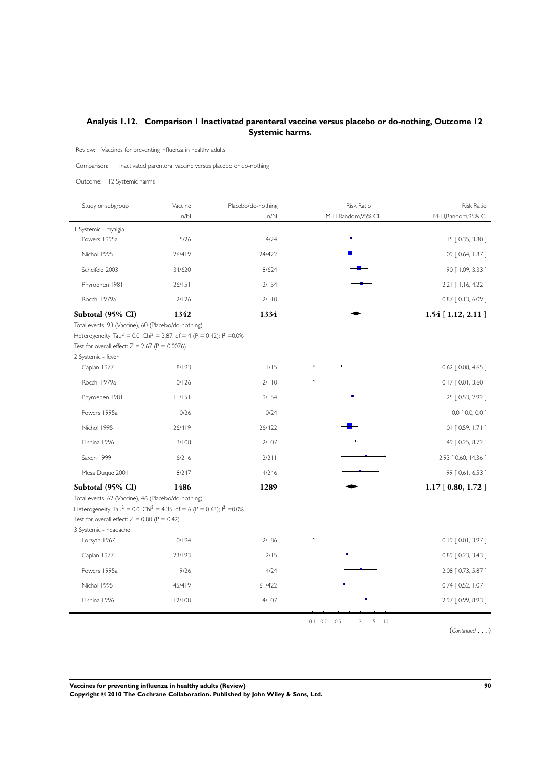## Analysis 1.12. Comparison 1 Inactivated parenteral vaccine versus placebo or do-nothing, Outcome 12 Systemic harms.

Review: Vaccines for preventing influenza in healthy adults

Comparison: 1 Inactivated parenteral vaccine versus placebo or do-nothing

Outcome: 12 Systemic harms

| Study or subgroup | Vaccine n/N | Placebo/do-nothing n/N | Risk Ratio M-H,Random,95% CI |
|---|---|---|---|
| **1 Systemic - myalgia** | | | |
| Powers 1995a | 5/26 | 4/24 | 1.15 [ 0.35, 3.80 ] |
| Nichol 1995 | 26/419 | 24/422 | 1.09 [ 0.64, 1.87 ] |
| Scheifele 2003 | 34/620 | 18/624 | 1.90 [ 1.09, 3.33 ] |
| Phyroenen 1981 | 26/151 | 12/154 | 2.21 [ 1.16, 4.22 ] |
| Rocchi 1979a | 2/126 | 2/110 | 0.87 [ 0.13, 6.09 ] |
| **Subtotal (95% CI)** | **1342** | **1334** | **1.54 [ 1.12, 2.11 ]** |
| Total events: 93 (Vaccine), 60 (Placebo/do-nothing) | | | |
| Heterogeneity: $Tau^2 = 0.0$; $Chi^2 = 3.87$, df = 4 (P = 0.42); $I^2 = 0.0\%$ | | | |
| Test for overall effect: Z = 2.67 (P = 0.0076) | | | |
| **2 Systemic - fever** | | | |
| Caplan 1977 | 8/193 | 1/15 | 0.62 [ 0.08, 4.65 ] |
| Rocchi 1979a | 0/126 | 2/110 | 0.17 [ 0.01, 3.60 ] |
| Phyroenen 1981 | 11/151 | 9/154 | 1.25 [ 0.53, 2.92 ] |
| Powers 1995a | 0/26 | 0/24 | 0.0 [ 0.0, 0.0 ] |
| Nichol 1995 | 26/419 | 26/422 | 1.01 [ 0.59, 1.71 ] |
| El'shina 1996 | 3/108 | 2/107 | 1.49 [ 0.25, 8.72 ] |
| Saxen 1999 | 6/216 | 2/211 | 2.93 [ 0.60, 14.36 ] |
| Mesa Duque 2001 | 8/247 | 4/246 | 1.99 [ 0.61, 6.53 ] |
| **Subtotal (95% CI)** | **1486** | **1289** | **1.17 [ 0.80, 1.72 ]** |
| Total events: 62 (Vaccine), 46 (Placebo/do-nothing) | | | |
| Heterogeneity: $Tau^2 = 0.0$; $Chi^2 = 4.35$, df = 6 (P = 0.63); $I^2 = 0.0\%$ | | | |
| Test for overall effect: Z = 0.80 (P = 0.42) | | | |
| **3 Systemic - headache** | | | |
| Forsyth 1967 | 0/194 | 2/186 | 0.19 [ 0.01, 3.97 ] |
| Caplan 1977 | 23/193 | 2/15 | 0.89 [ 0.23, 3.43 ] |
| Powers 1995a | 9/26 | 4/24 | 2.08 [ 0.73, 5.87 ] |
| Nichol 1995 | 45/419 | 61/422 | 0.74 [ 0.52, 1.07 ] |
| El'shina 1996 | 12/108 | 4/107 | 2.97 [ 0.99, 8.93 ] |

(Continued . . . )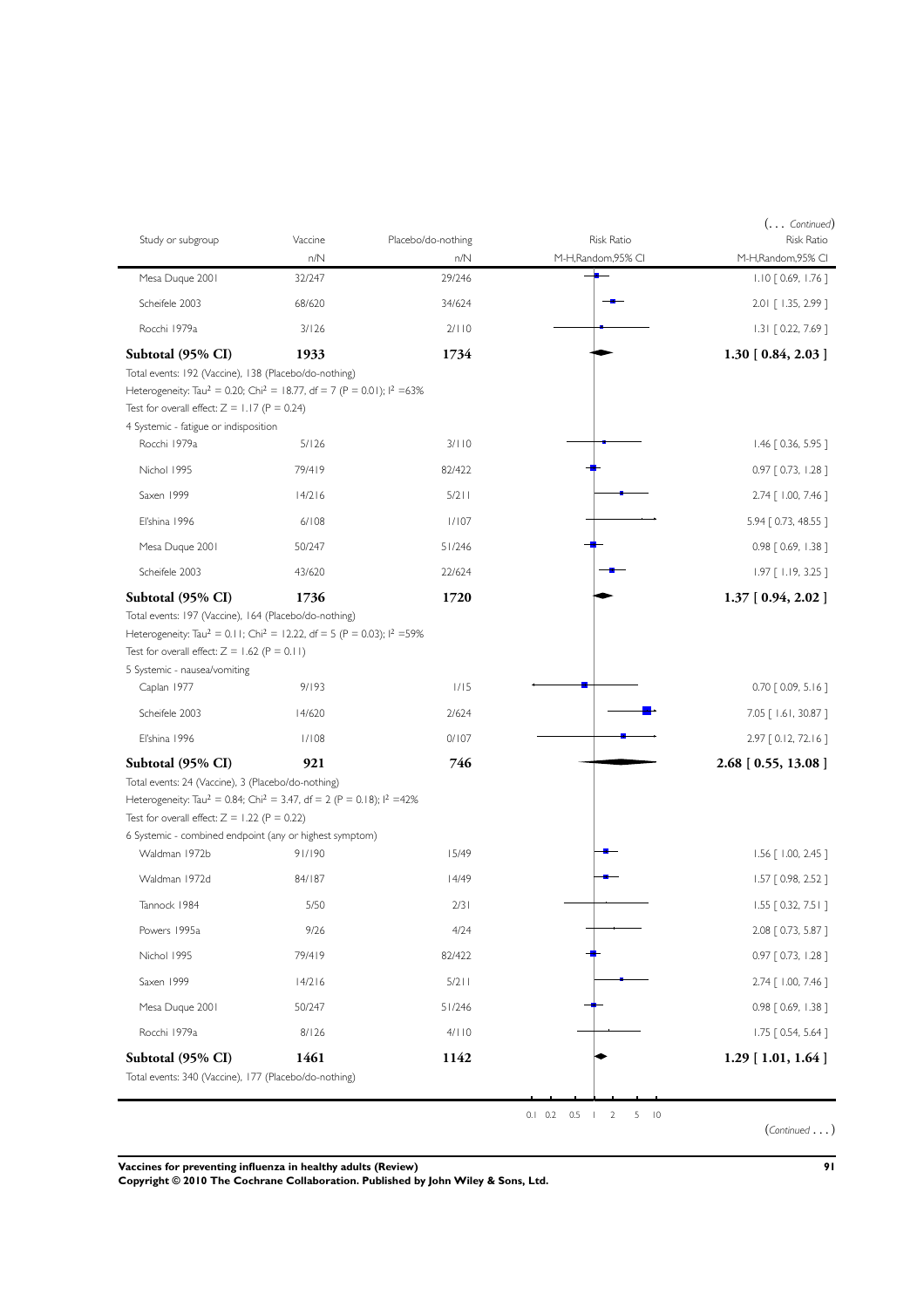(... *Continued*)

| Study or subgroup | Vaccine | Placebo/do-nothing | Risk Ratio | Risk Ratio |
|---|---|---|---|---|
| | n/N | n/N | M-H,Random,95% CI | M-H,Random,95% CI |
| Mesa Duque 2001 | 32/247 | 29/246 | | 1.10 [ 0.69, 1.76 ] |
| Scheifele 2003 | 68/620 | 34/624 | | 2.01 [ 1.35, 2.99 ] |
| Rocchi 1979a | 3/126 | 2/110 | | 1.31 [ 0.22, 7.69 ] |
| **Subtotal (95% CI)** | **1933** | **1734** | | **1.30 [ 0.84, 2.03 ]** |
| Total events: 192 (Vaccine), 138 (Placebo/do-nothing) | | | | |
| Heterogeneity: $Tau^2 = 0.20$; $Chi^2 = 18.77$, df = 7 (P = 0.01); $I^2 = 63\%$ | | | | |
| Test for overall effect: Z = 1.17 (P = 0.24) | | | | |
| 4 Systemic - fatigue or indisposition | | | | |
| Rocchi 1979a | 5/126 | 3/110 | | 1.46 [ 0.36, 5.95 ] |
| Nichol 1995 | 79/419 | 82/422 | | 0.97 [ 0.73, 1.28 ] |
| Saxen 1999 | 14/216 | 5/211 | | 2.74 [ 1.00, 7.46 ] |
| El'shina 1996 | 6/108 | 1/107 | | 5.94 [ 0.73, 48.55 ] |
| Mesa Duque 2001 | 50/247 | 51/246 | | 0.98 [ 0.69, 1.38 ] |
| Scheifele 2003 | 43/620 | 22/624 | | 1.97 [ 1.19, 3.25 ] |
| **Subtotal (95% CI)** | **1736** | **1720** | | **1.37 [ 0.94, 2.02 ]** |
| Total events: 197 (Vaccine), 164 (Placebo/do-nothing) | | | | |
| Heterogeneity: $Tau^2 = 0.11$; $Chi^2 = 12.22$, df = 5 (P = 0.03); $I^2 = 59\%$ | | | | |
| Test for overall effect: Z = 1.62 (P = 0.11) | | | | |
| 5 Systemic - nausea/vomiting | | | | |
| Caplan 1977 | 9/193 | 1/15 | | 0.70 [ 0.09, 5.16 ] |
| Scheifele 2003 | 14/620 | 2/624 | | 7.05 [ 1.61, 30.87 ] |
| El'shina 1996 | 1/108 | 0/107 | | 2.97 [ 0.12, 72.16 ] |
| **Subtotal (95% CI)** | **921** | **746** | | **2.68 [ 0.55, 13.08 ]** |
| Total events: 24 (Vaccine), 3 (Placebo/do-nothing) | | | | |
| Heterogeneity: $Tau^2 = 0.84$; $Chi^2 = 3.47$, df = 2 (P = 0.18); $I^2 = 42\%$ | | | | |
| Test for overall effect: Z = 1.22 (P = 0.22) | | | | |
| 6 Systemic - combined endpoint (any or highest symptom) | | | | |
| Waldman 1972b | 91/190 | 15/49 | | 1.56 [ 1.00, 2.45 ] |
| Waldman 1972d | 84/187 | 14/49 | | 1.57 [ 0.98, 2.52 ] |
| Tannock 1984 | 5/50 | 2/31 | | 1.55 [ 0.32, 7.51 ] |
| Powers 1995a | 9/26 | 4/24 | | 2.08 [ 0.73, 5.87 ] |
| Nichol 1995 | 79/419 | 82/422 | | 0.97 [ 0.73, 1.28 ] |
| Saxen 1999 | 14/216 | 5/211 | | 2.74 [ 1.00, 7.46 ] |
| Mesa Duque 2001 | 50/247 | 51/246 | | 0.98 [ 0.69, 1.38 ] |
| Rocchi 1979a | 8/126 | 4/110 | | 1.75 [ 0.54, 5.64 ] |
| **Subtotal (95% CI)** | **1461** | **1142** | | **1.29 [ 1.01, 1.64 ]** |
| Total events: 340 (Vaccine), 177 (Placebo/do-nothing) | | | | |

0.1 0.2 0.5 1 2 5 10

(*Continued* ...)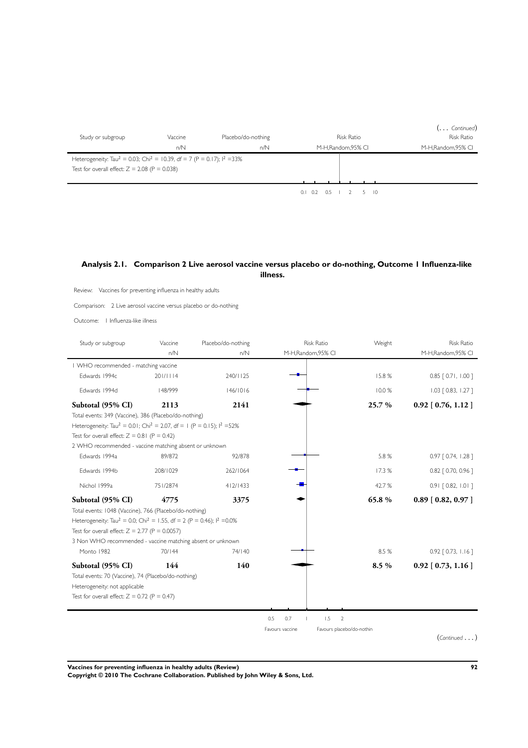(... *Continued*)

| Study or subgroup | Vaccine | Placebo/do-nothing | Risk Ratio | Risk Ratio |
|---|---|---|---|---|
| | n/N | n/N | M-H,Random,95% CI | M-H,Random,95% CI |
| Heterogeneity: $Tau^2 = 0.03$; $Chi^2 = 10.39$, df = 7 (P = 0.17); $I^2$ =33% | | | | |
| Test for overall effect: Z = 2.08 (P = 0.038) | | | | |

0.1 0.2 0.5 1 2 5 10

### Analysis 2.1. Comparison 2 Live aerosol vaccine versus placebo or do-nothing, Outcome 1 Influenza-like illness.

Review: Vaccines for preventing influenza in healthy adults

Comparison: 2 Live aerosol vaccine versus placebo or do-nothing

Outcome: 1 Influenza-like illness

| Study or subgroup | Vaccine | Placebo/do-nothing | Risk Ratio | Weight | Risk Ratio |
|---|---|---|---|---|---|
| | n/N | n/N | M-H,Random,95% CI | | M-H,Random,95% CI |
| 1 WHO recommended - matching vaccine | | | | | |
| Edwards 1994c | 201/1114 | 240/1125 | | 15.8 % | 0.85 [ 0.71, 1.00 ] |
| Edwards 1994d | 148/999 | 146/1016 | | 10.0 % | 1.03 [ 0.83, 1.27 ] |
| **Subtotal (95% CI)** | **2113** | **2141** | | **25.7 %** | **0.92 [ 0.76, 1.12 ]** |
| Total events: 349 (Vaccine), 386 (Placebo/do-nothing) | | | | | |
| Heterogeneity: $Tau^2 = 0.01$; $Chi^2 = 2.07$, df = 1 (P = 0.15); $I^2$ =52% | | | | | |
| Test for overall effect: Z = 0.81 (P = 0.42) | | | | | |
| 2 WHO recommended - vaccine matching absent or unknown | | | | | |
| Edwards 1994a | 89/872 | 92/878 | | 5.8 % | 0.97 [ 0.74, 1.28 ] |
| Edwards 1994b | 208/1029 | 262/1064 | | 17.3 % | 0.82 [ 0.70, 0.96 ] |
| Nichol 1999a | 751/2874 | 412/1433 | | 42.7 % | 0.91 [ 0.82, 1.01 ] |
| **Subtotal (95% CI)** | **4775** | **3375** | | **65.8 %** | **0.89 [ 0.82, 0.97 ]** |
| Total events: 1048 (Vaccine), 766 (Placebo/do-nothing) | | | | | |
| Heterogeneity: $Tau^2 = 0.0$; $Chi^2 = 1.55$, df = 2 (P = 0.46); $I^2$ =0.0% | | | | | |
| Test for overall effect: Z = 2.77 (P = 0.0057) | | | | | |
| 3 Non WHO recommended - vaccine matching absent or unknown | | | | | |
| Monto 1982 | 70/144 | 74/140 | | 8.5 % | 0.92 [ 0.73, 1.16 ] |
| **Subtotal (95% CI)** | **144** | **140** | | **8.5 %** | **0.92 [ 0.73, 1.16 ]** |
| Total events: 70 (Vaccine), 74 (Placebo/do-nothing) | | | | | |
| Heterogeneity: not applicable | | | | | |
| Test for overall effect: Z = 0.72 (P = 0.47) | | | | | |

0.5 0.7 1 1.5 2

Favours vaccine Favours placebo/do-nothin

(*Continued* . . . )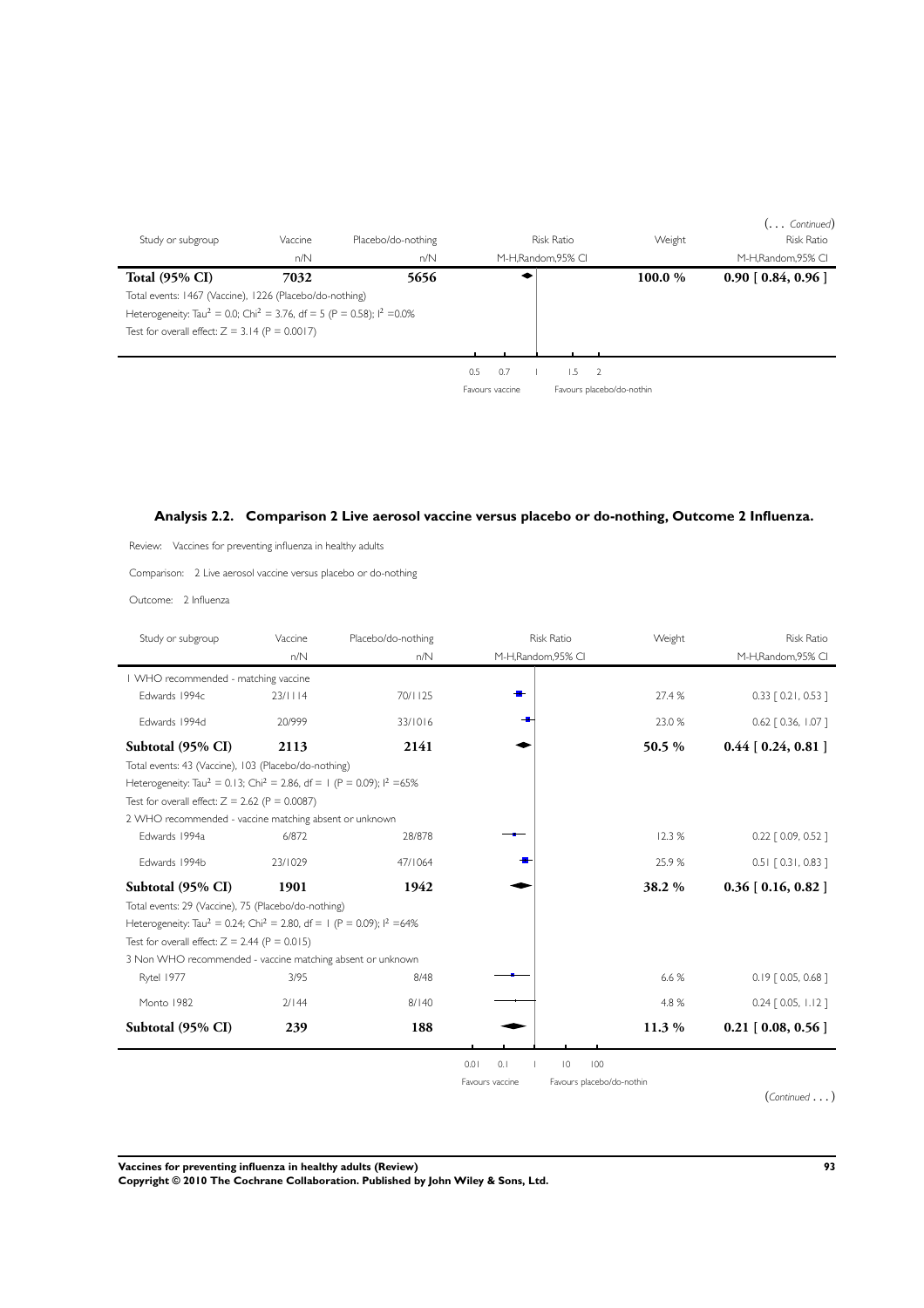(... *Continued*)

| Study or subgroup | Vaccine | Placebo/do-nothing | Risk Ratio | Weight | Risk Ratio |
|---|---|---|---|---|---|
| | n/N | n/N | M-H,Random,95% CI | | M-H,Random,95% CI |
| **Total (95% CI)** | **7032** | **5656** | | **100.0 %** | **0.90 [ 0.84, 0.96 ]** |
| Total events: 1467 (Vaccine), 1226 (Placebo/do-nothing) | | | | | |
| Heterogeneity: $Tau^2 = 0.0$; $Chi^2 = 3.76$, df = 5 (P = 0.58); $I^2 = 0.0\%$ | | | | | |
| Test for overall effect: Z = 3.14 (P = 0.0017) | | | | | |

0.5 0.7 1 1.5 2

Favours vaccine — Favours placebo/do-nothin

## Analysis 2.2. Comparison 2 Live aerosol vaccine versus placebo or do-nothing, Outcome 2 Influenza.

Review: Vaccines for preventing influenza in healthy adults

Comparison: 2 Live aerosol vaccine versus placebo or do-nothing

Outcome: 2 Influenza

| Study or subgroup | Vaccine | Placebo/do-nothing | Risk Ratio | Weight | Risk Ratio |
|---|---|---|---|---|---|
| | n/N | n/N | M-H,Random,95% CI | | M-H,Random,95% CI |
| 1 WHO recommended - matching vaccine | | | | | |
| Edwards 1994c | 23/1114 | 70/1125 | | 27.4 % | 0.33 [ 0.21, 0.53 ] |
| Edwards 1994d | 20/999 | 33/1016 | | 23.0 % | 0.62 [ 0.36, 1.07 ] |
| **Subtotal (95% CI)** | **2113** | **2141** | | **50.5 %** | **0.44 [ 0.24, 0.81 ]** |
| Total events: 43 (Vaccine), 103 (Placebo/do-nothing) | | | | | |
| Heterogeneity: $Tau^2 = 0.13$; $Chi^2 = 2.86$, df = 1 (P = 0.09); $I^2 = 65\%$ | | | | | |
| Test for overall effect: Z = 2.62 (P = 0.0087) | | | | | |
| 2 WHO recommended - vaccine matching absent or unknown | | | | | |
| Edwards 1994a | 6/872 | 28/878 | | 12.3 % | 0.22 [ 0.09, 0.52 ] |
| Edwards 1994b | 23/1029 | 47/1064 | | 25.9 % | 0.51 [ 0.31, 0.83 ] |
| **Subtotal (95% CI)** | **1901** | **1942** | | **38.2 %** | **0.36 [ 0.16, 0.82 ]** |
| Total events: 29 (Vaccine), 75 (Placebo/do-nothing) | | | | | |
| Heterogeneity: $Tau^2 = 0.24$; $Chi^2 = 2.80$, df = 1 (P = 0.09); $I^2 = 64\%$ | | | | | |
| Test for overall effect: Z = 2.44 (P = 0.015) | | | | | |
| 3 Non WHO recommended - vaccine matching absent or unknown | | | | | |
| Rytel 1977 | 3/95 | 8/48 | | 6.6 % | 0.19 [ 0.05, 0.68 ] |
| Monto 1982 | 2/144 | 8/140 | | 4.8 % | 0.24 [ 0.05, 1.12 ] |
| **Subtotal (95% CI)** | **239** | **188** | | **11.3 %** | **0.21 [ 0.08, 0.56 ]** |

0.01 0.1 1 10 100

Favours vaccine — Favours placebo/do-nothin

(*Continued* ...)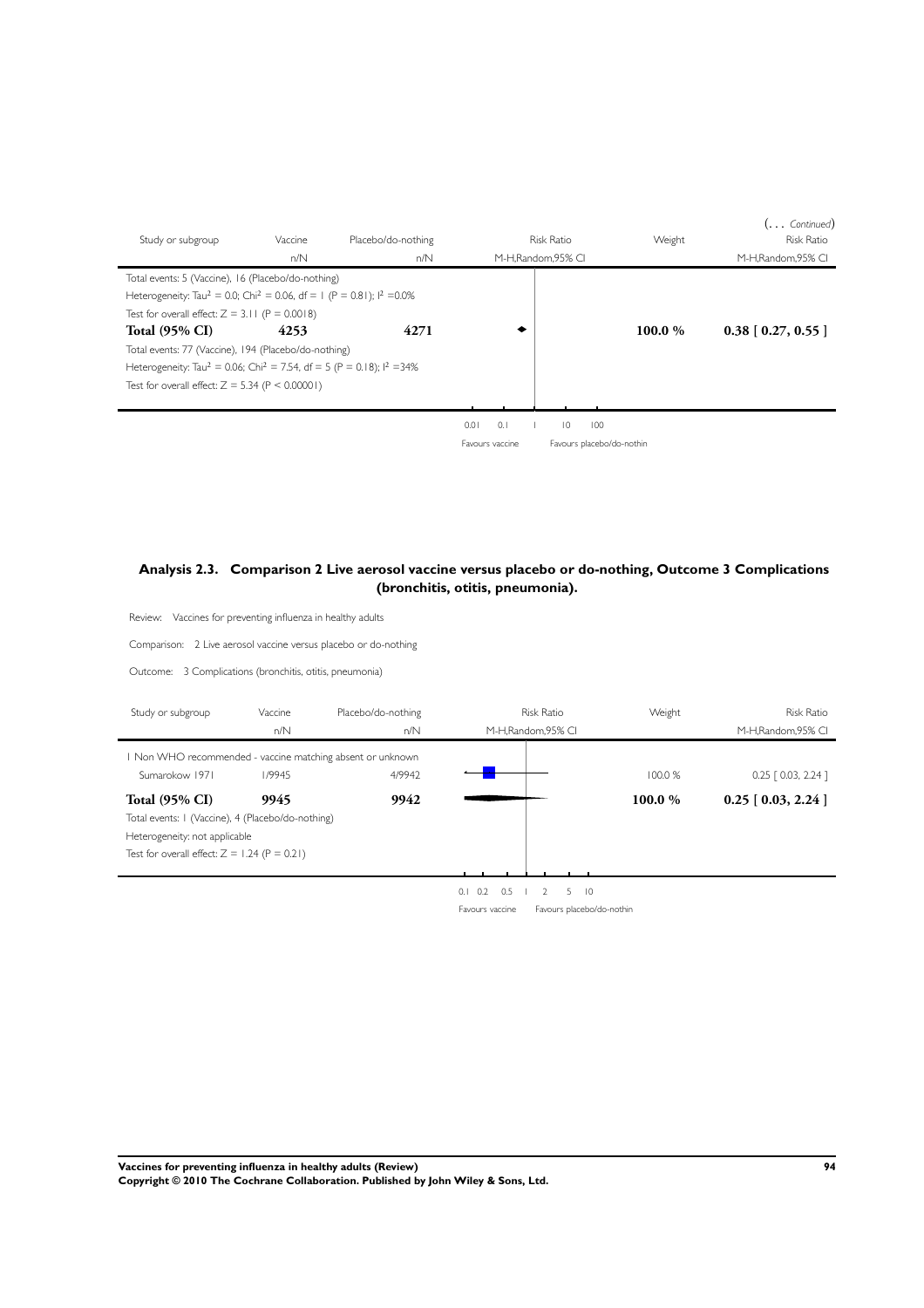(. . . *Continued*)

| Study or subgroup | Vaccine | Placebo/do-nothing | Risk Ratio | Weight | Risk Ratio |
|---|---|---|---|---|---|
| | n/N | n/N | M-H,Random,95% CI | | M-H,Random,95% CI |
| Total events: 5 (Vaccine), 16 (Placebo/do-nothing) | | | | | |
| Heterogeneity: Tau$^2$ = 0.0; Chi$^2$ = 0.06, df = 1 (P = 0.81); I$^2$ =0.0% | | | | | |
| Test for overall effect: Z = 3.11 (P = 0.0018) | | | | | |
| **Total (95% CI)** | **4253** | **4271** | | **100.0 %** | **0.38 [ 0.27, 0.55 ]** |
| Total events: 77 (Vaccine), 194 (Placebo/do-nothing) | | | | | |
| Heterogeneity: Tau$^2$ = 0.06; Chi$^2$ = 7.54, df = 5 (P = 0.18); I$^2$ =34% | | | | | |
| Test for overall effect: Z = 5.34 (P < 0.00001) | | | | | |

0.01 0.1 1 10 100

Favours vaccine Favours placebo/do-nothin

## Analysis 2.3. Comparison 2 Live aerosol vaccine versus placebo or do-nothing, Outcome 3 Complications (bronchitis, otitis, pneumonia).

Review: Vaccines for preventing influenza in healthy adults

Comparison: 2 Live aerosol vaccine versus placebo or do-nothing

Outcome: 3 Complications (bronchitis, otitis, pneumonia)

| Study or subgroup | Vaccine | Placebo/do-nothing | Risk Ratio | Weight | Risk Ratio |
|---|---|---|---|---|---|
| | n/N | n/N | M-H,Random,95% CI | | M-H,Random,95% CI |
| 1 Non WHO recommended - vaccine matching absent or unknown | | | | | |
| Sumarokow 1971 | 1/9945 | 4/9942 | | 100.0 % | 0.25 [ 0.03, 2.24 ] |
| **Total (95% CI)** | **9945** | **9942** | | **100.0 %** | **0.25 [ 0.03, 2.24 ]** |
| Total events: 1 (Vaccine), 4 (Placebo/do-nothing) | | | | | |
| Heterogeneity: not applicable | | | | | |
| Test for overall effect: Z = 1.24 (P = 0.21) | | | | | |

0.1 0.2 0.5 1 2 5 10

Favours vaccine Favours placebo/do-nothin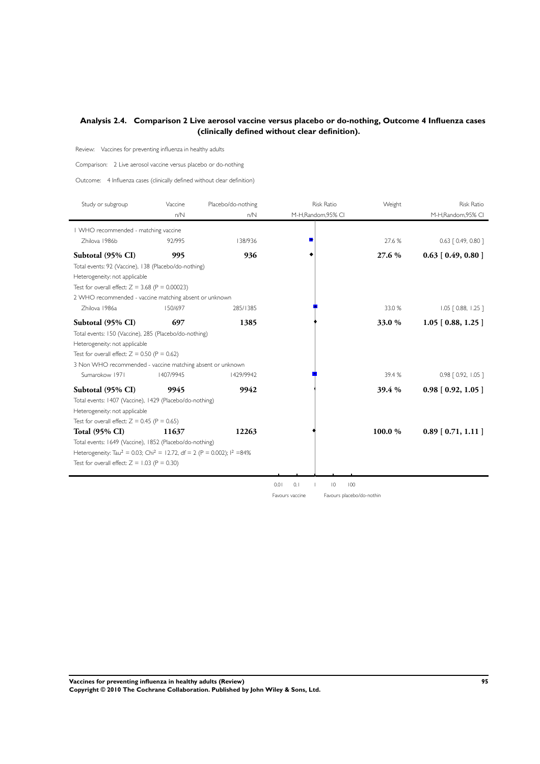## Analysis 2.4. Comparison 2 Live aerosol vaccine versus placebo or do-nothing, Outcome 4 Influenza cases (clinically defined without clear definition).

Review: Vaccines for preventing influenza in healthy adults

Comparison: 2 Live aerosol vaccine versus placebo or do-nothing

Outcome: 4 Influenza cases (clinically defined without clear definition)

| Study or subgroup | Vaccine n/N | Placebo/do-nothing n/N | Risk Ratio M-H,Random,95% CI | Weight | Risk Ratio M-H,Random,95% CI |
|---|---|---|---|---|---|
| 1 WHO recommended - matching vaccine | | | | | |
| Zhilova 1986b | 92/995 | 138/936 | | 27.6 % | 0.63 [ 0.49, 0.80 ] |
| **Subtotal (95% CI)** | **995** | **936** | | **27.6 %** | **0.63 [ 0.49, 0.80 ]** |
| Total events: 92 (Vaccine), 138 (Placebo/do-nothing) | | | | | |
| Heterogeneity: not applicable | | | | | |
| Test for overall effect: Z = 3.68 (P = 0.00023) | | | | | |
| 2 WHO recommended - vaccine matching absent or unknown | | | | | |
| Zhilova 1986a | 150/697 | 285/1385 | | 33.0 % | 1.05 [ 0.88, 1.25 ] |
| **Subtotal (95% CI)** | **697** | **1385** | | **33.0 %** | **1.05 [ 0.88, 1.25 ]** |
| Total events: 150 (Vaccine), 285 (Placebo/do-nothing) | | | | | |
| Heterogeneity: not applicable | | | | | |
| Test for overall effect: Z = 0.50 (P = 0.62) | | | | | |
| 3 Non WHO recommended - vaccine matching absent or unknown | | | | | |
| Sumarokow 1971 | 1407/9945 | 1429/9942 | | 39.4 % | 0.98 [ 0.92, 1.05 ] |
| **Subtotal (95% CI)** | **9945** | **9942** | | **39.4 %** | **0.98 [ 0.92, 1.05 ]** |
| Total events: 1407 (Vaccine), 1429 (Placebo/do-nothing) | | | | | |
| Heterogeneity: not applicable | | | | | |
| Test for overall effect: Z = 0.45 (P = 0.65) | | | | | |
| **Total (95% CI)** | **11637** | **12263** | | **100.0 %** | **0.89 [ 0.71, 1.11 ]** |
| Total events: 1649 (Vaccine), 1852 (Placebo/do-nothing) | | | | | |
| Heterogeneity: Tau$^2$ = 0.03; Chi$^2$ = 12.72, df = 2 (P = 0.002); I$^2$ =84% | | | | | |
| Test for overall effect: Z = 1.03 (P = 0.30) | | | | | |

0.01 0.1 1 10 100

Favours vaccine Favours placebo/do-nothin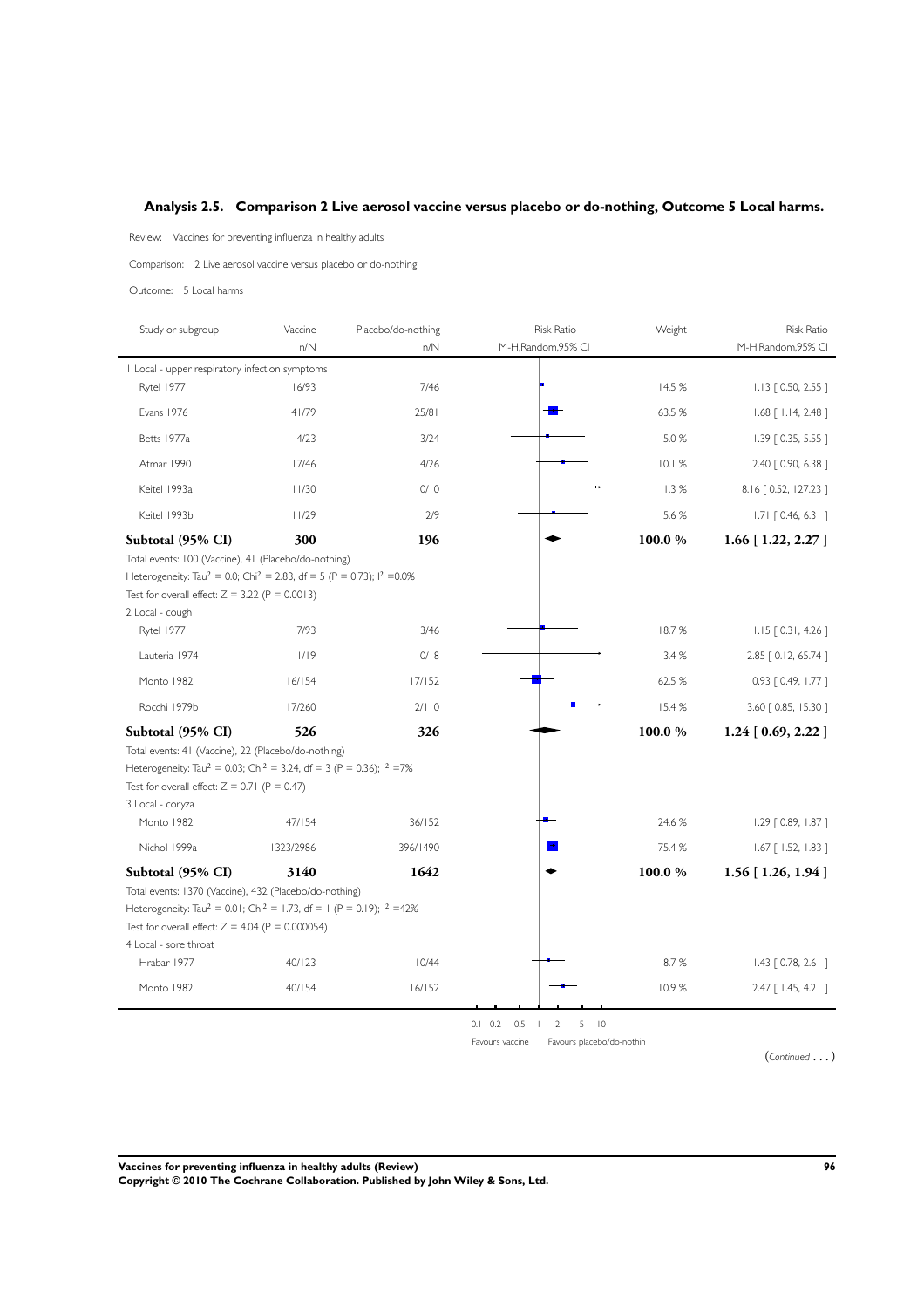## Analysis 2.5. Comparison 2 Live aerosol vaccine versus placebo or do-nothing, Outcome 5 Local harms.

Review: Vaccines for preventing influenza in healthy adults

Comparison: 2 Live aerosol vaccine versus placebo or do-nothing

Outcome: 5 Local harms

| Study or subgroup | Vaccine n/N | Placebo/do-nothing n/N | Risk Ratio M-H,Random,95% CI | Weight | Risk Ratio M-H,Random,95% CI |
|---|---|---|---|---|---|
| 1 Local - upper respiratory infection symptoms | | | | | |
| Rytel 1977 | 16/93 | 7/46 | | 14.5 % | 1.13 [ 0.50, 2.55 ] |
| Evans 1976 | 41/79 | 25/81 | | 63.5 % | 1.68 [ 1.14, 2.48 ] |
| Betts 1977a | 4/23 | 3/24 | | 5.0 % | 1.39 [ 0.35, 5.55 ] |
| Atmar 1990 | 17/46 | 4/26 | | 10.1 % | 2.40 [ 0.90, 6.38 ] |
| Keitel 1993a | 11/30 | 0/10 | | 1.3 % | 8.16 [ 0.52, 127.23 ] |
| Keitel 1993b | 11/29 | 2/9 | | 5.6 % | 1.71 [ 0.46, 6.31 ] |
| **Subtotal (95% CI)** | **300** | **196** | | **100.0 %** | **1.66 [ 1.22, 2.27 ]** |
| Total events: 100 (Vaccine), 41 (Placebo/do-nothing) | | | | | |
| Heterogeneity: Tau$^2$ = 0.0; Chi$^2$ = 2.83, df = 5 (P = 0.73); I$^2$ =0.0% | | | | | |
| Test for overall effect: Z = 3.22 (P = 0.0013) | | | | | |
| 2 Local - cough | | | | | |
| Rytel 1977 | 7/93 | 3/46 | | 18.7 % | 1.15 [ 0.31, 4.26 ] |
| Lauteria 1974 | 1/19 | 0/18 | | 3.4 % | 2.85 [ 0.12, 65.74 ] |
| Monto 1982 | 16/154 | 17/152 | | 62.5 % | 0.93 [ 0.49, 1.77 ] |
| Rocchi 1979b | 17/260 | 2/110 | | 15.4 % | 3.60 [ 0.85, 15.30 ] |
| **Subtotal (95% CI)** | **526** | **326** | | **100.0 %** | **1.24 [ 0.69, 2.22 ]** |
| Total events: 41 (Vaccine), 22 (Placebo/do-nothing) | | | | | |
| Heterogeneity: Tau$^2$ = 0.03; Chi$^2$ = 3.24, df = 3 (P = 0.36); I$^2$ =7% | | | | | |
| Test for overall effect: Z = 0.71 (P = 0.47) | | | | | |
| 3 Local - coryza | | | | | |
| Monto 1982 | 47/154 | 36/152 | | 24.6 % | 1.29 [ 0.89, 1.87 ] |
| Nichol 1999a | 1323/2986 | 396/1490 | | 75.4 % | 1.67 [ 1.52, 1.83 ] |
| **Subtotal (95% CI)** | **3140** | **1642** | | **100.0 %** | **1.56 [ 1.26, 1.94 ]** |
| Total events: 1370 (Vaccine), 432 (Placebo/do-nothing) | | | | | |
| Heterogeneity: Tau$^2$ = 0.01; Chi$^2$ = 1.73, df = 1 (P = 0.19); I$^2$ =42% | | | | | |
| Test for overall effect: Z = 4.04 (P = 0.000054) | | | | | |
| 4 Local - sore throat | | | | | |
| Hrabar 1977 | 40/123 | 10/44 | | 8.7 % | 1.43 [ 0.78, 2.61 ] |
| Monto 1982 | 40/154 | 16/152 | | 10.9 % | 2.47 [ 1.45, 4.21 ] |

0.1 0.2 0.5 1 2 5 10

Favours vaccine Favours placebo/do-nothin

(*Continued* . . . )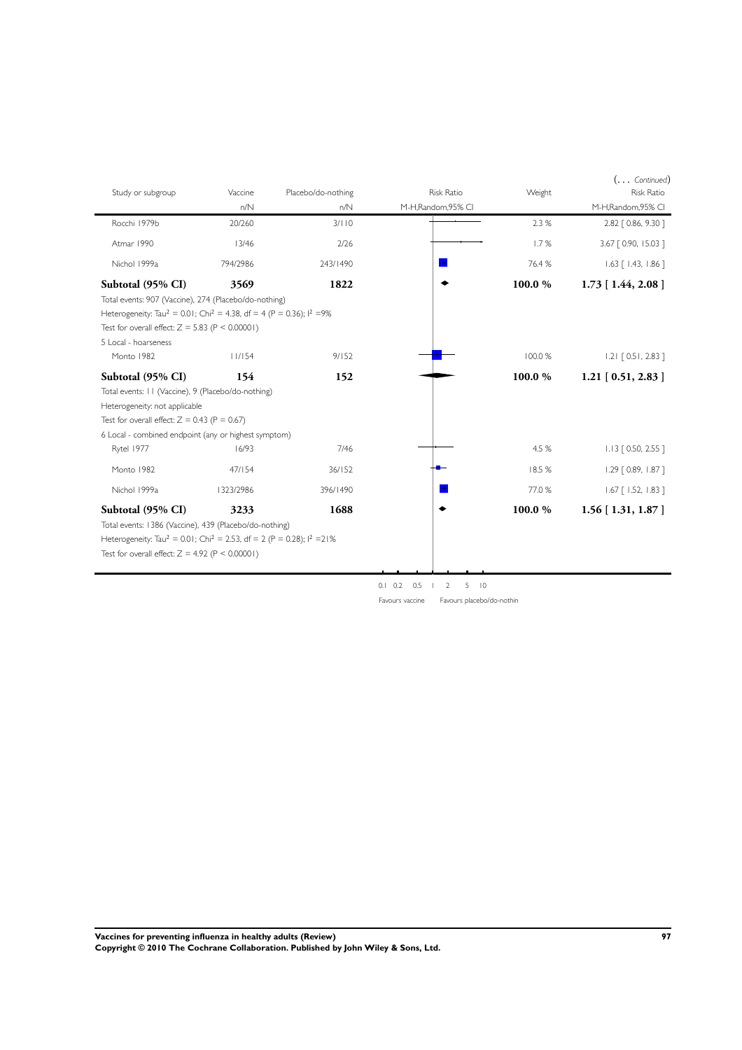(... *Continued*)

| Study or subgroup | Vaccine | Placebo/do-nothing | Risk Ratio | Weight | Risk Ratio |
|---|---|---|---|---|---|
| | n/N | n/N | M-H,Random,95% CI | | M-H,Random,95% CI |
| Rocchi 1979b | 20/260 | 3/110 | | 2.3 % | 2.82 [ 0.86, 9.30 ] |
| Atmar 1990 | 13/46 | 2/26 | | 1.7 % | 3.67 [ 0.90, 15.03 ] |
| Nichol 1999a | 794/2986 | 243/1490 | | 76.4 % | 1.63 [ 1.43, 1.86 ] |
| **Subtotal (95% CI)** | **3569** | **1822** | | **100.0 %** | **1.73 [ 1.44, 2.08 ]** |
| Total events: 907 (Vaccine), 274 (Placebo/do-nothing) | | | | | |
| Heterogeneity: $Tau^2 = 0.01$; $Chi^2 = 4.38$, df = 4 (P = 0.36); $I^2$ =9% | | | | | |
| Test for overall effect: Z = 5.83 (P < 0.00001) | | | | | |
| 5 Local - hoarseness | | | | | |
| Monto 1982 | 11/154 | 9/152 | | 100.0 % | 1.21 [ 0.51, 2.83 ] |
| **Subtotal (95% CI)** | **154** | **152** | | **100.0 %** | **1.21 [ 0.51, 2.83 ]** |
| Total events: 11 (Vaccine), 9 (Placebo/do-nothing) | | | | | |
| Heterogeneity: not applicable | | | | | |
| Test for overall effect: Z = 0.43 (P = 0.67) | | | | | |
| 6 Local - combined endpoint (any or highest symptom) | | | | | |
| Rytel 1977 | 16/93 | 7/46 | | 4.5 % | 1.13 [ 0.50, 2.55 ] |
| Monto 1982 | 47/154 | 36/152 | | 18.5 % | 1.29 [ 0.89, 1.87 ] |
| Nichol 1999a | 1323/2986 | 396/1490 | | 77.0 % | 1.67 [ 1.52, 1.83 ] |
| **Subtotal (95% CI)** | **3233** | **1688** | | **100.0 %** | **1.56 [ 1.31, 1.87 ]** |
| Total events: 1386 (Vaccine), 439 (Placebo/do-nothing) | | | | | |
| Heterogeneity: $Tau^2 = 0.01$; $Chi^2 = 2.53$, df = 2 (P = 0.28); $I^2$ =21% | | | | | |
| Test for overall effect: Z = 4.92 (P < 0.00001) | | | | | |

0.1 0.2 0.5 1 2 5 10

Favours vaccine Favours placebo/do-nothin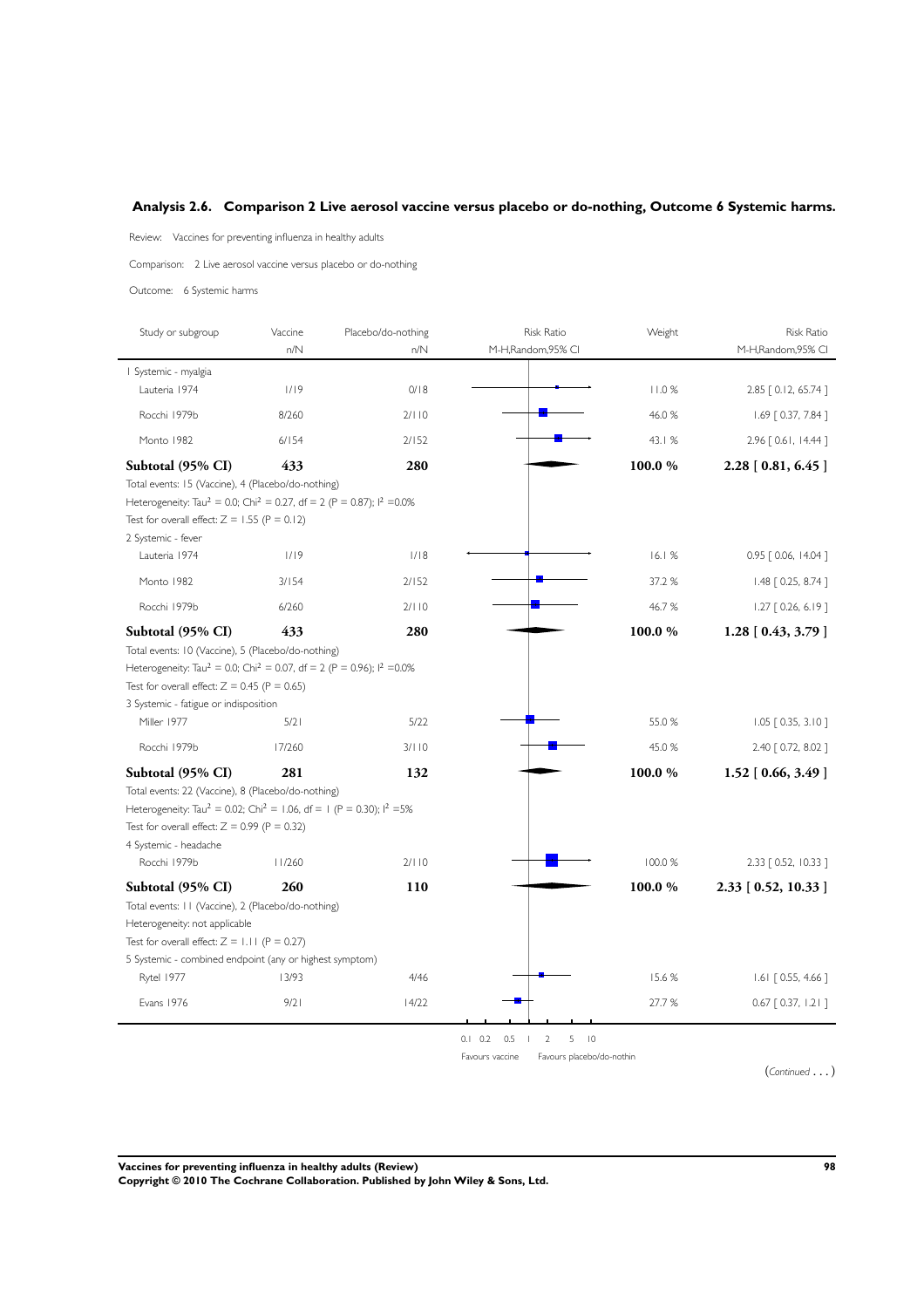## Analysis 2.6. Comparison 2 Live aerosol vaccine versus placebo or do-nothing, Outcome 6 Systemic harms.

Review: Vaccines for preventing influenza in healthy adults

Comparison: 2 Live aerosol vaccine versus placebo or do-nothing

Outcome: 6 Systemic harms

| Study or subgroup | Vaccine n/N | Placebo/do-nothing n/N | Risk Ratio M-H,Random,95% CI | Weight | Risk Ratio M-H,Random,95% CI |
|---|---|---|---|---|---|
| 1 Systemic - myalgia | | | | | |
| Lauteria 1974 | 1/19 | 0/18 | | 11.0 % | 2.85 [ 0.12, 65.74 ] |
| Rocchi 1979b | 8/260 | 2/110 | | 46.0 % | 1.69 [ 0.37, 7.84 ] |
| Monto 1982 | 6/154 | 2/152 | | 43.1 % | 2.96 [ 0.61, 14.44 ] |
| **Subtotal (95% CI)** | **433** | **280** | | **100.0 %** | **2.28 [ 0.81, 6.45 ]** |
| Total events: 15 (Vaccine), 4 (Placebo/do-nothing) | | | | | |
| Heterogeneity: $Tau^2 = 0.0$; $Chi^2 = 0.27$, df = 2 (P = 0.87); $I^2$ =0.0% | | | | | |
| Test for overall effect: Z = 1.55 (P = 0.12) | | | | | |
| 2 Systemic - fever | | | | | |
| Lauteria 1974 | 1/19 | 1/18 | | 16.1 % | 0.95 [ 0.06, 14.04 ] |
| Monto 1982 | 3/154 | 2/152 | | 37.2 % | 1.48 [ 0.25, 8.74 ] |
| Rocchi 1979b | 6/260 | 2/110 | | 46.7 % | 1.27 [ 0.26, 6.19 ] |
| **Subtotal (95% CI)** | **433** | **280** | | **100.0 %** | **1.28 [ 0.43, 3.79 ]** |
| Total events: 10 (Vaccine), 5 (Placebo/do-nothing) | | | | | |
| Heterogeneity: $Tau^2 = 0.0$; $Chi^2 = 0.07$, df = 2 (P = 0.96); $I^2$ =0.0% | | | | | |
| Test for overall effect: Z = 0.45 (P = 0.65) | | | | | |
| 3 Systemic - fatigue or indisposition | | | | | |
| Miller 1977 | 5/21 | 5/22 | | 55.0 % | 1.05 [ 0.35, 3.10 ] |
| Rocchi 1979b | 17/260 | 3/110 | | 45.0 % | 2.40 [ 0.72, 8.02 ] |
| **Subtotal (95% CI)** | **281** | **132** | | **100.0 %** | **1.52 [ 0.66, 3.49 ]** |
| Total events: 22 (Vaccine), 8 (Placebo/do-nothing) | | | | | |
| Heterogeneity: $Tau^2 = 0.02$; $Chi^2 = 1.06$, df = 1 (P = 0.30); $I^2$ =5% | | | | | |
| Test for overall effect: Z = 0.99 (P = 0.32) | | | | | |
| 4 Systemic - headache | | | | | |
| Rocchi 1979b | 11/260 | 2/110 | | 100.0 % | 2.33 [ 0.52, 10.33 ] |
| **Subtotal (95% CI)** | **260** | **110** | | **100.0 %** | **2.33 [ 0.52, 10.33 ]** |
| Total events: 11 (Vaccine), 2 (Placebo/do-nothing) | | | | | |
| Heterogeneity: not applicable | | | | | |
| Test for overall effect: Z = 1.11 (P = 0.27) | | | | | |
| 5 Systemic - combined endpoint (any or highest symptom) | | | | | |
| Rytel 1977 | 13/93 | 4/46 | | 15.6 % | 1.61 [ 0.55, 4.66 ] |
| Evans 1976 | 9/21 | 14/22 | | 27.7 % | 0.67 [ 0.37, 1.21 ] |

0.1 0.2 0.5 1 2 5 10

Favours vaccine | Favours placebo/do-nothin

(*Continued . . .*)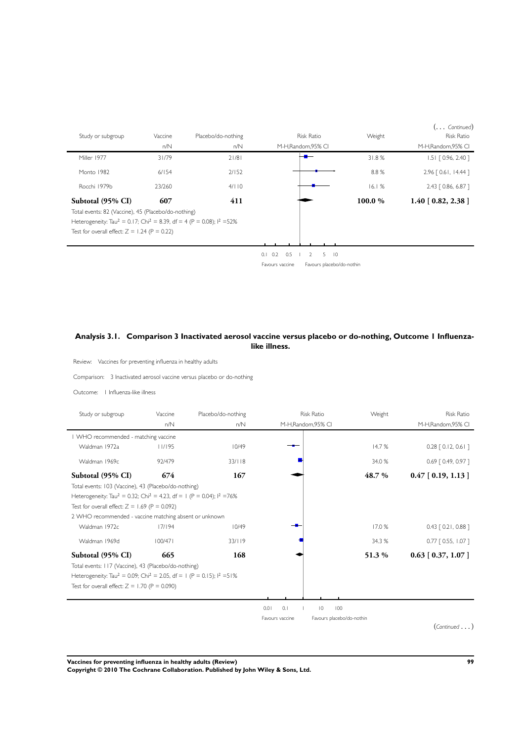(... *Continued*)

| Study or subgroup | Vaccine | Placebo/do-nothing | Risk Ratio | Weight | Risk Ratio |
|---|---|---|---|---|---|
| | n/N | n/N | M-H,Random,95% CI | | M-H,Random,95% CI |
| Miller 1977 | 31/79 | 21/81 | | 31.8 % | 1.51 [ 0.96, 2.40 ] |
| Monto 1982 | 6/154 | 2/152 | | 8.8 % | 2.96 [ 0.61, 14.44 ] |
| Rocchi 1979b | 23/260 | 4/110 | | 16.1 % | 2.43 [ 0.86, 6.87 ] |
| **Subtotal (95% CI)** | **607** | **411** | | **100.0 %** | **1.40 [ 0.82, 2.38 ]** |

Total events: 82 (Vaccine), 45 (Placebo/do-nothing)

Heterogeneity: Tau$^2$ = 0.17; Chi$^2$ = 8.39, df = 4 (P = 0.08); I$^2$ =52%

Test for overall effect: Z = 1.24 (P = 0.22)

0.1 0.2 0.5 1 2 5 10

Favours vaccine    Favours placebo/do-nothin

## Analysis 3.1. Comparison 3 Inactivated aerosol vaccine versus placebo or do-nothing, Outcome 1 Influenza-like illness.

Review: Vaccines for preventing influenza in healthy adults

Comparison: 3 Inactivated aerosol vaccine versus placebo or do-nothing

Outcome: 1 Influenza-like illness

| Study or subgroup | Vaccine | Placebo/do-nothing | Risk Ratio | Weight | Risk Ratio |
|---|---|---|---|---|---|
| | n/N | n/N | M-H,Random,95% CI | | M-H,Random,95% CI |
| 1 WHO recommended - matching vaccine | | | | | |
| Waldman 1972a | 11/195 | 10/49 | | 14.7 % | 0.28 [ 0.12, 0.61 ] |
| Waldman 1969c | 92/479 | 33/118 | | 34.0 % | 0.69 [ 0.49, 0.97 ] |
| **Subtotal (95% CI)** | **674** | **167** | | **48.7 %** | **0.47 [ 0.19, 1.13 ]** |
| Total events: 103 (Vaccine), 43 (Placebo/do-nothing) | | | | | |
| Heterogeneity: Tau$^2$ = 0.32; Chi$^2$ = 4.23, df = 1 (P = 0.04); I$^2$ =76% | | | | | |
| Test for overall effect: Z = 1.69 (P = 0.092) | | | | | |
| 2 WHO recommended - vaccine matching absent or unknown | | | | | |
| Waldman 1972c | 17/194 | 10/49 | | 17.0 % | 0.43 [ 0.21, 0.88 ] |
| Waldman 1969d | 100/471 | 33/119 | | 34.3 % | 0.77 [ 0.55, 1.07 ] |
| **Subtotal (95% CI)** | **665** | **168** | | **51.3 %** | **0.63 [ 0.37, 1.07 ]** |
| Total events: 117 (Vaccine), 43 (Placebo/do-nothing) | | | | | |
| Heterogeneity: Tau$^2$ = 0.09; Chi$^2$ = 2.05, df = 1 (P = 0.15); I$^2$ =51% | | | | | |
| Test for overall effect: Z = 1.70 (P = 0.090) | | | | | |

0.01 0.1 1 10 100

Favours vaccine    Favours placebo/do-nothin

(*Continued* ...)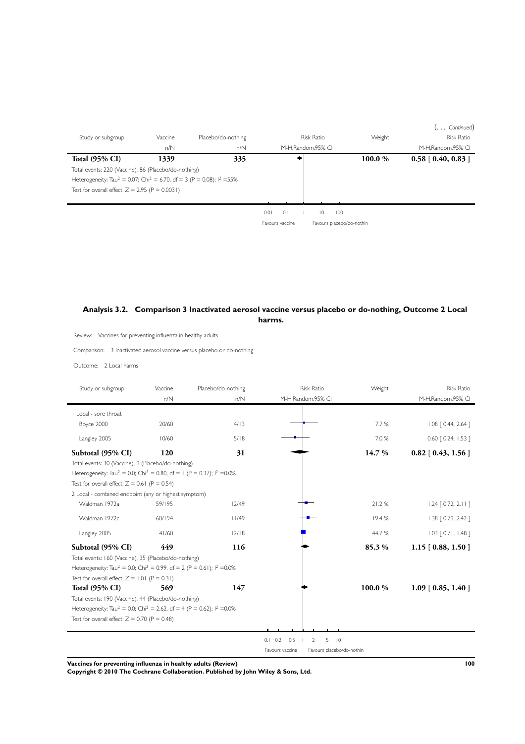(... *Continued*)

| Study or subgroup | Vaccine | Placebo/do-nothing | Risk Ratio | Weight | Risk Ratio |
|---|---|---|---|---|---|
| | n/N | n/N | M-H,Random,95% CI | | M-H,Random,95% CI |
| **Total (95% CI)** | **1339** | **335** | | **100.0 %** | **0.58 [ 0.40, 0.83 ]** |
| Total events: 220 (Vaccine), 86 (Placebo/do-nothing) | | | | | |
| Heterogeneity: $Tau^2 = 0.07$; $Chi^2 = 6.70$, df = 3 (P = 0.08); $I^2 = 55\%$ | | | | | |
| Test for overall effect: Z = 2.95 (P = 0.0031) | | | | | |

0.01 0.1 1 10 100

Favours vaccine Favours placebo/do-nothin

## Analysis 3.2. Comparison 3 Inactivated aerosol vaccine versus placebo or do-nothing, Outcome 2 Local harms.

Review: Vaccines for preventing influenza in healthy adults

Comparison: 3 Inactivated aerosol vaccine versus placebo or do-nothing

Outcome: 2 Local harms

| Study or subgroup | Vaccine | Placebo/do-nothing | Risk Ratio | Weight | Risk Ratio |
|---|---|---|---|---|---|
| | n/N | n/N | M-H,Random,95% CI | | M-H,Random,95% CI |
| 1 Local - sore throat | | | | | |
| Boyce 2000 | 20/60 | 4/13 | | 7.7 % | 1.08 [ 0.44, 2.64 ] |
| Langley 2005 | 10/60 | 5/18 | | 7.0 % | 0.60 [ 0.24, 1.53 ] |
| **Subtotal (95% CI)** | **120** | **31** | | **14.7 %** | **0.82 [ 0.43, 1.56 ]** |
| Total events: 30 (Vaccine), 9 (Placebo/do-nothing) | | | | | |
| Heterogeneity: $Tau^2 = 0.0$; $Chi^2 = 0.80$, df = 1 (P = 0.37); $I^2 = 0.0\%$ | | | | | |
| Test for overall effect: Z = 0.61 (P = 0.54) | | | | | |
| 2 Local - combined endpoint (any or highest symptom) | | | | | |
| Waldman 1972a | 59/195 | 12/49 | | 21.2 % | 1.24 [ 0.72, 2.11 ] |
| Waldman 1972c | 60/194 | 11/49 | | 19.4 % | 1.38 [ 0.79, 2.42 ] |
| Langley 2005 | 41/60 | 12/18 | | 44.7 % | 1.03 [ 0.71, 1.48 ] |
| **Subtotal (95% CI)** | **449** | **116** | | **85.3 %** | **1.15 [ 0.88, 1.50 ]** |
| Total events: 160 (Vaccine), 35 (Placebo/do-nothing) | | | | | |
| Heterogeneity: $Tau^2 = 0.0$; $Chi^2 = 0.99$, df = 2 (P = 0.61); $I^2 = 0.0\%$ | | | | | |
| Test for overall effect: Z = 1.01 (P = 0.31) | | | | | |
| **Total (95% CI)** | **569** | **147** | | **100.0 %** | **1.09 [ 0.85, 1.40 ]** |
| Total events: 190 (Vaccine), 44 (Placebo/do-nothing) | | | | | |
| Heterogeneity: $Tau^2 = 0.0$; $Chi^2 = 2.62$, df = 4 (P = 0.62); $I^2 = 0.0\%$ | | | | | |
| Test for overall effect: Z = 0.70 (P = 0.48) | | | | | |

0.1 0.2 0.5 1 2 5 10

Favours vaccine Favours placebo/do-nothin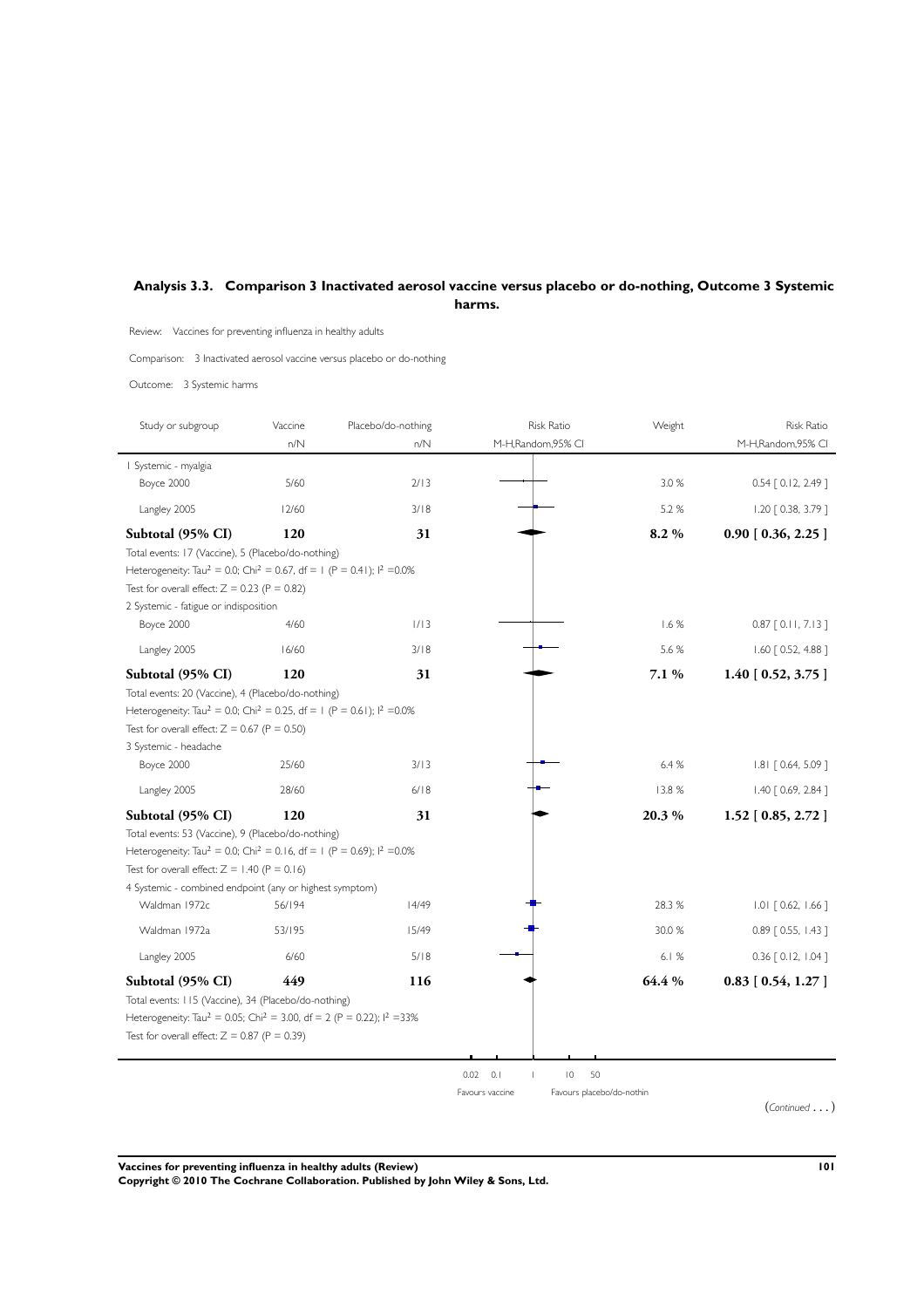## Analysis 3.3. Comparison 3 Inactivated aerosol vaccine versus placebo or do-nothing, Outcome 3 Systemic harms.

Review: Vaccines for preventing influenza in healthy adults

Comparison: 3 Inactivated aerosol vaccine versus placebo or do-nothing

Outcome: 3 Systemic harms

| Study or subgroup | Vaccine n/N | Placebo/do-nothing n/N | Risk Ratio M-H,Random,95% CI | Weight | Risk Ratio M-H,Random,95% CI |
|---|---|---|---|---|---|
| 1 Systemic - myalgia | | | | | |
| Boyce 2000 | 5/60 | 2/13 | | 3.0 % | 0.54 [ 0.12, 2.49 ] |
| Langley 2005 | 12/60 | 3/18 | | 5.2 % | 1.20 [ 0.38, 3.79 ] |
| **Subtotal (95% CI)** | **120** | **31** | | **8.2 %** | **0.90 [ 0.36, 2.25 ]** |
| Total events: 17 (Vaccine), 5 (Placebo/do-nothing) | | | | | |
| Heterogeneity: $Tau^2 = 0.0$; $Chi^2 = 0.67$, df = 1 (P = 0.41); $I^2 = 0.0\%$ | | | | | |
| Test for overall effect: Z = 0.23 (P = 0.82) | | | | | |
| 2 Systemic - fatigue or indisposition | | | | | |
| Boyce 2000 | 4/60 | 1/13 | | 1.6 % | 0.87 [ 0.11, 7.13 ] |
| Langley 2005 | 16/60 | 3/18 | | 5.6 % | 1.60 [ 0.52, 4.88 ] |
| **Subtotal (95% CI)** | **120** | **31** | | **7.1 %** | **1.40 [ 0.52, 3.75 ]** |
| Total events: 20 (Vaccine), 4 (Placebo/do-nothing) | | | | | |
| Heterogeneity: $Tau^2 = 0.0$; $Chi^2 = 0.25$, df = 1 (P = 0.61); $I^2 = 0.0\%$ | | | | | |
| Test for overall effect: Z = 0.67 (P = 0.50) | | | | | |
| 3 Systemic - headache | | | | | |
| Boyce 2000 | 25/60 | 3/13 | | 6.4 % | 1.81 [ 0.64, 5.09 ] |
| Langley 2005 | 28/60 | 6/18 | | 13.8 % | 1.40 [ 0.69, 2.84 ] |
| **Subtotal (95% CI)** | **120** | **31** | | **20.3 %** | **1.52 [ 0.85, 2.72 ]** |
| Total events: 53 (Vaccine), 9 (Placebo/do-nothing) | | | | | |
| Heterogeneity: $Tau^2 = 0.0$; $Chi^2 = 0.16$, df = 1 (P = 0.69); $I^2 = 0.0\%$ | | | | | |
| Test for overall effect: Z = 1.40 (P = 0.16) | | | | | |
| 4 Systemic - combined endpoint (any or highest symptom) | | | | | |
| Waldman 1972c | 56/194 | 14/49 | | 28.3 % | 1.01 [ 0.62, 1.66 ] |
| Waldman 1972a | 53/195 | 15/49 | | 30.0 % | 0.89 [ 0.55, 1.43 ] |
| Langley 2005 | 6/60 | 5/18 | | 6.1 % | 0.36 [ 0.12, 1.04 ] |
| **Subtotal (95% CI)** | **449** | **116** | | **64.4 %** | **0.83 [ 0.54, 1.27 ]** |
| Total events: 115 (Vaccine), 34 (Placebo/do-nothing) | | | | | |
| Heterogeneity: $Tau^2 = 0.05$; $Chi^2 = 3.00$, df = 2 (P = 0.22); $I^2 = 33\%$ | | | | | |
| Test for overall effect: Z = 0.87 (P = 0.39) | | | | | |

0.02 0.1 1 10 50

Favours vaccine Favours placebo/do-nothin

(*Continued* . . . )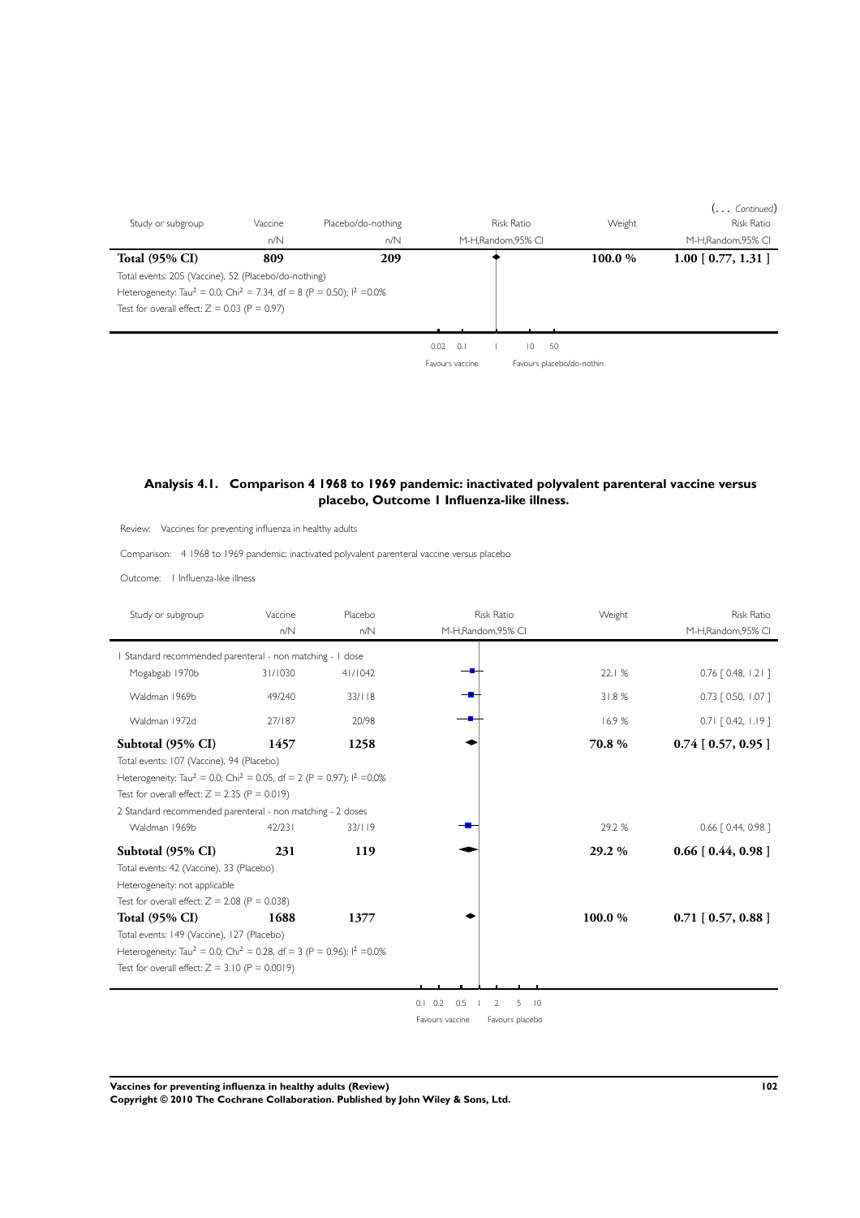(. . . *Continued*)

| Study or subgroup | Vaccine | Placebo/do-nothing | Risk Ratio | Weight | Risk Ratio |
|---|---|---|---|---|---|
| | n/N | n/N | M-H,Random,95% CI | | M-H,Random,95% CI |
| **Total (95% CI)** | **809** | **209** | | **100.0 %** | **1.00 [ 0.77, 1.31 ]** |
| Total events: 205 (Vaccine), 52 (Placebo/do-nothing) | | | | | |
| Heterogeneity: Tau$^2$ = 0.0; Chi$^2$ = 7.34, df = 8 (P = 0.50); I$^2$ =0.0% | | | | | |
| Test for overall effect: Z = 0.03 (P = 0.97) | | | | | |

0.02 0.1 1 10 50

Favours vaccine Favours placebo/do-nothin

### Analysis 4.1. Comparison 4 1968 to 1969 pandemic: inactivated polyvalent parenteral vaccine versus placebo, Outcome 1 Influenza-like illness.

Review: Vaccines for preventing influenza in healthy adults

Comparison: 4 1968 to 1969 pandemic: inactivated polyvalent parenteral vaccine versus placebo

Outcome: 1 Influenza-like illness

| Study or subgroup | Vaccine | Placebo | Risk Ratio | Weight | Risk Ratio |
|---|---|---|---|---|---|
| | n/N | n/N | M-H,Random,95% CI | | M-H,Random,95% CI |
| 1 Standard recommended parenteral - non matching - 1 dose | | | | | |
| Mogabgab 1970b | 31/1030 | 41/1042 | | 22.1 % | 0.76 [ 0.48, 1.21 ] |
| Waldman 1969b | 49/240 | 33/118 | | 31.8 % | 0.73 [ 0.50, 1.07 ] |
| Waldman 1972d | 27/187 | 20/98 | | 16.9 % | 0.71 [ 0.42, 1.19 ] |
| **Subtotal (95% CI)** | **1457** | **1258** | | **70.8 %** | **0.74 [ 0.57, 0.95 ]** |
| Total events: 107 (Vaccine), 94 (Placebo) | | | | | |
| Heterogeneity: Tau$^2$ = 0.0; Chi$^2$ = 0.05, df = 2 (P = 0.97); I$^2$ =0.0% | | | | | |
| Test for overall effect: Z = 2.35 (P = 0.019) | | | | | |
| 2 Standard recommended parenteral - non matching - 2 doses | | | | | |
| Waldman 1969b | 42/231 | 33/119 | | 29.2 % | 0.66 [ 0.44, 0.98 ] |
| **Subtotal (95% CI)** | **231** | **119** | | **29.2 %** | **0.66 [ 0.44, 0.98 ]** |
| Total events: 42 (Vaccine), 33 (Placebo) | | | | | |
| Heterogeneity: not applicable | | | | | |
| Test for overall effect: Z = 2.08 (P = 0.038) | | | | | |
| **Total (95% CI)** | **1688** | **1377** | | **100.0 %** | **0.71 [ 0.57, 0.88 ]** |
| Total events: 149 (Vaccine), 127 (Placebo) | | | | | |
| Heterogeneity: Tau$^2$ = 0.0; Chi$^2$ = 0.28, df = 3 (P = 0.96); I$^2$ =0.0% | | | | | |
| Test for overall effect: Z = 3.10 (P = 0.0019) | | | | | |

0.1 0.2 0.5 1 2 5 10

Favours vaccine Favours placebo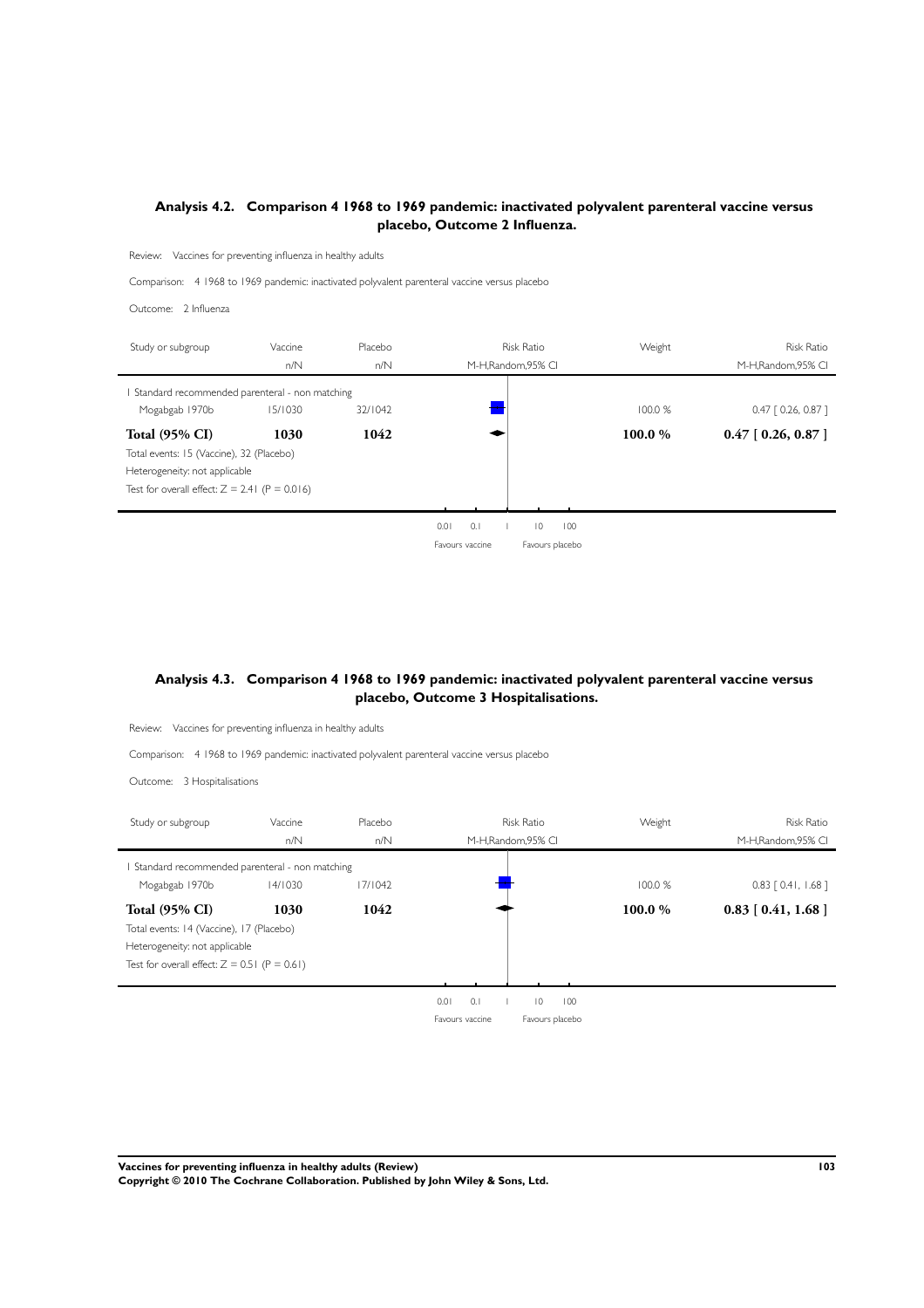### Analysis 4.2. Comparison 4 1968 to 1969 pandemic: inactivated polyvalent parenteral vaccine versus placebo, Outcome 2 Influenza.

Review: Vaccines for preventing influenza in healthy adults

Comparison: 4 1968 to 1969 pandemic: inactivated polyvalent parenteral vaccine versus placebo

Outcome: 2 Influenza

| Study or subgroup | Vaccine n/N | Placebo n/N | Risk Ratio M-H,Random,95% CI | Weight | Risk Ratio M-H,Random,95% CI |
|---|---|---|---|---|---|
| 1 Standard recommended parenteral - non matching | | | | | |
| Mogabgab 1970b | 15/1030 | 32/1042 | | 100.0 % | 0.47 [ 0.26, 0.87 ] |
| **Total (95% CI)** | **1030** | **1042** | | **100.0 %** | **0.47 [ 0.26, 0.87 ]** |
| Total events: 15 (Vaccine), 32 (Placebo) | | | | | |
| Heterogeneity: not applicable | | | | | |
| Test for overall effect: Z = 2.41 (P = 0.016) | | | | | |

0.01 0.1 1 10 100

Favours vaccine Favours placebo

### Analysis 4.3. Comparison 4 1968 to 1969 pandemic: inactivated polyvalent parenteral vaccine versus placebo, Outcome 3 Hospitalisations.

Review: Vaccines for preventing influenza in healthy adults

Comparison: 4 1968 to 1969 pandemic: inactivated polyvalent parenteral vaccine versus placebo

Outcome: 3 Hospitalisations

| Study or subgroup | Vaccine n/N | Placebo n/N | Risk Ratio M-H,Random,95% CI | Weight | Risk Ratio M-H,Random,95% CI |
|---|---|---|---|---|---|
| 1 Standard recommended parenteral - non matching | | | | | |
| Mogabgab 1970b | 14/1030 | 17/1042 | | 100.0 % | 0.83 [ 0.41, 1.68 ] |
| **Total (95% CI)** | **1030** | **1042** | | **100.0 %** | **0.83 [ 0.41, 1.68 ]** |
| Total events: 14 (Vaccine), 17 (Placebo) | | | | | |
| Heterogeneity: not applicable | | | | | |
| Test for overall effect: Z = 0.51 (P = 0.61) | | | | | |

0.01 0.1 1 10 100

Favours vaccine Favours placebo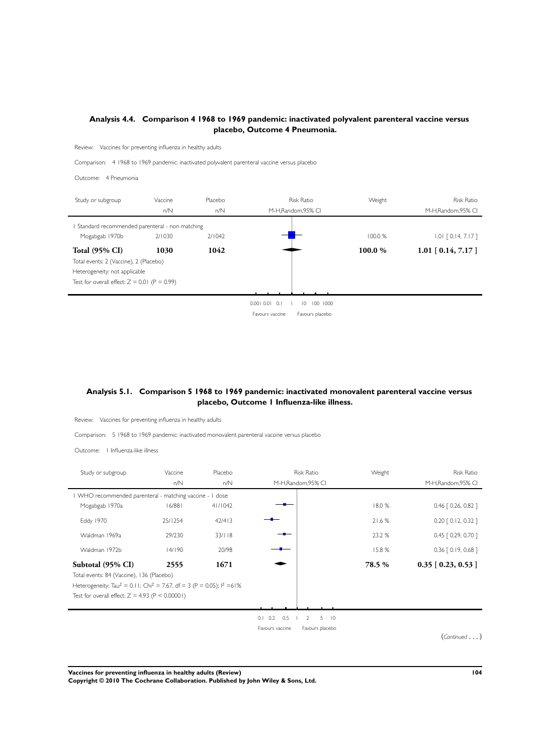## Analysis 4.4. Comparison 4 1968 to 1969 pandemic: inactivated polyvalent parenteral vaccine versus placebo, Outcome 4 Pneumonia.

Review: Vaccines for preventing influenza in healthy adults

Comparison: 4 1968 to 1969 pandemic: inactivated polyvalent parenteral vaccine versus placebo

Outcome: 4 Pneumonia

| Study or subgroup | Vaccine n/N | Placebo n/N | Risk Ratio M-H,Random,95% CI | Weight | Risk Ratio M-H,Random,95% CI |
|---|---|---|---|---|---|
| 1 Standard recommended parenteral - non matching | | | | | |
| Mogabgab 1970b | 2/1030 | 2/1042 | | 100.0 % | 1.01 [ 0.14, 7.17 ] |
| **Total (95% CI)** | **1030** | **1042** | | **100.0 %** | **1.01 [ 0.14, 7.17 ]** |

Total events: 2 (Vaccine), 2 (Placebo)
Heterogeneity: not applicable
Test for overall effect: Z = 0.01 (P = 0.99)

0.001 0.01 0.1 1 10 100 1000
Favours vaccine Favours placebo

## Analysis 5.1. Comparison 5 1968 to 1969 pandemic: inactivated monovalent parenteral vaccine versus placebo, Outcome 1 Influenza-like illness.

Review: Vaccines for preventing influenza in healthy adults

Comparison: 5 1968 to 1969 pandemic: inactivated monovalent parenteral vaccine versus placebo

Outcome: 1 Influenza-like illness

| Study or subgroup | Vaccine n/N | Placebo n/N | Risk Ratio M-H,Random,95% CI | Weight | Risk Ratio M-H,Random,95% CI |
|---|---|---|---|---|---|
| 1 WHO recommended parenteral - matching vaccine - 1 dose | | | | | |
| Mogabgab 1970a | 16/881 | 41/1042 | | 18.0 % | 0.46 [ 0.26, 0.82 ] |
| Eddy 1970 | 25/1254 | 42/413 | | 21.6 % | 0.20 [ 0.12, 0.32 ] |
| Waldman 1969a | 29/230 | 33/118 | | 23.2 % | 0.45 [ 0.29, 0.70 ] |
| Waldman 1972b | 14/190 | 20/98 | | 15.8 % | 0.36 [ 0.19, 0.68 ] |
| **Subtotal (95% CI)** | **2555** | **1671** | | **78.5 %** | **0.35 [ 0.23, 0.53 ]** |

Total events: 84 (Vaccine), 136 (Placebo)
Heterogeneity: $Tau^2 = 0.11$; $Chi^2 = 7.67$, df = 3 (P = 0.05); $I^2 = 61\%$
Test for overall effect: Z = 4.93 (P < 0.00001)

0.1 0.2 0.5 1 2 5 10
Favours vaccine Favours placebo

(*Continued* . . . )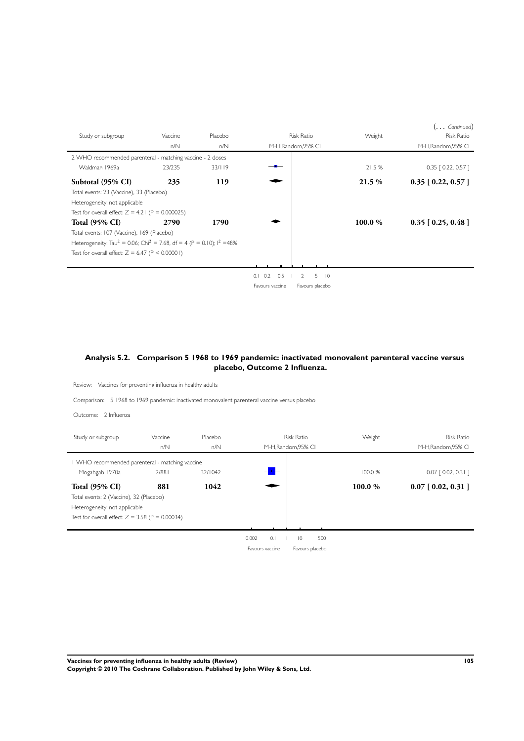(... *Continued*)

| Study or subgroup | Vaccine | Placebo | Risk Ratio | Weight | Risk Ratio |
|---|---|---|---|---|---|
| | n/N | n/N | M-H,Random,95% CI | | M-H,Random,95% CI |
| 2 WHO recommended parenteral - matching vaccine - 2 doses | | | | | |
| Waldman 1969a | 23/235 | 33/119 | | 21.5 % | 0.35 [ 0.22, 0.57 ] |
| **Subtotal (95% CI)** | **235** | **119** | | **21.5 %** | **0.35 [ 0.22, 0.57 ]** |
| Total events: 23 (Vaccine), 33 (Placebo) | | | | | |
| Heterogeneity: not applicable | | | | | |
| Test for overall effect: Z = 4.21 (P = 0.000025) | | | | | |
| **Total (95% CI)** | **2790** | **1790** | | **100.0 %** | **0.35 [ 0.25, 0.48 ]** |
| Total events: 107 (Vaccine), 169 (Placebo) | | | | | |
| Heterogeneity: $Tau^2 = 0.06$; $Chi^2 = 7.68$, df = 4 (P = 0.10); $I^2$ =48% | | | | | |
| Test for overall effect: Z = 6.47 (P < 0.00001) | | | | | |

0.1 0.2 0.5 1 2 5 10

Favours vaccine Favours placebo

### Analysis 5.2. Comparison 5 1968 to 1969 pandemic: inactivated monovalent parenteral vaccine versus placebo, Outcome 2 Influenza.

Review: Vaccines for preventing influenza in healthy adults

Comparison: 5 1968 to 1969 pandemic: inactivated monovalent parenteral vaccine versus placebo

Outcome: 2 Influenza

| Study or subgroup | Vaccine | Placebo | Risk Ratio | Weight | Risk Ratio |
|---|---|---|---|---|---|
| | n/N | n/N | M-H,Random,95% CI | | M-H,Random,95% CI |
| 1 WHO recommended parenteral - matching vaccine | | | | | |
| Mogabgab 1970a | 2/881 | 32/1042 | | 100.0 % | 0.07 [ 0.02, 0.31 ] |
| **Total (95% CI)** | **881** | **1042** | | **100.0 %** | **0.07 [ 0.02, 0.31 ]** |
| Total events: 2 (Vaccine), 32 (Placebo) | | | | | |
| Heterogeneity: not applicable | | | | | |
| Test for overall effect: Z = 3.58 (P = 0.00034) | | | | | |

0.002 0.1 1 10 500

Favours vaccine Favours placebo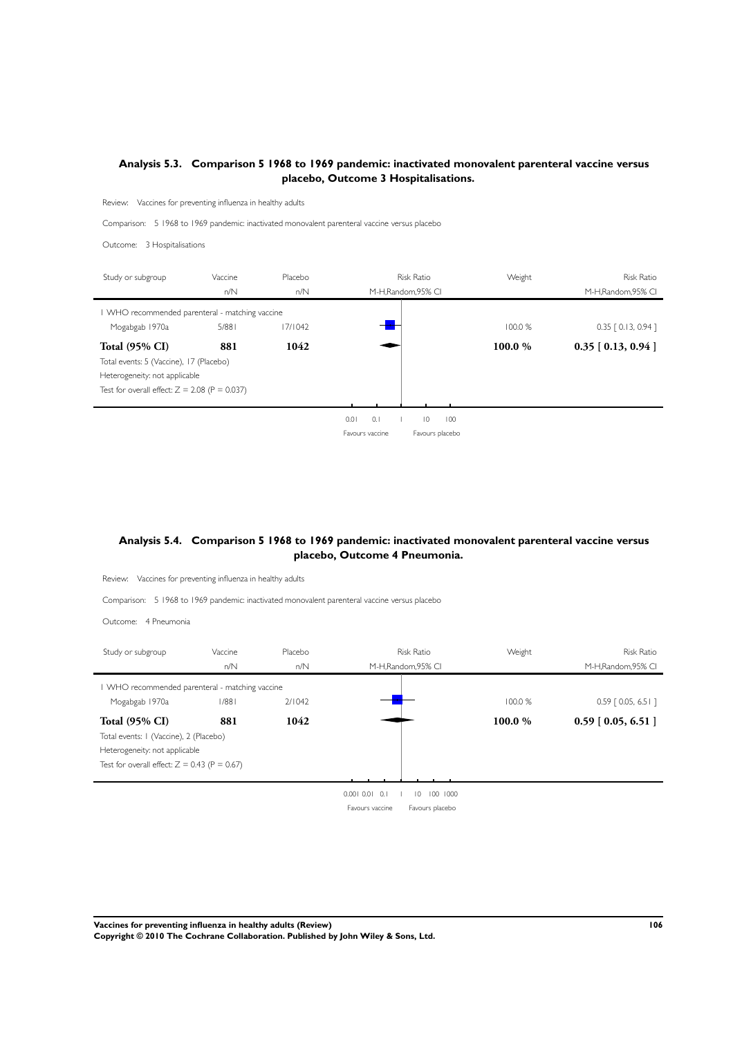## Analysis 5.3. Comparison 5 1968 to 1969 pandemic: inactivated monovalent parenteral vaccine versus placebo, Outcome 3 Hospitalisations.

Review: Vaccines for preventing influenza in healthy adults

Comparison: 5 1968 to 1969 pandemic: inactivated monovalent parenteral vaccine versus placebo

Outcome: 3 Hospitalisations

| Study or subgroup | Vaccine n/N | Placebo n/N | Risk Ratio M-H,Random,95% CI | Weight | Risk Ratio M-H,Random,95% CI |
|---|---|---|---|---|---|
| 1 WHO recommended parenteral - matching vaccine | | | | | |
| Mogabgab 1970a | 5/881 | 17/1042 | | 100.0 % | 0.35 [ 0.13, 0.94 ] |
| **Total (95% CI)** | **881** | **1042** | | **100.0 %** | **0.35 [ 0.13, 0.94 ]** |

Total events: 5 (Vaccine), 17 (Placebo)
Heterogeneity: not applicable
Test for overall effect: Z = 2.08 (P = 0.037)

0.01 0.1 1 10 100
Favours vaccine Favours placebo

## Analysis 5.4. Comparison 5 1968 to 1969 pandemic: inactivated monovalent parenteral vaccine versus placebo, Outcome 4 Pneumonia.

Review: Vaccines for preventing influenza in healthy adults

Comparison: 5 1968 to 1969 pandemic: inactivated monovalent parenteral vaccine versus placebo

Outcome: 4 Pneumonia

| Study or subgroup | Vaccine n/N | Placebo n/N | Risk Ratio M-H,Random,95% CI | Weight | Risk Ratio M-H,Random,95% CI |
|---|---|---|---|---|---|
| 1 WHO recommended parenteral - matching vaccine | | | | | |
| Mogabgab 1970a | 1/881 | 2/1042 | | 100.0 % | 0.59 [ 0.05, 6.51 ] |
| **Total (95% CI)** | **881** | **1042** | | **100.0 %** | **0.59 [ 0.05, 6.51 ]** |

Total events: 1 (Vaccine), 2 (Placebo)
Heterogeneity: not applicable
Test for overall effect: Z = 0.43 (P = 0.67)

0.001 0.01 0.1 1 10 100 1000
Favours vaccine Favours placebo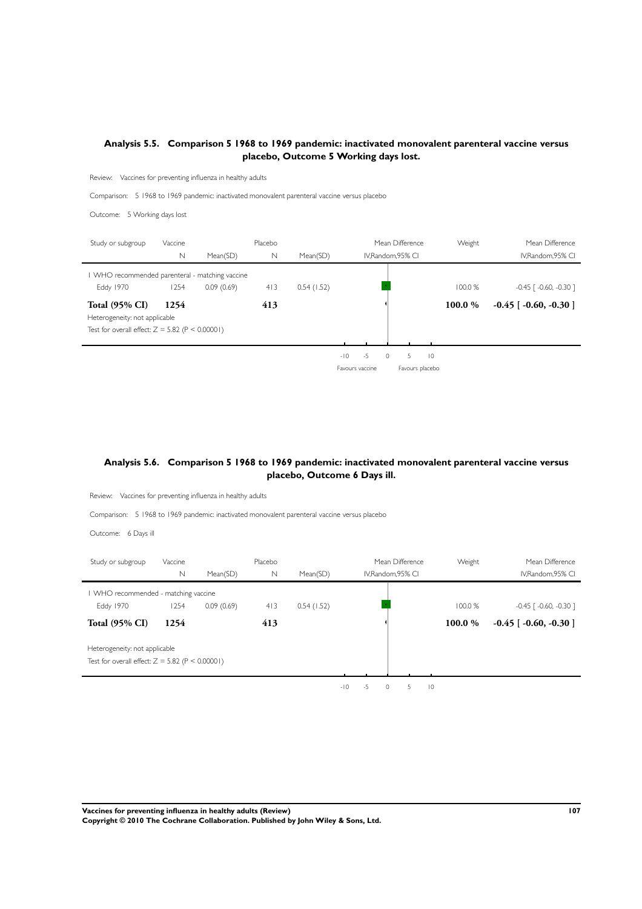## Analysis 5.5. Comparison 5 1968 to 1969 pandemic: inactivated monovalent parenteral vaccine versus placebo, Outcome 5 Working days lost.

Review: Vaccines for preventing influenza in healthy adults

Comparison: 5 1968 to 1969 pandemic: inactivated monovalent parenteral vaccine versus placebo

Outcome: 5 Working days lost

| Study or subgroup | Vaccine N | Mean(SD) | Placebo N | Mean(SD) | Mean Difference IV,Random,95% CI | Weight | Mean Difference IV,Random,95% CI |
|---|---|---|---|---|---|---|---|
| 1 WHO recommended parenteral - matching vaccine | | | | | | | |
| Eddy 1970 | 1254 | 0.09 (0.69) | 413 | 0.54 (1.52) | | 100.0 % | -0.45 [ -0.60, -0.30 ] |
| **Total (95% CI)** | **1254** | | **413** | | | **100.0 %** | **-0.45 [ -0.60, -0.30 ]** |
| Heterogeneity: not applicable | | | | | | | |
| Test for overall effect: Z = 5.82 (P < 0.00001) | | | | | | | |

-10 -5 0 5 10

Favours vaccine Favours placebo

## Analysis 5.6. Comparison 5 1968 to 1969 pandemic: inactivated monovalent parenteral vaccine versus placebo, Outcome 6 Days ill.

Review: Vaccines for preventing influenza in healthy adults

Comparison: 5 1968 to 1969 pandemic: inactivated monovalent parenteral vaccine versus placebo

Outcome: 6 Days ill

| Study or subgroup | Vaccine N | Mean(SD) | Placebo N | Mean(SD) | Mean Difference IV,Random,95% CI | Weight | Mean Difference IV,Random,95% CI |
|---|---|---|---|---|---|---|---|
| 1 WHO recommended - matching vaccine | | | | | | | |
| Eddy 1970 | 1254 | 0.09 (0.69) | 413 | 0.54 (1.52) | | 100.0 % | -0.45 [ -0.60, -0.30 ] |
| **Total (95% CI)** | **1254** | | **413** | | | **100.0 %** | **-0.45 [ -0.60, -0.30 ]** |
| Heterogeneity: not applicable | | | | | | | |
| Test for overall effect: Z = 5.82 (P < 0.00001) | | | | | | | |

-10 -5 0 5 10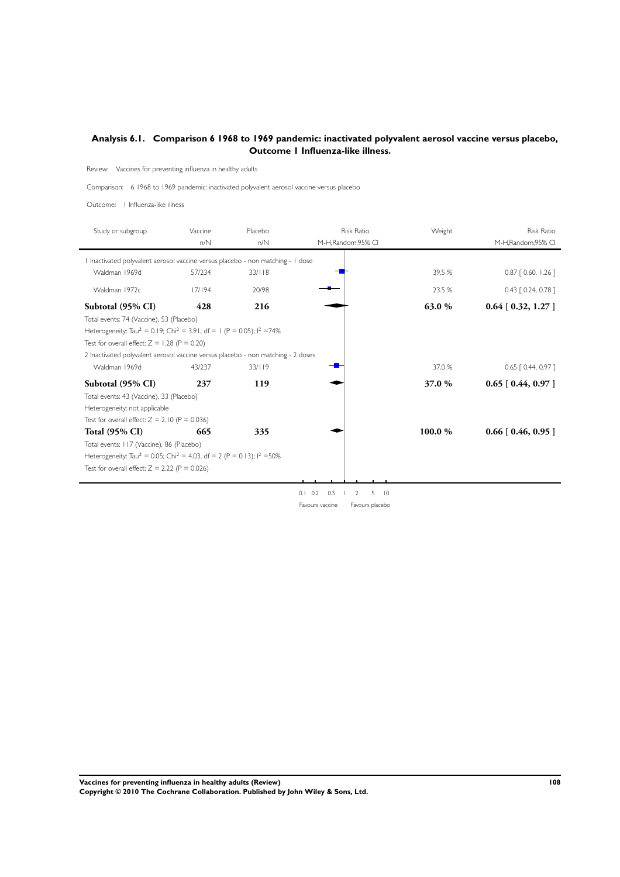### Analysis 6.1. Comparison 6 1968 to 1969 pandemic: inactivated polyvalent aerosol vaccine versus placebo, Outcome 1 Influenza-like illness.

Review: Vaccines for preventing influenza in healthy adults

Comparison: 6 1968 to 1969 pandemic: inactivated polyvalent aerosol vaccine versus placebo

Outcome: 1 Influenza-like illness

| Study or subgroup | Vaccine n/N | Placebo n/N | Risk Ratio M-H,Random,95% CI | Weight | Risk Ratio M-H,Random,95% CI |
|---|---|---|---|---|---|
| 1 Inactivated polyvalent aerosol vaccine versus placebo - non matching - 1 dose | | | | | |
| Waldman 1969d | 57/234 | 33/118 | | 39.5 % | 0.87 [ 0.60, 1.26 ] |
| Waldman 1972c | 17/194 | 20/98 | | 23.5 % | 0.43 [ 0.24, 0.78 ] |
| **Subtotal (95% CI)** | **428** | **216** | | **63.0 %** | **0.64 [ 0.32, 1.27 ]** |
| Total events: 74 (Vaccine), 53 (Placebo) | | | | | |
| Heterogeneity: Tau$^2$ = 0.19; Chi$^2$ = 3.91, df = 1 (P = 0.05); I$^2$ =74% | | | | | |
| Test for overall effect: Z = 1.28 (P = 0.20) | | | | | |
| 2 Inactivated polyvalent aerosol vaccine versus placebo - non matching - 2 doses | | | | | |
| Waldman 1969d | 43/237 | 33/119 | | 37.0 % | 0.65 [ 0.44, 0.97 ] |
| **Subtotal (95% CI)** | **237** | **119** | | **37.0 %** | **0.65 [ 0.44, 0.97 ]** |
| Total events: 43 (Vaccine), 33 (Placebo) | | | | | |
| Heterogeneity: not applicable | | | | | |
| Test for overall effect: Z = 2.10 (P = 0.036) | | | | | |
| **Total (95% CI)** | **665** | **335** | | **100.0 %** | **0.66 [ 0.46, 0.95 ]** |
| Total events: 117 (Vaccine), 86 (Placebo) | | | | | |
| Heterogeneity: Tau$^2$ = 0.05; Chi$^2$ = 4.03, df = 2 (P = 0.13); I$^2$ =50% | | | | | |
| Test for overall effect: Z = 2.22 (P = 0.026) | | | | | |

0.1 0.2 0.5 1 2 5 10

Favours vaccine Favours placebo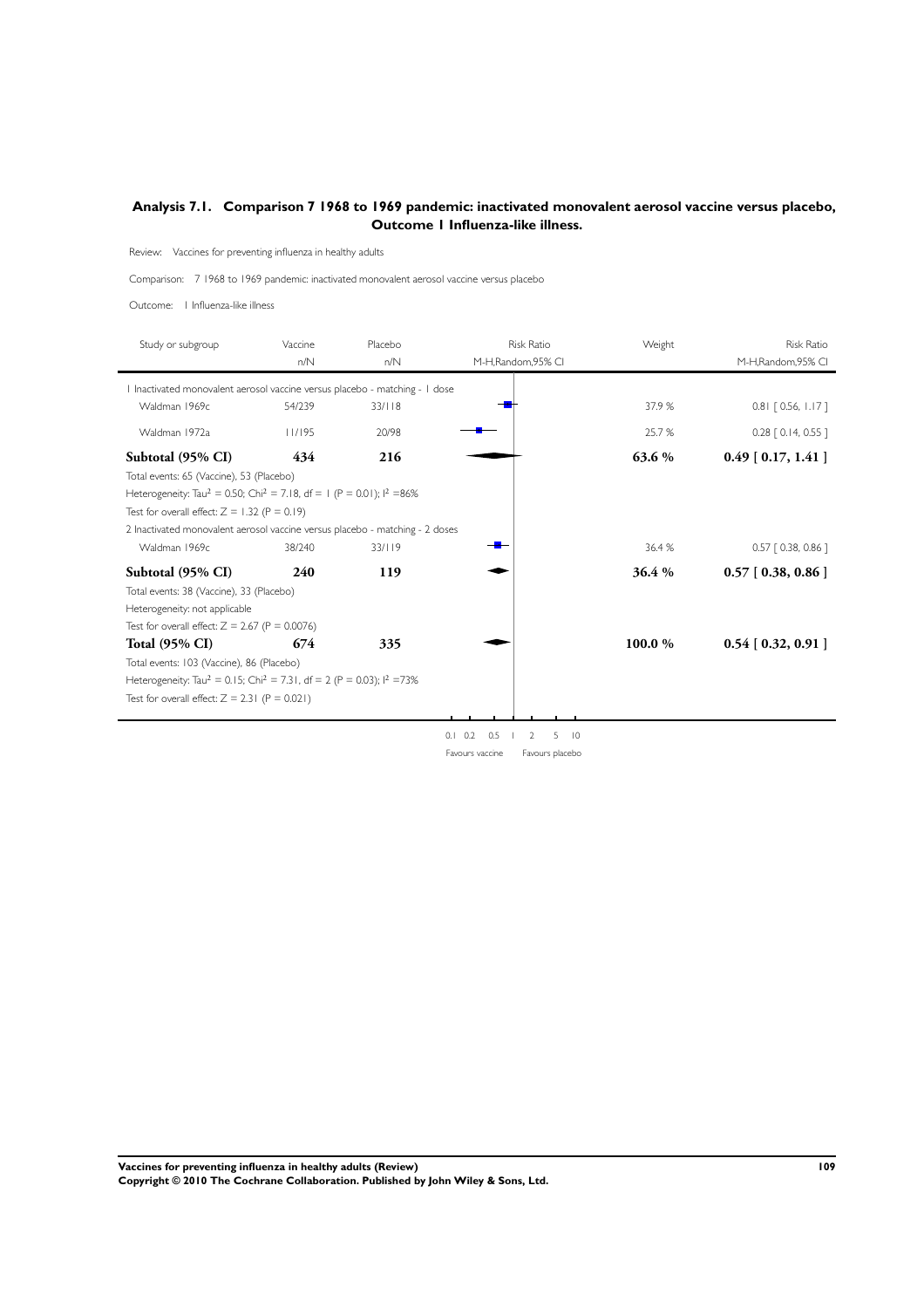## Analysis 7.1. Comparison 7 1968 to 1969 pandemic: inactivated monovalent aerosol vaccine versus placebo, Outcome 1 Influenza-like illness.

Review: Vaccines for preventing influenza in healthy adults

Comparison: 7 1968 to 1969 pandemic: inactivated monovalent aerosol vaccine versus placebo

Outcome: 1 Influenza-like illness

| Study or subgroup | Vaccine n/N | Placebo n/N | Risk Ratio M-H,Random,95% CI | Weight | Risk Ratio M-H,Random,95% CI |
|---|---|---|---|---|---|
| 1 Inactivated monovalent aerosol vaccine versus placebo - matching - 1 dose | | | | | |
| Waldman 1969c | 54/239 | 33/118 | | 37.9 % | 0.81 [ 0.56, 1.17 ] |
| Waldman 1972a | 11/195 | 20/98 | | 25.7 % | 0.28 [ 0.14, 0.55 ] |
| **Subtotal (95% CI)** | **434** | **216** | | **63.6 %** | **0.49 [ 0.17, 1.41 ]** |
| Total events: 65 (Vaccine), 53 (Placebo) | | | | | |
| Heterogeneity: $Tau^2 = 0.50$; $Chi^2 = 7.18$, df = 1 (P = 0.01); $I^2 = 86\%$ | | | | | |
| Test for overall effect: Z = 1.32 (P = 0.19) | | | | | |
| 2 Inactivated monovalent aerosol vaccine versus placebo - matching - 2 doses | | | | | |
| Waldman 1969c | 38/240 | 33/119 | | 36.4 % | 0.57 [ 0.38, 0.86 ] |
| **Subtotal (95% CI)** | **240** | **119** | | **36.4 %** | **0.57 [ 0.38, 0.86 ]** |
| Total events: 38 (Vaccine), 33 (Placebo) | | | | | |
| Heterogeneity: not applicable | | | | | |
| Test for overall effect: Z = 2.67 (P = 0.0076) | | | | | |
| **Total (95% CI)** | **674** | **335** | | **100.0 %** | **0.54 [ 0.32, 0.91 ]** |
| Total events: 103 (Vaccine), 86 (Placebo) | | | | | |
| Heterogeneity: $Tau^2 = 0.15$; $Chi^2 = 7.31$, df = 2 (P = 0.03); $I^2 = 73\%$ | | | | | |
| Test for overall effect: Z = 2.31 (P = 0.021) | | | | | |

0.1 0.2 0.5 1 2 5 10

Favours vaccine Favours placebo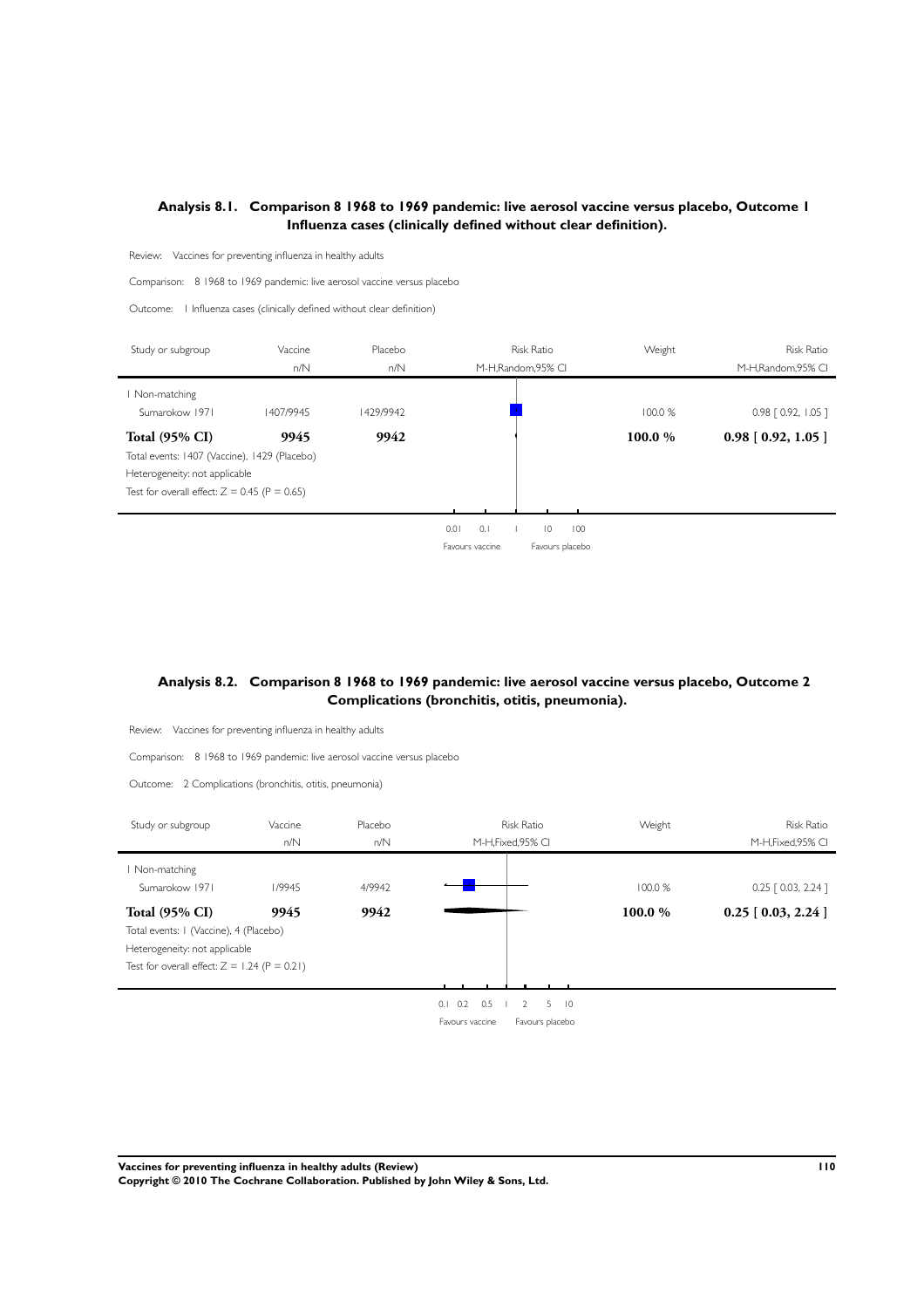## Analysis 8.1. Comparison 8 1968 to 1969 pandemic: live aerosol vaccine versus placebo, Outcome 1 Influenza cases (clinically defined without clear definition).

Review: Vaccines for preventing influenza in healthy adults

Comparison: 8 1968 to 1969 pandemic: live aerosol vaccine versus placebo

Outcome: 1 Influenza cases (clinically defined without clear definition)

| Study or subgroup | Vaccine n/N | Placebo n/N | Risk Ratio M-H,Random,95% CI | Weight | Risk Ratio M-H,Random,95% CI |
|---|---|---|---|---|---|
| 1 Non-matching | | | | | |
| Sumarokow 1971 | 1407/9945 | 1429/9942 | | 100.0 % | 0.98 [ 0.92, 1.05 ] |
| **Total (95% CI)** | **9945** | **9942** | | **100.0 %** | **0.98 [ 0.92, 1.05 ]** |
| Total events: 1407 (Vaccine), 1429 (Placebo) | | | | | |
| Heterogeneity: not applicable | | | | | |
| Test for overall effect: Z = 0.45 (P = 0.65) | | | | | |

0.01 0.1 1 10 100

Favours vaccine Favours placebo

## Analysis 8.2. Comparison 8 1968 to 1969 pandemic: live aerosol vaccine versus placebo, Outcome 2 Complications (bronchitis, otitis, pneumonia).

Review: Vaccines for preventing influenza in healthy adults

Comparison: 8 1968 to 1969 pandemic: live aerosol vaccine versus placebo

Outcome: 2 Complications (bronchitis, otitis, pneumonia)

| Study or subgroup | Vaccine n/N | Placebo n/N | Risk Ratio M-H,Fixed,95% CI | Weight | Risk Ratio M-H,Fixed,95% CI |
|---|---|---|---|---|---|
| 1 Non-matching | | | | | |
| Sumarokow 1971 | 1/9945 | 4/9942 | | 100.0 % | 0.25 [ 0.03, 2.24 ] |
| **Total (95% CI)** | **9945** | **9942** | | **100.0 %** | **0.25 [ 0.03, 2.24 ]** |
| Total events: 1 (Vaccine), 4 (Placebo) | | | | | |
| Heterogeneity: not applicable | | | | | |
| Test for overall effect: Z = 1.24 (P = 0.21) | | | | | |

0.1 0.2 0.5 1 2 5 10

Favours vaccine Favours placebo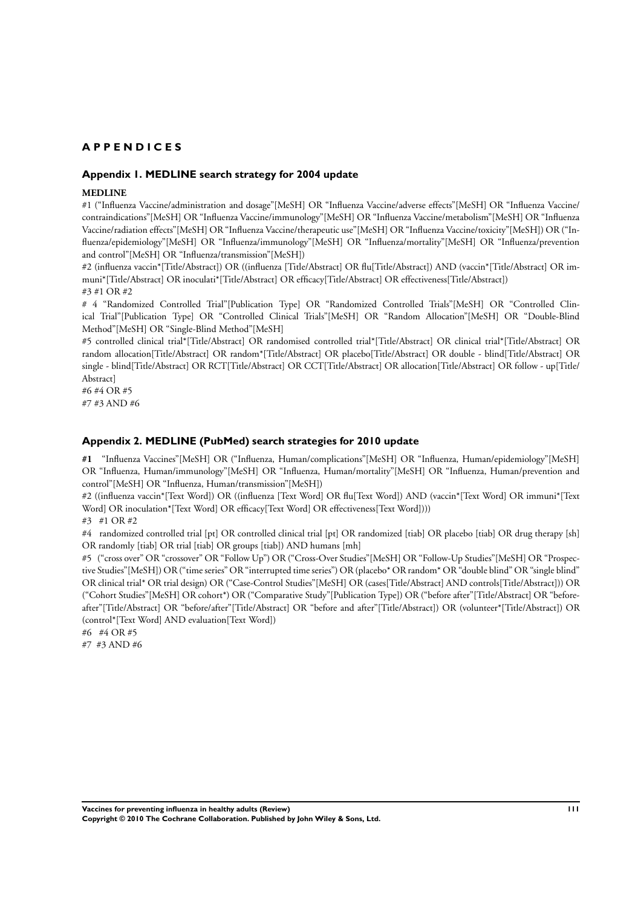# APPENDICES

## Appendix 1. MEDLINE search strategy for 2004 update

**MEDLINE**

#1 ("Influenza Vaccine/administration and dosage"[MeSH] OR "Influenza Vaccine/adverse effects"[MeSH] OR "Influenza Vaccine/contraindications"[MeSH] OR "Influenza Vaccine/immunology"[MeSH] OR "Influenza Vaccine/metabolism"[MeSH] OR "Influenza Vaccine/radiation effects"[MeSH] OR "Influenza Vaccine/therapeutic use"[MeSH] OR "Influenza Vaccine/toxicity"[MeSH]) OR ("Influenza/epidemiology"[MeSH] OR "Influenza/immunology"[MeSH] OR "Influenza/mortality"[MeSH] OR "Influenza/prevention and control"[MeSH] OR "Influenza/transmission"[MeSH])

#2 (influenza vaccin*[Title/Abstract]) OR ((influenza [Title/Abstract] OR flu[Title/Abstract]) AND (vaccin*[Title/Abstract] OR immuni*[Title/Abstract] OR inoculati*[Title/Abstract] OR efficacy[Title/Abstract] OR effectiveness[Title/Abstract])

#3 #1 OR #2

# 4 "Randomized Controlled Trial"[Publication Type] OR "Randomized Controlled Trials"[MeSH] OR "Controlled Clinical Trial"[Publication Type] OR "Controlled Clinical Trials"[MeSH] OR "Random Allocation"[MeSH] OR "Double-Blind Method"[MeSH] OR "Single-Blind Method"[MeSH]

#5 controlled clinical trial*[Title/Abstract] OR randomised controlled trial*[Title/Abstract] OR clinical trial*[Title/Abstract] OR random allocation[Title/Abstract] OR random*[Title/Abstract] OR placebo[Title/Abstract] OR double - blind[Title/Abstract] OR single - blind[Title/Abstract] OR RCT[Title/Abstract] OR CCT[Title/Abstract] OR allocation[Title/Abstract] OR follow - up[Title/Abstract]

#6 #4 OR #5

#7 #3 AND #6

## Appendix 2. MEDLINE (PubMed) search strategies for 2010 update

**#1** "Influenza Vaccines"[MeSH] OR ("Influenza, Human/complications"[MeSH] OR "Influenza, Human/epidemiology"[MeSH] OR "Influenza, Human/immunology"[MeSH] OR "Influenza, Human/mortality"[MeSH] OR "Influenza, Human/prevention and control"[MeSH] OR "Influenza, Human/transmission"[MeSH])

#2 ((influenza vaccin*[Text Word]) OR ((influenza [Text Word] OR flu[Text Word]) AND (vaccin*[Text Word] OR immuni*[Text Word] OR inoculation*[Text Word] OR efficacy[Text Word] OR effectiveness[Text Word])))

#3 #1 OR #2

#4 randomized controlled trial [pt] OR controlled clinical trial [pt] OR randomized [tiab] OR placebo [tiab] OR drug therapy [sh] OR randomly [tiab] OR trial [tiab] OR groups [tiab]) AND humans [mh]

#5 ("cross over" OR "crossover" OR "Follow Up") OR ("Cross-Over Studies"[MeSH] OR "Follow-Up Studies"[MeSH] OR "Prospective Studies"[MeSH]) OR ("time series" OR "interrupted time series") OR (placebo* OR random* OR "double blind" OR "single blind" OR clinical trial* OR trial design) OR ("Case-Control Studies"[MeSH] OR (cases[Title/Abstract] AND controls[Title/Abstract])) OR ("Cohort Studies"[MeSH] OR cohort*) OR ("Comparative Study"[Publication Type]) OR ("before after"[Title/Abstract] OR "before-after"[Title/Abstract] OR "before/after"[Title/Abstract] OR "before and after"[Title/Abstract]) OR (volunteer*[Title/Abstract]) OR (control*[Text Word] AND evaluation[Text Word])

#6 #4 OR #5

#7 #3 AND #6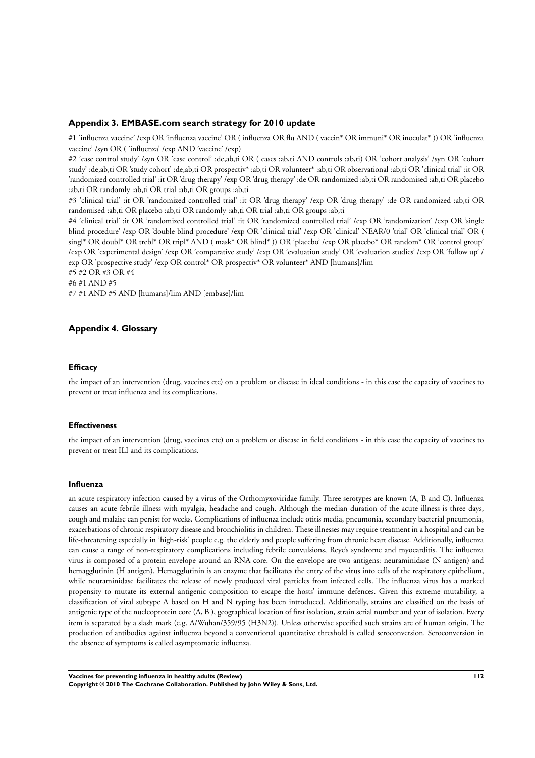## Appendix 3. EMBASE.com search strategy for 2010 update

#1 'influenza vaccine' /exp OR 'influenza vaccine' OR ( influenza OR flu AND ( vaccin* OR immuni* OR inoculat* )) OR 'influenza vaccine' /syn OR ( 'influenza' /exp AND 'vaccine' /exp)

#2 'case control study' /syn OR 'case control' :de,ab,ti OR ( cases :ab,ti AND controls :ab,ti) OR 'cohort analysis' /syn OR 'cohort study' :de,ab,ti OR 'study cohort' :de,ab,ti OR prospectiv* :ab,ti OR volunteer* :ab,ti OR observational :ab,ti OR 'clinical trial' :it OR 'randomized controlled trial' :it OR 'drug therapy' /exp OR 'drug therapy' :de OR randomized :ab,ti OR randomised :ab,ti OR placebo :ab,ti OR randomly :ab,ti OR trial :ab,ti OR groups :ab,ti

#3 'clinical trial' :it OR 'randomized controlled trial' :it OR 'drug therapy' /exp OR 'drug therapy' :de OR randomized :ab,ti OR randomised :ab,ti OR placebo :ab,ti OR randomly :ab,ti OR trial :ab,ti OR groups :ab,ti

#4 'clinical trial' :it OR 'randomized controlled trial' :it OR 'randomized controlled trial' /exp OR 'randomization' /exp OR 'single blind procedure' /exp OR 'double blind procedure' /exp OR 'clinical trial' /exp OR 'clinical' NEAR/0 'trial' OR 'clinical trial' OR ( singl* OR doubl* OR trebl* OR tripl* AND ( mask* OR blind* )) OR 'placebo' /exp OR placebo* OR random* OR 'control group' /exp OR 'experimental design' /exp OR 'comparative study' /exp OR 'evaluation study' OR 'evaluation studies' /exp OR 'follow up' /exp OR 'prospective study' /exp OR control* OR prospectiv* OR volunteer* AND [humans]/lim

#5 #2 OR #3 OR #4

#6 #1 AND #5

#7 #1 AND #5 AND [humans]/lim AND [embase]/lim

## Appendix 4. Glossary

### Efficacy

the impact of an intervention (drug, vaccines etc) on a problem or disease in ideal conditions - in this case the capacity of vaccines to prevent or treat influenza and its complications.

### Effectiveness

the impact of an intervention (drug, vaccines etc) on a problem or disease in field conditions - in this case the capacity of vaccines to prevent or treat ILI and its complications.

### Influenza

an acute respiratory infection caused by a virus of the Orthomyxoviridae family. Three serotypes are known (A, B and C). Influenza causes an acute febrile illness with myalgia, headache and cough. Although the median duration of the acute illness is three days, cough and malaise can persist for weeks. Complications of influenza include otitis media, pneumonia, secondary bacterial pneumonia, exacerbations of chronic respiratory disease and bronchiolitis in children. These illnesses may require treatment in a hospital and can be life-threatening especially in 'high-risk' people e.g. the elderly and people suffering from chronic heart disease. Additionally, influenza can cause a range of non-respiratory complications including febrile convulsions, Reye's syndrome and myocarditis. The influenza virus is composed of a protein envelope around an RNA core. On the envelope are two antigens: neuraminidase (N antigen) and hemagglutinin (H antigen). Hemagglutinin is an enzyme that facilitates the entry of the virus into cells of the respiratory epithelium, while neuraminidase facilitates the release of newly produced viral particles from infected cells. The influenza virus has a marked propensity to mutate its external antigenic composition to escape the hosts' immune defences. Given this extreme mutability, a classification of viral subtype A based on H and N typing has been introduced. Additionally, strains are classified on the basis of antigenic type of the nucleoprotein core (A, B ), geographical location of first isolation, strain serial number and year of isolation. Every item is separated by a slash mark (e.g. A/Wuhan/359/95 (H3N2)). Unless otherwise specified such strains are of human origin. The production of antibodies against influenza beyond a conventional quantitative threshold is called seroconversion. Seroconversion in the absence of symptoms is called asymptomatic influenza.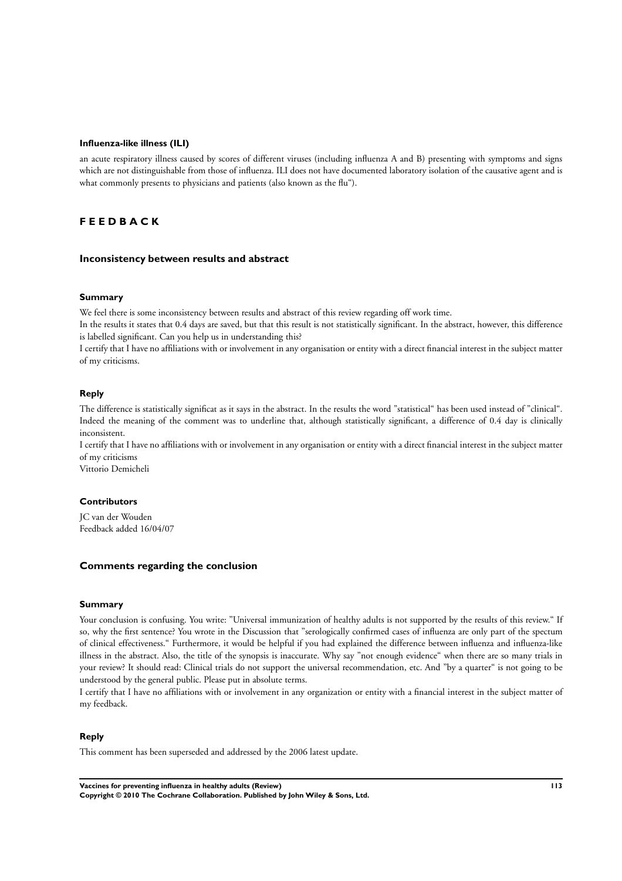### Influenza-like illness (ILI)

an acute respiratory illness caused by scores of different viruses (including influenza A and B) presenting with symptoms and signs which are not distinguishable from those of influenza. ILI does not have documented laboratory isolation of the causative agent and is what commonly presents to physicians and patients (also known as the flu").

# FEEDBACK

## Inconsistency between results and abstract

### Summary

We feel there is some inconsistency between results and abstract of this review regarding off work time.

In the results it states that 0.4 days are saved, but that this result is not statistically significant. In the abstract, however, this difference is labelled significant. Can you help us in understanding this?

I certify that I have no affiliations with or involvement in any organisation or entity with a direct financial interest in the subject matter of my criticisms.

### Reply

The difference is statistically significat as it says in the abstract. In the results the word "statistical" has been used instead of "clinical". Indeed the meaning of the comment was to underline that, although statistically significant, a difference of 0.4 day is clinically inconsistent.

I certify that I have no affiliations with or involvement in any organisation or entity with a direct financial interest in the subject matter of my criticisms

Vittorio Demicheli

### Contributors

JC van der Wouden
Feedback added 16/04/07

## Comments regarding the conclusion

### Summary

Your conclusion is confusing. You write: "Universal immunization of healthy adults is not supported by the results of this review." If so, why the first sentence? You wrote in the Discussion that "serologically confirmed cases of influenza are only part of the spectum of clinical effectiveness." Furthermore, it would be helpful if you had explained the difference between influenza and influenza-like illness in the abstract. Also, the title of the synopsis is inaccurate. Why say "not enough evidence" when there are so many trials in your review? It should read: Clinical trials do not support the universal recommendation, etc. And "by a quarter" is not going to be understood by the general public. Please put in absolute terms.

I certify that I have no affiliations with or involvement in any organization or entity with a financial interest in the subject matter of my feedback.

### Reply

This comment has been superseded and addressed by the 2006 latest update.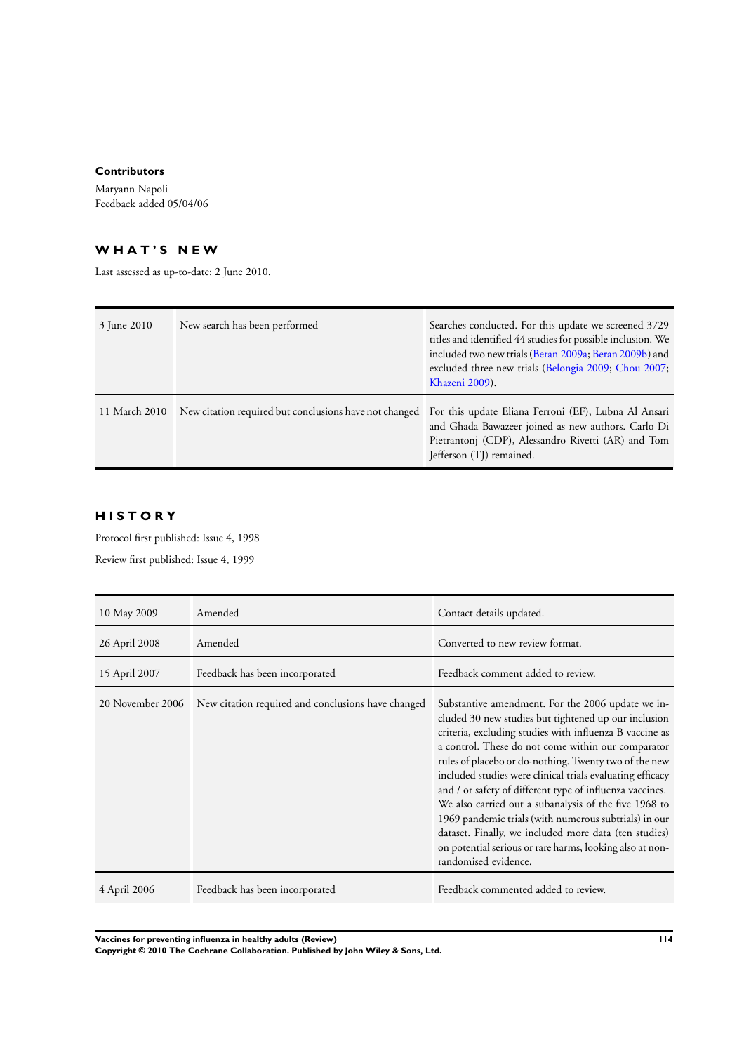**Contributors**

Maryann Napoli
Feedback added 05/04/06

## WHAT'S NEW

Last assessed as up-to-date: 2 June 2010.

| | | |
|---|---|---|
| 3 June 2010 | New search has been performed | Searches conducted. For this update we screened 3729 titles and identified 44 studies for possible inclusion. We included two new trials (Beran 2009a; Beran 2009b) and excluded three new trials (Belongia 2009; Chou 2007; Khazeni 2009). |
| 11 March 2010 | New citation required but conclusions have not changed | For this update Eliana Ferroni (EF), Lubna Al Ansari and Ghada Bawazeer joined as new authors. Carlo Di Pietrantonj (CDP), Alessandro Rivetti (AR) and Tom Jefferson (TJ) remained. |

## HISTORY

Protocol first published: Issue 4, 1998

Review first published: Issue 4, 1999

| | | |
|---|---|---|
| 10 May 2009 | Amended | Contact details updated. |
| 26 April 2008 | Amended | Converted to new review format. |
| 15 April 2007 | Feedback has been incorporated | Feedback comment added to review. |
| 20 November 2006 | New citation required and conclusions have changed | Substantive amendment. For the 2006 update we included 30 new studies but tightened up our inclusion criteria, excluding studies with influenza B vaccine as a control. These do not come within our comparator rules of placebo or do-nothing. Twenty two of the new included studies were clinical trials evaluating efficacy and / or safety of different type of influenza vaccines. We also carried out a subanalysis of the five 1968 to 1969 pandemic trials (with numerous subtrials) in our dataset. Finally, we included more data (ten studies) on potential serious or rare harms, looking also at non-randomised evidence. |
| 4 April 2006 | Feedback has been incorporated | Feedback commented added to review. |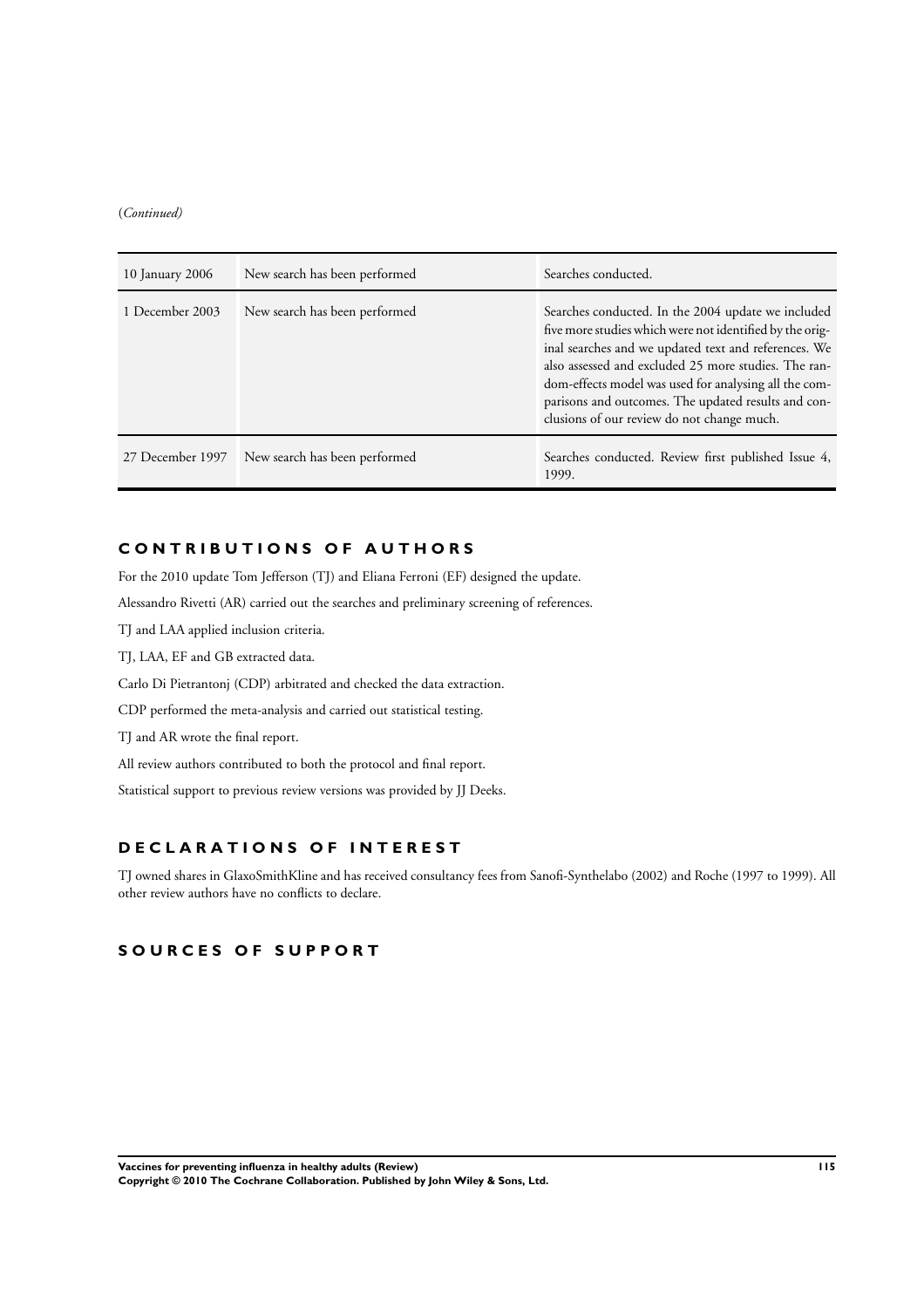(*Continued*)

| | | |
|---|---|---|
| 10 January 2006 | New search has been performed | Searches conducted. |
| 1 December 2003 | New search has been performed | Searches conducted. In the 2004 update we included five more studies which were not identified by the original searches and we updated text and references. We also assessed and excluded 25 more studies. The random-effects model was used for analysing all the comparisons and outcomes. The updated results and conclusions of our review do not change much. |
| 27 December 1997 | New search has been performed | Searches conducted. Review first published Issue 4, 1999. |

## CONTRIBUTIONS OF AUTHORS

For the 2010 update Tom Jefferson (TJ) and Eliana Ferroni (EF) designed the update.

Alessandro Rivetti (AR) carried out the searches and preliminary screening of references.

TJ and LAA applied inclusion criteria.

TJ, LAA, EF and GB extracted data.

Carlo Di Pietrantonj (CDP) arbitrated and checked the data extraction.

CDP performed the meta-analysis and carried out statistical testing.

TJ and AR wrote the final report.

All review authors contributed to both the protocol and final report.

Statistical support to previous review versions was provided by JJ Deeks.

## DECLARATIONS OF INTEREST

TJ owned shares in GlaxoSmithKline and has received consultancy fees from Sanofi-Synthelabo (2002) and Roche (1997 to 1999). All other review authors have no conflicts to declare.

## SOURCES OF SUPPORT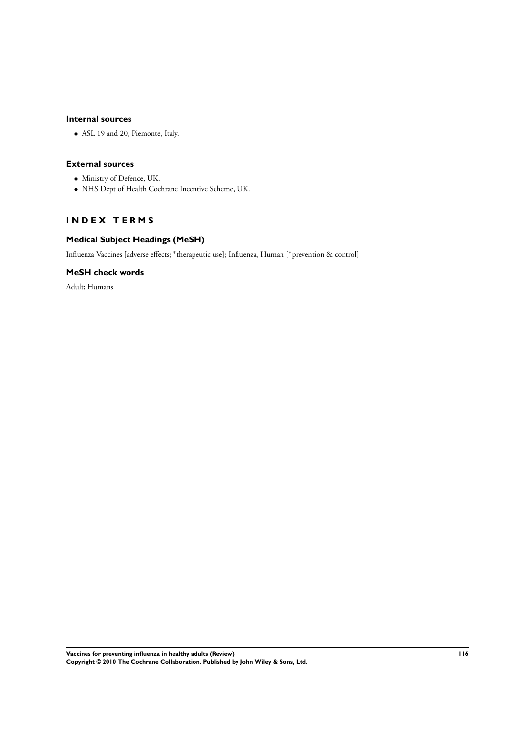### Internal sources

- ASL 19 and 20, Piemonte, Italy.

### External sources

- Ministry of Defence, UK.
- NHS Dept of Health Cochrane Incentive Scheme, UK.

## INDEX TERMS

### Medical Subject Headings (MeSH)

Influenza Vaccines [adverse effects; *therapeutic use]; Influenza, Human [*prevention & control]

### MeSH check words

Adult; Humans